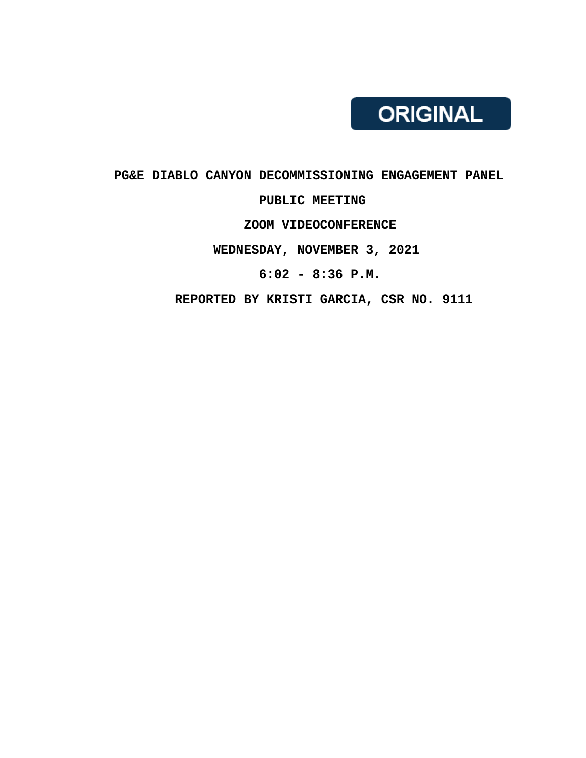**ORIGINAL**

# PG&E DIABLO CANYON DECOMMISSIONING ENGAGEMENT PANEL

## PUBLIC MEETING

**ZOOM VIDEOCONFERENCE**

**WEDNESDAY, NOVEMBER 3, 2021**

**6:02 - 8:36 P.M.**

**REPORTED BY KRISTI GARCIA, CSR NO. 9111**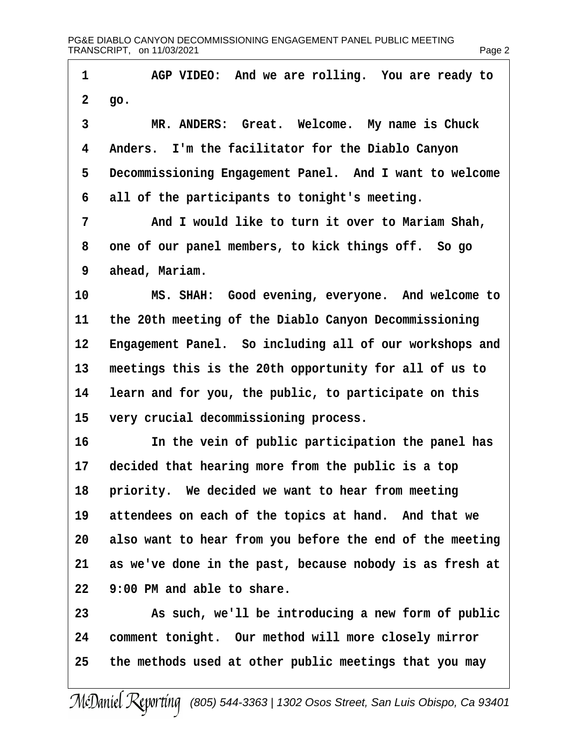AGP VIDEO: And we are rolling. You are ready to go.

MR. ANDERS: Great. Welcome. My name is Chuck Anders. I'm the facilitator for the Diablo Canyon Decommissioning Engagement Panel. And I want to welcome all of the participants to tonight's meeting.

And I would like to turn it over to Mariam Shah, one of our panel members, to kick things off. So go ahead, Mariam.

MS. SHAH: Good evening, everyone. And welcome to the 20th meeting of the Diablo Canyon Decommissioning Engagement Panel. So including all of our workshops and meetings this is the 20th opportunity for all of us to learn and for you, the public, to participate on this very crucial decommissioning process.

In the vein of public participation the panel has decided that hearing more from the public is a top priority. We decided we want to hear from meeting attendees on each of the topics at hand. And that we also want to hear from you before the end of the meeting as we've done in the past, because nobody is as fresh at 9:00 PM and able to share.

As such, we'll be introducing a new form of public comment tonight. Our method will more closely mirror the methods used at other public meetings that you may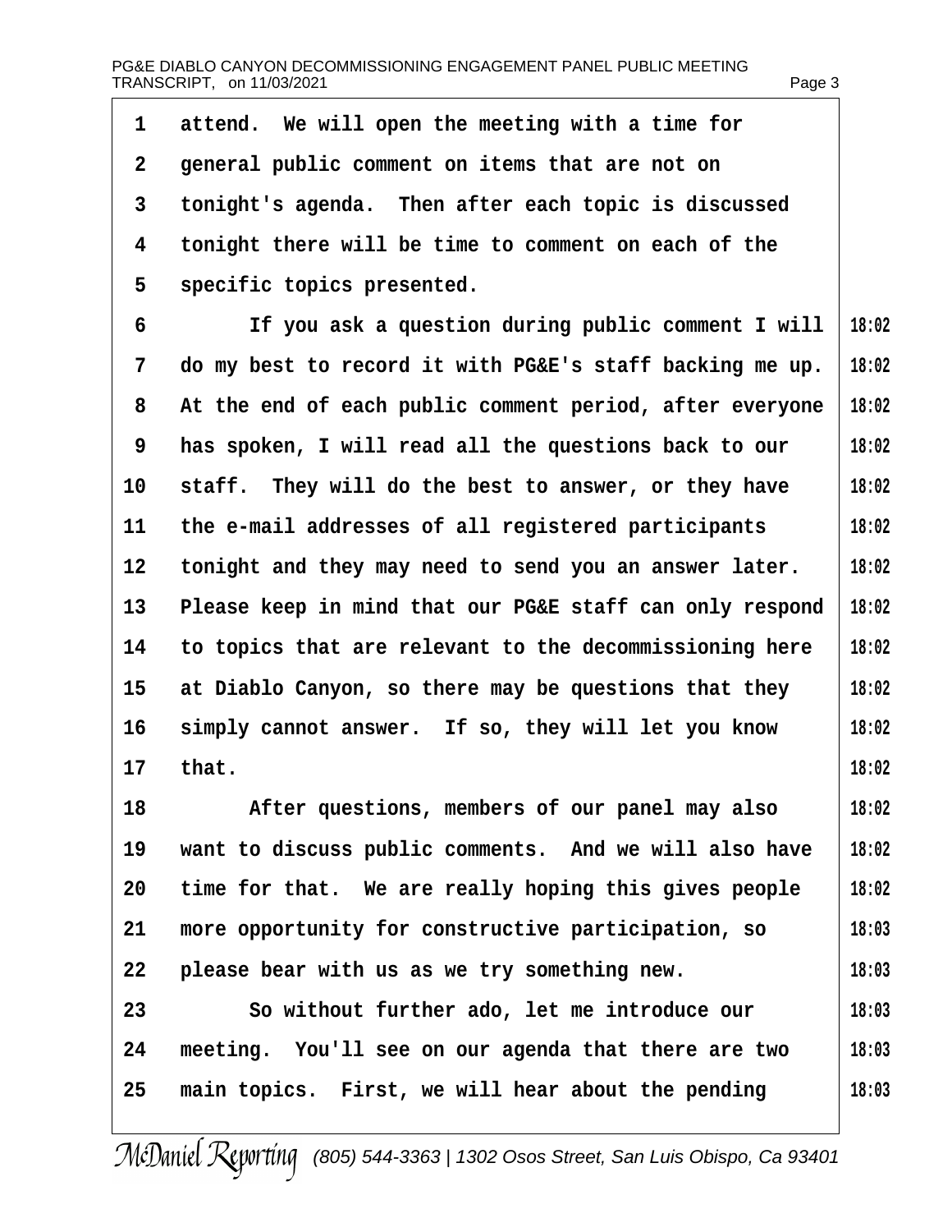attend. We will open the meeting with a time for general public comment on items that are not on tonight's agenda. Then after each topic is discussed tonight there will be time to comment on each of the specific topics presented.

If you ask a question during public comment I will do my best to record it with PG&E's staff backing me up. At the end of each public comment period, after everyone has spoken, I will read all the questions back to our staff. They will do the best to answer, or they have the e-mail addresses of all registered participants tonight and they may need to send you an answer later. Please keep in mind that our PG&E staff can only respond to topics that are relevant to the decommissioning here at Diablo Canyon, so there may be questions that they simply cannot answer. If so, they will let you know that.

After questions, members of our panel may also want to discuss public comments. And we will also have time for that. We are really hoping this gives people more opportunity for constructive participation, so please bear with us as we try something new.

So without further ado, let me introduce our meeting. You'll see on our agenda that there are two main topics. First, we will hear about the pending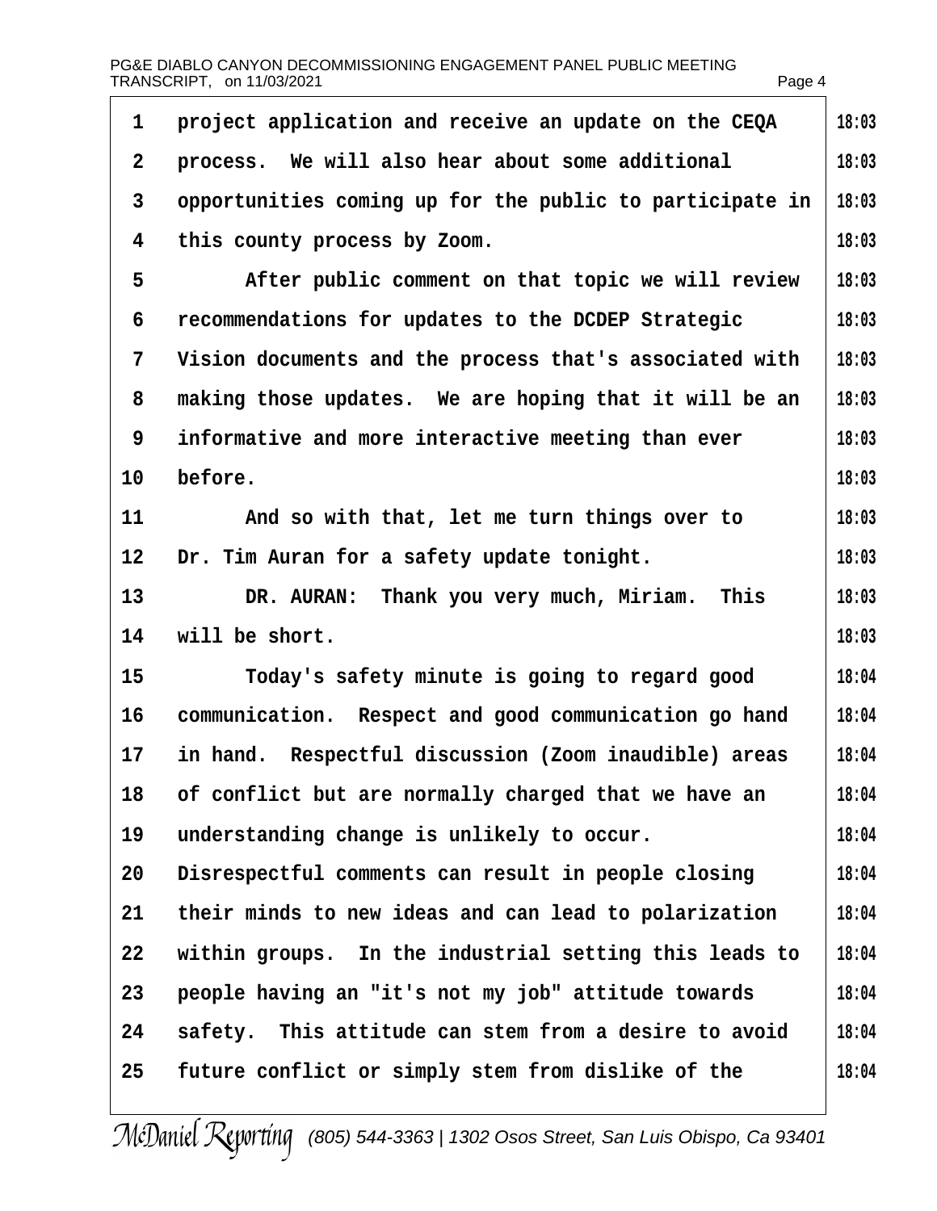project application and receive an update on the CEQA process. We will also hear about some additional opportunities coming up for the public to participate in this county process by Zoom.

After public comment on that topic we will review recommendations for updates to the DCDEP Strategic Vision documents and the process that's associated with making those updates. We are hoping that it will be an informative and more interactive meeting than ever before.

And so with that, let me turn things over to Dr. Tim Auran for a safety update tonight.

DR. AURAN: Thank you very much, Miriam. This will be short.

Today's safety minute is going to regard good communication. Respect and good communication go hand in hand. Respectful discussion (Zoom inaudible) areas of conflict but are normally charged that we have an understanding change is unlikely to occur. Disrespectful comments can result in people closing their minds to new ideas and can lead to polarization within groups. In the industrial setting this leads to people having an "it's not my job" attitude towards safety. This attitude can stem from a desire to avoid future conflict or simply stem from dislike of the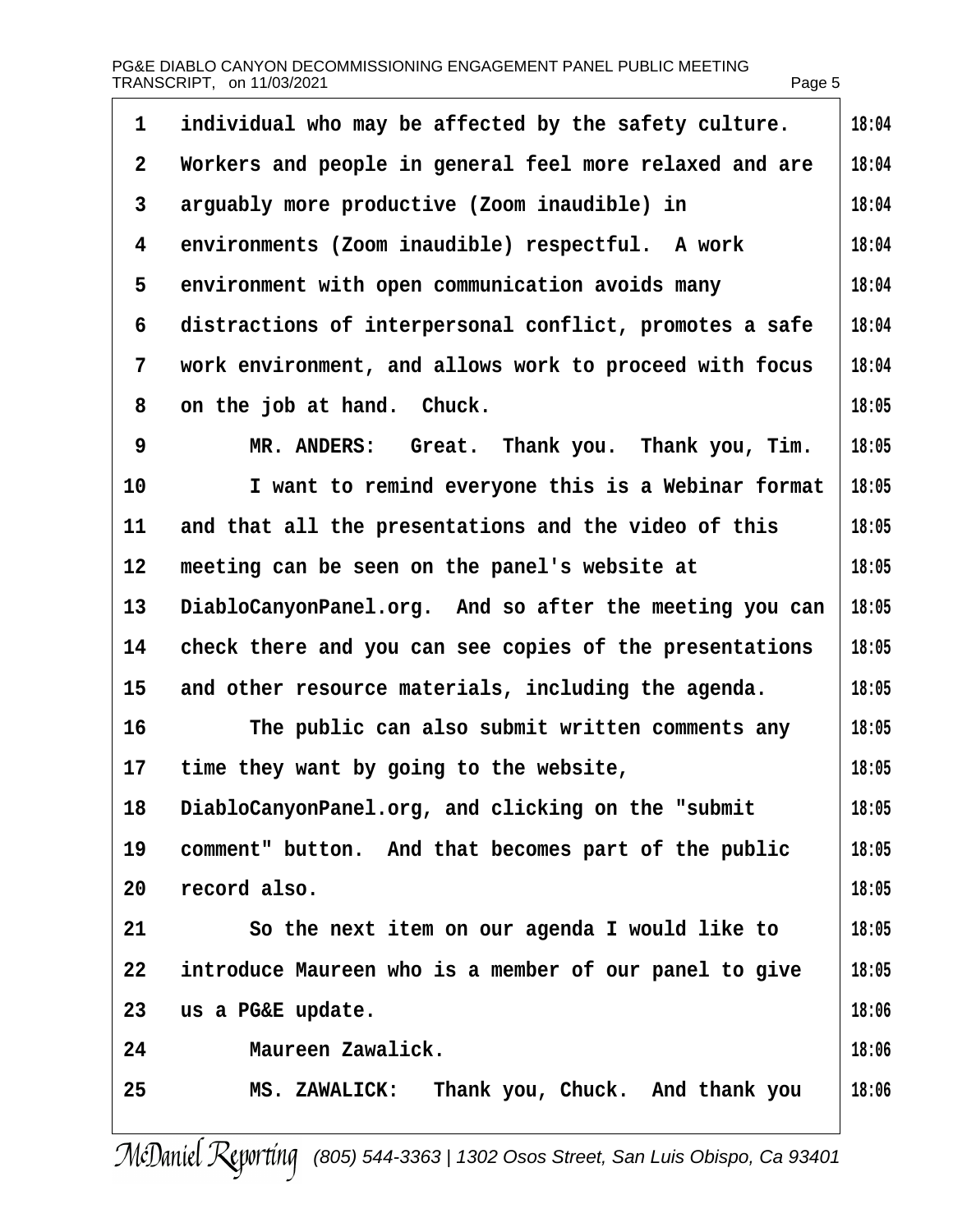individual who may be affected by the safety culture. Workers and people in general feel more relaxed and are arguably more productive (Zoom inaudible) in environments (Zoom inaudible) respectful. A work environment with open communication avoids many distractions of interpersonal conflict, promotes a safe work environment, and allows work to proceed with focus on the job at hand. Chuck.

MR. ANDERS: Great. Thank you. Thank you, Tim.

I want to remind everyone this is a Webinar format and that all the presentations and the video of this meeting can be seen on the panel's website at DiabloCanyonPanel.org. And so after the meeting you can check there and you can see copies of the presentations and other resource materials, including the agenda.

The public can also submit written comments any time they want by going to the website, DiabloCanyonPanel.org, and clicking on the "submit comment" button. And that becomes part of the public record also.

So the next item on our agenda I would like to introduce Maureen who is a member of our panel to give us a PG&E update.

Maureen Zawalick.

MS. ZAWALICK: Thank you, Chuck. And thank you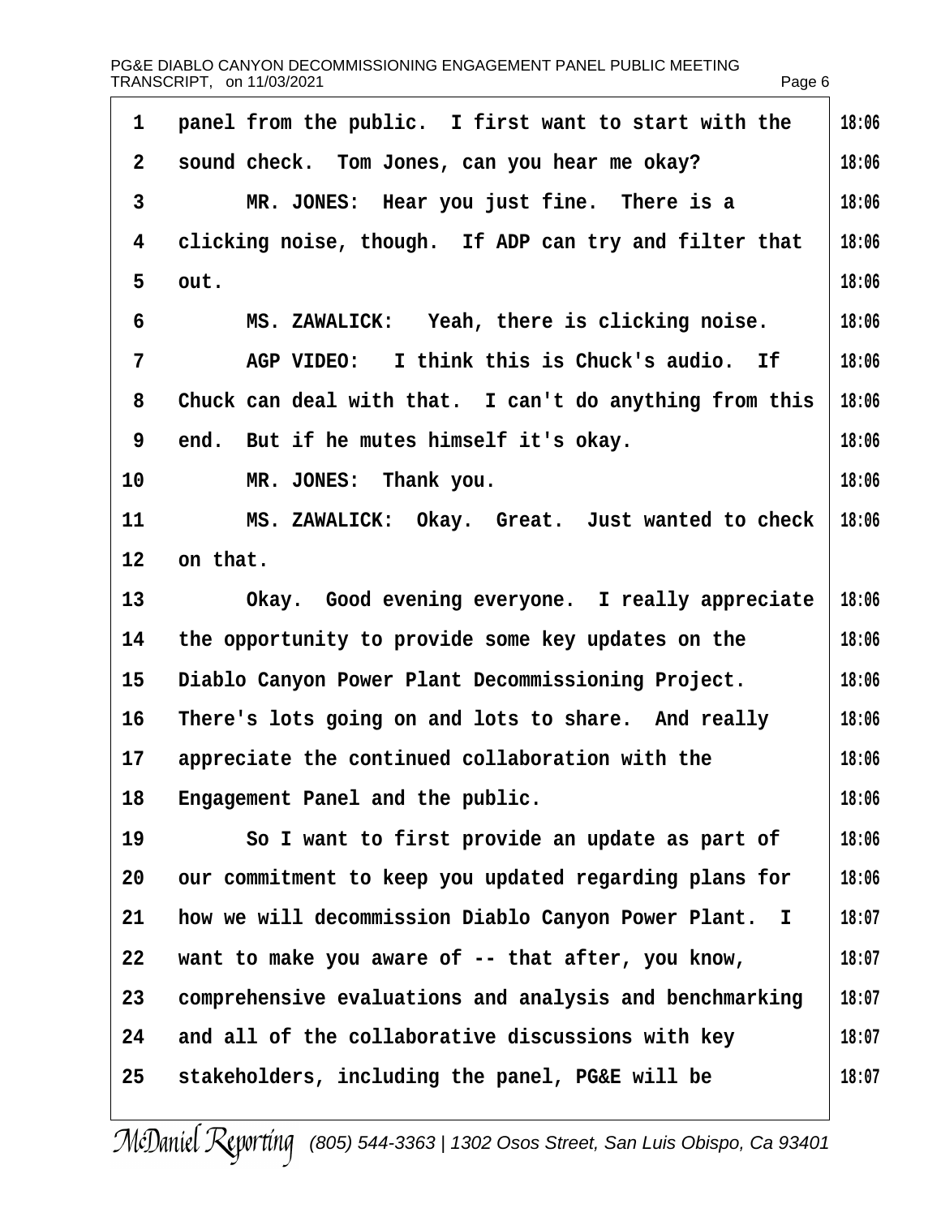panel from the public. I first want to start with the sound check. Tom Jones, can you hear me okay?

MR. JONES: Hear you just fine. There is a clicking noise, though. If ADP can try and filter that out.

MS. ZAWALICK: Yeah, there is clicking noise.

AGP VIDEO: I think this is Chuck's audio. If Chuck can deal with that. I can't do anything from this end. But if he mutes himself it's okay.

MR. JONES: Thank you.

MS. ZAWALICK: Okay. Great. Just wanted to check on that.

Okay. Good evening everyone. I really appreciate the opportunity to provide some key updates on the Diablo Canyon Power Plant Decommissioning Project. There's lots going on and lots to share. And really appreciate the continued collaboration with the Engagement Panel and the public.

So I want to first provide an update as part of our commitment to keep you updated regarding plans for how we will decommission Diablo Canyon Power Plant. I want to make you aware of -- that after, you know, comprehensive evaluations and analysis and benchmarking and all of the collaborative discussions with key stakeholders, including the panel, PG&E will be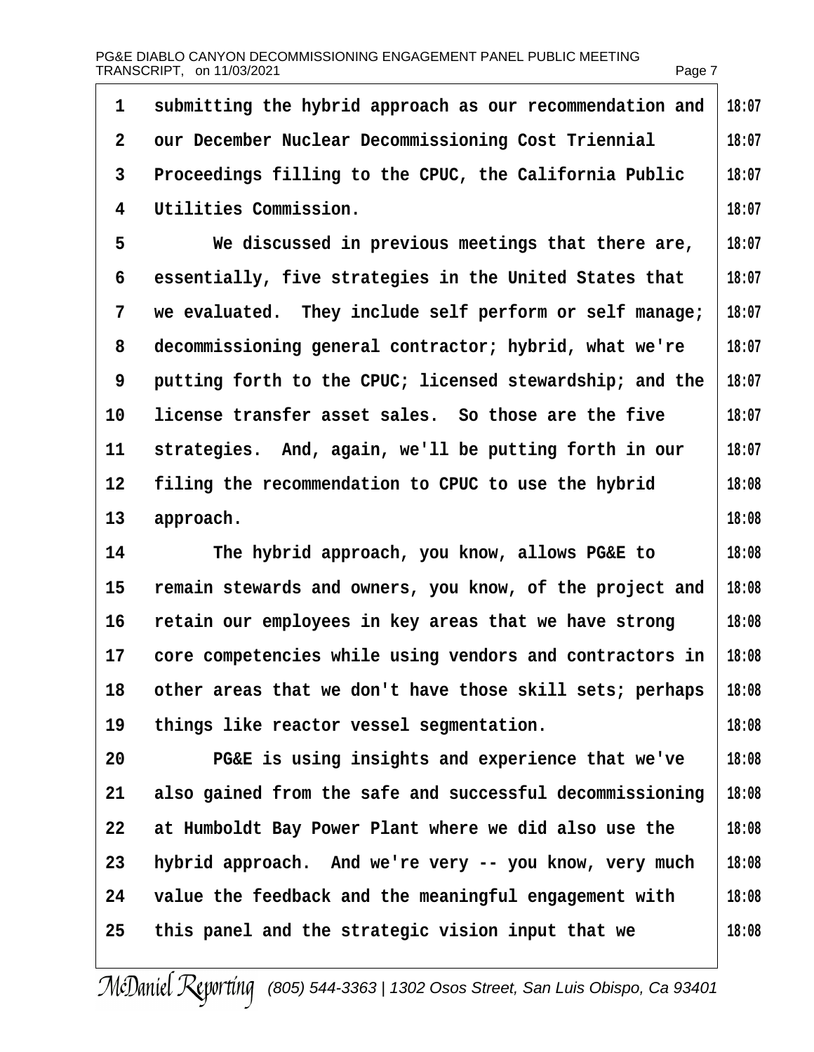submitting the hybrid approach as our recommendation and our December Nuclear Decommissioning Cost Triennial Proceedings filling to the CPUC, the California Public Utilities Commission.

We discussed in previous meetings that there are, essentially, five strategies in the United States that we evaluated. They include self perform or self manage; decommissioning general contractor; hybrid, what we're putting forth to the CPUC; licensed stewardship; and the license transfer asset sales. So those are the five strategies. And, again, we'll be putting forth in our filing the recommendation to CPUC to use the hybrid approach.

The hybrid approach, you know, allows PG&E to remain stewards and owners, you know, of the project and retain our employees in key areas that we have strong core competencies while using vendors and contractors in other areas that we don't have those skill sets; perhaps things like reactor vessel segmentation.

PG&E is using insights and experience that we've also gained from the safe and successful decommissioning at Humboldt Bay Power Plant where we did also use the hybrid approach. And we're very -- you know, very much value the feedback and the meaningful engagement with this panel and the strategic vision input that we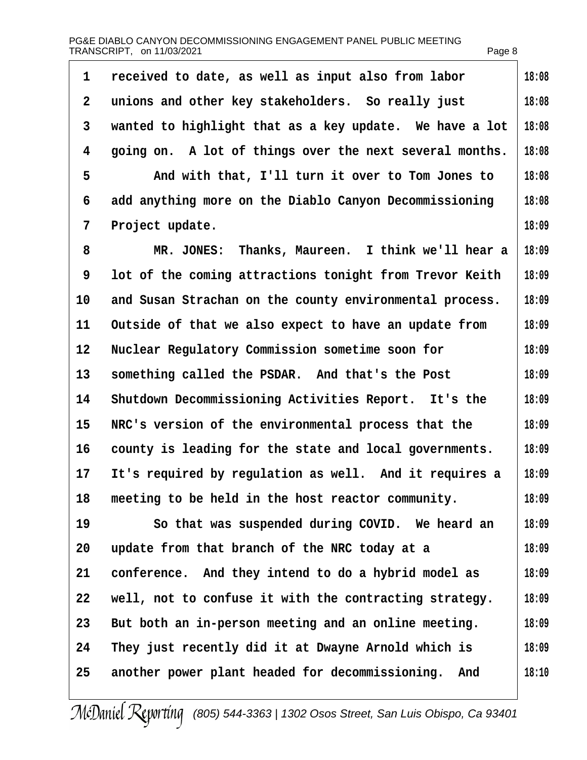1 received to date, as well as input also from labor 18:08
2 unions and other key stakeholders. So really just 18:08
3 wanted to highlight that as a key update. We have a lot 18:08
4 going on. A lot of things over the next several months. 18:08
5 And with that, I'll turn it over to Tom Jones to 18:08
6 add anything more on the Diablo Canyon Decommissioning 18:08
7 Project update. 18:09
8 MR. JONES: Thanks, Maureen. I think we'll hear a 18:09
9 lot of the coming attractions tonight from Trevor Keith 18:09
10 and Susan Strachan on the county environmental process. 18:09
11 Outside of that we also expect to have an update from 18:09
12 Nuclear Regulatory Commission sometime soon for 18:09
13 something called the PSDAR. And that's the Post 18:09
14 Shutdown Decommissioning Activities Report. It's the 18:09
15 NRC's version of the environmental process that the 18:09
16 county is leading for the state and local governments. 18:09
17 It's required by regulation as well. And it requires a 18:09
18 meeting to be held in the host reactor community. 18:09
19 So that was suspended during COVID. We heard an 18:09
20 update from that branch of the NRC today at a 18:09
21 conference. And they intend to do a hybrid model as 18:09
22 well, not to confuse it with the contracting strategy. 18:09
23 But both an in-person meeting and an online meeting. 18:09
24 They just recently did it at Dwayne Arnold which is 18:09
25 another power plant headed for decommissioning. And 18:10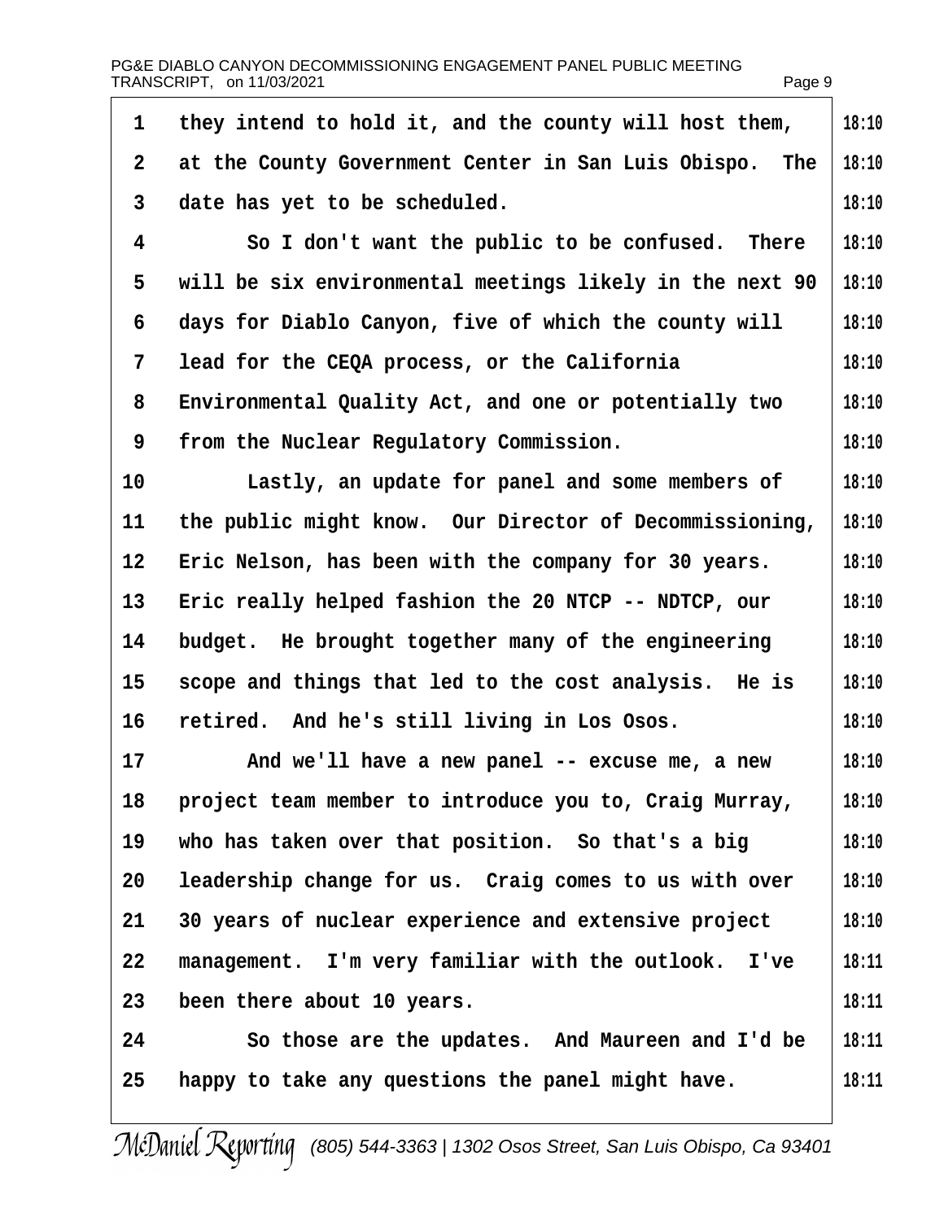1 they intend to hold it, and the county will host them, 18:10
2 at the County Government Center in San Luis Obispo. The 18:10
3 date has yet to be scheduled. 18:10
4 So I don't want the public to be confused. There 18:10
5 will be six environmental meetings likely in the next 90 18:10
6 days for Diablo Canyon, five of which the county will 18:10
7 lead for the CEQA process, or the California 18:10
8 Environmental Quality Act, and one or potentially two 18:10
9 from the Nuclear Regulatory Commission. 18:10
10 Lastly, an update for panel and some members of 18:10
11 the public might know. Our Director of Decommissioning, 18:10
12 Eric Nelson, has been with the company for 30 years. 18:10
13 Eric really helped fashion the 20 NTCP -- NDTCP, our 18:10
14 budget. He brought together many of the engineering 18:10
15 scope and things that led to the cost analysis. He is 18:10
16 retired. And he's still living in Los Osos. 18:10
17 And we'll have a new panel -- excuse me, a new 18:10
18 project team member to introduce you to, Craig Murray, 18:10
19 who has taken over that position. So that's a big 18:10
20 leadership change for us. Craig comes to us with over 18:10
21 30 years of nuclear experience and extensive project 18:10
22 management. I'm very familiar with the outlook. I've 18:11
23 been there about 10 years. 18:11
24 So those are the updates. And Maureen and I'd be 18:11
25 happy to take any questions the panel might have. 18:11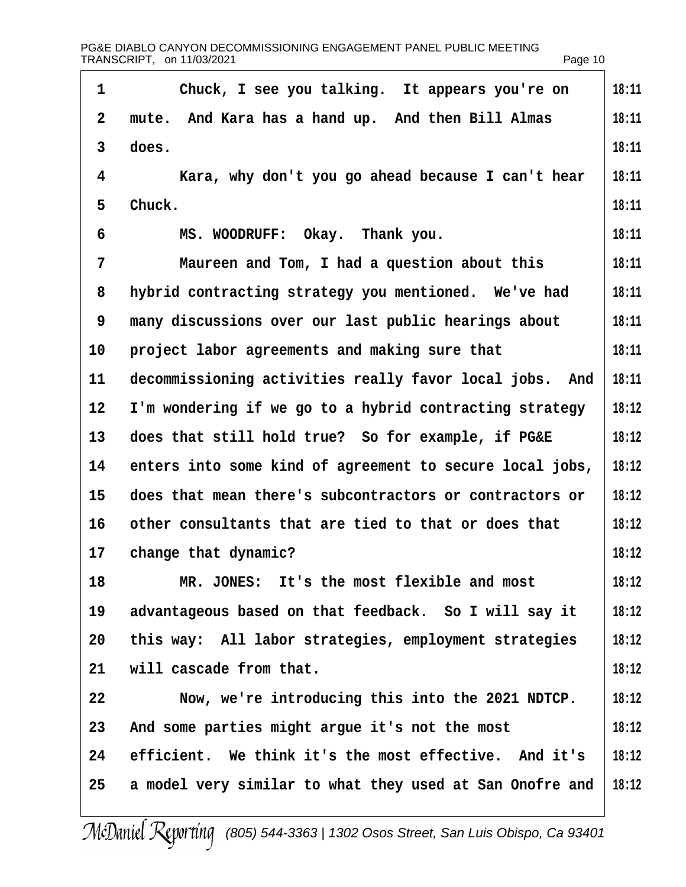Chuck, I see you talking. It appears you're on mute. And Kara has a hand up. And then Bill Almas does.

Kara, why don't you go ahead because I can't hear Chuck.

MS. WOODRUFF: Okay. Thank you.

Maureen and Tom, I had a question about this hybrid contracting strategy you mentioned. We've had many discussions over our last public hearings about project labor agreements and making sure that decommissioning activities really favor local jobs. And I'm wondering if we go to a hybrid contracting strategy does that still hold true? So for example, if PG&E enters into some kind of agreement to secure local jobs, does that mean there's subcontractors or contractors or other consultants that are tied to that or does that change that dynamic?

MR. JONES: It's the most flexible and most advantageous based on that feedback. So I will say it this way: All labor strategies, employment strategies will cascade from that.

Now, we're introducing this into the 2021 NDTCP. And some parties might argue it's not the most efficient. We think it's the most effective. And it's a model very similar to what they used at San Onofre and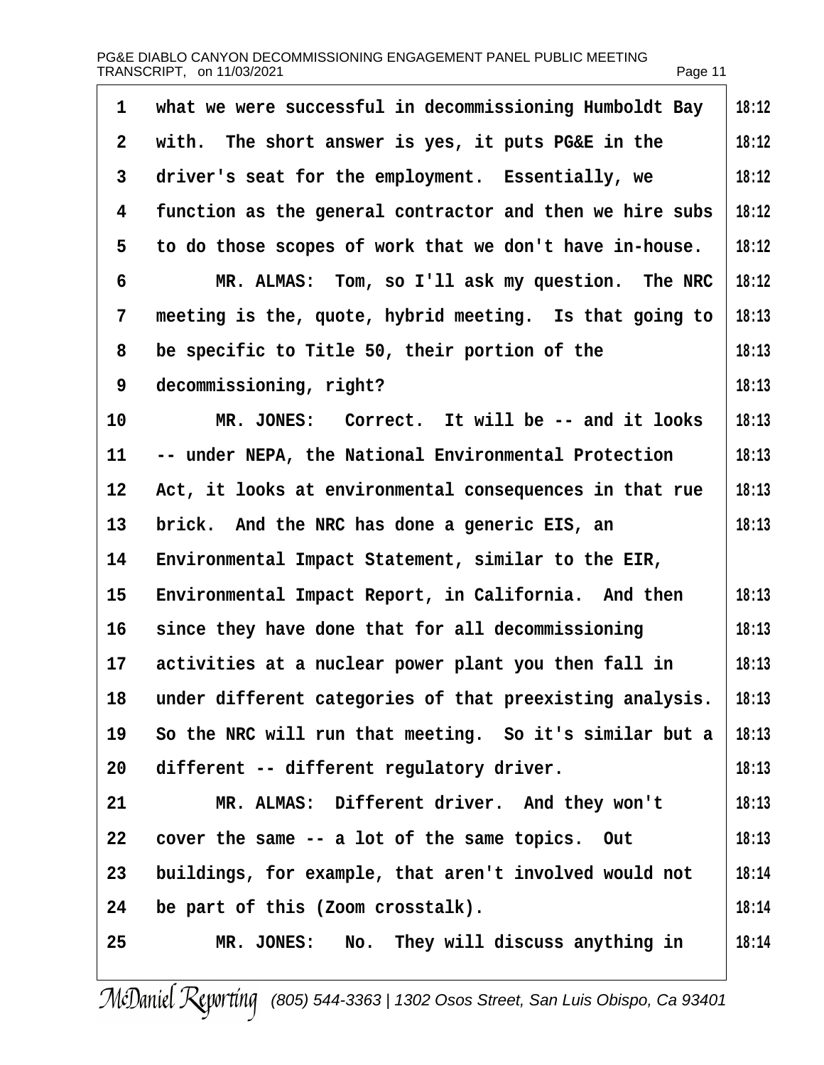what we were successful in decommissioning Humboldt Bay with. The short answer is yes, it puts PG&E in the driver's seat for the employment. Essentially, we function as the general contractor and then we hire subs to do those scopes of work that we don't have in-house.

MR. ALMAS: Tom, so I'll ask my question. The NRC meeting is the, quote, hybrid meeting. Is that going to be specific to Title 50, their portion of the decommissioning, right?

MR. JONES: Correct. It will be -- and it looks -- under NEPA, the National Environmental Protection Act, it looks at environmental consequences in that rue brick. And the NRC has done a generic EIS, an Environmental Impact Statement, similar to the EIR, Environmental Impact Report, in California. And then since they have done that for all decommissioning activities at a nuclear power plant you then fall in under different categories of that preexisting analysis. So the NRC will run that meeting. So it's similar but a different -- different regulatory driver.

MR. ALMAS: Different driver. And they won't cover the same -- a lot of the same topics. Out buildings, for example, that aren't involved would not be part of this (Zoom crosstalk).

MR. JONES: No. They will discuss anything in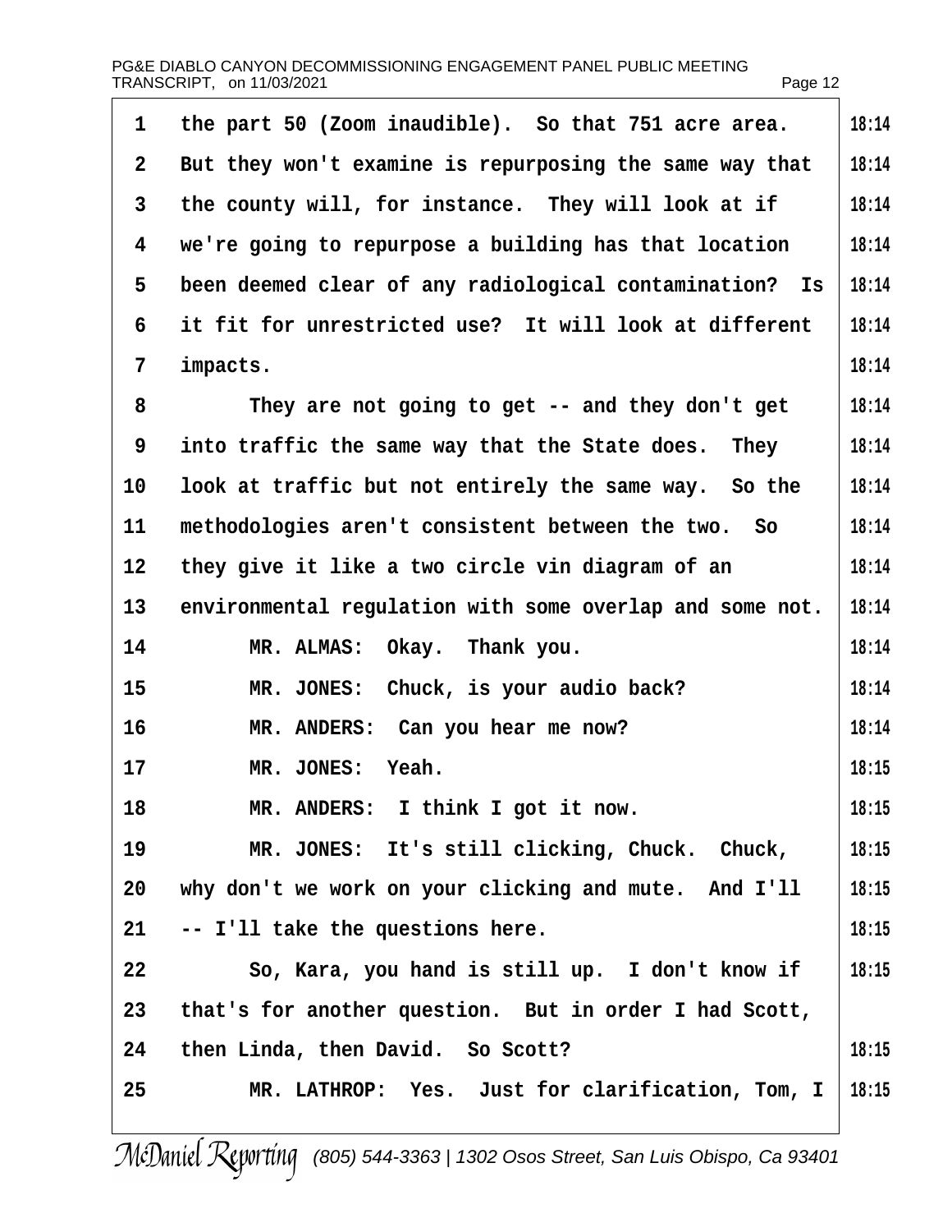1 the part 50 (Zoom inaudible). So that 751 acre area. 18:14
2 But they won't examine is repurposing the same way that 18:14
3 the county will, for instance. They will look at if 18:14
4 we're going to repurpose a building has that location 18:14
5 been deemed clear of any radiological contamination? Is 18:14
6 it fit for unrestricted use? It will look at different 18:14
7 impacts. 18:14
8 They are not going to get -- and they don't get 18:14
9 into traffic the same way that the State does. They 18:14
10 look at traffic but not entirely the same way. So the 18:14
11 methodologies aren't consistent between the two. So 18:14
12 they give it like a two circle vin diagram of an 18:14
13 environmental regulation with some overlap and some not. 18:14
14 MR. ALMAS: Okay. Thank you. 18:14
15 MR. JONES: Chuck, is your audio back? 18:14
16 MR. ANDERS: Can you hear me now? 18:14
17 MR. JONES: Yeah. 18:15
18 MR. ANDERS: I think I got it now. 18:15
19 MR. JONES: It's still clicking, Chuck. Chuck, 18:15
20 why don't we work on your clicking and mute. And I'll 18:15
21 -- I'll take the questions here. 18:15
22 So, Kara, you hand is still up. I don't know if 18:15
23 that's for another question. But in order I had Scott,
24 then Linda, then David. So Scott? 18:15
25 MR. LATHROP: Yes. Just for clarification, Tom, I 18:15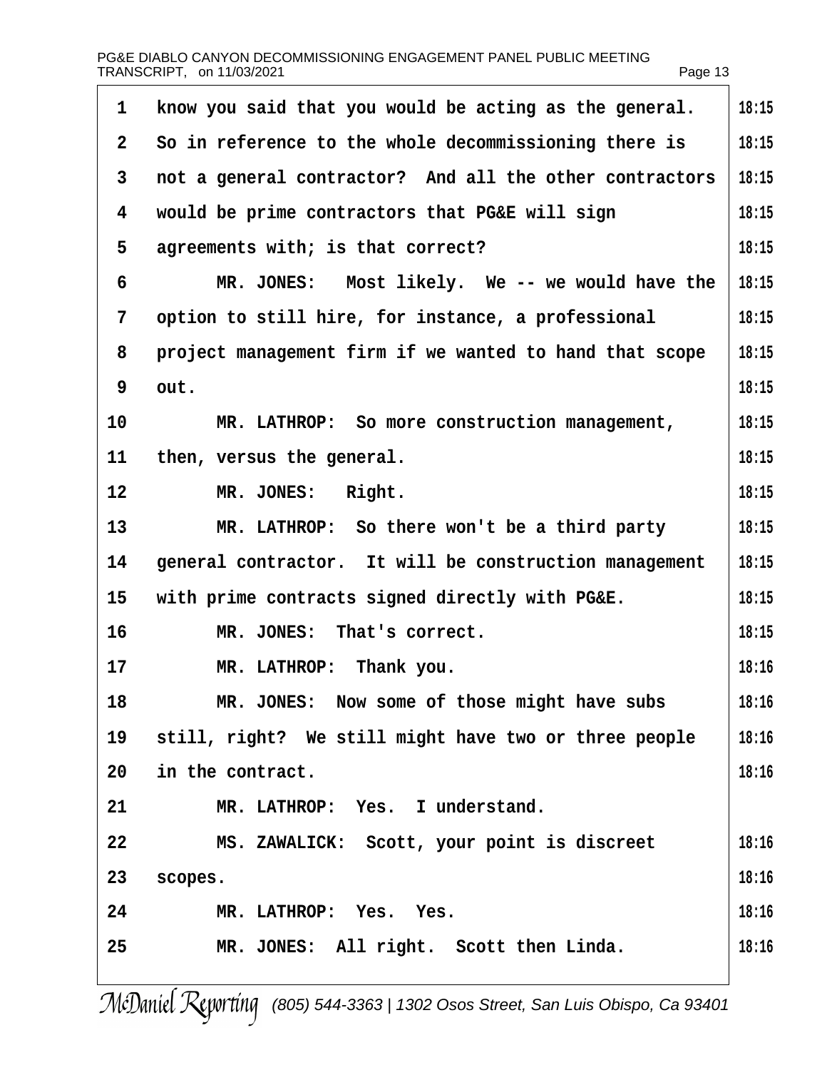know you said that you would be acting as the general. So in reference to the whole decommissioning there is not a general contractor? And all the other contractors would be prime contractors that PG&E will sign agreements with; is that correct?

MR. JONES: Most likely. We -- we would have the option to still hire, for instance, a professional project management firm if we wanted to hand that scope out.

MR. LATHROP: So more construction management, then, versus the general.

MR. JONES: Right.

MR. LATHROP: So there won't be a third party general contractor. It will be construction management with prime contracts signed directly with PG&E.

MR. JONES: That's correct.

MR. LATHROP: Thank you.

MR. JONES: Now some of those might have subs still, right? We still might have two or three people in the contract.

MR. LATHROP: Yes. I understand.

MS. ZAWALICK: Scott, your point is discreet scopes.

MR. LATHROP: Yes. Yes.

MR. JONES: All right. Scott then Linda.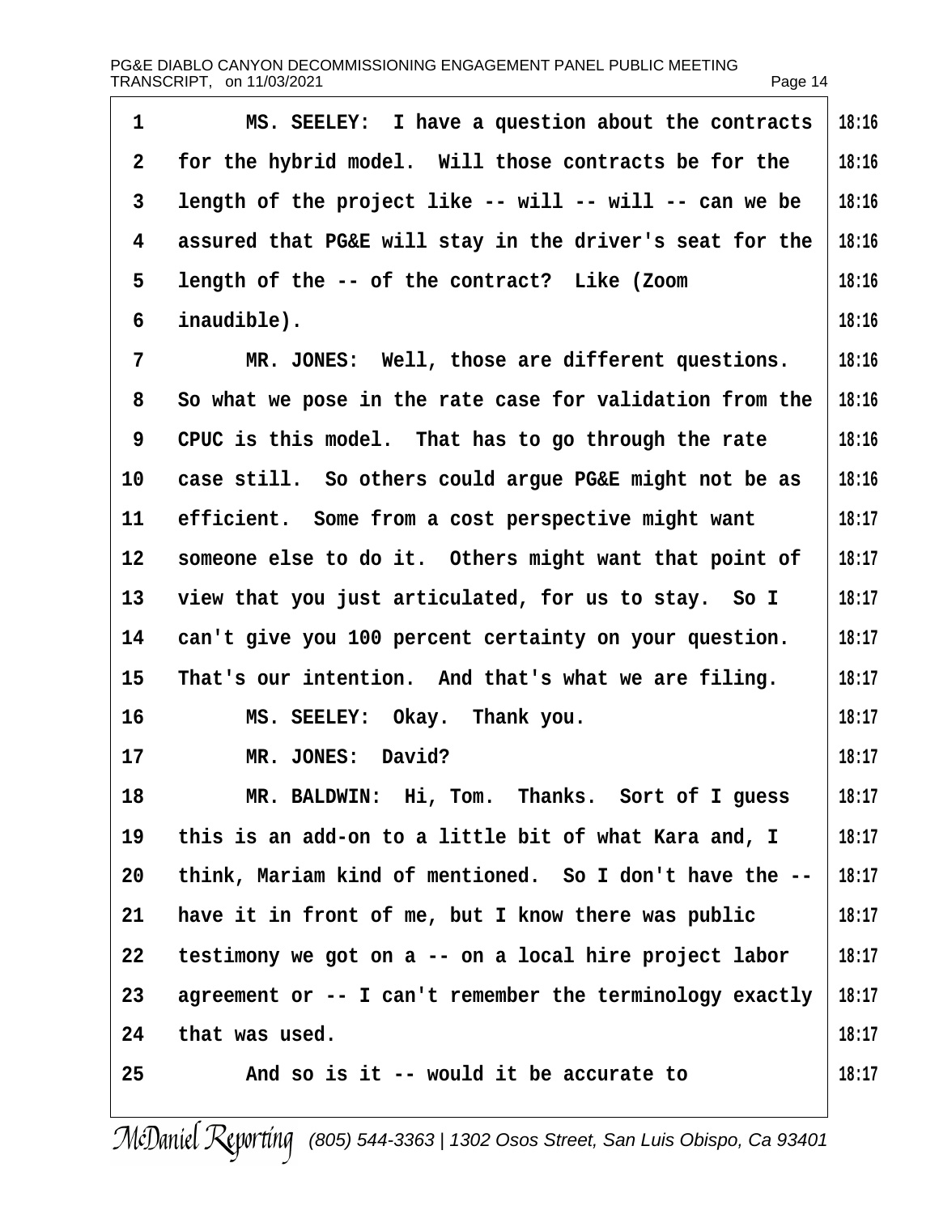MS. SEELEY: I have a question about the contracts for the hybrid model. Will those contracts be for the length of the project like -- will -- will -- can we be assured that PG&E will stay in the driver's seat for the length of the -- of the contract? Like (Zoom inaudible).

MR. JONES: Well, those are different questions. So what we pose in the rate case for validation from the CPUC is this model. That has to go through the rate case still. So others could argue PG&E might not be as efficient. Some from a cost perspective might want someone else to do it. Others might want that point of view that you just articulated, for us to stay. So I can't give you 100 percent certainty on your question. That's our intention. And that's what we are filing.

MS. SEELEY: Okay. Thank you.

MR. JONES: David?

MR. BALDWIN: Hi, Tom. Thanks. Sort of I guess this is an add-on to a little bit of what Kara and, I think, Mariam kind of mentioned. So I don't have the -- have it in front of me, but I know there was public testimony we got on a -- on a local hire project labor agreement or -- I can't remember the terminology exactly that was used.

And so is it -- would it be accurate to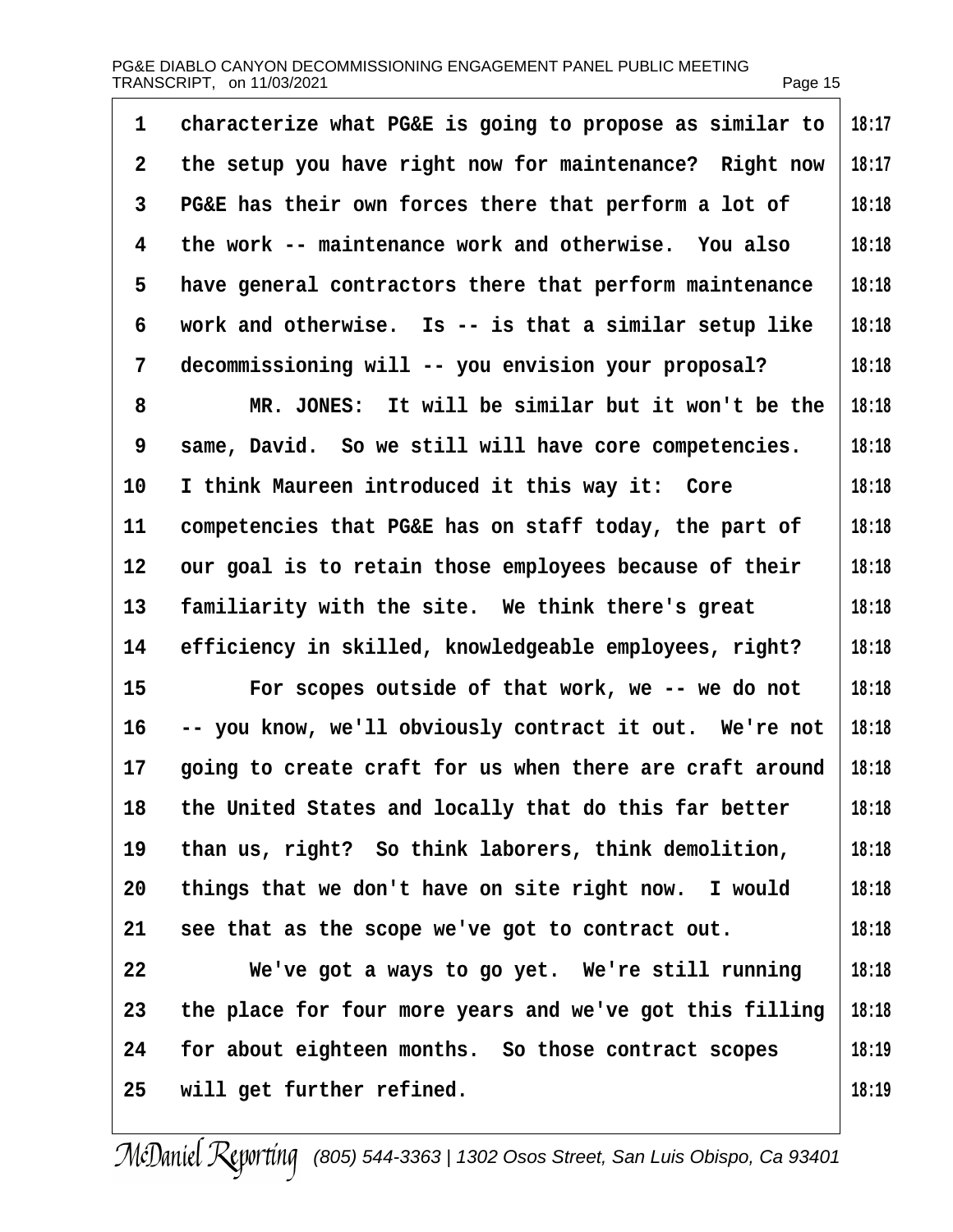characterize what PG&E is going to propose as similar to the setup you have right now for maintenance? Right now PG&E has their own forces there that perform a lot of the work -- maintenance work and otherwise. You also have general contractors there that perform maintenance work and otherwise. Is -- is that a similar setup like decommissioning will -- you envision your proposal?

MR. JONES: It will be similar but it won't be the same, David. So we still will have core competencies. I think Maureen introduced it this way it: Core competencies that PG&E has on staff today, the part of our goal is to retain those employees because of their familiarity with the site. We think there's great efficiency in skilled, knowledgeable employees, right?

For scopes outside of that work, we -- we do not -- you know, we'll obviously contract it out. We're not going to create craft for us when there are craft around the United States and locally that do this far better than us, right? So think laborers, think demolition, things that we don't have on site right now. I would see that as the scope we've got to contract out.

We've got a ways to go yet. We're still running the place for four more years and we've got this filling for about eighteen months. So those contract scopes will get further refined.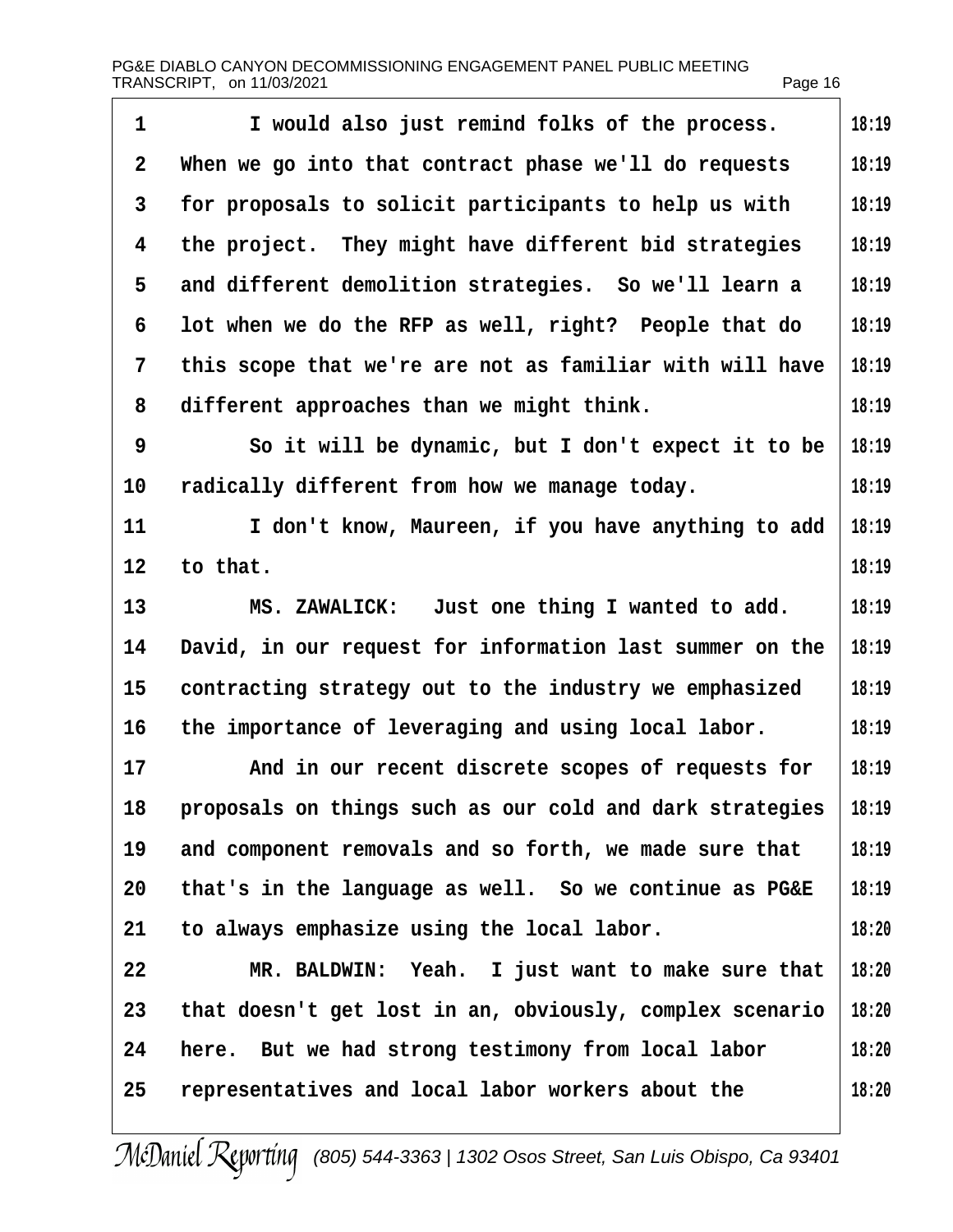I would also just remind folks of the process. When we go into that contract phase we'll do requests for proposals to solicit participants to help us with the project. They might have different bid strategies and different demolition strategies. So we'll learn a lot when we do the RFP as well, right? People that do this scope that we're are not as familiar with will have different approaches than we might think.

So it will be dynamic, but I don't expect it to be radically different from how we manage today.

I don't know, Maureen, if you have anything to add to that.

MS. ZAWALICK: Just one thing I wanted to add. David, in our request for information last summer on the contracting strategy out to the industry we emphasized the importance of leveraging and using local labor.

And in our recent discrete scopes of requests for proposals on things such as our cold and dark strategies and component removals and so forth, we made sure that that's in the language as well. So we continue as PG&E to always emphasize using the local labor.

MR. BALDWIN: Yeah. I just want to make sure that that doesn't get lost in an, obviously, complex scenario here. But we had strong testimony from local labor representatives and local labor workers about the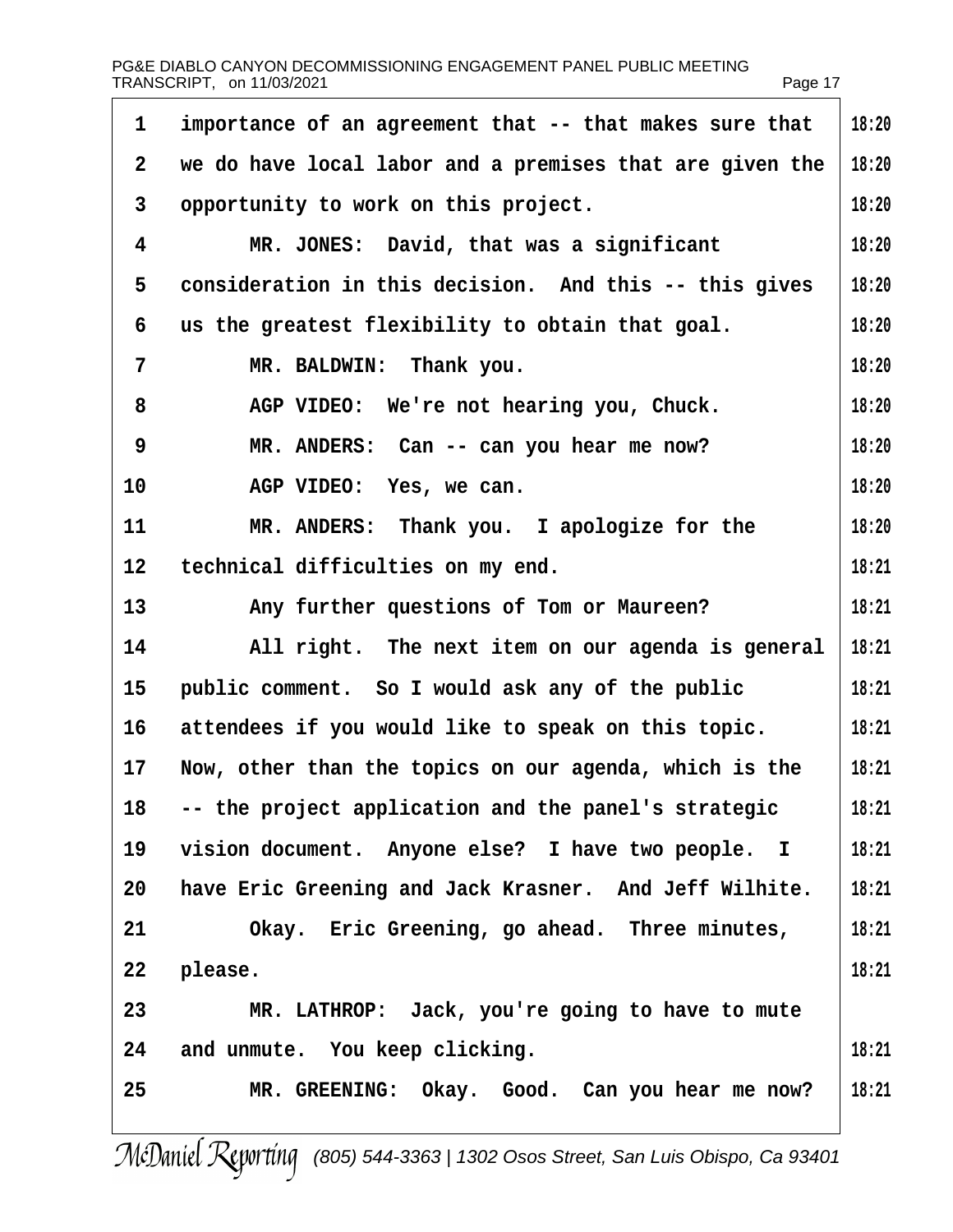1 importance of an agreement that -- that makes sure that 18:20
2 we do have local labor and a premises that are given the 18:20
3 opportunity to work on this project. 18:20
4 MR. JONES: David, that was a significant 18:20
5 consideration in this decision. And this -- this gives 18:20
6 us the greatest flexibility to obtain that goal. 18:20
7 MR. BALDWIN: Thank you. 18:20
8 AGP VIDEO: We're not hearing you, Chuck. 18:20
9 MR. ANDERS: Can -- can you hear me now? 18:20
10 AGP VIDEO: Yes, we can. 18:20
11 MR. ANDERS: Thank you. I apologize for the 18:20
12 technical difficulties on my end. 18:21
13 Any further questions of Tom or Maureen? 18:21
14 All right. The next item on our agenda is general 18:21
15 public comment. So I would ask any of the public 18:21
16 attendees if you would like to speak on this topic. 18:21
17 Now, other than the topics on our agenda, which is the 18:21
18 -- the project application and the panel's strategic 18:21
19 vision document. Anyone else? I have two people. I 18:21
20 have Eric Greening and Jack Krasner. And Jeff Wilhite. 18:21
21 Okay. Eric Greening, go ahead. Three minutes, 18:21
22 please. 18:21
23 MR. LATHROP: Jack, you're going to have to mute
24 and unmute. You keep clicking. 18:21
25 MR. GREENING: Okay. Good. Can you hear me now? 18:21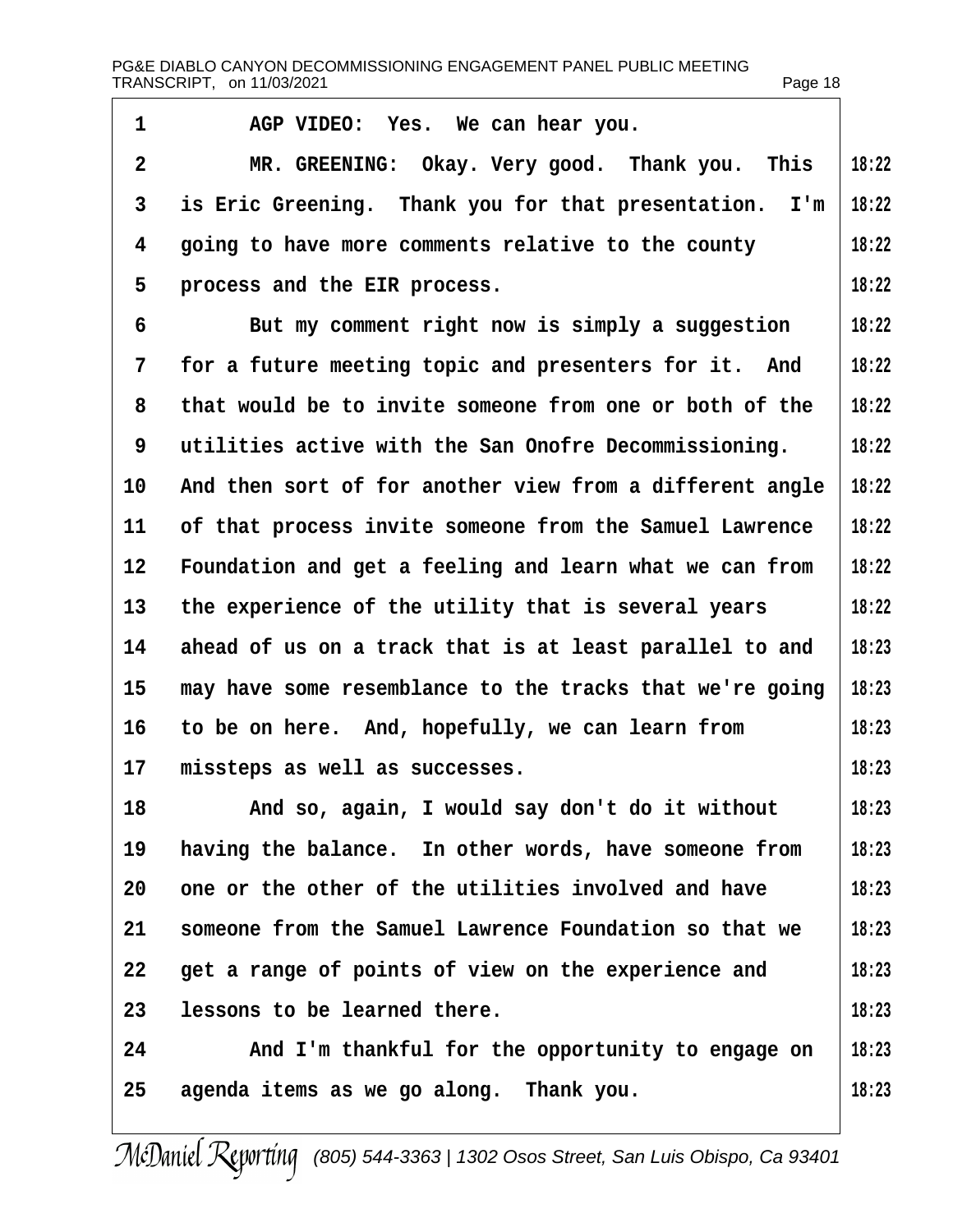AGP VIDEO: Yes. We can hear you.

MR. GREENING: Okay. Very good. Thank you. This is Eric Greening. Thank you for that presentation. I'm going to have more comments relative to the county process and the EIR process.

But my comment right now is simply a suggestion for a future meeting topic and presenters for it. And that would be to invite someone from one or both of the utilities active with the San Onofre Decommissioning. And then sort of for another view from a different angle of that process invite someone from the Samuel Lawrence Foundation and get a feeling and learn what we can from the experience of the utility that is several years ahead of us on a track that is at least parallel to and may have some resemblance to the tracks that we're going to be on here. And, hopefully, we can learn from missteps as well as successes.

And so, again, I would say don't do it without having the balance. In other words, have someone from one or the other of the utilities involved and have someone from the Samuel Lawrence Foundation so that we get a range of points of view on the experience and lessons to be learned there.

And I'm thankful for the opportunity to engage on agenda items as we go along. Thank you.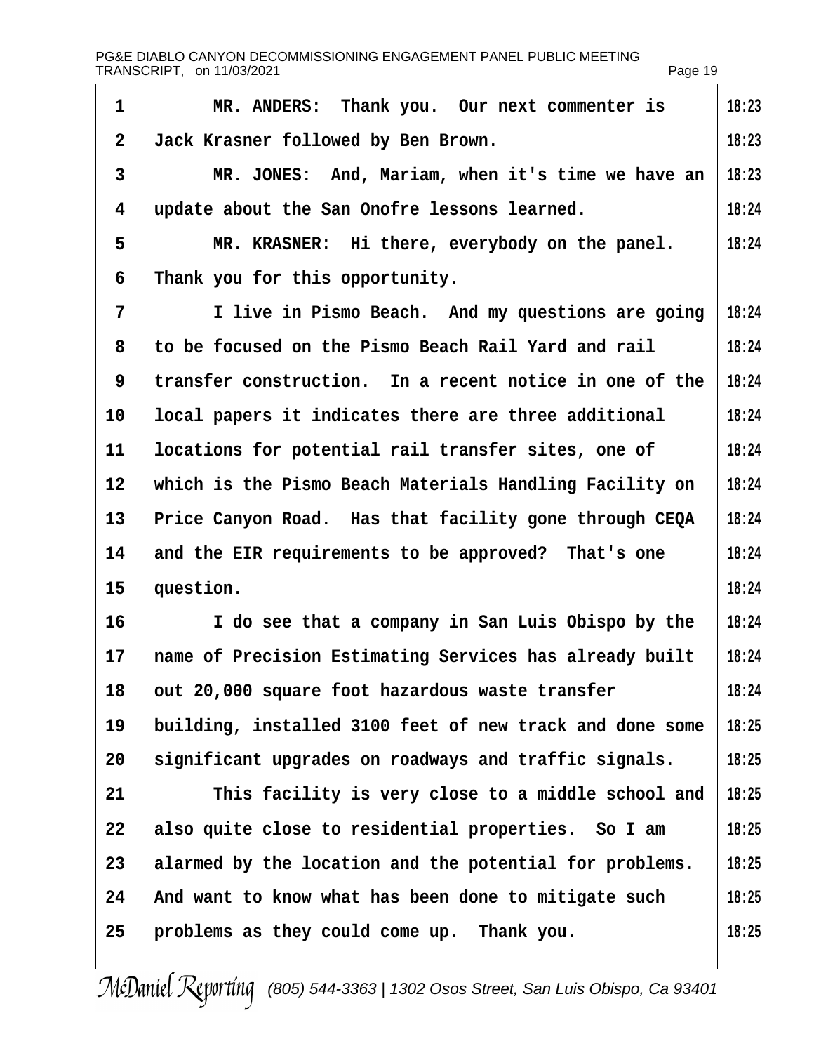MR. ANDERS: Thank you. Our next commenter is Jack Krasner followed by Ben Brown.

MR. JONES: And, Mariam, when it's time we have an update about the San Onofre lessons learned.

MR. KRASNER: Hi there, everybody on the panel. Thank you for this opportunity.

I live in Pismo Beach. And my questions are going to be focused on the Pismo Beach Rail Yard and rail transfer construction. In a recent notice in one of the local papers it indicates there are three additional locations for potential rail transfer sites, one of which is the Pismo Beach Materials Handling Facility on Price Canyon Road. Has that facility gone through CEQA and the EIR requirements to be approved? That's one question.

I do see that a company in San Luis Obispo by the name of Precision Estimating Services has already built out 20,000 square foot hazardous waste transfer building, installed 3100 feet of new track and done some significant upgrades on roadways and traffic signals.

This facility is very close to a middle school and also quite close to residential properties. So I am alarmed by the location and the potential for problems. And want to know what has been done to mitigate such problems as they could come up. Thank you.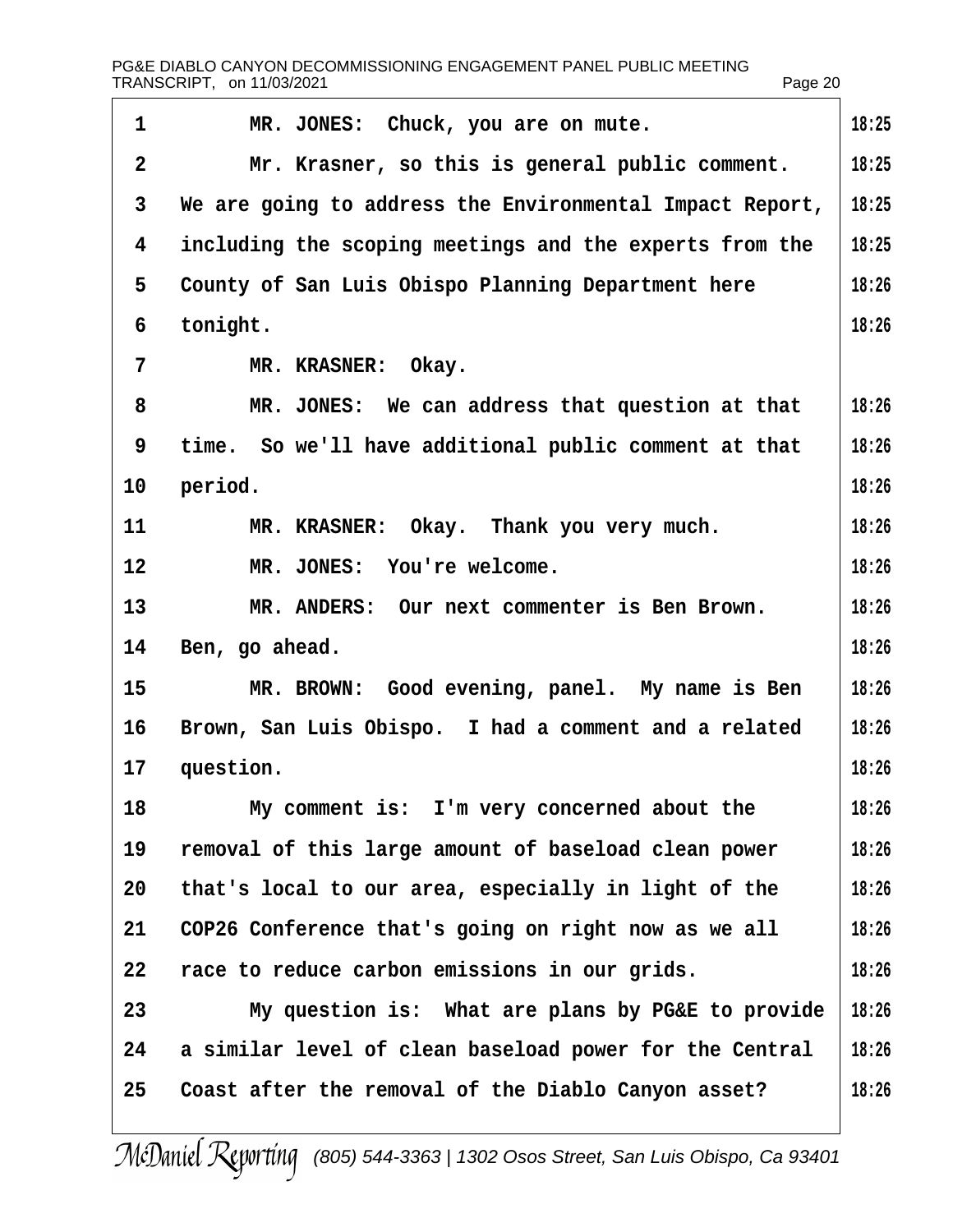MR. JONES: Chuck, you are on mute.

Mr. Krasner, so this is general public comment. We are going to address the Environmental Impact Report, including the scoping meetings and the experts from the County of San Luis Obispo Planning Department here tonight.

MR. KRASNER: Okay.

MR. JONES: We can address that question at that time. So we'll have additional public comment at that period.

MR. KRASNER: Okay. Thank you very much.

MR. JONES: You're welcome.

MR. ANDERS: Our next commenter is Ben Brown. Ben, go ahead.

MR. BROWN: Good evening, panel. My name is Ben Brown, San Luis Obispo. I had a comment and a related question.

My comment is: I'm very concerned about the removal of this large amount of baseload clean power that's local to our area, especially in light of the COP26 Conference that's going on right now as we all race to reduce carbon emissions in our grids.

My question is: What are plans by PG&E to provide a similar level of clean baseload power for the Central Coast after the removal of the Diablo Canyon asset?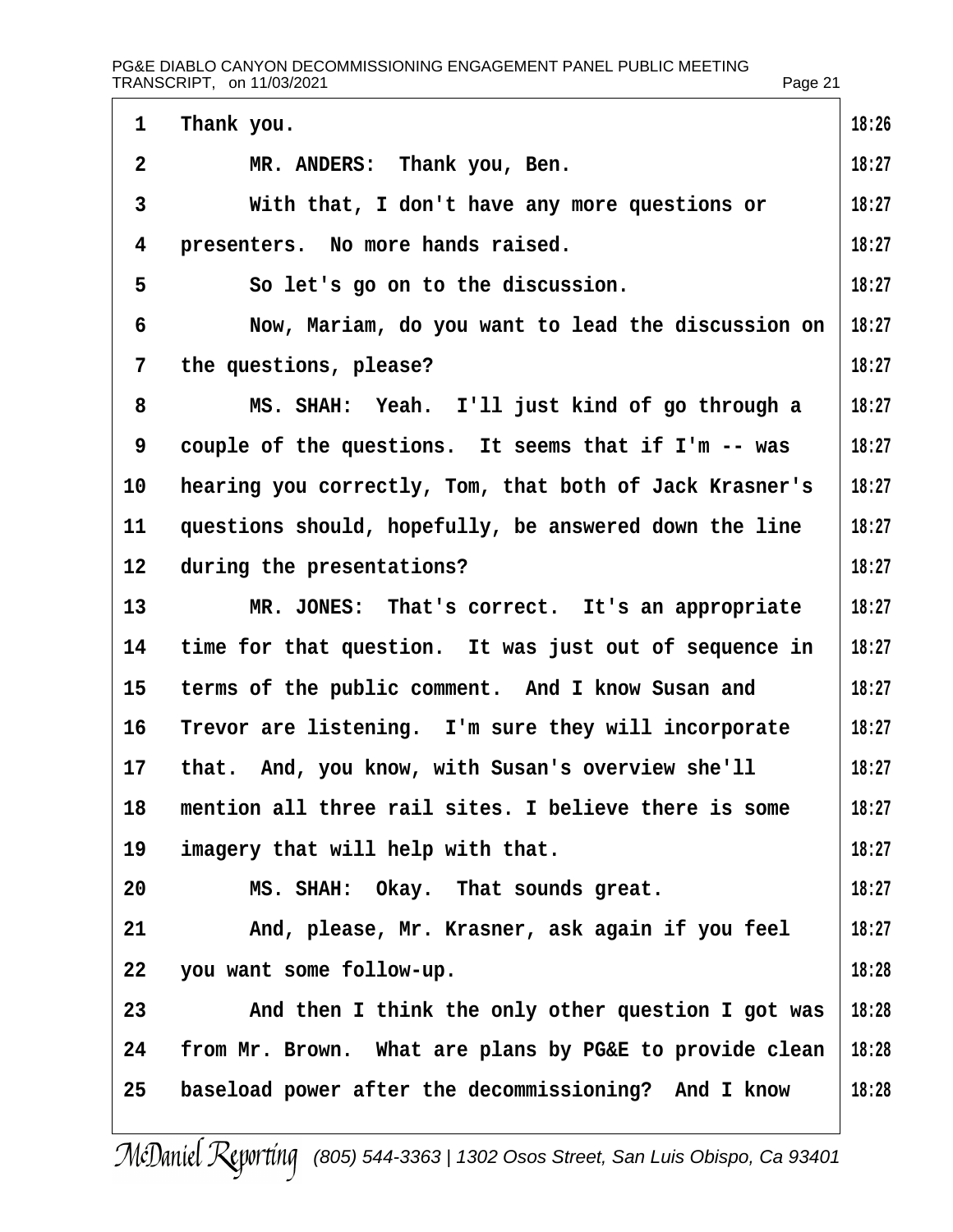Thank you.

MR. ANDERS: Thank you, Ben.

With that, I don't have any more questions or presenters. No more hands raised.

So let's go on to the discussion.

Now, Mariam, do you want to lead the discussion on the questions, please?

MS. SHAH: Yeah. I'll just kind of go through a couple of the questions. It seems that if I'm -- was hearing you correctly, Tom, that both of Jack Krasner's questions should, hopefully, be answered down the line during the presentations?

MR. JONES: That's correct. It's an appropriate time for that question. It was just out of sequence in terms of the public comment. And I know Susan and Trevor are listening. I'm sure they will incorporate that. And, you know, with Susan's overview she'll mention all three rail sites. I believe there is some imagery that will help with that.

MS. SHAH: Okay. That sounds great.

And, please, Mr. Krasner, ask again if you feel you want some follow-up.

And then I think the only other question I got was from Mr. Brown. What are plans by PG&E to provide clean baseload power after the decommissioning? And I know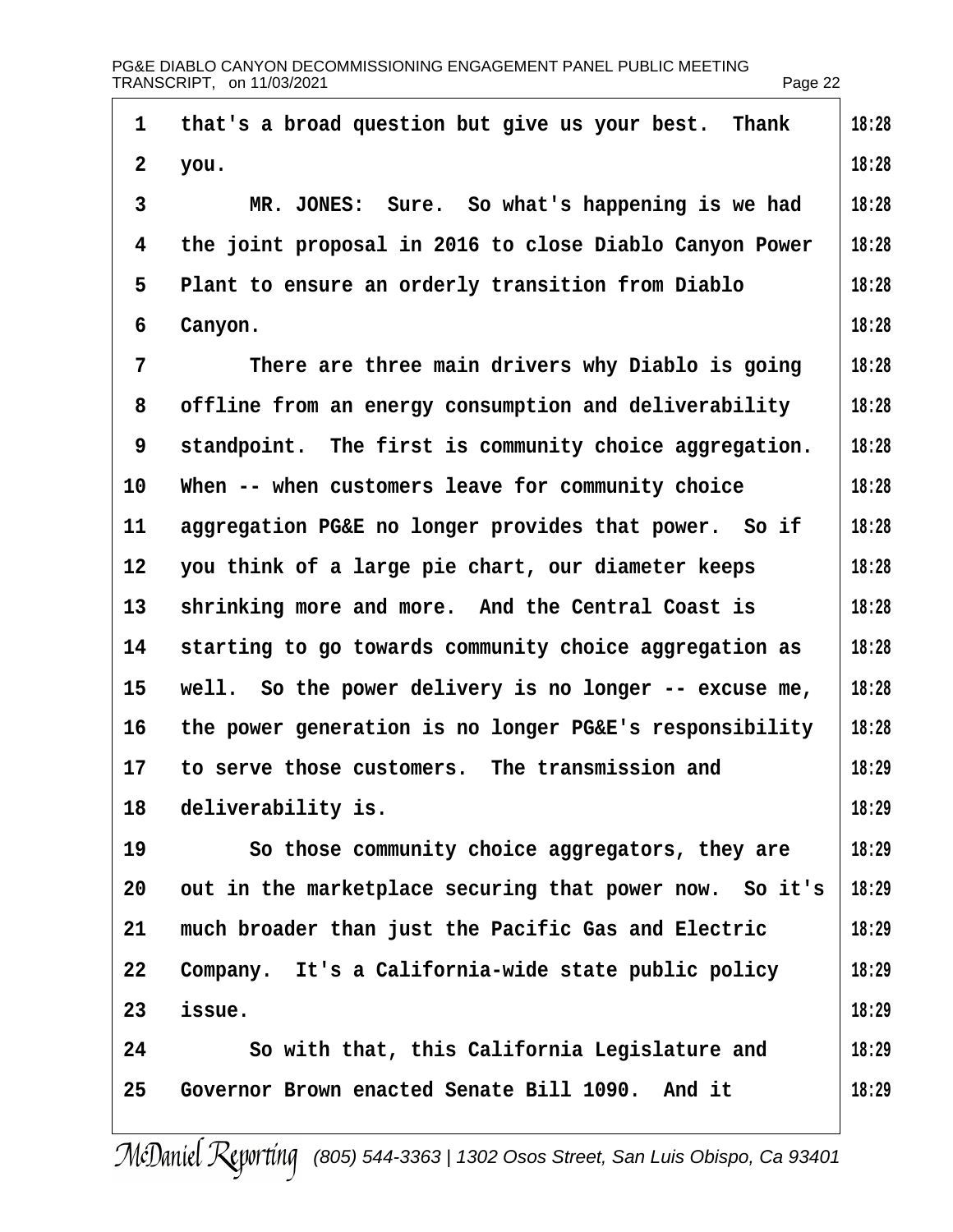that's a broad question but give us your best. Thank you.

MR. JONES: Sure. So what's happening is we had the joint proposal in 2016 to close Diablo Canyon Power Plant to ensure an orderly transition from Diablo Canyon.

There are three main drivers why Diablo is going offline from an energy consumption and deliverability standpoint. The first is community choice aggregation. When -- when customers leave for community choice aggregation PG&E no longer provides that power. So if you think of a large pie chart, our diameter keeps shrinking more and more. And the Central Coast is starting to go towards community choice aggregation as well. So the power delivery is no longer -- excuse me, the power generation is no longer PG&E's responsibility to serve those customers. The transmission and deliverability is.

So those community choice aggregators, they are out in the marketplace securing that power now. So it's much broader than just the Pacific Gas and Electric Company. It's a California-wide state public policy issue.

So with that, this California Legislature and Governor Brown enacted Senate Bill 1090. And it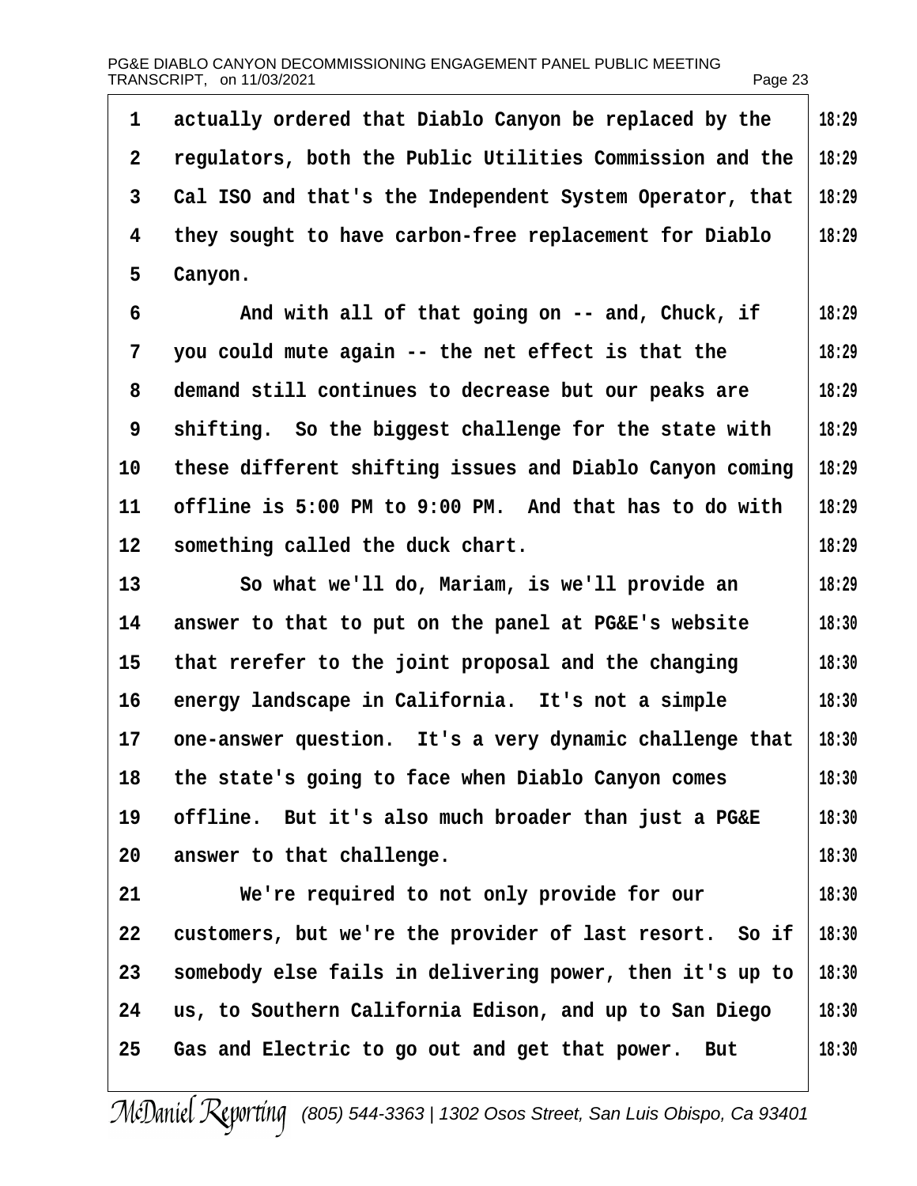actually ordered that Diablo Canyon be replaced by the regulators, both the Public Utilities Commission and the Cal ISO and that's the Independent System Operator, that they sought to have carbon-free replacement for Diablo Canyon.

And with all of that going on -- and, Chuck, if you could mute again -- the net effect is that the demand still continues to decrease but our peaks are shifting. So the biggest challenge for the state with these different shifting issues and Diablo Canyon coming offline is 5:00 PM to 9:00 PM. And that has to do with something called the duck chart.

So what we'll do, Mariam, is we'll provide an answer to that to put on the panel at PG&E's website that rerefer to the joint proposal and the changing energy landscape in California. It's not a simple one-answer question. It's a very dynamic challenge that the state's going to face when Diablo Canyon comes offline. But it's also much broader than just a PG&E answer to that challenge.

We're required to not only provide for our customers, but we're the provider of last resort. So if somebody else fails in delivering power, then it's up to us, to Southern California Edison, and up to San Diego Gas and Electric to go out and get that power. But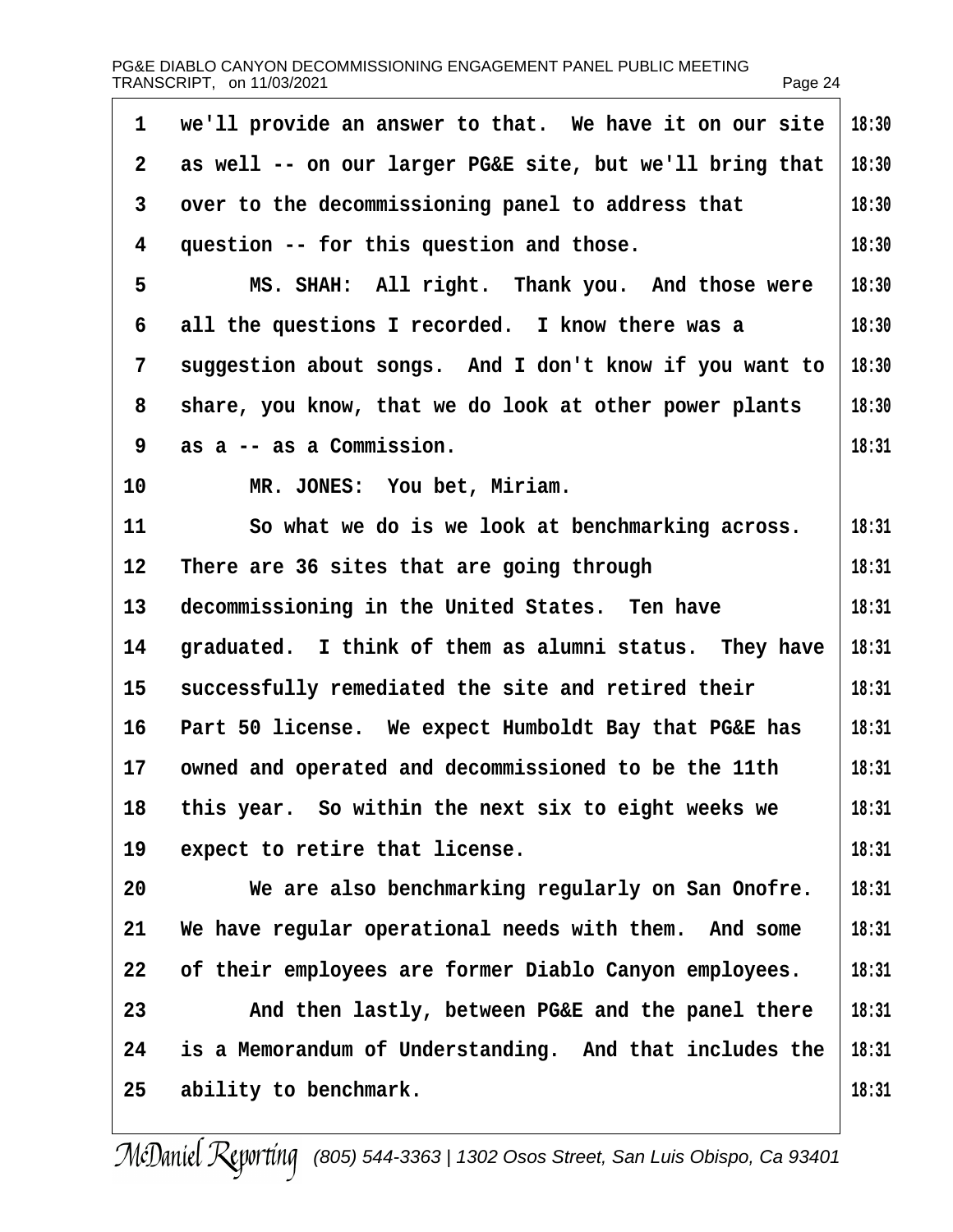we'll provide an answer to that. We have it on our site as well -- on our larger PG&E site, but we'll bring that over to the decommissioning panel to address that question -- for this question and those.

MS. SHAH: All right. Thank you. And those were all the questions I recorded. I know there was a suggestion about songs. And I don't know if you want to share, you know, that we do look at other power plants as a -- as a Commission.

MR. JONES: You bet, Miriam.

So what we do is we look at benchmarking across. There are 36 sites that are going through decommissioning in the United States. Ten have graduated. I think of them as alumni status. They have successfully remediated the site and retired their Part 50 license. We expect Humboldt Bay that PG&E has owned and operated and decommissioned to be the 11th this year. So within the next six to eight weeks we expect to retire that license.

We are also benchmarking regularly on San Onofre. We have regular operational needs with them. And some of their employees are former Diablo Canyon employees.

And then lastly, between PG&E and the panel there is a Memorandum of Understanding. And that includes the ability to benchmark.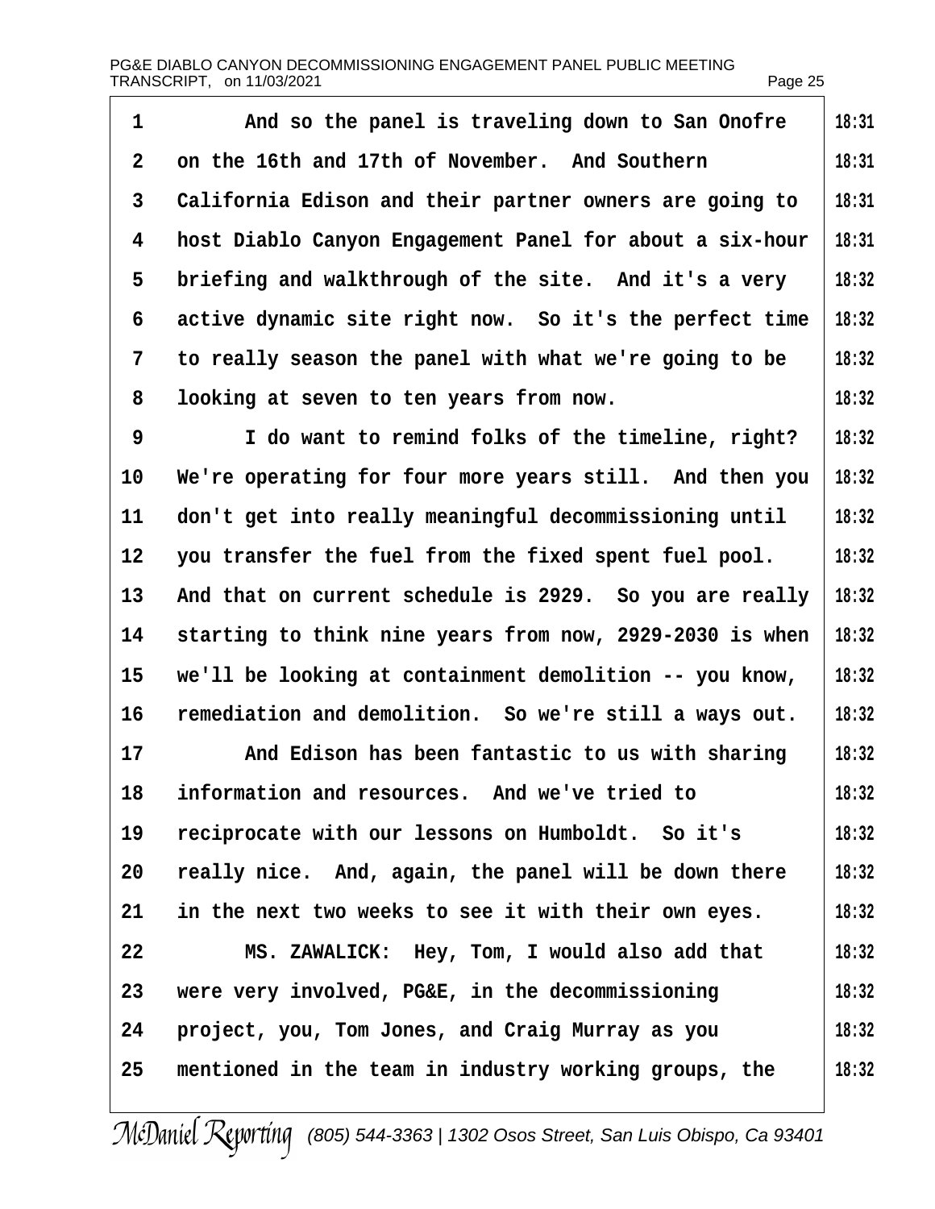1 And so the panel is traveling down to San Onofre 18:31
2 on the 16th and 17th of November. And Southern 18:31
3 California Edison and their partner owners are going to 18:31
4 host Diablo Canyon Engagement Panel for about a six-hour 18:31
5 briefing and walkthrough of the site. And it's a very 18:32
6 active dynamic site right now. So it's the perfect time 18:32
7 to really season the panel with what we're going to be 18:32
8 looking at seven to ten years from now. 18:32
9 I do want to remind folks of the timeline, right? 18:32
10 We're operating for four more years still. And then you 18:32
11 don't get into really meaningful decommissioning until 18:32
12 you transfer the fuel from the fixed spent fuel pool. 18:32
13 And that on current schedule is 2929. So you are really 18:32
14 starting to think nine years from now, 2929-2030 is when 18:32
15 we'll be looking at containment demolition -- you know, 18:32
16 remediation and demolition. So we're still a ways out. 18:32
17 And Edison has been fantastic to us with sharing 18:32
18 information and resources. And we've tried to 18:32
19 reciprocate with our lessons on Humboldt. So it's 18:32
20 really nice. And, again, the panel will be down there 18:32
21 in the next two weeks to see it with their own eyes. 18:32
22 MS. ZAWALICK: Hey, Tom, I would also add that 18:32
23 were very involved, PG&E, in the decommissioning 18:32
24 project, you, Tom Jones, and Craig Murray as you 18:32
25 mentioned in the team in industry working groups, the 18:32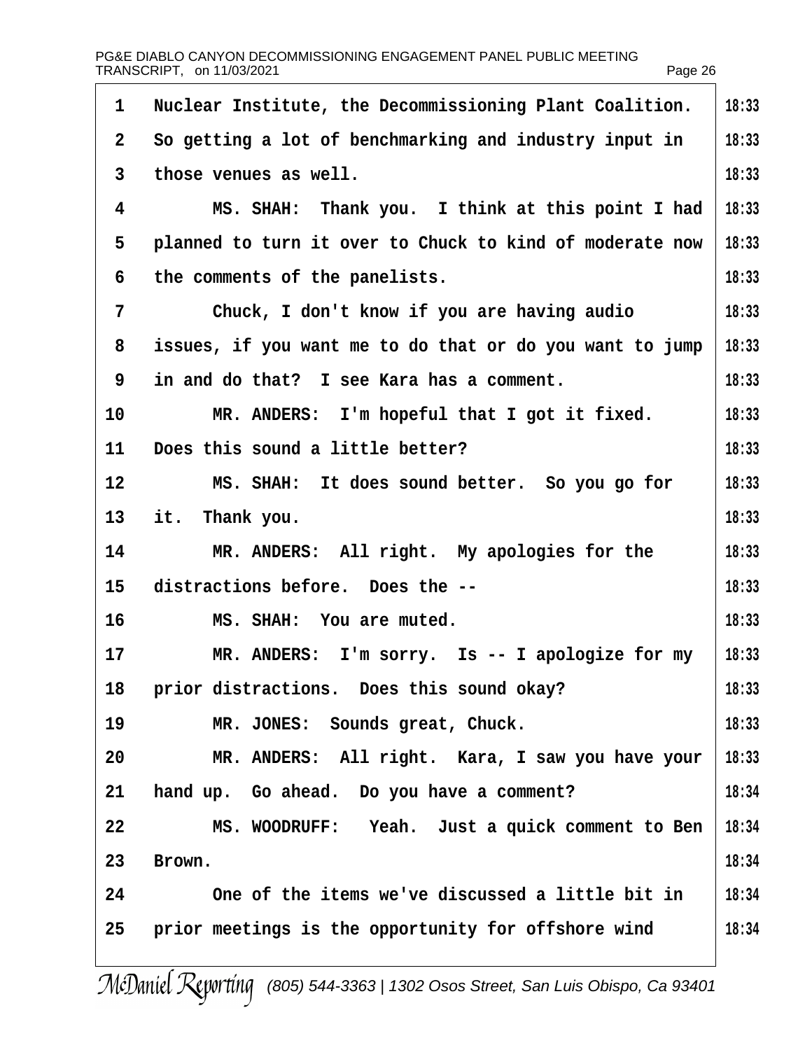1 Nuclear Institute, the Decommissioning Plant Coalition. 18:33
2 So getting a lot of benchmarking and industry input in 18:33
3 those venues as well. 18:33
4 MS. SHAH: Thank you. I think at this point I had 18:33
5 planned to turn it over to Chuck to kind of moderate now 18:33
6 the comments of the panelists. 18:33
7 Chuck, I don't know if you are having audio 18:33
8 issues, if you want me to do that or do you want to jump 18:33
9 in and do that? I see Kara has a comment. 18:33
10 MR. ANDERS: I'm hopeful that I got it fixed. 18:33
11 Does this sound a little better? 18:33
12 MS. SHAH: It does sound better. So you go for 18:33
13 it. Thank you. 18:33
14 MR. ANDERS: All right. My apologies for the 18:33
15 distractions before. Does the -- 18:33
16 MS. SHAH: You are muted. 18:33
17 MR. ANDERS: I'm sorry. Is -- I apologize for my 18:33
18 prior distractions. Does this sound okay? 18:33
19 MR. JONES: Sounds great, Chuck. 18:33
20 MR. ANDERS: All right. Kara, I saw you have your 18:33
21 hand up. Go ahead. Do you have a comment? 18:34
22 MS. WOODRUFF: Yeah. Just a quick comment to Ben 18:34
23 Brown. 18:34
24 One of the items we've discussed a little bit in 18:34
25 prior meetings is the opportunity for offshore wind 18:34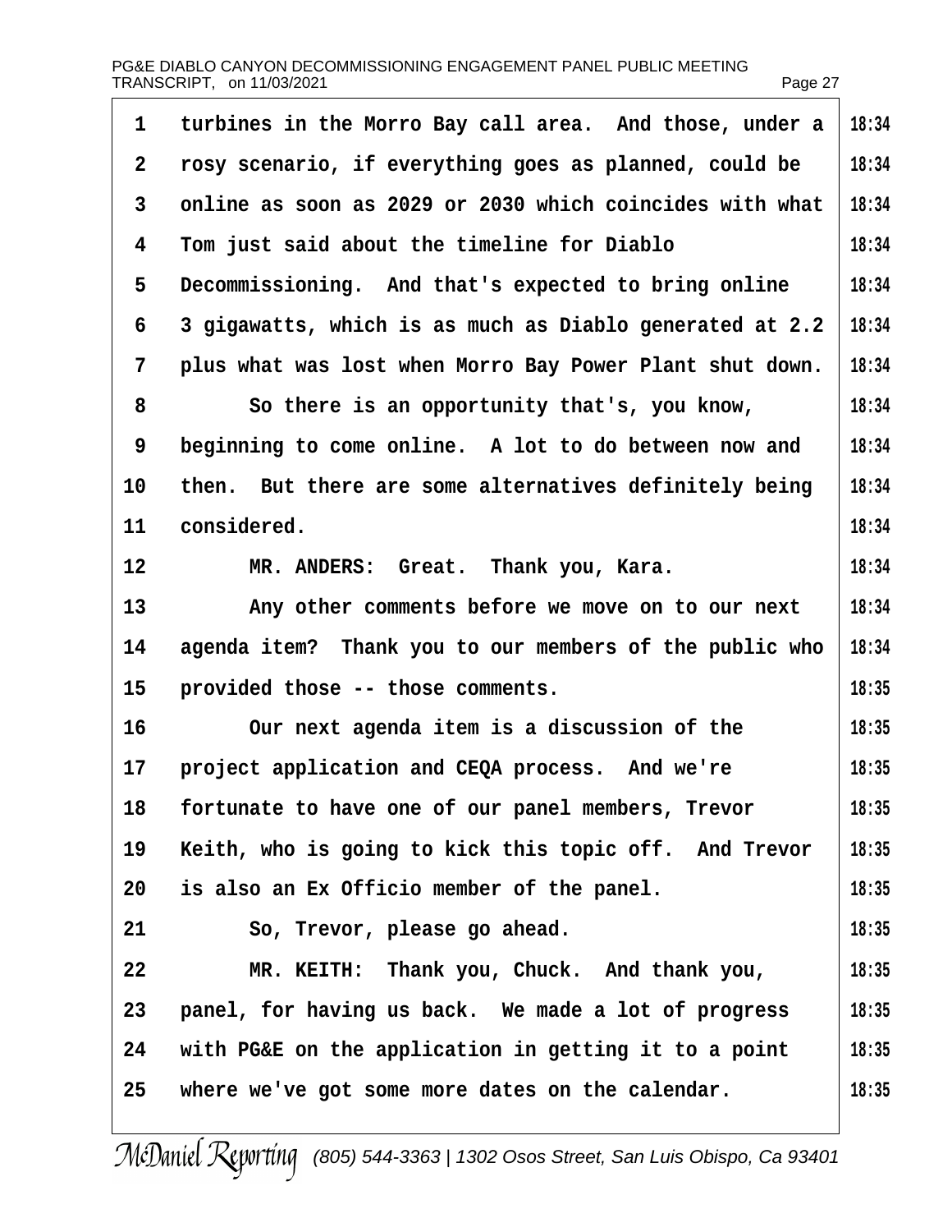turbines in the Morro Bay call area. And those, under a rosy scenario, if everything goes as planned, could be online as soon as 2029 or 2030 which coincides with what Tom just said about the timeline for Diablo Decommissioning. And that's expected to bring online 3 gigawatts, which is as much as Diablo generated at 2.2 plus what was lost when Morro Bay Power Plant shut down.

So there is an opportunity that's, you know, beginning to come online. A lot to do between now and then. But there are some alternatives definitely being considered.

MR. ANDERS: Great. Thank you, Kara.

Any other comments before we move on to our next agenda item? Thank you to our members of the public who provided those -- those comments.

Our next agenda item is a discussion of the project application and CEQA process. And we're fortunate to have one of our panel members, Trevor Keith, who is going to kick this topic off. And Trevor is also an Ex Officio member of the panel.

So, Trevor, please go ahead.

MR. KEITH: Thank you, Chuck. And thank you, panel, for having us back. We made a lot of progress with PG&E on the application in getting it to a point where we've got some more dates on the calendar.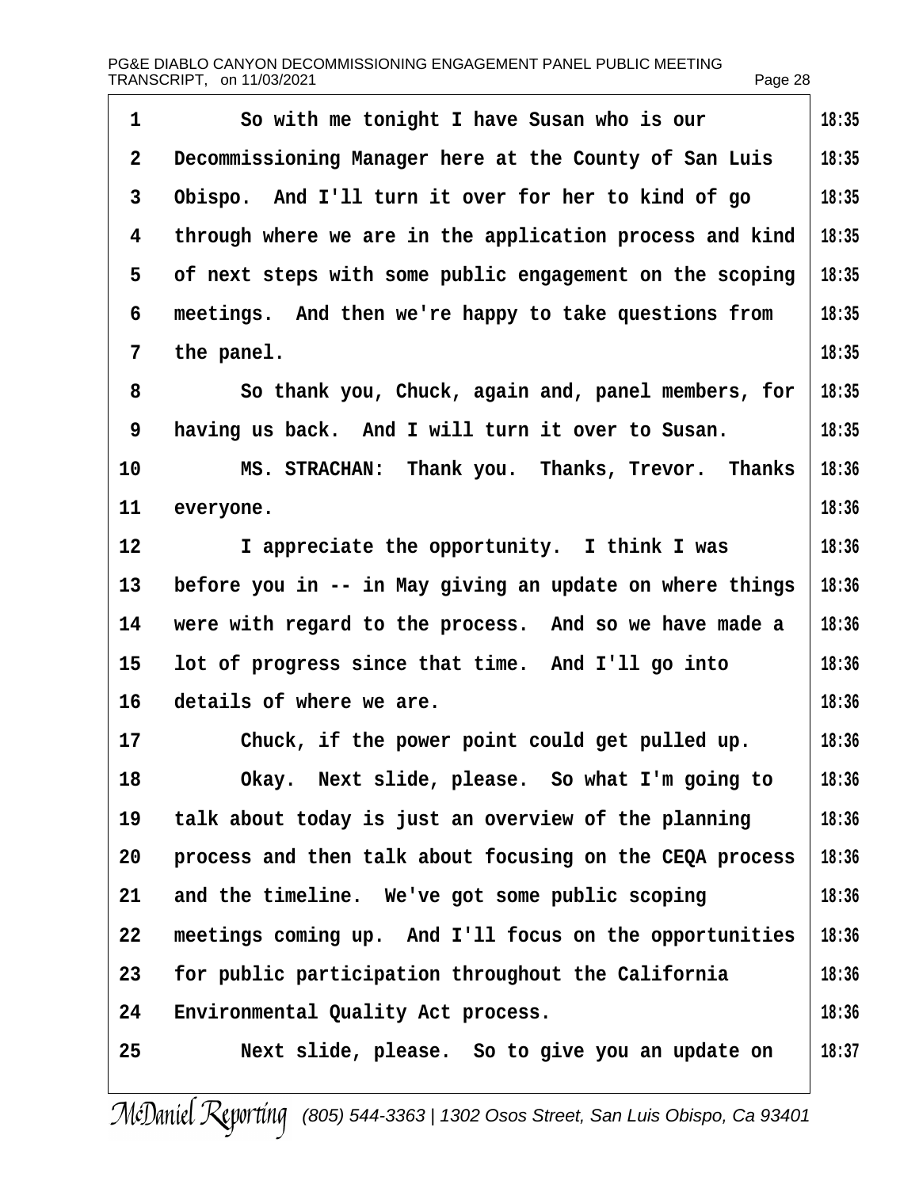So with me tonight I have Susan who is our Decommissioning Manager here at the County of San Luis Obispo. And I'll turn it over for her to kind of go through where we are in the application process and kind of next steps with some public engagement on the scoping meetings. And then we're happy to take questions from the panel.

So thank you, Chuck, again and, panel members, for having us back. And I will turn it over to Susan.

MS. STRACHAN: Thank you. Thanks, Trevor. Thanks everyone.

I appreciate the opportunity. I think I was before you in -- in May giving an update on where things were with regard to the process. And so we have made a lot of progress since that time. And I'll go into details of where we are.

Chuck, if the power point could get pulled up.

Okay. Next slide, please. So what I'm going to talk about today is just an overview of the planning process and then talk about focusing on the CEQA process and the timeline. We've got some public scoping meetings coming up. And I'll focus on the opportunities for public participation throughout the California Environmental Quality Act process.

Next slide, please. So to give you an update on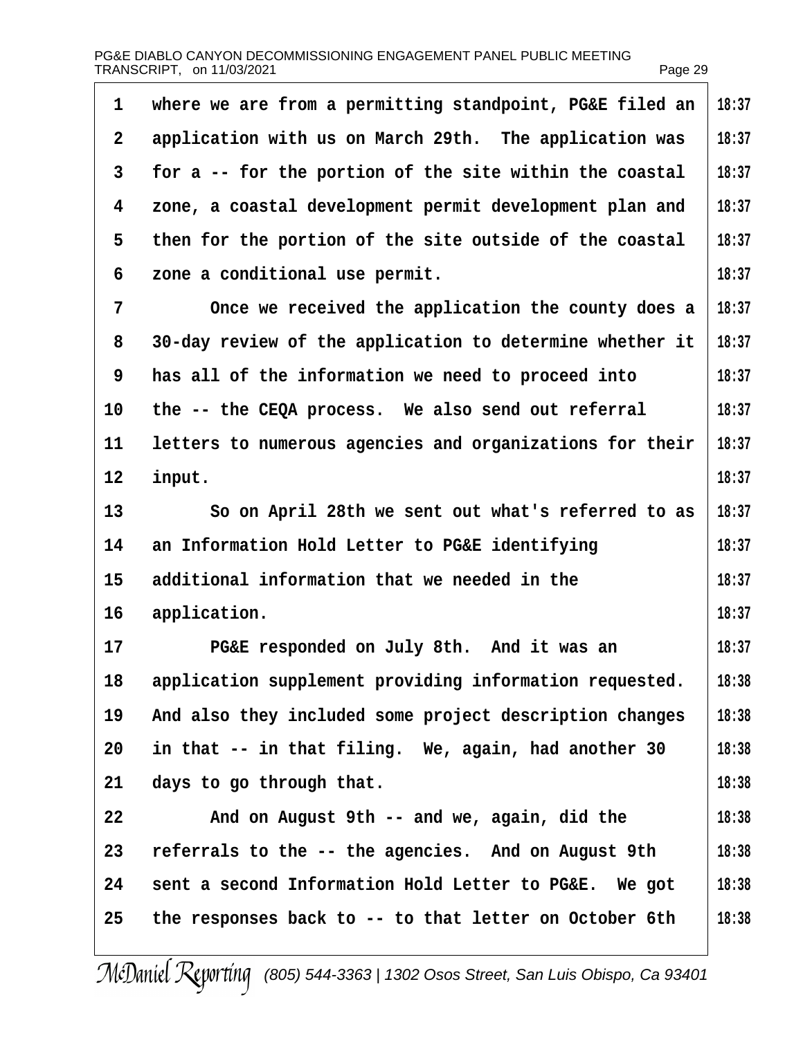where we are from a permitting standpoint, PG&E filed an application with us on March 29th. The application was for a -- for the portion of the site within the coastal zone, a coastal development permit development plan and then for the portion of the site outside of the coastal zone a conditional use permit.

Once we received the application the county does a 30-day review of the application to determine whether it has all of the information we need to proceed into the -- the CEQA process. We also send out referral letters to numerous agencies and organizations for their input.

So on April 28th we sent out what's referred to as an Information Hold Letter to PG&E identifying additional information that we needed in the application.

PG&E responded on July 8th. And it was an application supplement providing information requested. And also they included some project description changes in that -- in that filing. We, again, had another 30 days to go through that.

And on August 9th -- and we, again, did the referrals to the -- the agencies. And on August 9th sent a second Information Hold Letter to PG&E. We got the responses back to -- to that letter on October 6th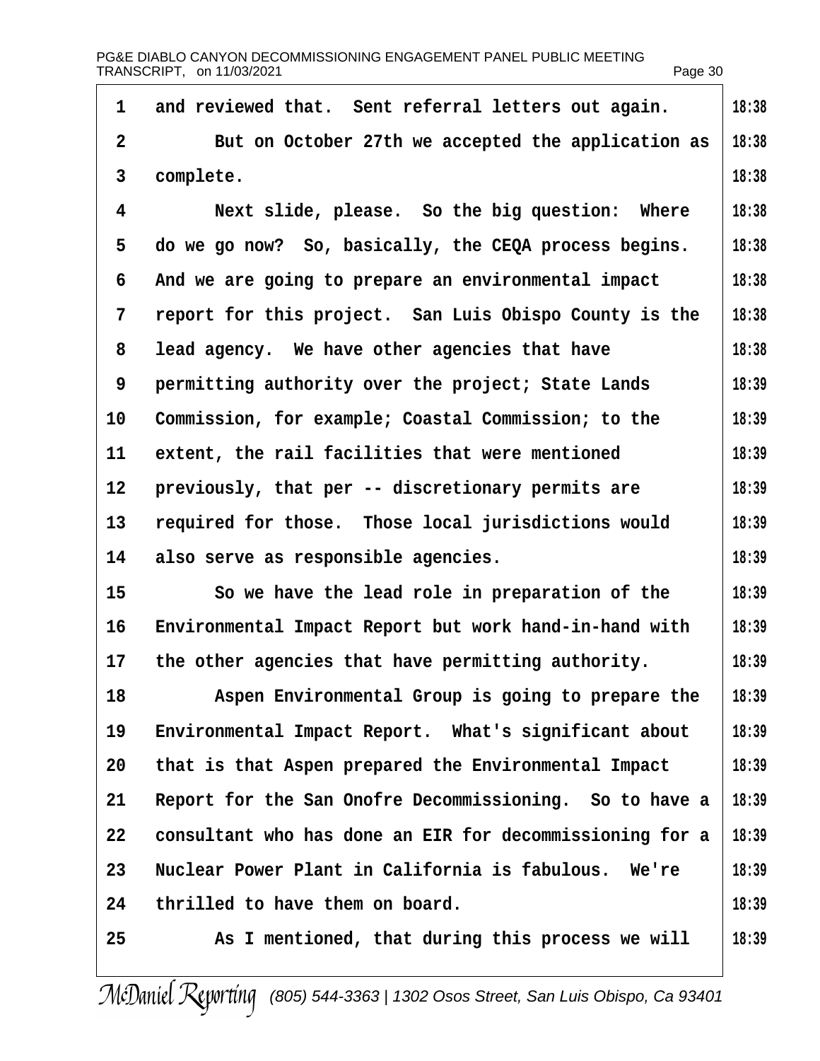1 and reviewed that. Sent referral letters out again. 18:38

2 But on October 27th we accepted the application as 18:38

3 complete. 18:38

4 Next slide, please. So the big question: Where 18:38

5 do we go now? So, basically, the CEQA process begins. 18:38

6 And we are going to prepare an environmental impact 18:38

7 report for this project. San Luis Obispo County is the 18:38

8 lead agency. We have other agencies that have 18:38

9 permitting authority over the project; State Lands 18:39

10 Commission, for example; Coastal Commission; to the 18:39

11 extent, the rail facilities that were mentioned 18:39

12 previously, that per -- discretionary permits are 18:39

13 required for those. Those local jurisdictions would 18:39

14 also serve as responsible agencies. 18:39

15 So we have the lead role in preparation of the 18:39

16 Environmental Impact Report but work hand-in-hand with 18:39

17 the other agencies that have permitting authority. 18:39

18 Aspen Environmental Group is going to prepare the 18:39

19 Environmental Impact Report. What's significant about 18:39

20 that is that Aspen prepared the Environmental Impact 18:39

21 Report for the San Onofre Decommissioning. So to have a 18:39

22 consultant who has done an EIR for decommissioning for a 18:39

23 Nuclear Power Plant in California is fabulous. We're 18:39

24 thrilled to have them on board. 18:39

25 As I mentioned, that during this process we will 18:39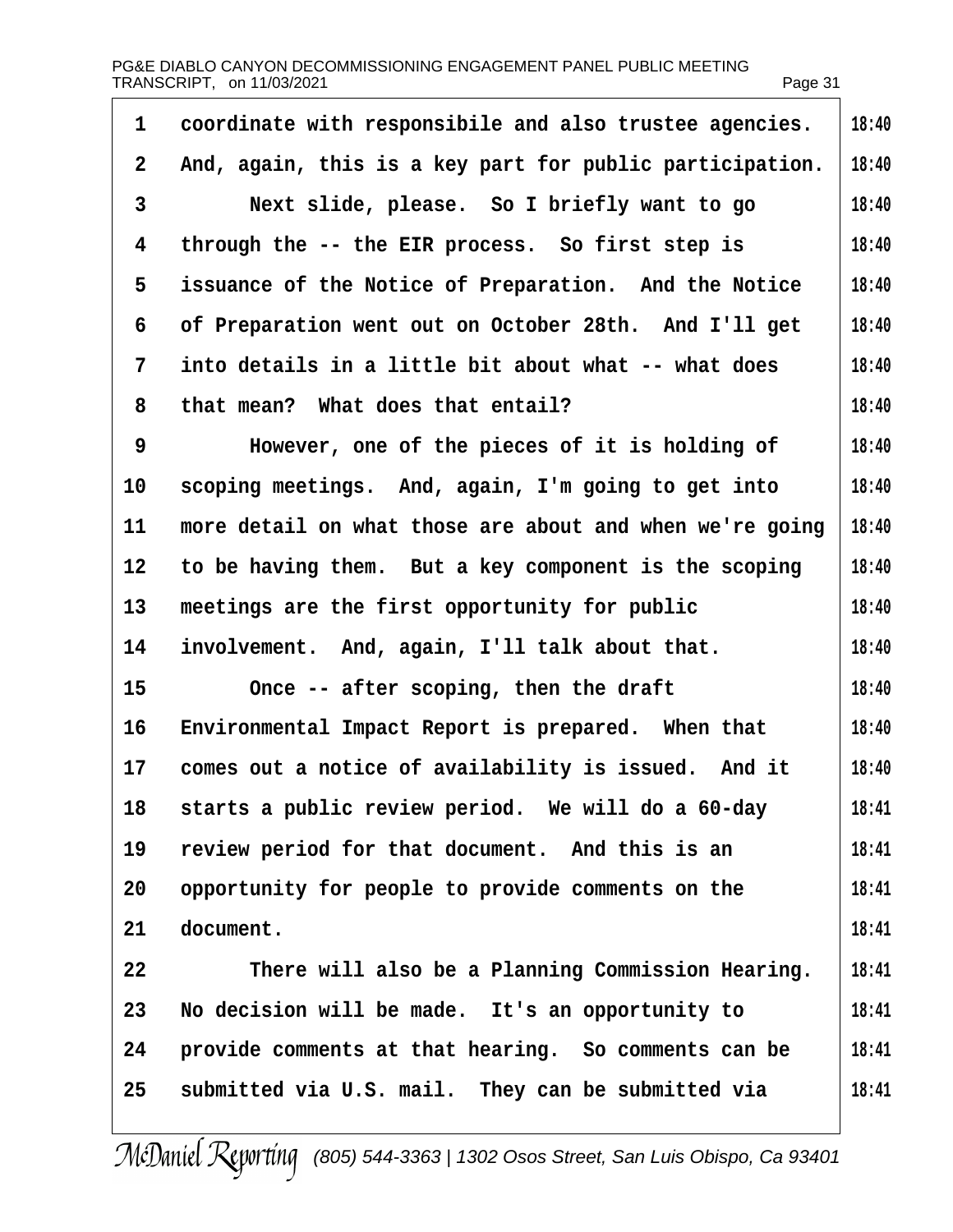coordinate with responsibile and also trustee agencies. And, again, this is a key part for public participation.

Next slide, please. So I briefly want to go through the -- the EIR process. So first step is issuance of the Notice of Preparation. And the Notice of Preparation went out on October 28th. And I'll get into details in a little bit about what -- what does that mean? What does that entail?

However, one of the pieces of it is holding of scoping meetings. And, again, I'm going to get into more detail on what those are about and when we're going to be having them. But a key component is the scoping meetings are the first opportunity for public involvement. And, again, I'll talk about that.

Once -- after scoping, then the draft Environmental Impact Report is prepared. When that comes out a notice of availability is issued. And it starts a public review period. We will do a 60-day review period for that document. And this is an opportunity for people to provide comments on the document.

There will also be a Planning Commission Hearing. No decision will be made. It's an opportunity to provide comments at that hearing. So comments can be submitted via U.S. mail. They can be submitted via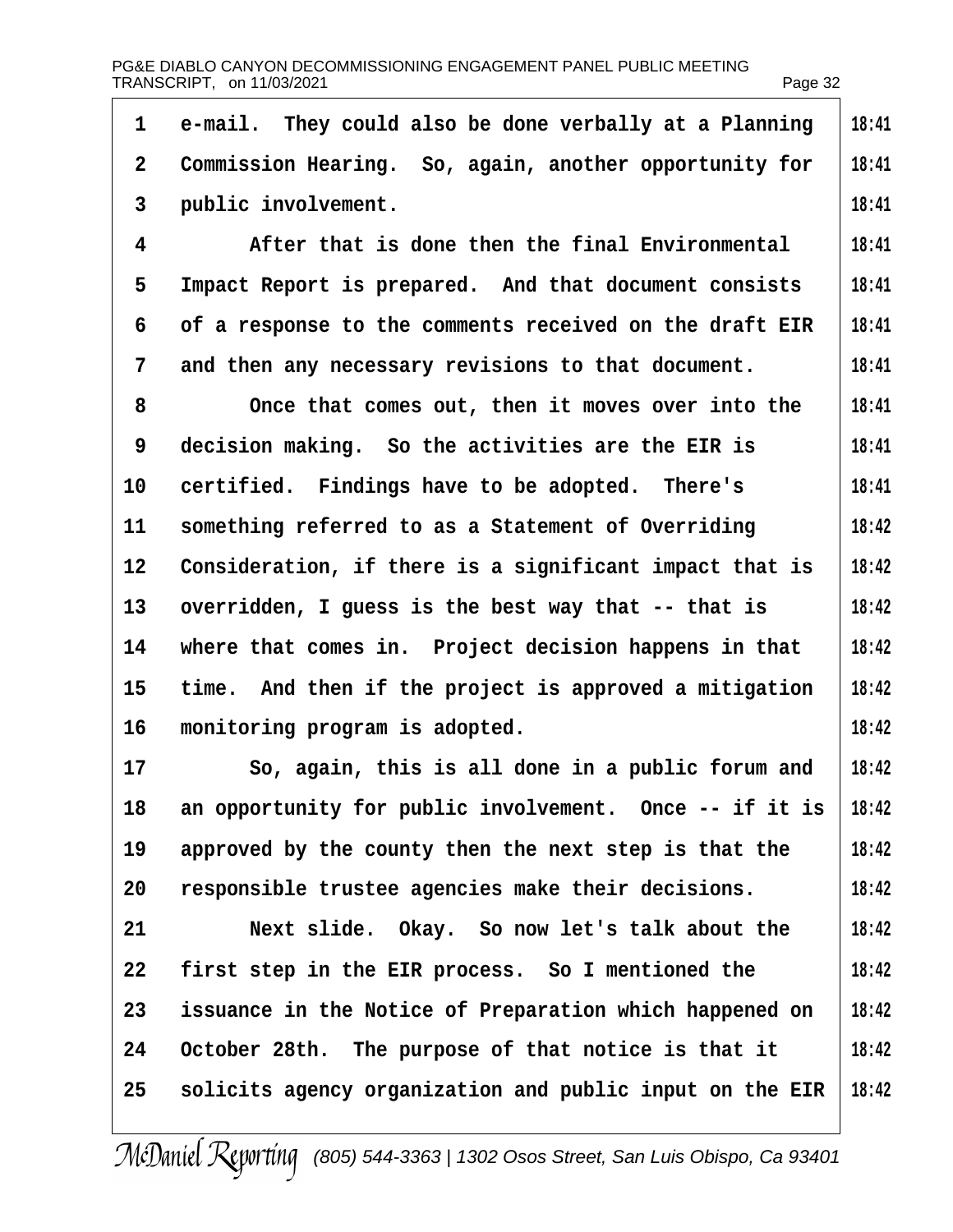e-mail. They could also be done verbally at a Planning Commission Hearing. So, again, another opportunity for public involvement.

After that is done then the final Environmental Impact Report is prepared. And that document consists of a response to the comments received on the draft EIR and then any necessary revisions to that document.

Once that comes out, then it moves over into the decision making. So the activities are the EIR is certified. Findings have to be adopted. There's something referred to as a Statement of Overriding Consideration, if there is a significant impact that is overridden, I guess is the best way that -- that is where that comes in. Project decision happens in that time. And then if the project is approved a mitigation monitoring program is adopted.

So, again, this is all done in a public forum and an opportunity for public involvement. Once -- if it is approved by the county then the next step is that the responsible trustee agencies make their decisions.

Next slide. Okay. So now let's talk about the first step in the EIR process. So I mentioned the issuance in the Notice of Preparation which happened on October 28th. The purpose of that notice is that it solicits agency organization and public input on the EIR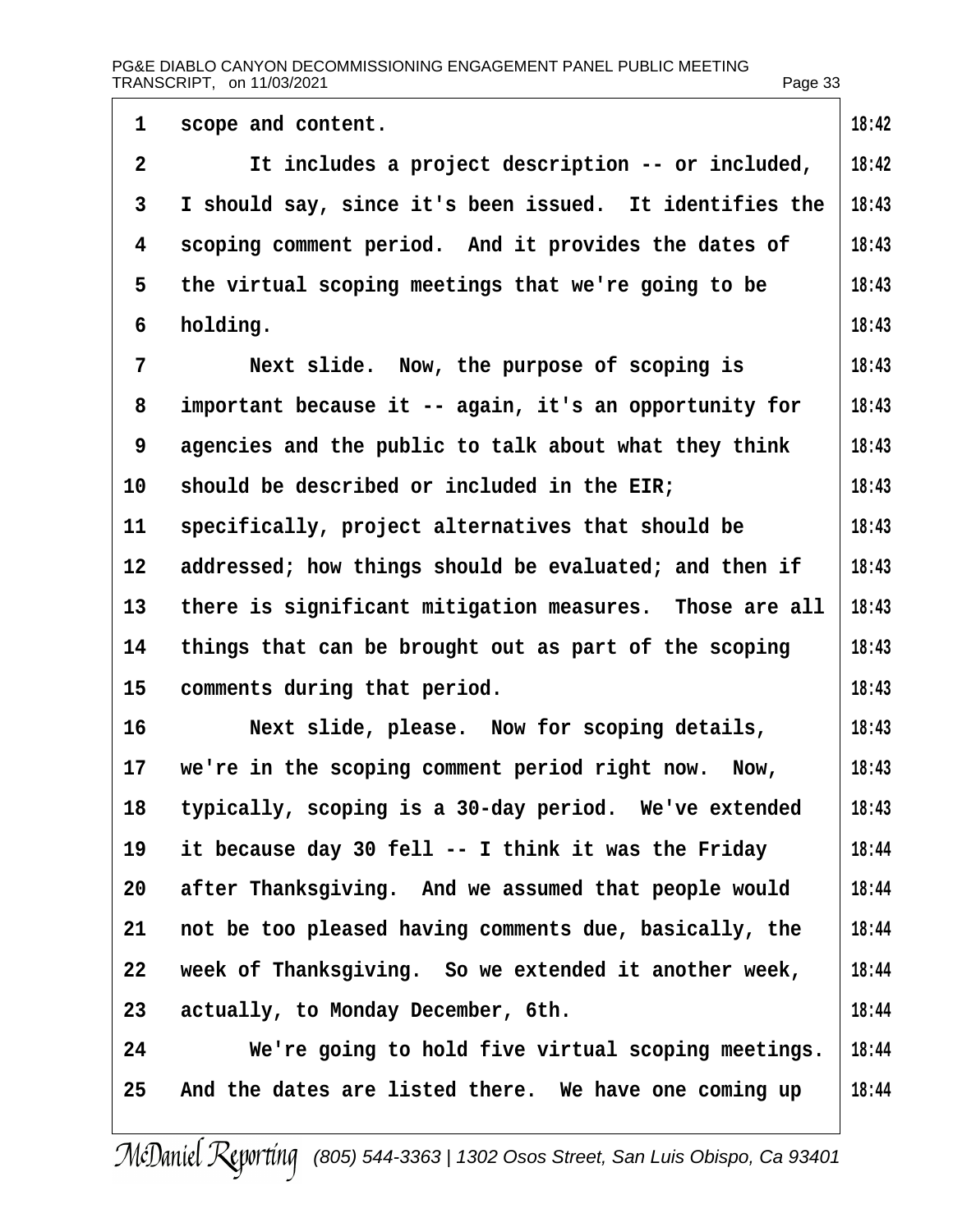scope and content.

It includes a project description -- or included, I should say, since it's been issued. It identifies the scoping comment period. And it provides the dates of the virtual scoping meetings that we're going to be holding.

Next slide. Now, the purpose of scoping is important because it -- again, it's an opportunity for agencies and the public to talk about what they think should be described or included in the EIR; specifically, project alternatives that should be addressed; how things should be evaluated; and then if there is significant mitigation measures. Those are all things that can be brought out as part of the scoping comments during that period.

Next slide, please. Now for scoping details, we're in the scoping comment period right now. Now, typically, scoping is a 30-day period. We've extended it because day 30 fell -- I think it was the Friday after Thanksgiving. And we assumed that people would not be too pleased having comments due, basically, the week of Thanksgiving. So we extended it another week, actually, to Monday December, 6th.

We're going to hold five virtual scoping meetings. And the dates are listed there. We have one coming up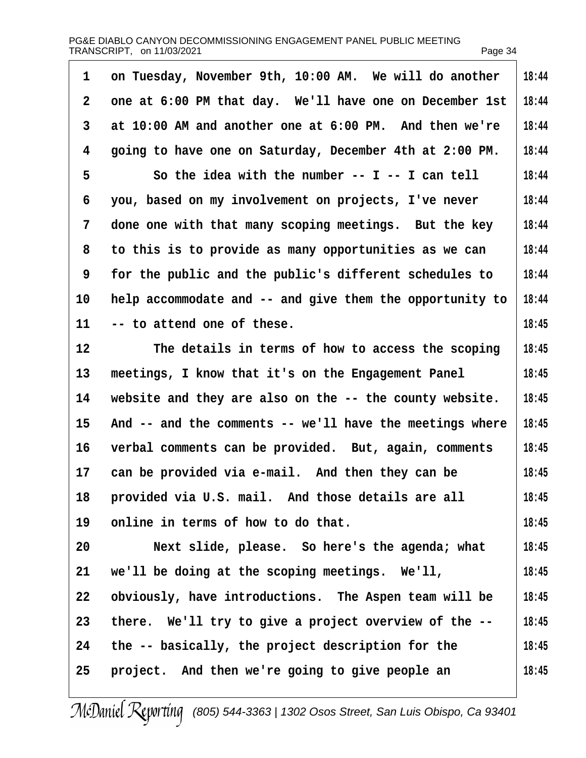on Tuesday, November 9th, 10:00 AM. We will do another one at 6:00 PM that day. We'll have one on December 1st at 10:00 AM and another one at 6:00 PM. And then we're going to have one on Saturday, December 4th at 2:00 PM.

So the idea with the number -- I -- I can tell you, based on my involvement on projects, I've never done one with that many scoping meetings. But the key to this is to provide as many opportunities as we can for the public and the public's different schedules to help accommodate and -- and give them the opportunity to -- to attend one of these.

The details in terms of how to access the scoping meetings, I know that it's on the Engagement Panel website and they are also on the -- the county website. And -- and the comments -- we'll have the meetings where verbal comments can be provided. But, again, comments can be provided via e-mail. And then they can be provided via U.S. mail. And those details are all online in terms of how to do that.

Next slide, please. So here's the agenda; what we'll be doing at the scoping meetings. We'll, obviously, have introductions. The Aspen team will be there. We'll try to give a project overview of the -- the -- basically, the project description for the project. And then we're going to give people an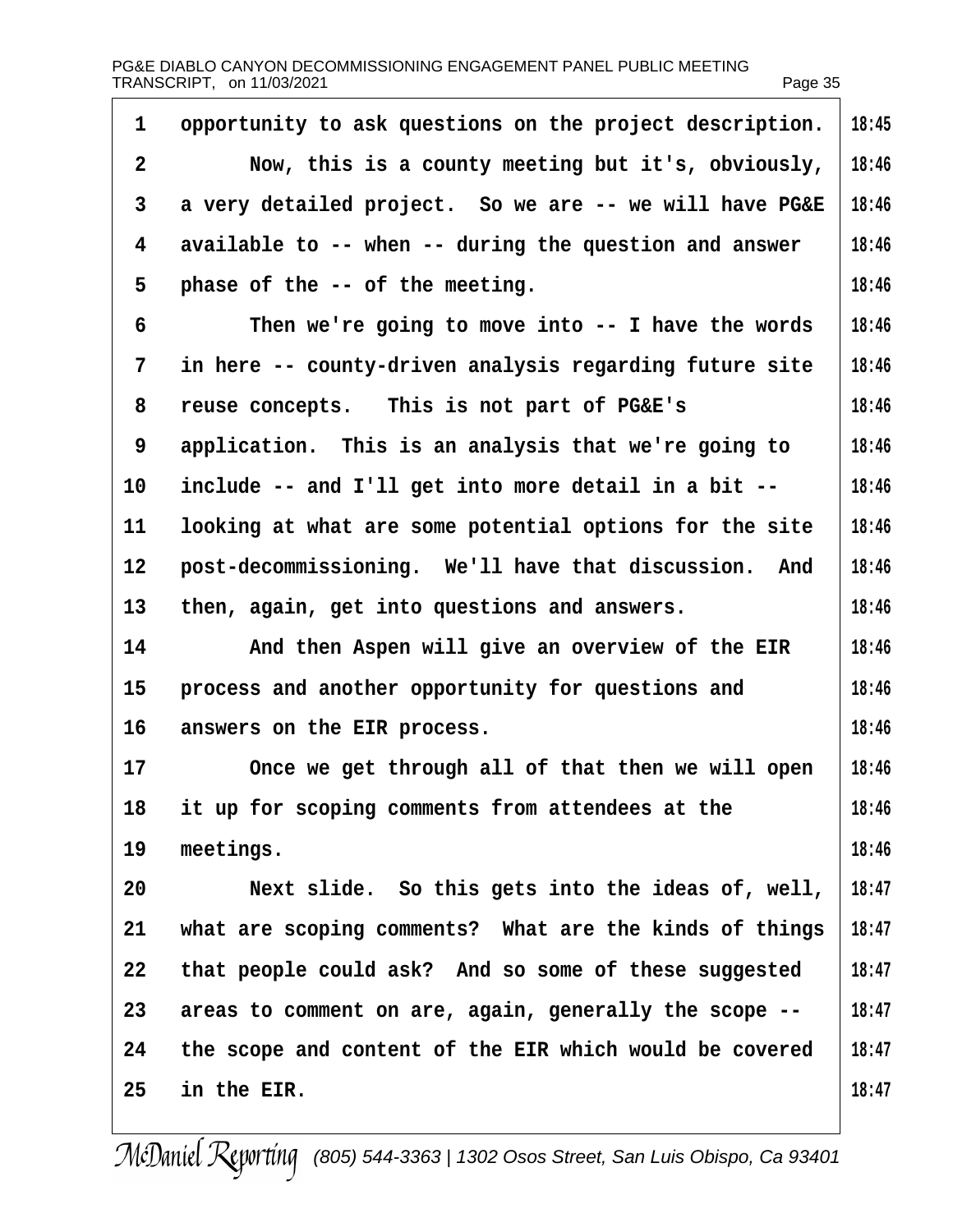opportunity to ask questions on the project description.

Now, this is a county meeting but it's, obviously, a very detailed project. So we are -- we will have PG&E available to -- when -- during the question and answer phase of the -- of the meeting.

Then we're going to move into -- I have the words in here -- county-driven analysis regarding future site reuse concepts. This is not part of PG&E's application. This is an analysis that we're going to include -- and I'll get into more detail in a bit -- looking at what are some potential options for the site post-decommissioning. We'll have that discussion. And then, again, get into questions and answers.

And then Aspen will give an overview of the EIR process and another opportunity for questions and answers on the EIR process.

Once we get through all of that then we will open it up for scoping comments from attendees at the meetings.

Next slide. So this gets into the ideas of, well, what are scoping comments? What are the kinds of things that people could ask? And so some of these suggested areas to comment on are, again, generally the scope -- the scope and content of the EIR which would be covered in the EIR.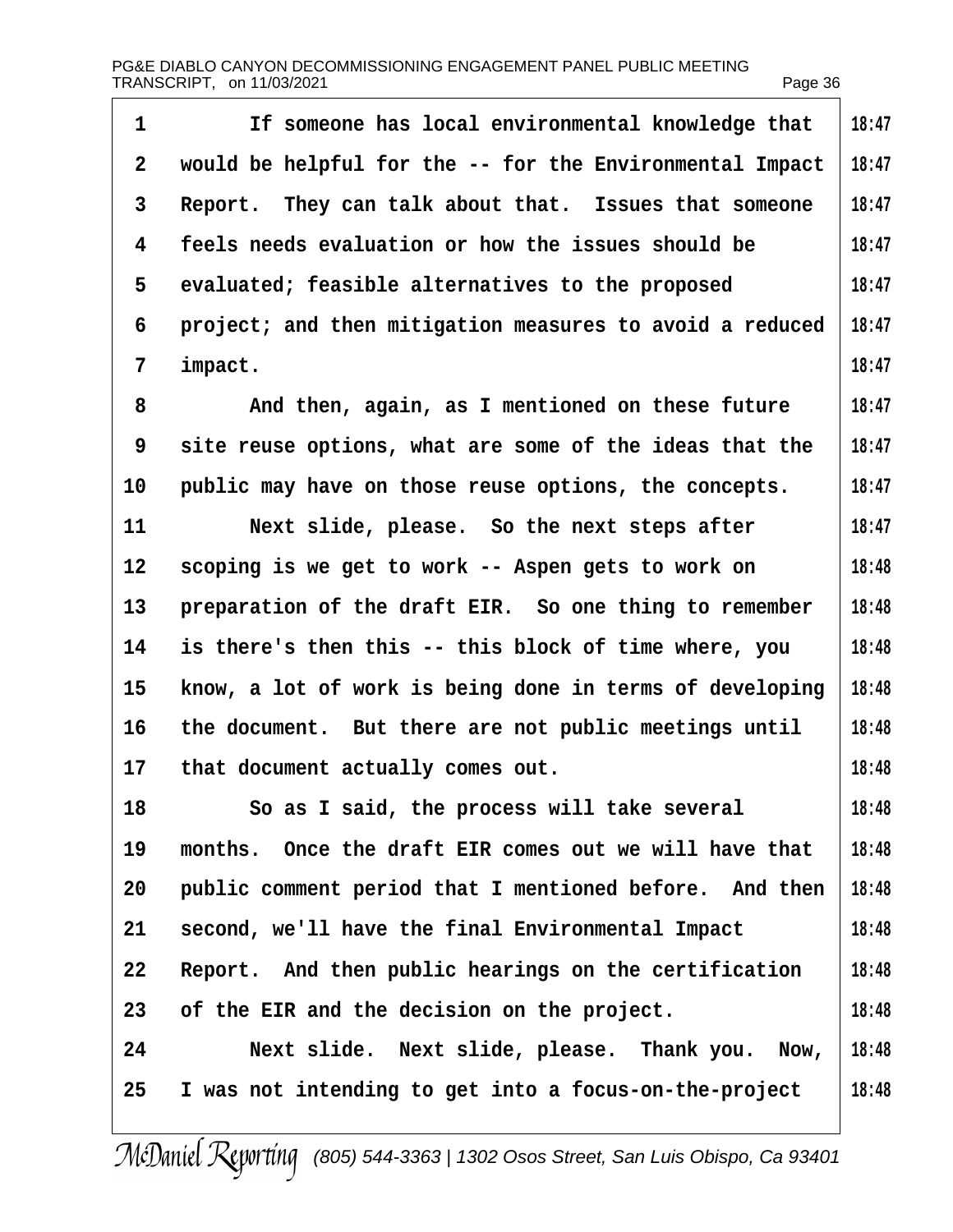1 If someone has local environmental knowledge that 18:47
2 would be helpful for the -- for the Environmental Impact 18:47
3 Report. They can talk about that. Issues that someone 18:47
4 feels needs evaluation or how the issues should be 18:47
5 evaluated; feasible alternatives to the proposed 18:47
6 project; and then mitigation measures to avoid a reduced 18:47
7 impact. 18:47
8 And then, again, as I mentioned on these future 18:47
9 site reuse options, what are some of the ideas that the 18:47
10 public may have on those reuse options, the concepts. 18:47
11 Next slide, please. So the next steps after 18:47
12 scoping is we get to work -- Aspen gets to work on 18:48
13 preparation of the draft EIR. So one thing to remember 18:48
14 is there's then this -- this block of time where, you 18:48
15 know, a lot of work is being done in terms of developing 18:48
16 the document. But there are not public meetings until 18:48
17 that document actually comes out. 18:48
18 So as I said, the process will take several 18:48
19 months. Once the draft EIR comes out we will have that 18:48
20 public comment period that I mentioned before. And then 18:48
21 second, we'll have the final Environmental Impact 18:48
22 Report. And then public hearings on the certification 18:48
23 of the EIR and the decision on the project. 18:48
24 Next slide. Next slide, please. Thank you. Now, 18:48
25 I was not intending to get into a focus-on-the-project 18:48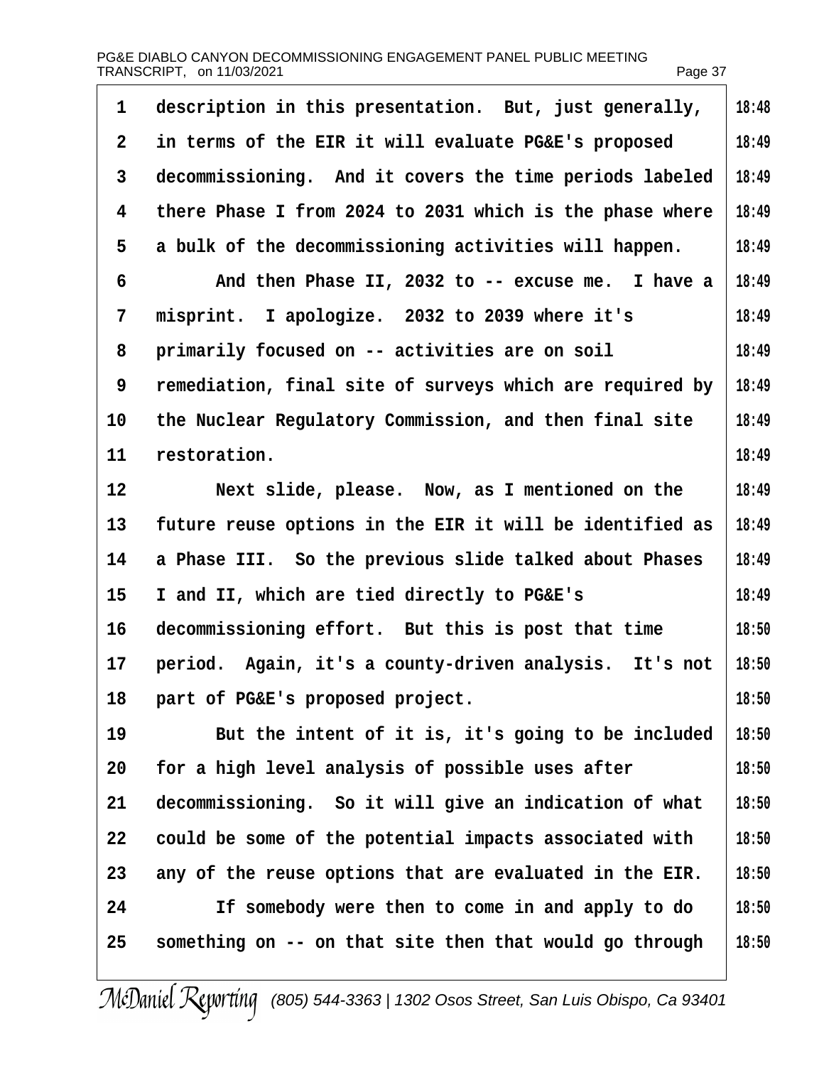description in this presentation. But, just generally, in terms of the EIR it will evaluate PG&E's proposed decommissioning. And it covers the time periods labeled there Phase I from 2024 to 2031 which is the phase where a bulk of the decommissioning activities will happen.

And then Phase II, 2032 to -- excuse me. I have a misprint. I apologize. 2032 to 2039 where it's primarily focused on -- activities are on soil remediation, final site of surveys which are required by the Nuclear Regulatory Commission, and then final site restoration.

Next slide, please. Now, as I mentioned on the future reuse options in the EIR it will be identified as a Phase III. So the previous slide talked about Phases I and II, which are tied directly to PG&E's decommissioning effort. But this is post that time period. Again, it's a county-driven analysis. It's not part of PG&E's proposed project.

But the intent of it is, it's going to be included for a high level analysis of possible uses after decommissioning. So it will give an indication of what could be some of the potential impacts associated with any of the reuse options that are evaluated in the EIR.

If somebody were then to come in and apply to do something on -- on that site then that would go through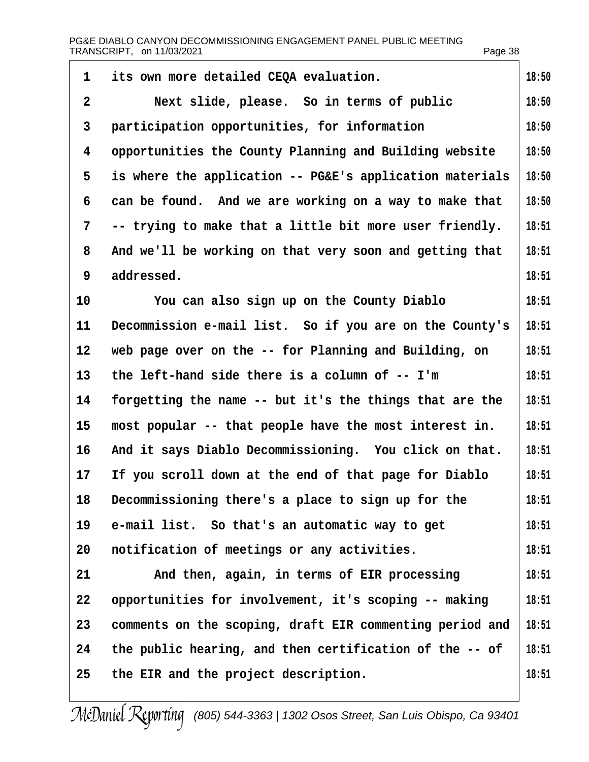its own more detailed CEQA evaluation.

Next slide, please. So in terms of public participation opportunities, for information opportunities the County Planning and Building website is where the application -- PG&E's application materials can be found. And we are working on a way to make that -- trying to make that a little bit more user friendly. And we'll be working on that very soon and getting that addressed.

You can also sign up on the County Diablo Decommission e-mail list. So if you are on the County's web page over on the -- for Planning and Building, on the left-hand side there is a column of -- I'm forgetting the name -- but it's the things that are the most popular -- that people have the most interest in. And it says Diablo Decommissioning. You click on that. If you scroll down at the end of that page for Diablo Decommissioning there's a place to sign up for the e-mail list. So that's an automatic way to get notification of meetings or any activities.

And then, again, in terms of EIR processing opportunities for involvement, it's scoping -- making comments on the scoping, draft EIR commenting period and the public hearing, and then certification of the -- of the EIR and the project description.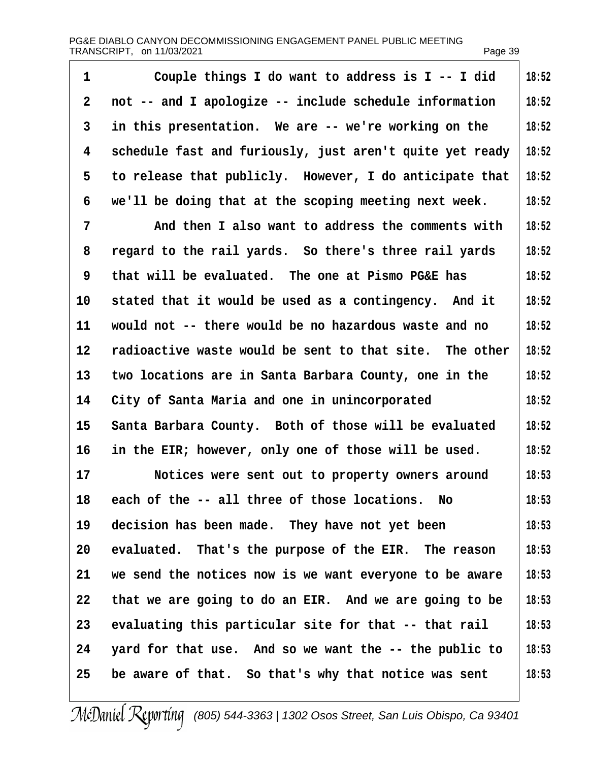Couple things I do want to address is I -- I did not -- and I apologize -- include schedule information in this presentation. We are -- we're working on the schedule fast and furiously, just aren't quite yet ready to release that publicly. However, I do anticipate that we'll be doing that at the scoping meeting next week.

And then I also want to address the comments with regard to the rail yards. So there's three rail yards that will be evaluated. The one at Pismo PG&E has stated that it would be used as a contingency. And it would not -- there would be no hazardous waste and no radioactive waste would be sent to that site. The other two locations are in Santa Barbara County, one in the City of Santa Maria and one in unincorporated Santa Barbara County. Both of those will be evaluated in the EIR; however, only one of those will be used.

Notices were sent out to property owners around each of the -- all three of those locations. No decision has been made. They have not yet been evaluated. That's the purpose of the EIR. The reason we send the notices now is we want everyone to be aware that we are going to do an EIR. And we are going to be evaluating this particular site for that -- that rail yard for that use. And so we want the -- the public to be aware of that. So that's why that notice was sent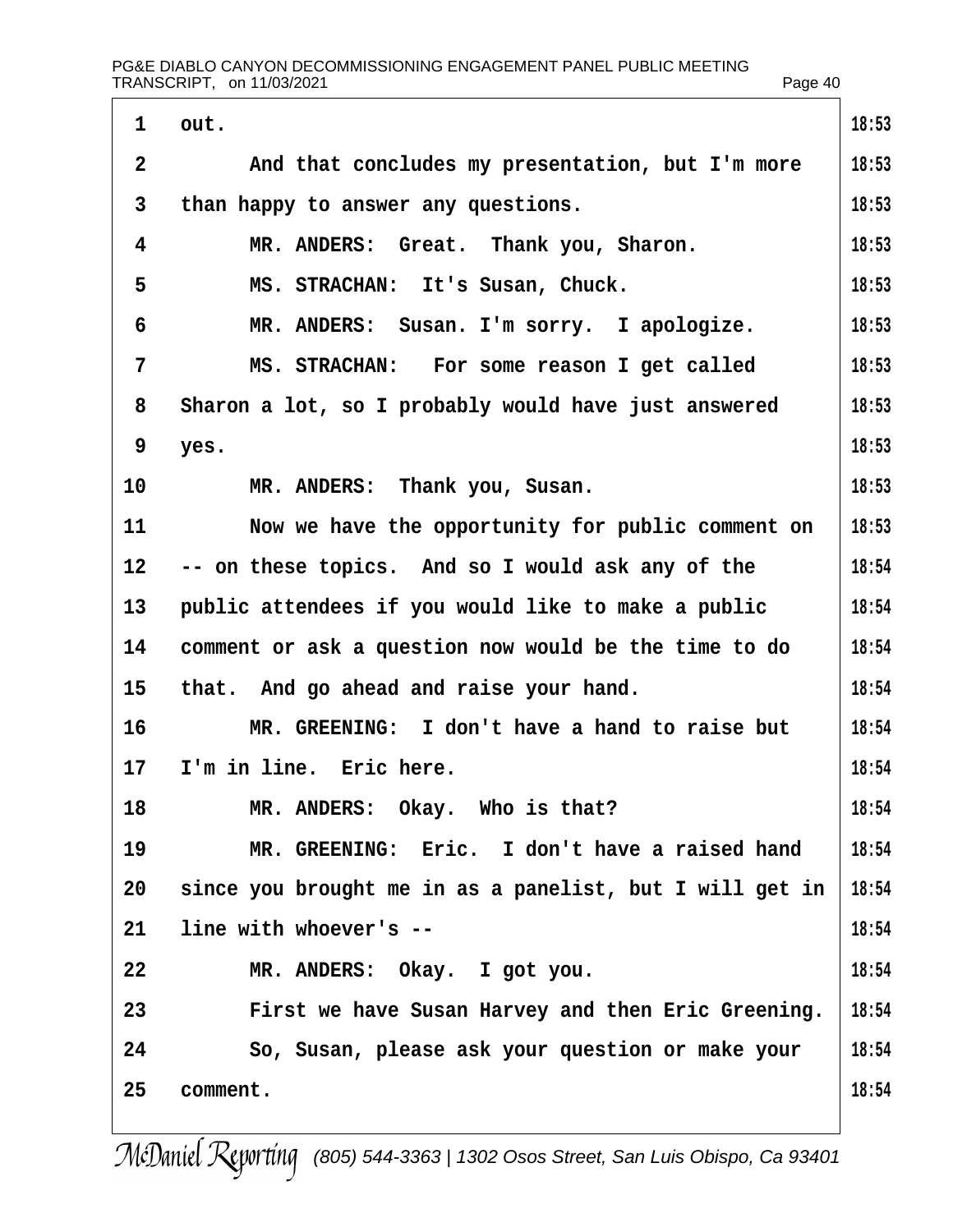1 out.

2 And that concludes my presentation, but I'm more

3 than happy to answer any questions.

4 MR. ANDERS: Great. Thank you, Sharon.

5 MS. STRACHAN: It's Susan, Chuck.

6 MR. ANDERS: Susan. I'm sorry. I apologize.

7 MS. STRACHAN: For some reason I get called

8 Sharon a lot, so I probably would have just answered

9 yes.

10 MR. ANDERS: Thank you, Susan.

11 Now we have the opportunity for public comment on

12 -- on these topics. And so I would ask any of the

13 public attendees if you would like to make a public

14 comment or ask a question now would be the time to do

15 that. And go ahead and raise your hand.

16 MR. GREENING: I don't have a hand to raise but

17 I'm in line. Eric here.

18 MR. ANDERS: Okay. Who is that?

19 MR. GREENING: Eric. I don't have a raised hand

20 since you brought me in as a panelist, but I will get in

21 line with whoever's --

22 MR. ANDERS: Okay. I got you.

23 First we have Susan Harvey and then Eric Greening.

24 So, Susan, please ask your question or make your

25 comment.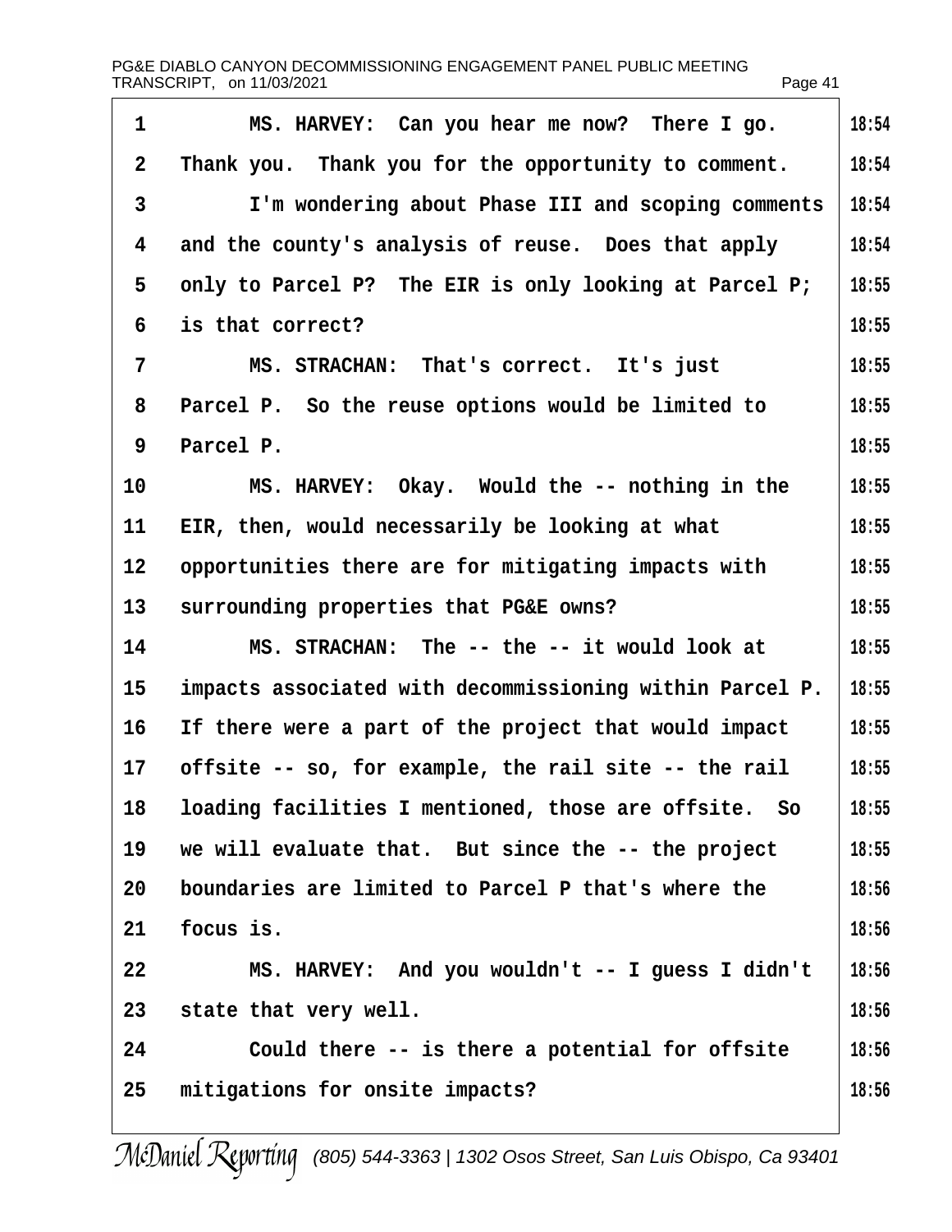MS. HARVEY: Can you hear me now? There I go. Thank you. Thank you for the opportunity to comment.

I'm wondering about Phase III and scoping comments and the county's analysis of reuse. Does that apply only to Parcel P? The EIR is only looking at Parcel P; is that correct?

MS. STRACHAN: That's correct. It's just Parcel P. So the reuse options would be limited to Parcel P.

MS. HARVEY: Okay. Would the -- nothing in the EIR, then, would necessarily be looking at what opportunities there are for mitigating impacts with surrounding properties that PG&E owns?

MS. STRACHAN: The -- the -- it would look at impacts associated with decommissioning within Parcel P. If there were a part of the project that would impact offsite -- so, for example, the rail site -- the rail loading facilities I mentioned, those are offsite. So we will evaluate that. But since the -- the project boundaries are limited to Parcel P that's where the focus is.

MS. HARVEY: And you wouldn't -- I guess I didn't state that very well.

Could there -- is there a potential for offsite mitigations for onsite impacts?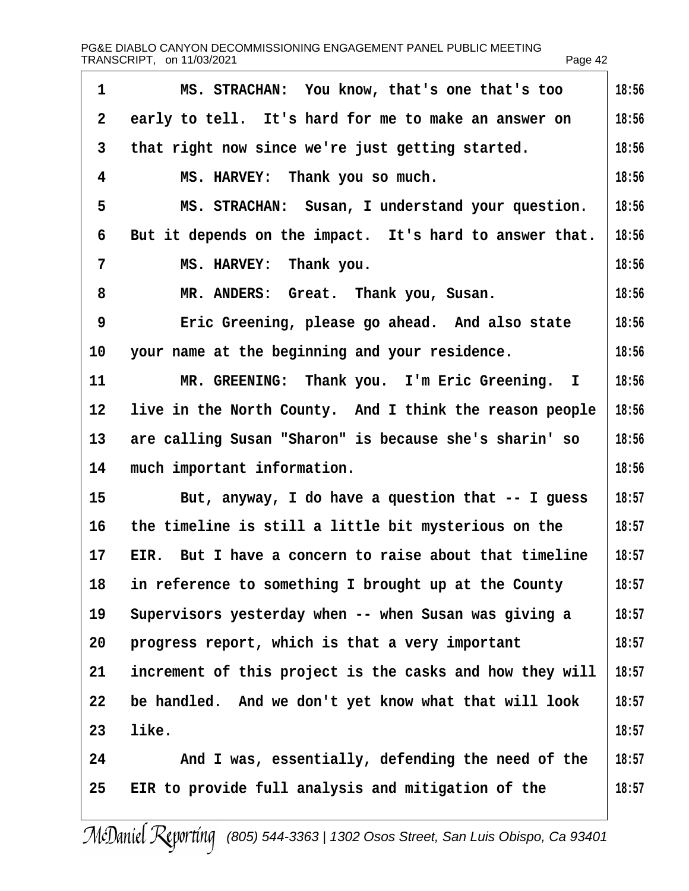MS. STRACHAN: You know, that's one that's too early to tell. It's hard for me to make an answer on that right now since we're just getting started.

MS. HARVEY: Thank you so much.

MS. STRACHAN: Susan, I understand your question. But it depends on the impact. It's hard to answer that.

MS. HARVEY: Thank you.

MR. ANDERS: Great. Thank you, Susan.

Eric Greening, please go ahead. And also state your name at the beginning and your residence.

MR. GREENING: Thank you. I'm Eric Greening. I live in the North County. And I think the reason people are calling Susan "Sharon" is because she's sharin' so much important information.

But, anyway, I do have a question that -- I guess the timeline is still a little bit mysterious on the EIR. But I have a concern to raise about that timeline in reference to something I brought up at the County Supervisors yesterday when -- when Susan was giving a progress report, which is that a very important increment of this project is the casks and how they will be handled. And we don't yet know what that will look like.

And I was, essentially, defending the need of the EIR to provide full analysis and mitigation of the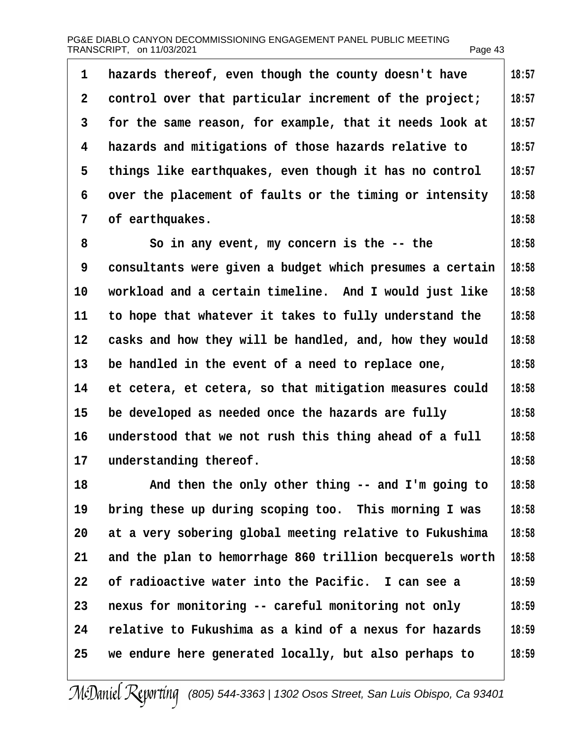hazards thereof, even though the county doesn't have control over that particular increment of the project; for the same reason, for example, that it needs look at hazards and mitigations of those hazards relative to things like earthquakes, even though it has no control over the placement of faults or the timing or intensity of earthquakes.

So in any event, my concern is the -- the consultants were given a budget which presumes a certain workload and a certain timeline. And I would just like to hope that whatever it takes to fully understand the casks and how they will be handled, and, how they would be handled in the event of a need to replace one, et cetera, et cetera, so that mitigation measures could be developed as needed once the hazards are fully understood that we not rush this thing ahead of a full understanding thereof.

And then the only other thing -- and I'm going to bring these up during scoping too. This morning I was at a very sobering global meeting relative to Fukushima and the plan to hemorrhage 860 trillion becquerels worth of radioactive water into the Pacific. I can see a nexus for monitoring -- careful monitoring not only relative to Fukushima as a kind of a nexus for hazards we endure here generated locally, but also perhaps to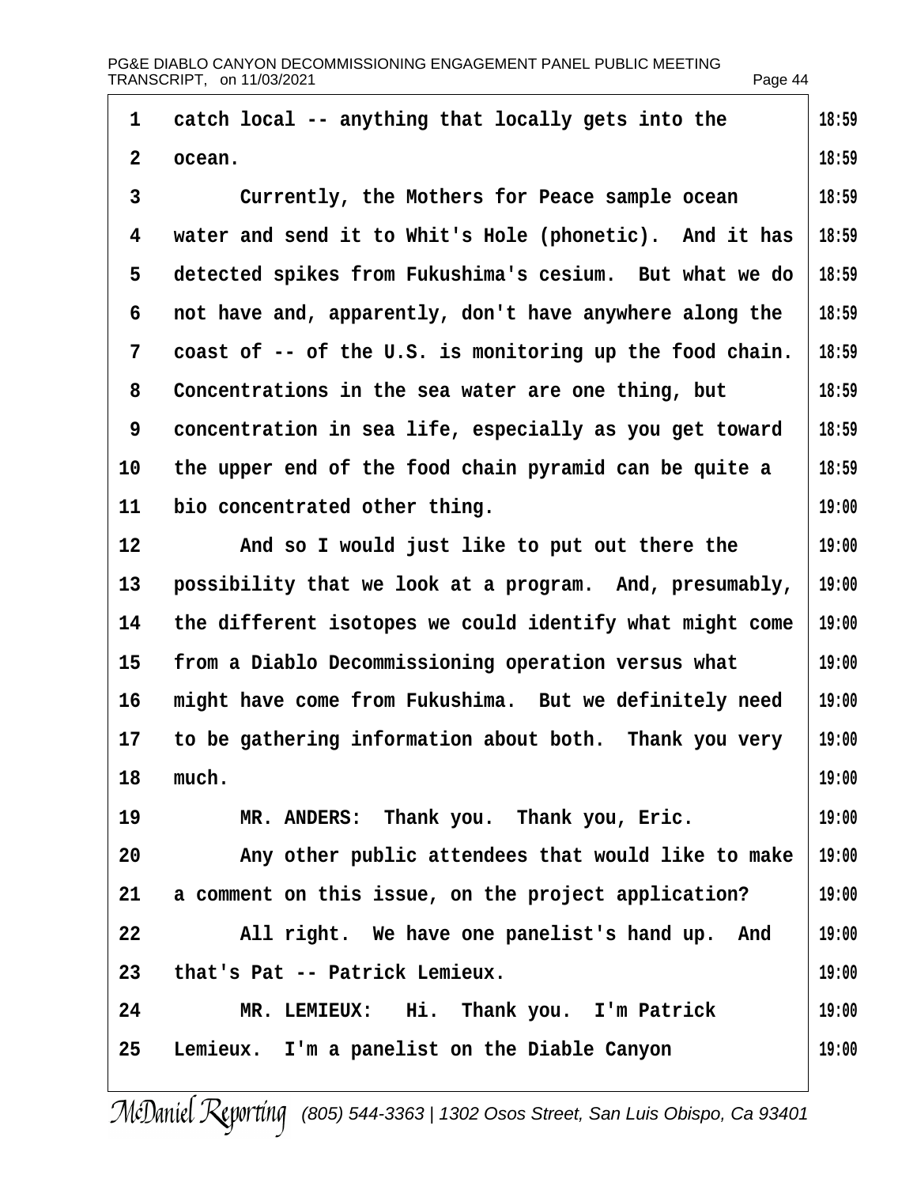1 catch local -- anything that locally gets into the ocean. 18:59

3 Currently, the Mothers for Peace sample ocean water and send it to Whit's Hole (phonetic). And it has detected spikes from Fukushima's cesium. But what we do not have and, apparently, don't have anywhere along the coast of -- of the U.S. is monitoring up the food chain. Concentrations in the sea water are one thing, but concentration in sea life, especially as you get toward the upper end of the food chain pyramid can be quite a bio concentrated other thing.

12 And so I would just like to put out there the possibility that we look at a program. And, presumably, the different isotopes we could identify what might come from a Diablo Decommissioning operation versus what might have come from Fukushima. But we definitely need to be gathering information about both. Thank you very much.

19 MR. ANDERS: Thank you. Thank you, Eric.

20 Any other public attendees that would like to make a comment on this issue, on the project application?

22 All right. We have one panelist's hand up. And that's Pat -- Patrick Lemieux.

24 MR. LEMIEUX: Hi. Thank you. I'm Patrick Lemieux. I'm a panelist on the Diable Canyon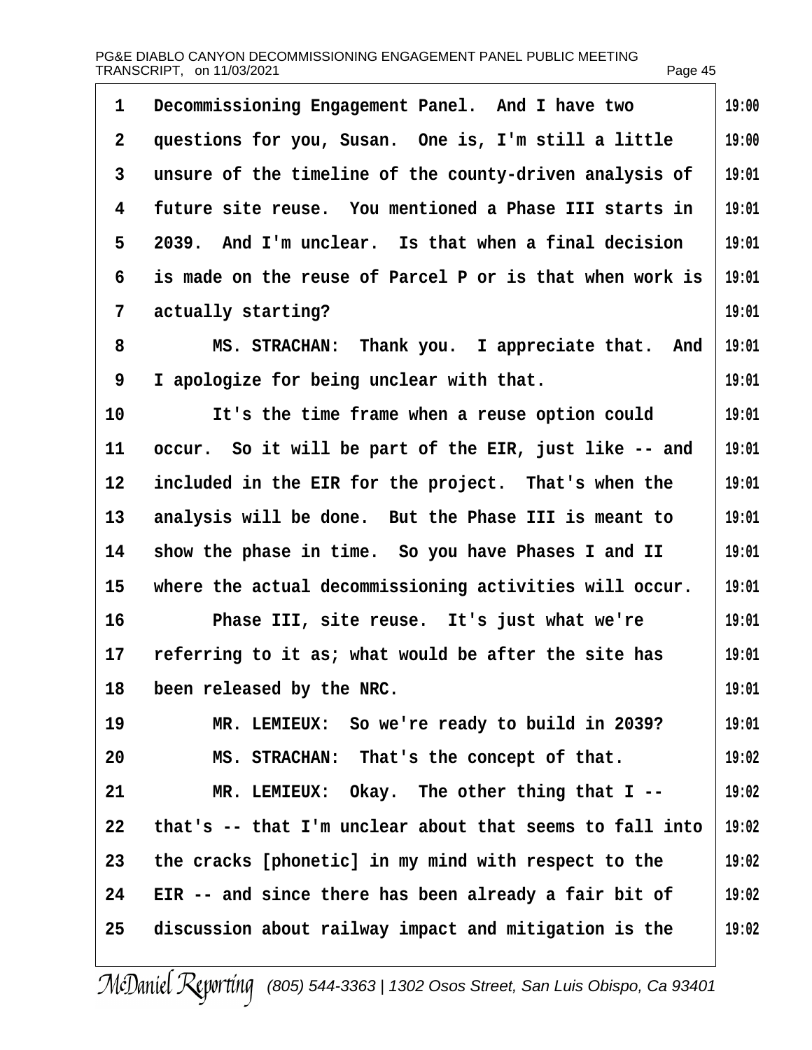Decommissioning Engagement Panel. And I have two questions for you, Susan. One is, I'm still a little unsure of the timeline of the county-driven analysis of future site reuse. You mentioned a Phase III starts in 2039. And I'm unclear. Is that when a final decision is made on the reuse of Parcel P or is that when work is actually starting?

MS. STRACHAN: Thank you. I appreciate that. And I apologize for being unclear with that.

It's the time frame when a reuse option could occur. So it will be part of the EIR, just like -- and included in the EIR for the project. That's when the analysis will be done. But the Phase III is meant to show the phase in time. So you have Phases I and II where the actual decommissioning activities will occur.

Phase III, site reuse. It's just what we're referring to it as; what would be after the site has been released by the NRC.

MR. LEMIEUX: So we're ready to build in 2039?

MS. STRACHAN: That's the concept of that.

MR. LEMIEUX: Okay. The other thing that I -- that's -- that I'm unclear about that seems to fall into the cracks [phonetic] in my mind with respect to the EIR -- and since there has been already a fair bit of discussion about railway impact and mitigation is the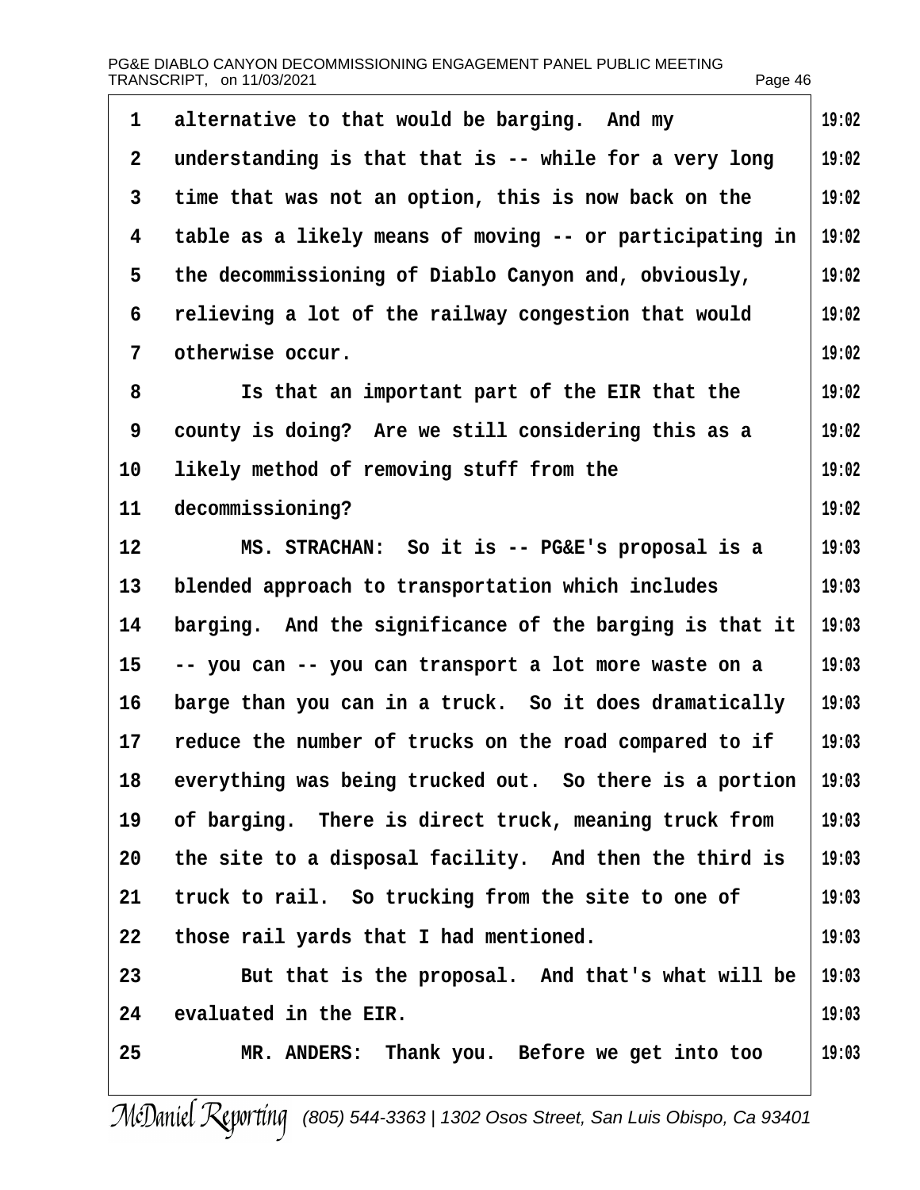alternative to that would be barging. And my understanding is that that is -- while for a very long time that was not an option, this is now back on the table as a likely means of moving -- or participating in the decommissioning of Diablo Canyon and, obviously, relieving a lot of the railway congestion that would otherwise occur.

Is that an important part of the EIR that the county is doing? Are we still considering this as a likely method of removing stuff from the decommissioning?

MS. STRACHAN: So it is -- PG&E's proposal is a blended approach to transportation which includes barging. And the significance of the barging is that it -- you can -- you can transport a lot more waste on a barge than you can in a truck. So it does dramatically reduce the number of trucks on the road compared to if everything was being trucked out. So there is a portion of barging. There is direct truck, meaning truck from the site to a disposal facility. And then the third is truck to rail. So trucking from the site to one of those rail yards that I had mentioned.

But that is the proposal. And that's what will be evaluated in the EIR.

MR. ANDERS: Thank you. Before we get into too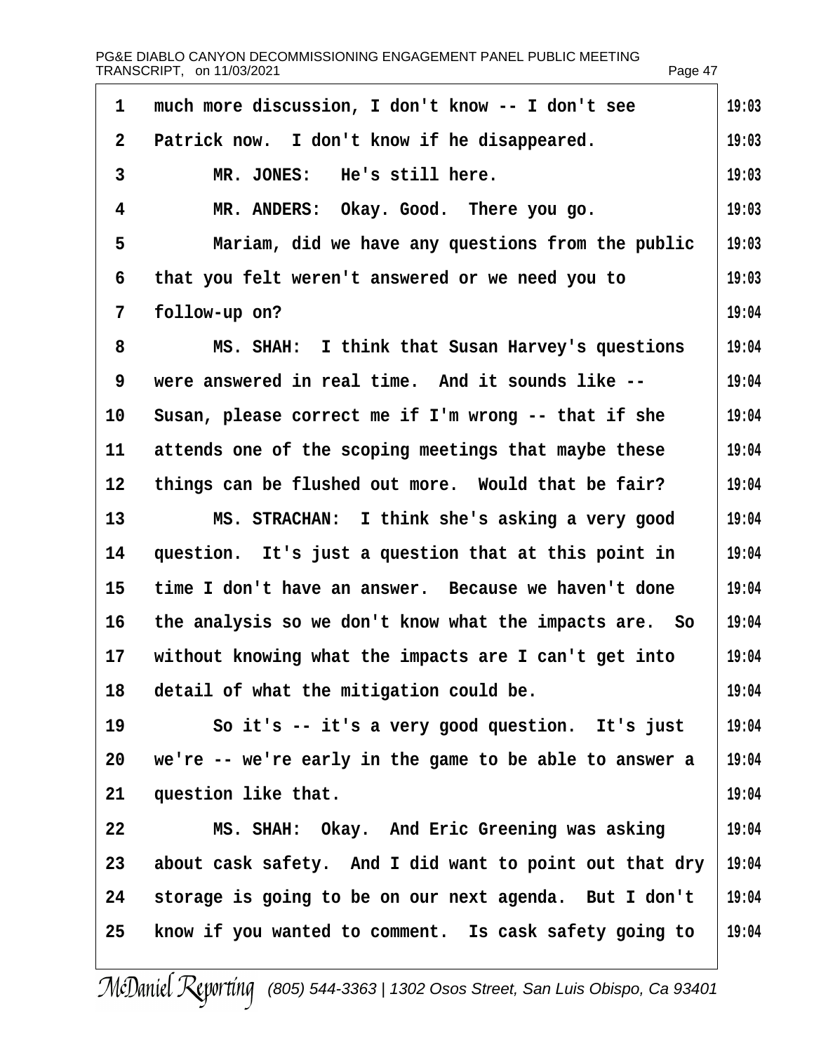much more discussion, I don't know -- I don't see Patrick now. I don't know if he disappeared.

MR. JONES: He's still here.

MR. ANDERS: Okay. Good. There you go.

Mariam, did we have any questions from the public that you felt weren't answered or we need you to follow-up on?

MS. SHAH: I think that Susan Harvey's questions were answered in real time. And it sounds like -- Susan, please correct me if I'm wrong -- that if she attends one of the scoping meetings that maybe these things can be flushed out more. Would that be fair?

MS. STRACHAN: I think she's asking a very good question. It's just a question that at this point in time I don't have an answer. Because we haven't done the analysis so we don't know what the impacts are. So without knowing what the impacts are I can't get into detail of what the mitigation could be.

So it's -- it's a very good question. It's just we're -- we're early in the game to be able to answer a question like that.

MS. SHAH: Okay. And Eric Greening was asking about cask safety. And I did want to point out that dry storage is going to be on our next agenda. But I don't know if you wanted to comment. Is cask safety going to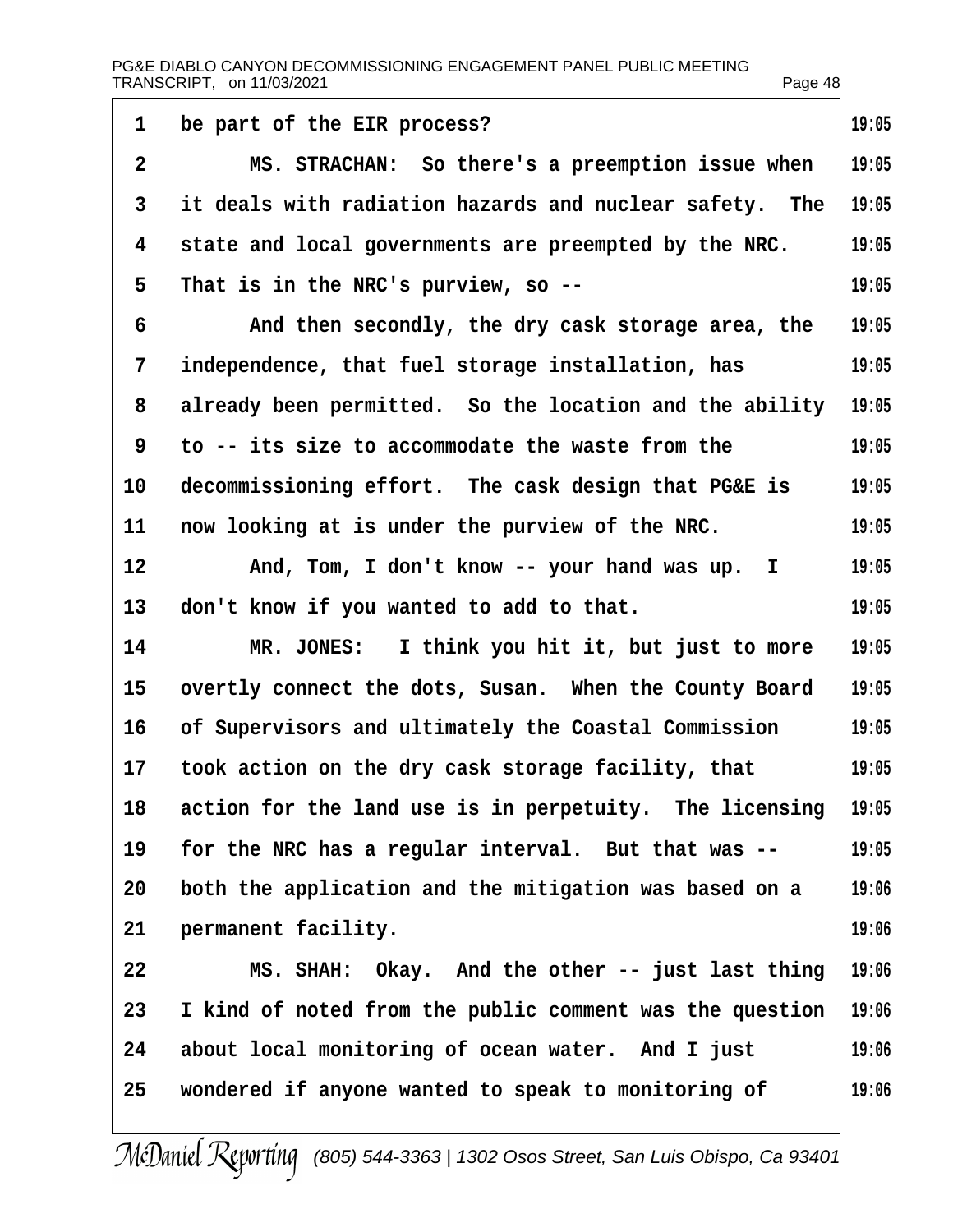1 be part of the EIR process? 19:05

2 MS. STRACHAN: So there's a preemption issue when 19:05

3 it deals with radiation hazards and nuclear safety. The 19:05

4 state and local governments are preempted by the NRC. 19:05

5 That is in the NRC's purview, so -- 19:05

6 And then secondly, the dry cask storage area, the 19:05

7 independence, that fuel storage installation, has 19:05

8 already been permitted. So the location and the ability 19:05

9 to -- its size to accommodate the waste from the 19:05

10 decommissioning effort. The cask design that PG&E is 19:05

11 now looking at is under the purview of the NRC. 19:05

12 And, Tom, I don't know -- your hand was up. I 19:05

13 don't know if you wanted to add to that. 19:05

14 MR. JONES: I think you hit it, but just to more 19:05

15 overtly connect the dots, Susan. When the County Board 19:05

16 of Supervisors and ultimately the Coastal Commission 19:05

17 took action on the dry cask storage facility, that 19:05

18 action for the land use is in perpetuity. The licensing 19:05

19 for the NRC has a regular interval. But that was -- 19:05

20 both the application and the mitigation was based on a 19:06

21 permanent facility. 19:06

22 MS. SHAH: Okay. And the other -- just last thing 19:06

23 I kind of noted from the public comment was the question 19:06

24 about local monitoring of ocean water. And I just 19:06

25 wondered if anyone wanted to speak to monitoring of 19:06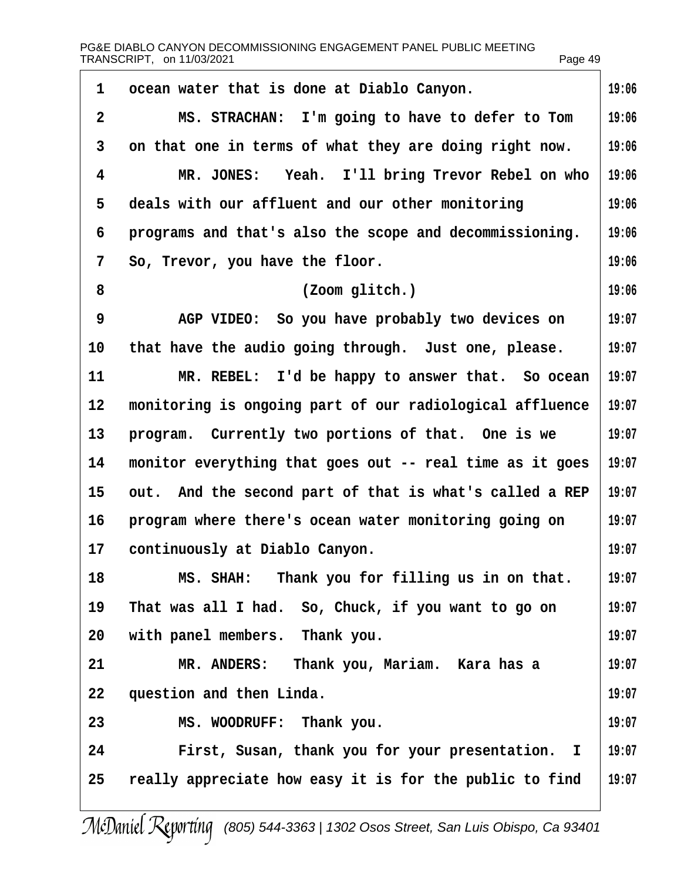1 ocean water that is done at Diablo Canyon. 19:06

2 MS. STRACHAN: I'm going to have to defer to Tom 19:06

3 on that one in terms of what they are doing right now. 19:06

4 MR. JONES: Yeah. I'll bring Trevor Rebel on who 19:06

5 deals with our affluent and our other monitoring 19:06

6 programs and that's also the scope and decommissioning. 19:06

7 So, Trevor, you have the floor. 19:06

8 (Zoom glitch.) 19:06

9 AGP VIDEO: So you have probably two devices on 19:07

10 that have the audio going through. Just one, please. 19:07

11 MR. REBEL: I'd be happy to answer that. So ocean 19:07

12 monitoring is ongoing part of our radiological affluence 19:07

13 program. Currently two portions of that. One is we 19:07

14 monitor everything that goes out -- real time as it goes 19:07

15 out. And the second part of that is what's called a REP 19:07

16 program where there's ocean water monitoring going on 19:07

17 continuously at Diablo Canyon. 19:07

18 MS. SHAH: Thank you for filling us in on that. 19:07

19 That was all I had. So, Chuck, if you want to go on 19:07

20 with panel members. Thank you. 19:07

21 MR. ANDERS: Thank you, Mariam. Kara has a 19:07

22 question and then Linda. 19:07

23 MS. WOODRUFF: Thank you. 19:07

24 First, Susan, thank you for your presentation. I 19:07

25 really appreciate how easy it is for the public to find 19:07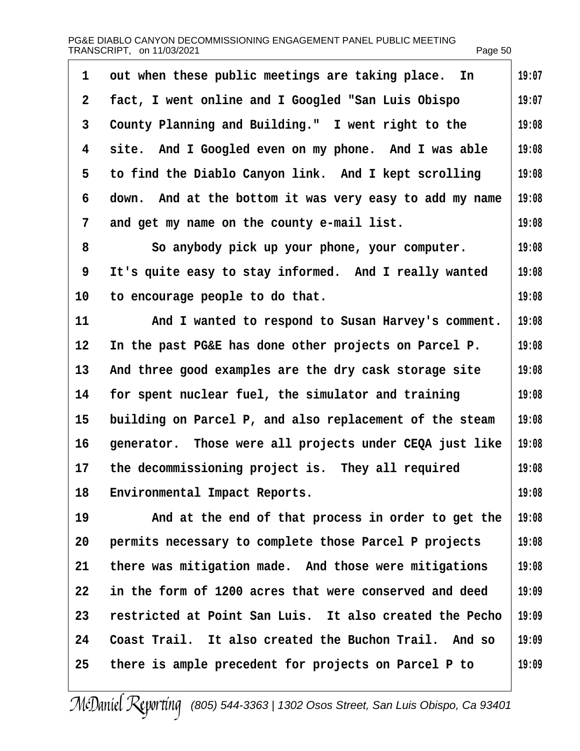out when these public meetings are taking place. In fact, I went online and I Googled "San Luis Obispo County Planning and Building." I went right to the site. And I Googled even on my phone. And I was able to find the Diablo Canyon link. And I kept scrolling down. And at the bottom it was very easy to add my name and get my name on the county e-mail list.

So anybody pick up your phone, your computer. It's quite easy to stay informed. And I really wanted to encourage people to do that.

And I wanted to respond to Susan Harvey's comment. In the past PG&E has done other projects on Parcel P. And three good examples are the dry cask storage site for spent nuclear fuel, the simulator and training building on Parcel P, and also replacement of the steam generator. Those were all projects under CEQA just like the decommissioning project is. They all required Environmental Impact Reports.

And at the end of that process in order to get the permits necessary to complete those Parcel P projects there was mitigation made. And those were mitigations in the form of 1200 acres that were conserved and deed restricted at Point San Luis. It also created the Pecho Coast Trail. It also created the Buchon Trail. And so there is ample precedent for projects on Parcel P to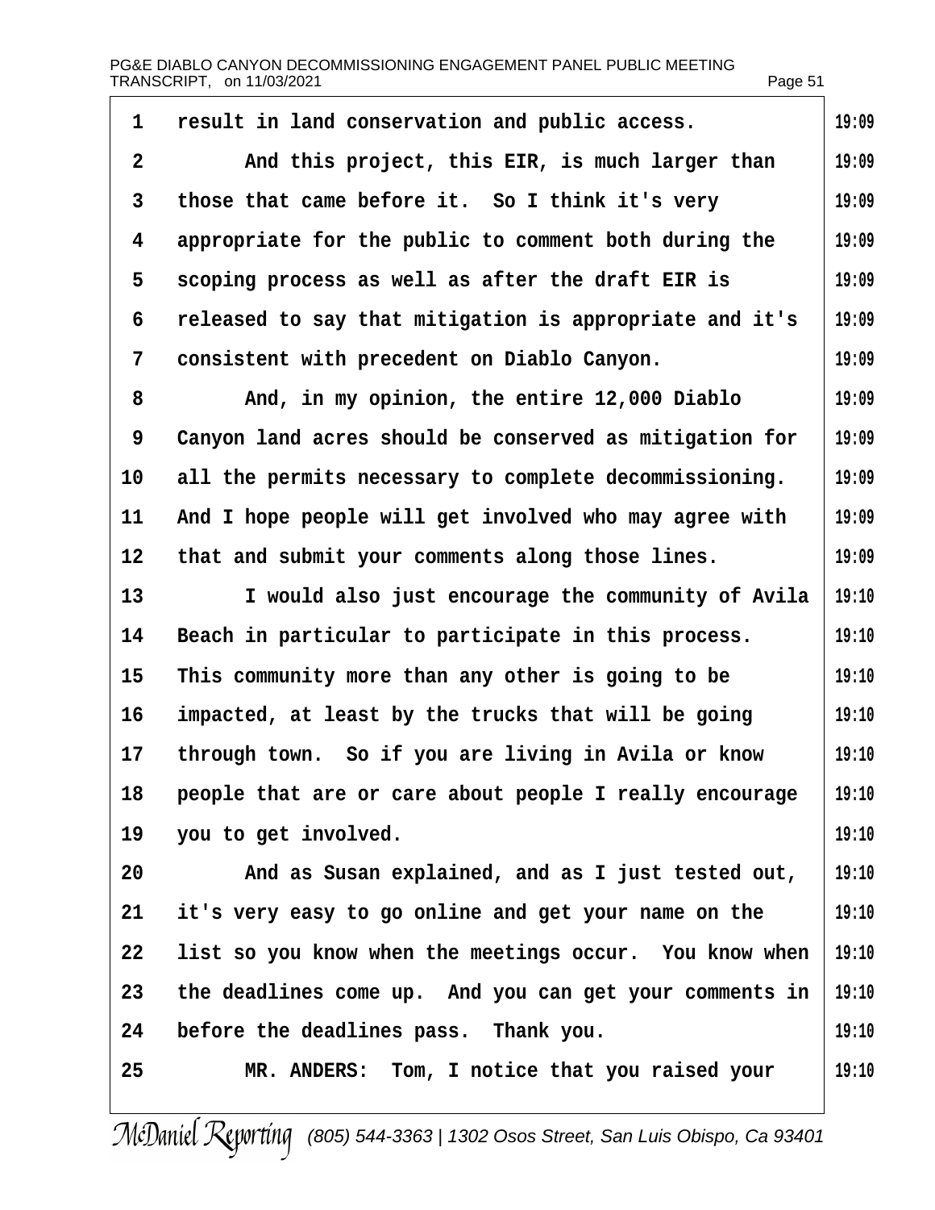result in land conservation and public access.

And this project, this EIR, is much larger than those that came before it. So I think it's very appropriate for the public to comment both during the scoping process as well as after the draft EIR is released to say that mitigation is appropriate and it's consistent with precedent on Diablo Canyon.

And, in my opinion, the entire 12,000 Diablo Canyon land acres should be conserved as mitigation for all the permits necessary to complete decommissioning. And I hope people will get involved who may agree with that and submit your comments along those lines.

I would also just encourage the community of Avila Beach in particular to participate in this process. This community more than any other is going to be impacted, at least by the trucks that will be going through town. So if you are living in Avila or know people that are or care about people I really encourage you to get involved.

And as Susan explained, and as I just tested out, it's very easy to go online and get your name on the list so you know when the meetings occur. You know when the deadlines come up. And you can get your comments in before the deadlines pass. Thank you.

MR. ANDERS: Tom, I notice that you raised your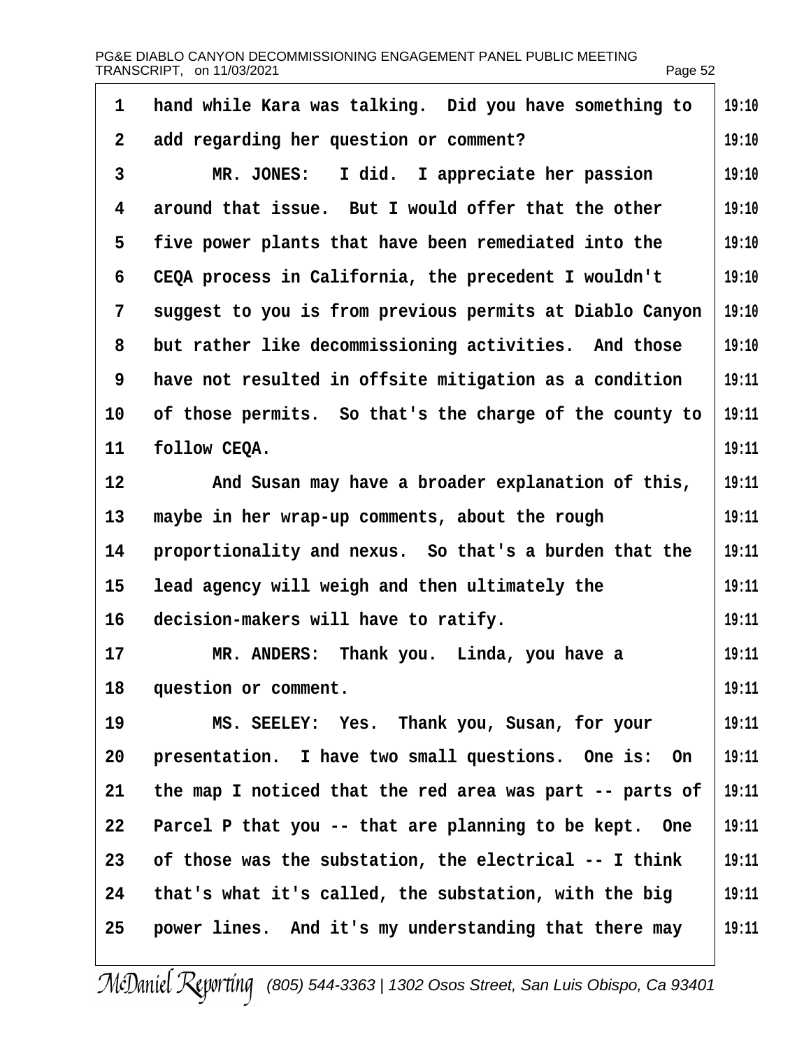hand while Kara was talking. Did you have something to add regarding her question or comment?

MR. JONES: I did. I appreciate her passion around that issue. But I would offer that the other five power plants that have been remediated into the CEQA process in California, the precedent I wouldn't suggest to you is from previous permits at Diablo Canyon but rather like decommissioning activities. And those have not resulted in offsite mitigation as a condition of those permits. So that's the charge of the county to follow CEQA.

And Susan may have a broader explanation of this, maybe in her wrap-up comments, about the rough proportionality and nexus. So that's a burden that the lead agency will weigh and then ultimately the decision-makers will have to ratify.

MR. ANDERS: Thank you. Linda, you have a question or comment.

MS. SEELEY: Yes. Thank you, Susan, for your presentation. I have two small questions. One is: On the map I noticed that the red area was part -- parts of Parcel P that you -- that are planning to be kept. One of those was the substation, the electrical -- I think that's what it's called, the substation, with the big power lines. And it's my understanding that there may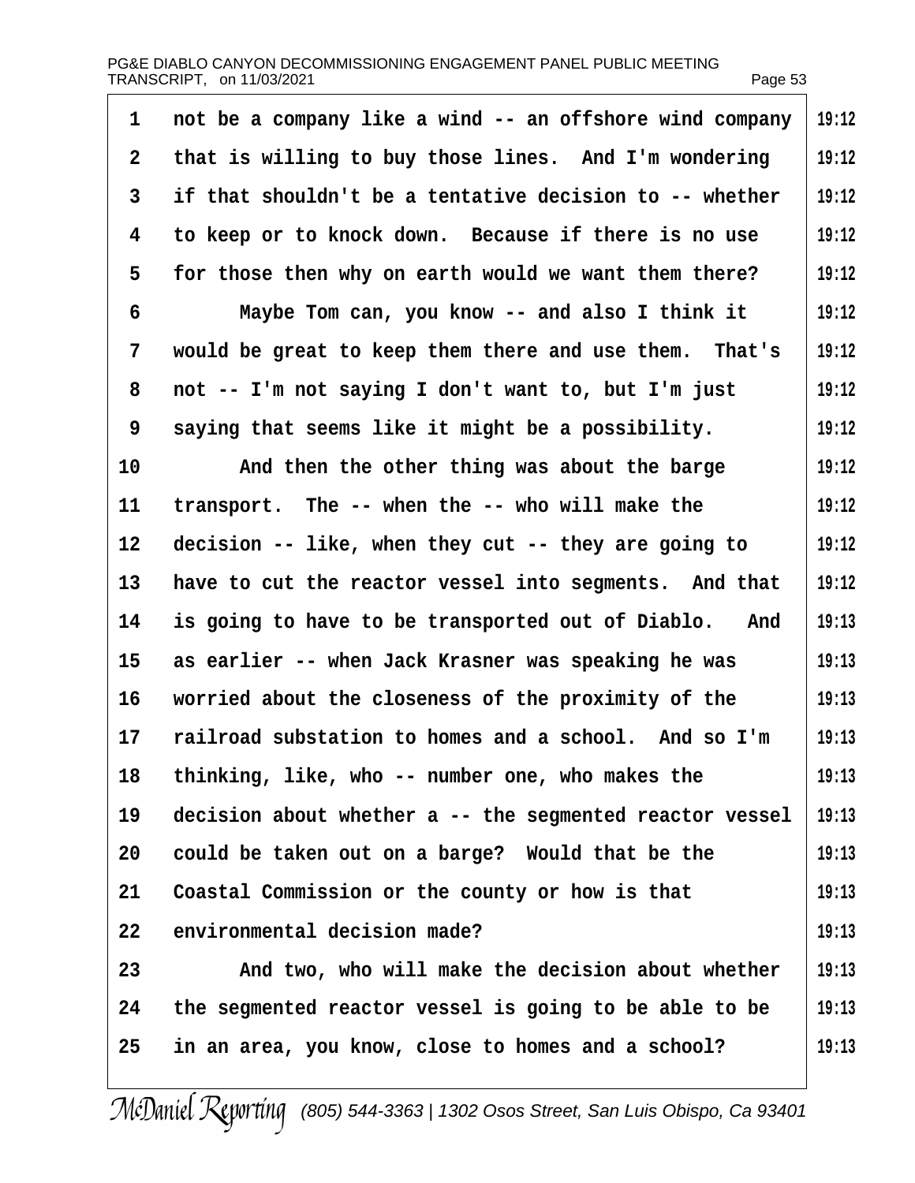not be a company like a wind -- an offshore wind company that is willing to buy those lines. And I'm wondering if that shouldn't be a tentative decision to -- whether to keep or to knock down. Because if there is no use for those then why on earth would we want them there?

Maybe Tom can, you know -- and also I think it would be great to keep them there and use them. That's not -- I'm not saying I don't want to, but I'm just saying that seems like it might be a possibility.

And then the other thing was about the barge transport. The -- when the -- who will make the decision -- like, when they cut -- they are going to have to cut the reactor vessel into segments. And that is going to have to be transported out of Diablo. And as earlier -- when Jack Krasner was speaking he was worried about the closeness of the proximity of the railroad substation to homes and a school. And so I'm thinking, like, who -- number one, who makes the decision about whether a -- the segmented reactor vessel could be taken out on a barge? Would that be the Coastal Commission or the county or how is that environmental decision made?

And two, who will make the decision about whether the segmented reactor vessel is going to be able to be in an area, you know, close to homes and a school?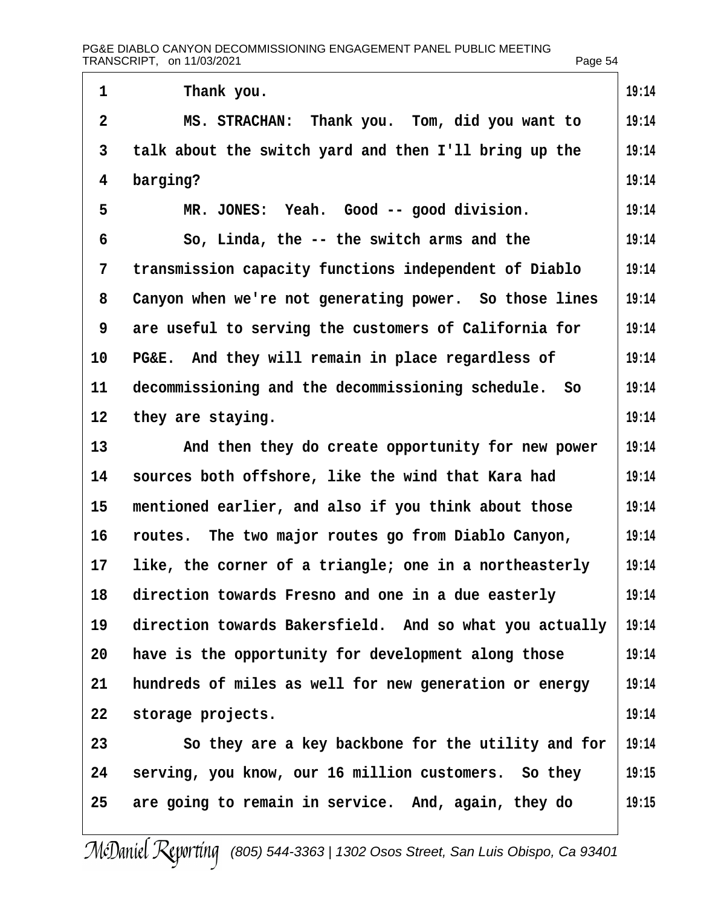Thank you.

MS. STRACHAN: Thank you. Tom, did you want to talk about the switch yard and then I'll bring up the barging?

MR. JONES: Yeah. Good -- good division.

So, Linda, the -- the switch arms and the transmission capacity functions independent of Diablo Canyon when we're not generating power. So those lines are useful to serving the customers of California for PG&E. And they will remain in place regardless of decommissioning and the decommissioning schedule. So they are staying.

And then they do create opportunity for new power sources both offshore, like the wind that Kara had mentioned earlier, and also if you think about those routes. The two major routes go from Diablo Canyon, like, the corner of a triangle; one in a northeasterly direction towards Fresno and one in a due easterly direction towards Bakersfield. And so what you actually have is the opportunity for development along those hundreds of miles as well for new generation or energy storage projects.

So they are a key backbone for the utility and for serving, you know, our 16 million customers. So they are going to remain in service. And, again, they do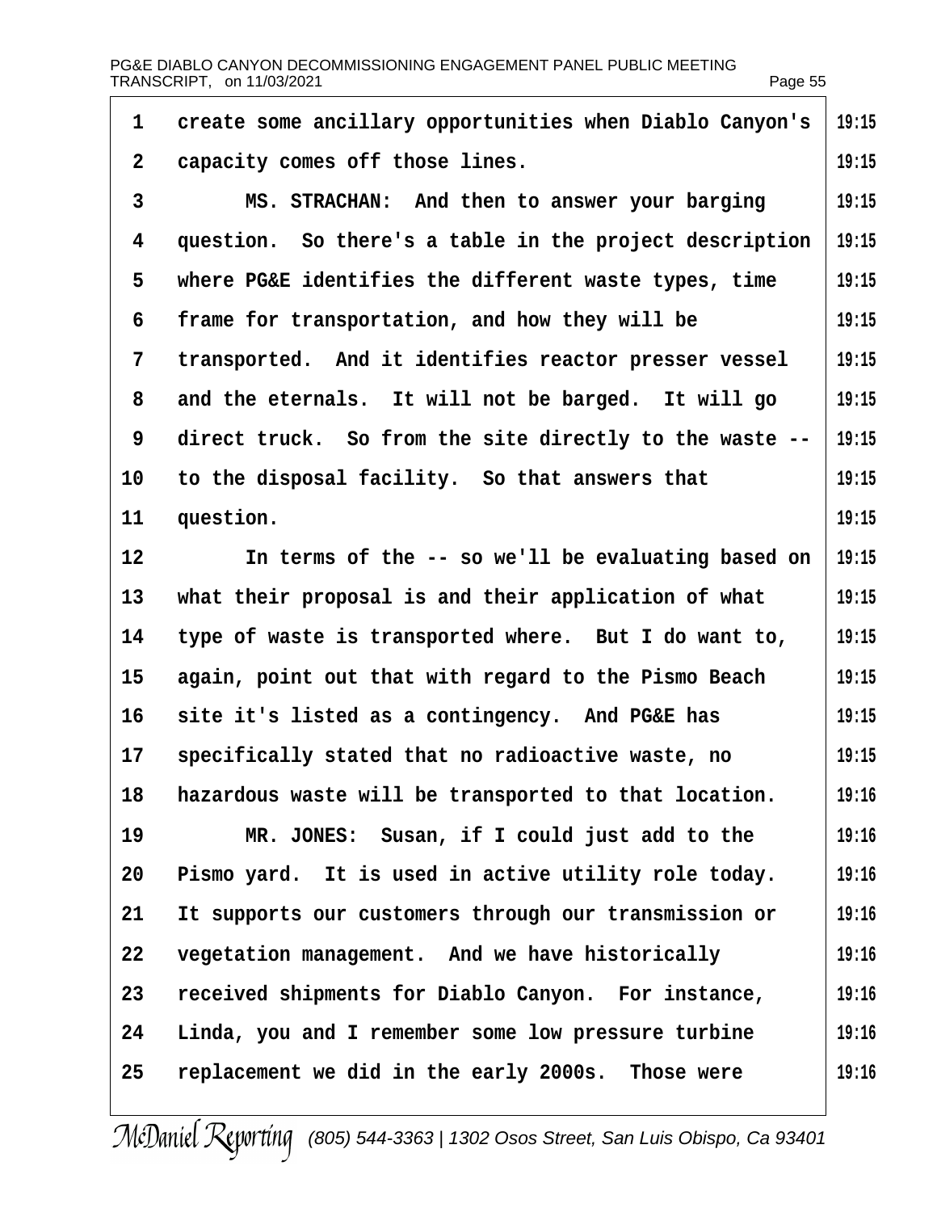create some ancillary opportunities when Diablo Canyon's capacity comes off those lines.

MS. STRACHAN: And then to answer your barging question. So there's a table in the project description where PG&E identifies the different waste types, time frame for transportation, and how they will be transported. And it identifies reactor presser vessel and the eternals. It will not be barged. It will go direct truck. So from the site directly to the waste -- to the disposal facility. So that answers that question.

In terms of the -- so we'll be evaluating based on what their proposal is and their application of what type of waste is transported where. But I do want to, again, point out that with regard to the Pismo Beach site it's listed as a contingency. And PG&E has specifically stated that no radioactive waste, no hazardous waste will be transported to that location.

MR. JONES: Susan, if I could just add to the Pismo yard. It is used in active utility role today. It supports our customers through our transmission or vegetation management. And we have historically received shipments for Diablo Canyon. For instance, Linda, you and I remember some low pressure turbine replacement we did in the early 2000s. Those were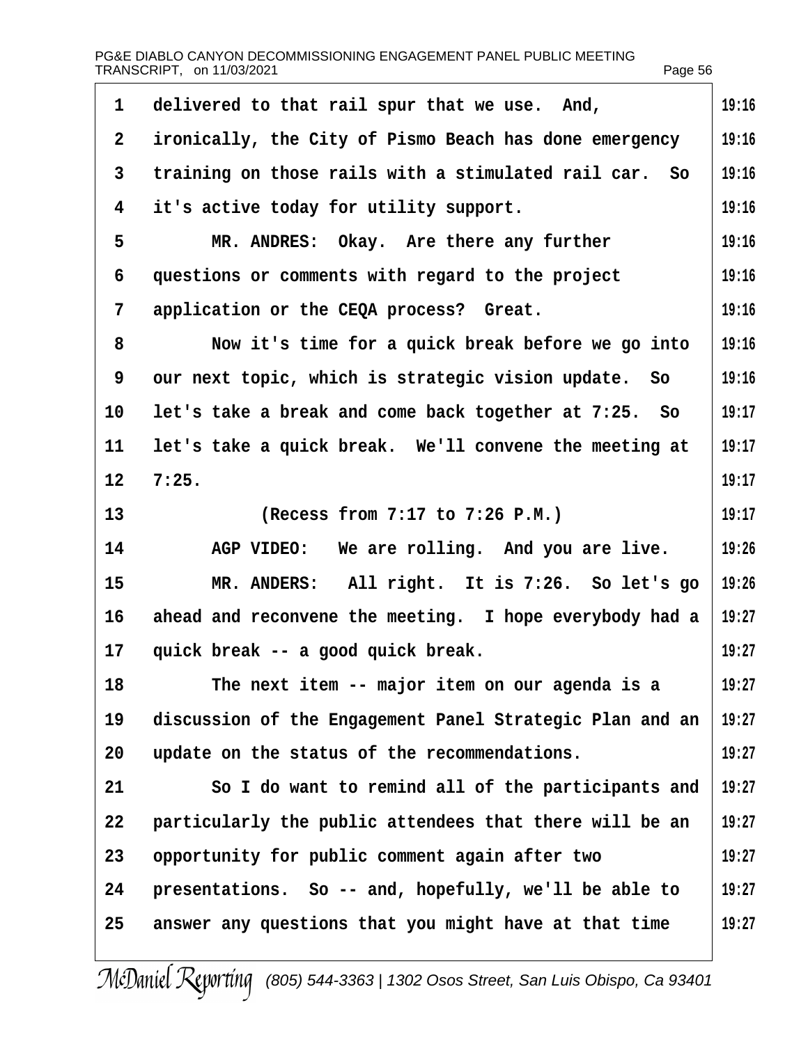1 delivered to that rail spur that we use. And, 19:16
2 ironically, the City of Pismo Beach has done emergency 19:16
3 training on those rails with a stimulated rail car. So 19:16
4 it's active today for utility support. 19:16
5 MR. ANDRES: Okay. Are there any further 19:16
6 questions or comments with regard to the project 19:16
7 application or the CEQA process? Great. 19:16
8 Now it's time for a quick break before we go into 19:16
9 our next topic, which is strategic vision update. So 19:16
10 let's take a break and come back together at 7:25. So 19:17
11 let's take a quick break. We'll convene the meeting at 19:17
12 7:25. 19:17
13 (Recess from 7:17 to 7:26 P.M.) 19:17
14 AGP VIDEO: We are rolling. And you are live. 19:26
15 MR. ANDERS: All right. It is 7:26. So let's go 19:26
16 ahead and reconvene the meeting. I hope everybody had a 19:27
17 quick break -- a good quick break. 19:27
18 The next item -- major item on our agenda is a 19:27
19 discussion of the Engagement Panel Strategic Plan and an 19:27
20 update on the status of the recommendations. 19:27
21 So I do want to remind all of the participants and 19:27
22 particularly the public attendees that there will be an 19:27
23 opportunity for public comment again after two 19:27
24 presentations. So -- and, hopefully, we'll be able to 19:27
25 answer any questions that you might have at that time 19:27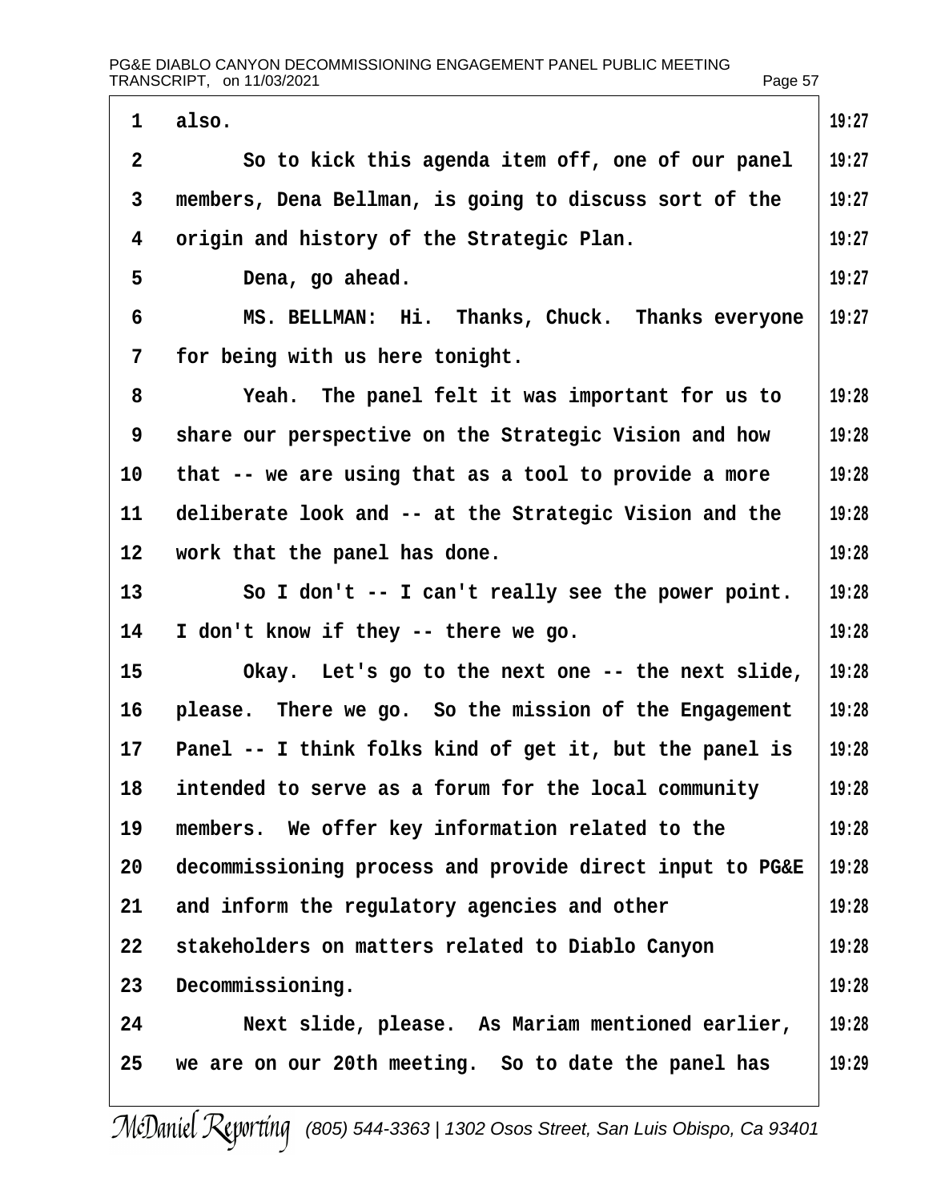also.

So to kick this agenda item off, one of our panel members, Dena Bellman, is going to discuss sort of the origin and history of the Strategic Plan.

Dena, go ahead.

MS. BELLMAN: Hi. Thanks, Chuck. Thanks everyone for being with us here tonight.

Yeah. The panel felt it was important for us to share our perspective on the Strategic Vision and how that -- we are using that as a tool to provide a more deliberate look and -- at the Strategic Vision and the work that the panel has done.

So I don't -- I can't really see the power point. I don't know if they -- there we go.

Okay. Let's go to the next one -- the next slide, please. There we go. So the mission of the Engagement Panel -- I think folks kind of get it, but the panel is intended to serve as a forum for the local community members. We offer key information related to the decommissioning process and provide direct input to PG&E and inform the regulatory agencies and other stakeholders on matters related to Diablo Canyon Decommissioning.

Next slide, please. As Mariam mentioned earlier, we are on our 20th meeting. So to date the panel has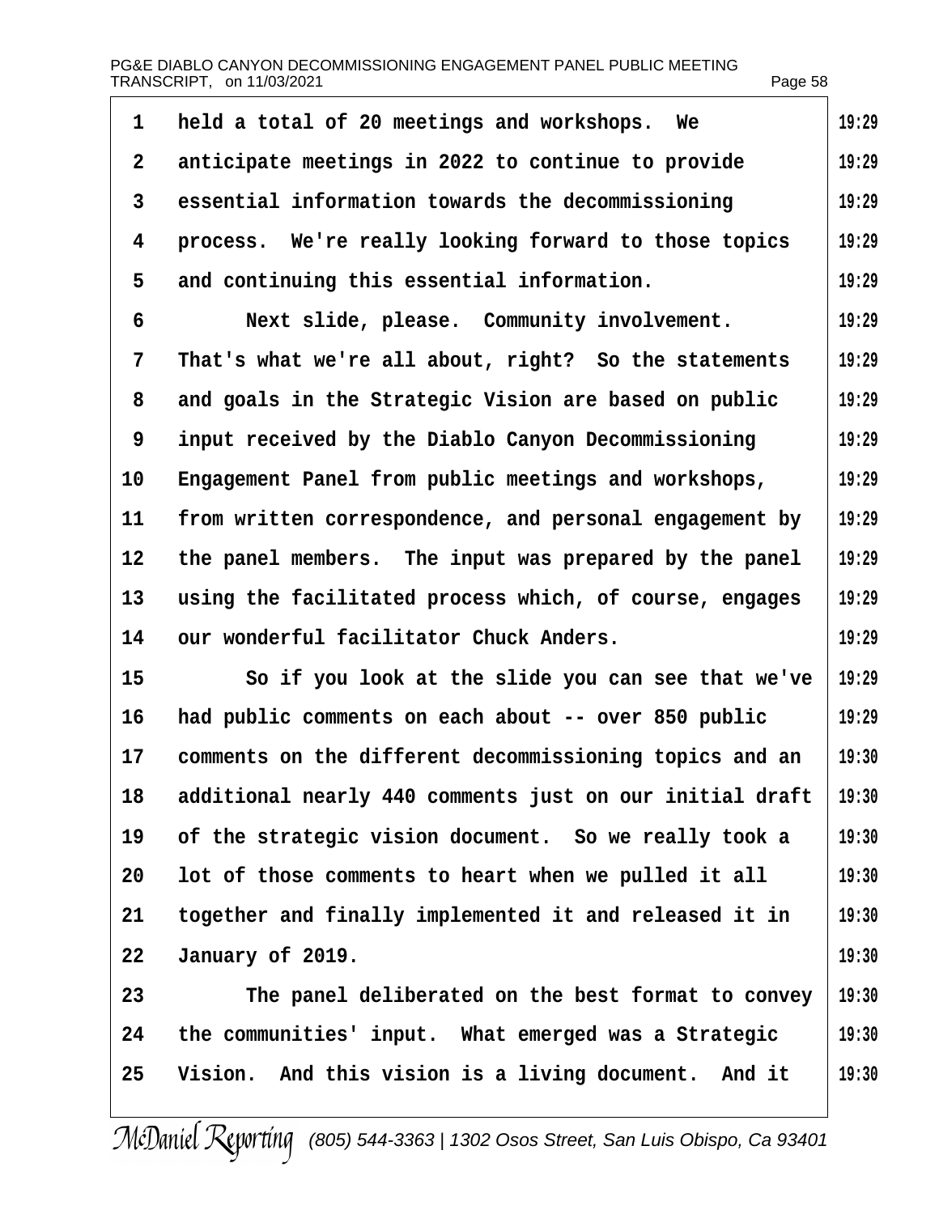held a total of 20 meetings and workshops. We anticipate meetings in 2022 to continue to provide essential information towards the decommissioning process. We're really looking forward to those topics and continuing this essential information.

Next slide, please. Community involvement. That's what we're all about, right? So the statements and goals in the Strategic Vision are based on public input received by the Diablo Canyon Decommissioning Engagement Panel from public meetings and workshops, from written correspondence, and personal engagement by the panel members. The input was prepared by the panel using the facilitated process which, of course, engages our wonderful facilitator Chuck Anders.

So if you look at the slide you can see that we've had public comments on each about -- over 850 public comments on the different decommissioning topics and an additional nearly 440 comments just on our initial draft of the strategic vision document. So we really took a lot of those comments to heart when we pulled it all together and finally implemented it and released it in January of 2019.

The panel deliberated on the best format to convey the communities' input. What emerged was a Strategic Vision. And this vision is a living document. And it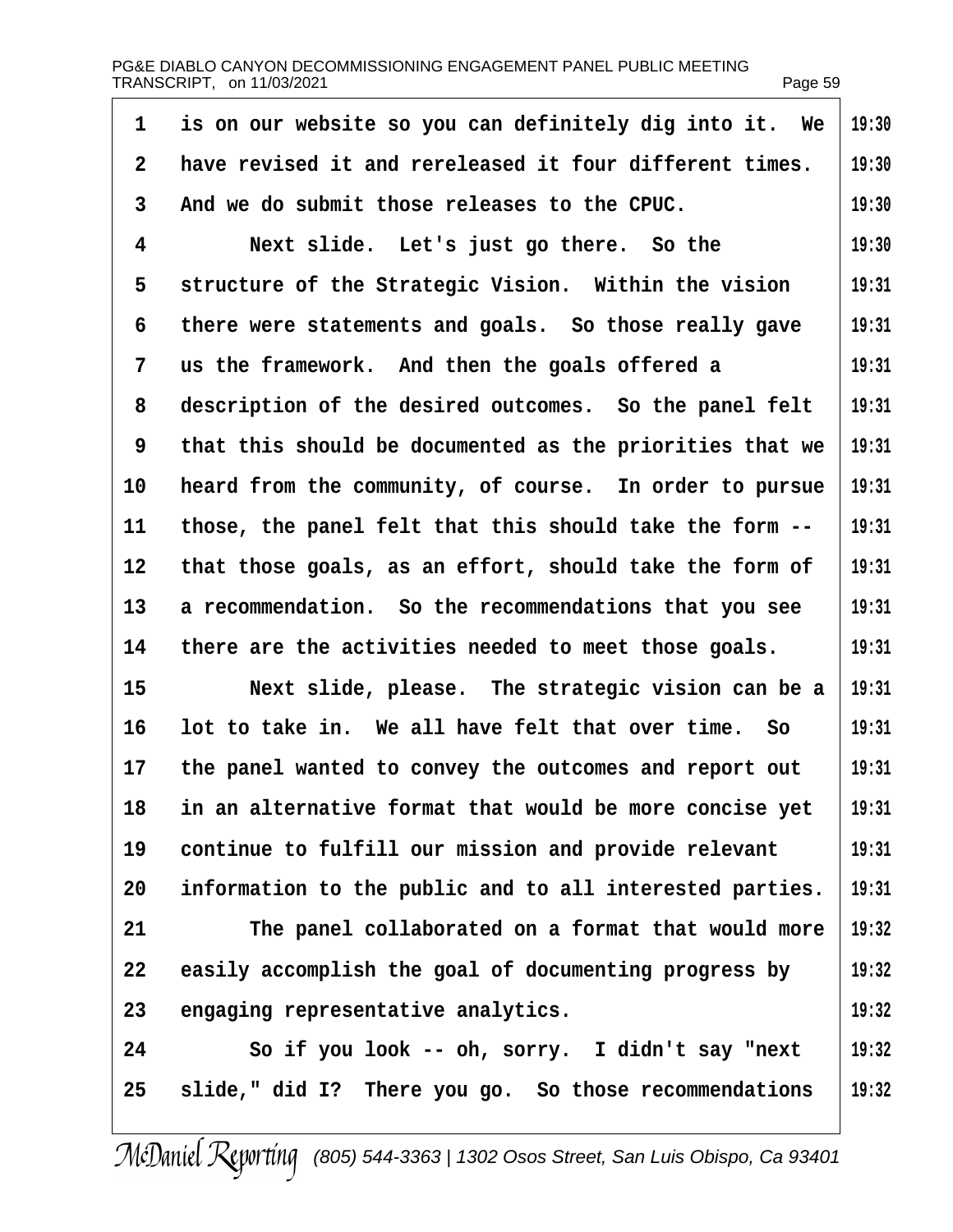1 is on our website so you can definitely dig into it. We 19:30
2 have revised it and rereleased it four different times. 19:30
3 And we do submit those releases to the CPUC. 19:30
4 Next slide. Let's just go there. So the 19:30
5 structure of the Strategic Vision. Within the vision 19:31
6 there were statements and goals. So those really gave 19:31
7 us the framework. And then the goals offered a 19:31
8 description of the desired outcomes. So the panel felt 19:31
9 that this should be documented as the priorities that we 19:31
10 heard from the community, of course. In order to pursue 19:31
11 those, the panel felt that this should take the form -- 19:31
12 that those goals, as an effort, should take the form of 19:31
13 a recommendation. So the recommendations that you see 19:31
14 there are the activities needed to meet those goals. 19:31
15 Next slide, please. The strategic vision can be a 19:31
16 lot to take in. We all have felt that over time. So 19:31
17 the panel wanted to convey the outcomes and report out 19:31
18 in an alternative format that would be more concise yet 19:31
19 continue to fulfill our mission and provide relevant 19:31
20 information to the public and to all interested parties. 19:31
21 The panel collaborated on a format that would more 19:32
22 easily accomplish the goal of documenting progress by 19:32
23 engaging representative analytics. 19:32
24 So if you look -- oh, sorry. I didn't say "next 19:32
25 slide," did I? There you go. So those recommendations 19:32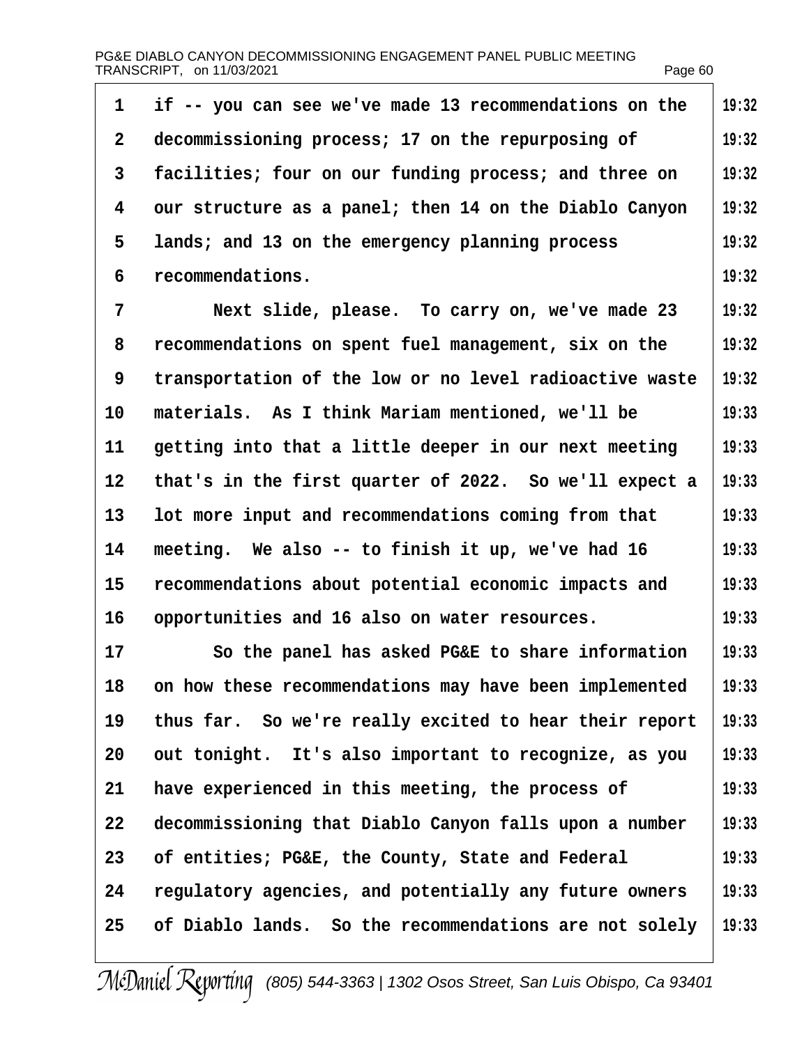if -- you can see we've made 13 recommendations on the decommissioning process; 17 on the repurposing of facilities; four on our funding process; and three on our structure as a panel; then 14 on the Diablo Canyon lands; and 13 on the emergency planning process recommendations.

Next slide, please. To carry on, we've made 23 recommendations on spent fuel management, six on the transportation of the low or no level radioactive waste materials. As I think Mariam mentioned, we'll be getting into that a little deeper in our next meeting that's in the first quarter of 2022. So we'll expect a lot more input and recommendations coming from that meeting. We also -- to finish it up, we've had 16 recommendations about potential economic impacts and opportunities and 16 also on water resources.

So the panel has asked PG&E to share information on how these recommendations may have been implemented thus far. So we're really excited to hear their report out tonight. It's also important to recognize, as you have experienced in this meeting, the process of decommissioning that Diablo Canyon falls upon a number of entities; PG&E, the County, State and Federal regulatory agencies, and potentially any future owners of Diablo lands. So the recommendations are not solely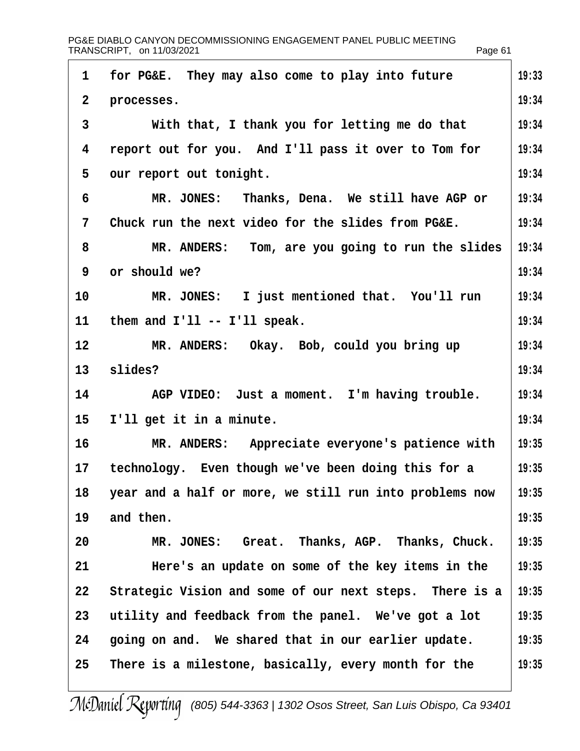for PG&E. They may also come to play into future processes.

With that, I thank you for letting me do that report out for you. And I'll pass it over to Tom for our report out tonight.

MR. JONES: Thanks, Dena. We still have AGP or Chuck run the next video for the slides from PG&E.

MR. ANDERS: Tom, are you going to run the slides or should we?

MR. JONES: I just mentioned that. You'll run them and I'll -- I'll speak.

MR. ANDERS: Okay. Bob, could you bring up slides?

AGP VIDEO: Just a moment. I'm having trouble. I'll get it in a minute.

MR. ANDERS: Appreciate everyone's patience with technology. Even though we've been doing this for a year and a half or more, we still run into problems now and then.

MR. JONES: Great. Thanks, AGP. Thanks, Chuck.

Here's an update on some of the key items in the Strategic Vision and some of our next steps. There is a utility and feedback from the panel. We've got a lot going on and. We shared that in our earlier update. There is a milestone, basically, every month for the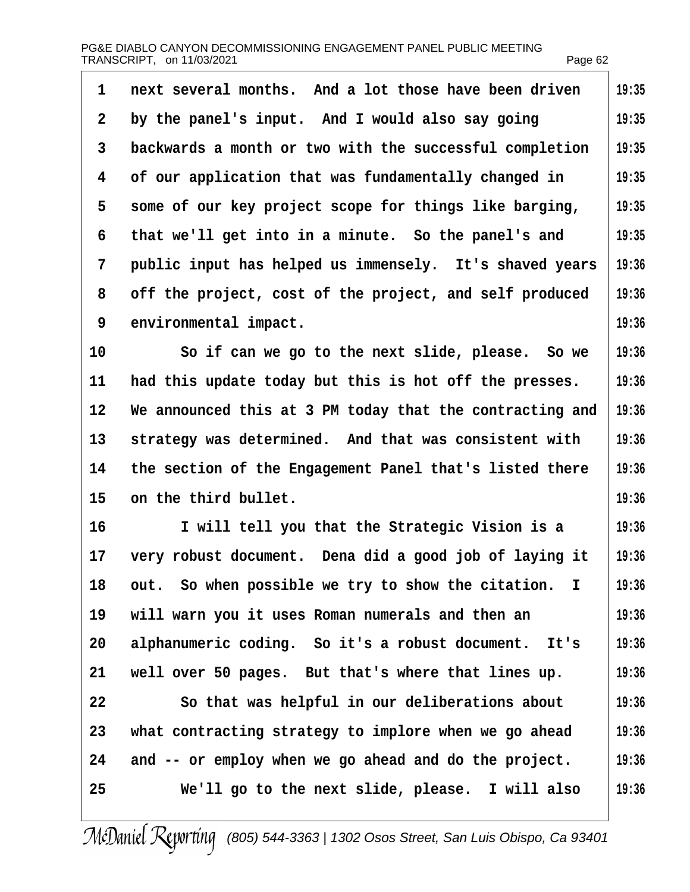next several months. And a lot those have been driven by the panel's input. And I would also say going backwards a month or two with the successful completion of our application that was fundamentally changed in some of our key project scope for things like barging, that we'll get into in a minute. So the panel's and public input has helped us immensely. It's shaved years off the project, cost of the project, and self produced environmental impact.

So if can we go to the next slide, please. So we had this update today but this is hot off the presses. We announced this at 3 PM today that the contracting and strategy was determined. And that was consistent with the section of the Engagement Panel that's listed there on the third bullet.

I will tell you that the Strategic Vision is a very robust document. Dena did a good job of laying it out. So when possible we try to show the citation. I will warn you it uses Roman numerals and then an alphanumeric coding. So it's a robust document. It's well over 50 pages. But that's where that lines up.

So that was helpful in our deliberations about what contracting strategy to implore when we go ahead and -- or employ when we go ahead and do the project.

We'll go to the next slide, please. I will also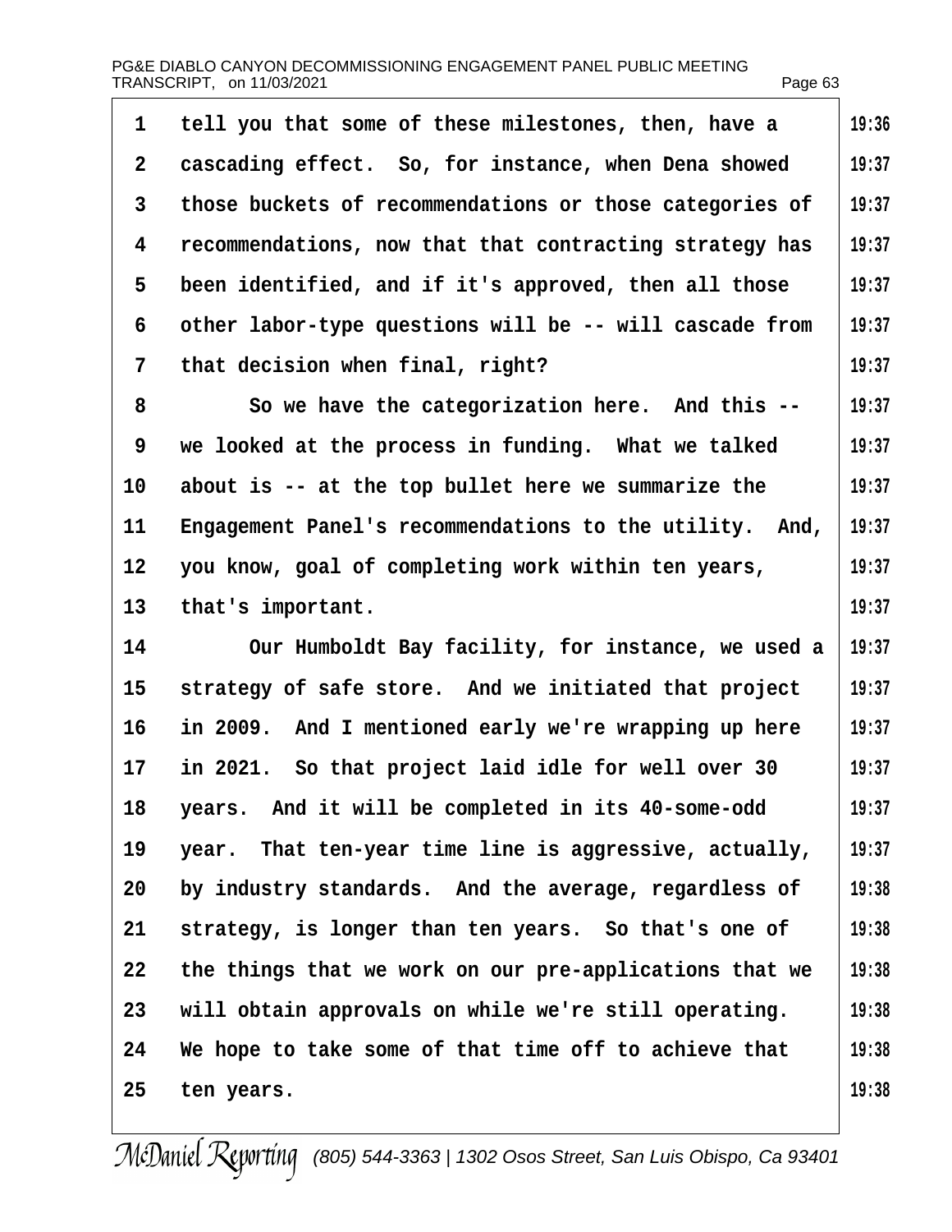tell you that some of these milestones, then, have a cascading effect. So, for instance, when Dena showed those buckets of recommendations or those categories of recommendations, now that that contracting strategy has been identified, and if it's approved, then all those other labor-type questions will be -- will cascade from that decision when final, right?

So we have the categorization here. And this -- we looked at the process in funding. What we talked about is -- at the top bullet here we summarize the Engagement Panel's recommendations to the utility. And, you know, goal of completing work within ten years, that's important.

Our Humboldt Bay facility, for instance, we used a strategy of safe store. And we initiated that project in 2009. And I mentioned early we're wrapping up here in 2021. So that project laid idle for well over 30 years. And it will be completed in its 40-some-odd year. That ten-year time line is aggressive, actually, by industry standards. And the average, regardless of strategy, is longer than ten years. So that's one of the things that we work on our pre-applications that we will obtain approvals on while we're still operating. We hope to take some of that time off to achieve that ten years.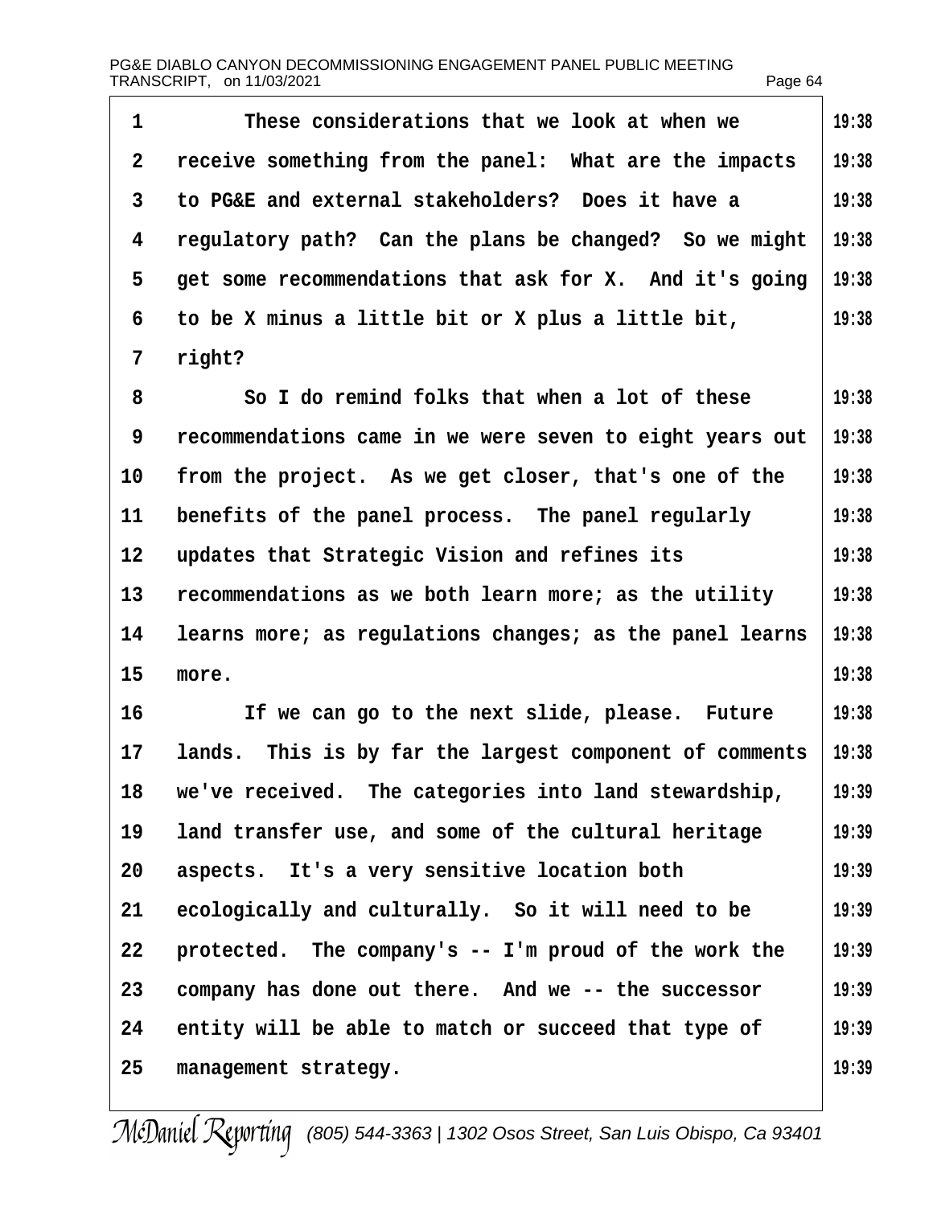These considerations that we look at when we receive something from the panel: What are the impacts to PG&E and external stakeholders? Does it have a regulatory path? Can the plans be changed? So we might get some recommendations that ask for X. And it's going to be X minus a little bit or X plus a little bit, right?

So I do remind folks that when a lot of these recommendations came in we were seven to eight years out from the project. As we get closer, that's one of the benefits of the panel process. The panel regularly updates that Strategic Vision and refines its recommendations as we both learn more; as the utility learns more; as regulations changes; as the panel learns more.

If we can go to the next slide, please. Future lands. This is by far the largest component of comments we've received. The categories into land stewardship, land transfer use, and some of the cultural heritage aspects. It's a very sensitive location both ecologically and culturally. So it will need to be protected. The company's -- I'm proud of the work the company has done out there. And we -- the successor entity will be able to match or succeed that type of management strategy.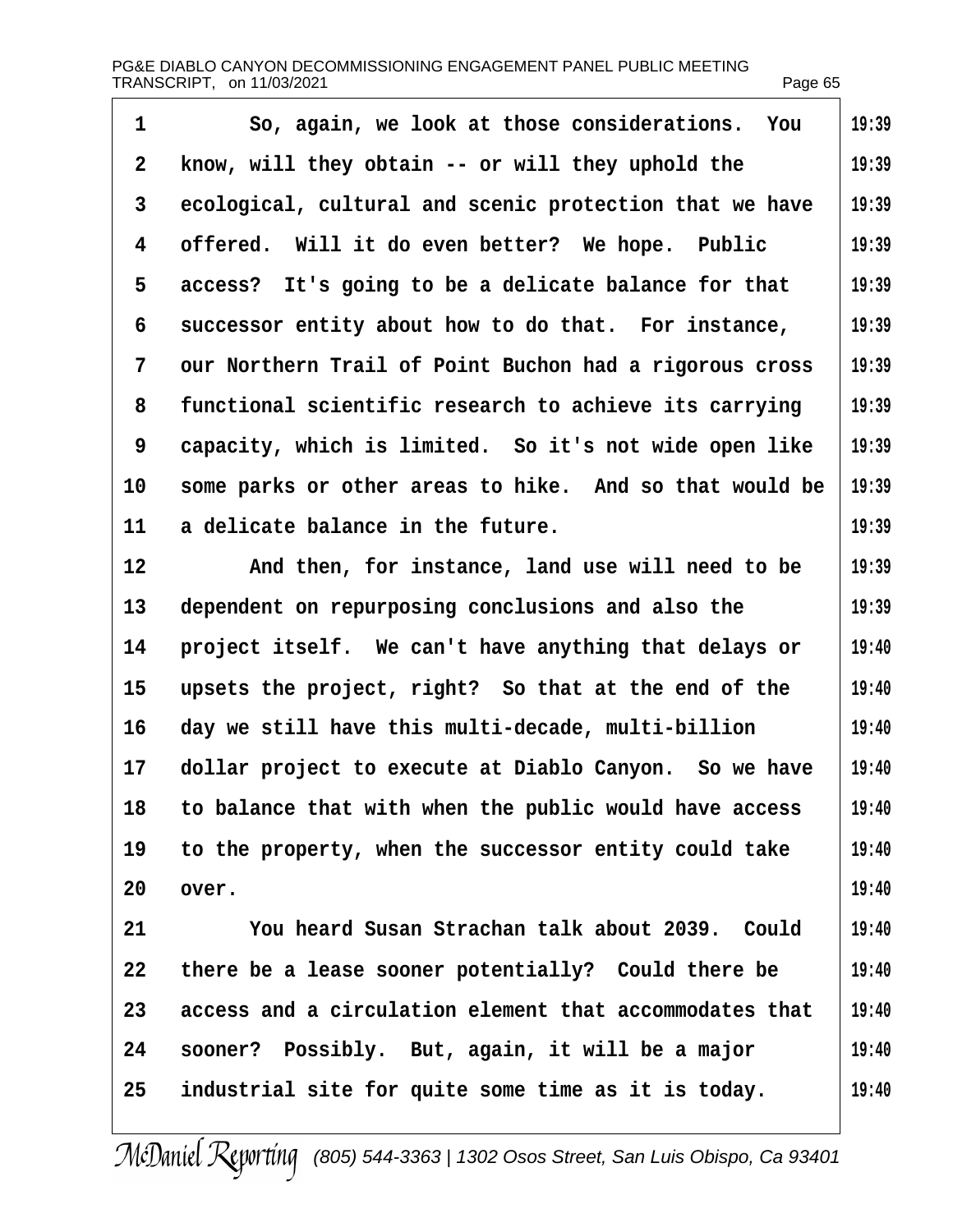So, again, we look at those considerations. You know, will they obtain -- or will they uphold the ecological, cultural and scenic protection that we have offered. Will it do even better? We hope. Public access? It's going to be a delicate balance for that successor entity about how to do that. For instance, our Northern Trail of Point Buchon had a rigorous cross functional scientific research to achieve its carrying capacity, which is limited. So it's not wide open like some parks or other areas to hike. And so that would be a delicate balance in the future.

And then, for instance, land use will need to be dependent on repurposing conclusions and also the project itself. We can't have anything that delays or upsets the project, right? So that at the end of the day we still have this multi-decade, multi-billion dollar project to execute at Diablo Canyon. So we have to balance that with when the public would have access to the property, when the successor entity could take over.

You heard Susan Strachan talk about 2039. Could there be a lease sooner potentially? Could there be access and a circulation element that accommodates that sooner? Possibly. But, again, it will be a major industrial site for quite some time as it is today.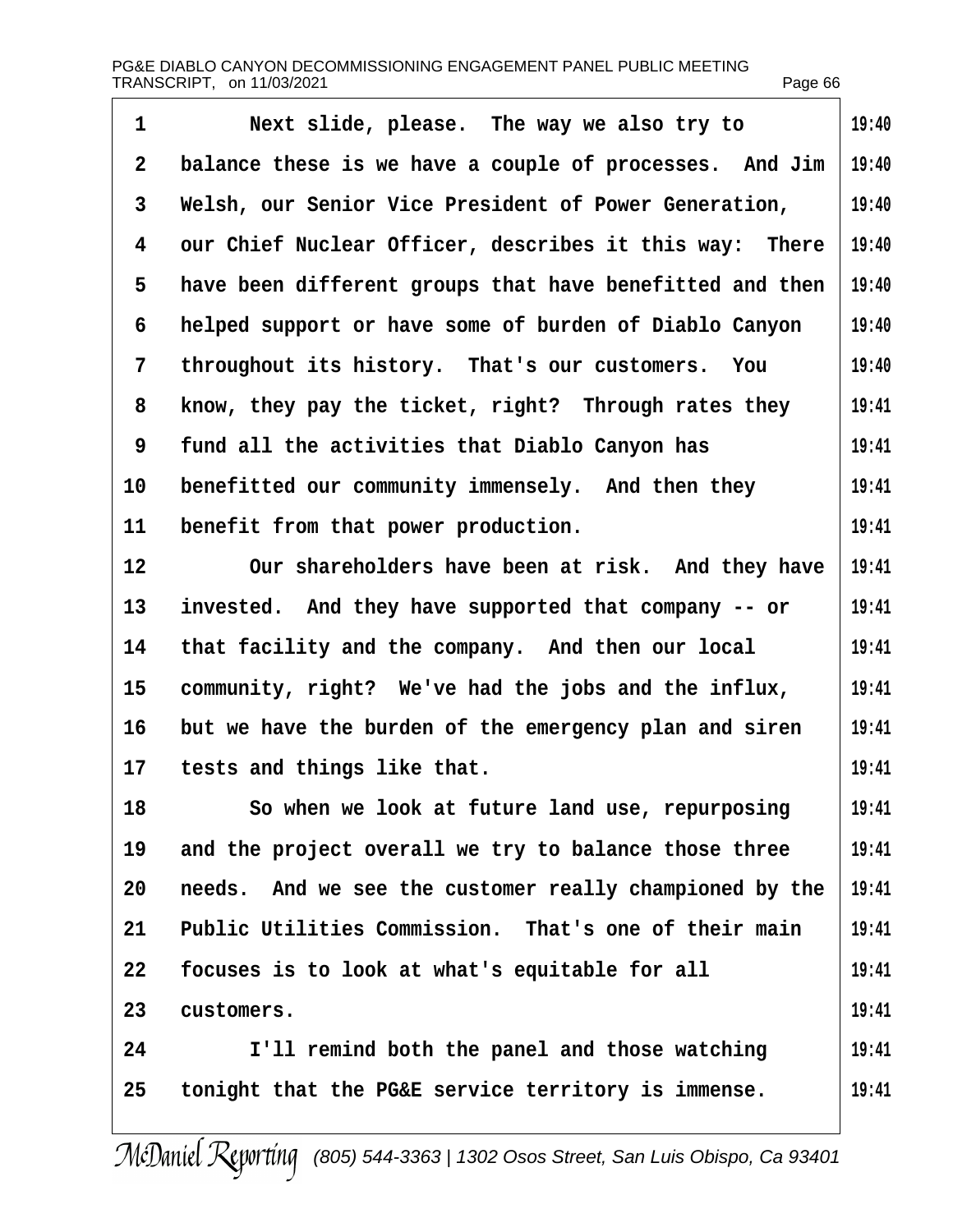Next slide, please. The way we also try to balance these is we have a couple of processes. And Jim Welsh, our Senior Vice President of Power Generation, our Chief Nuclear Officer, describes it this way: There have been different groups that have benefitted and then helped support or have some of burden of Diablo Canyon throughout its history. That's our customers. You know, they pay the ticket, right? Through rates they fund all the activities that Diablo Canyon has benefitted our community immensely. And then they benefit from that power production.

Our shareholders have been at risk. And they have invested. And they have supported that company -- or that facility and the company. And then our local community, right? We've had the jobs and the influx, but we have the burden of the emergency plan and siren tests and things like that.

So when we look at future land use, repurposing and the project overall we try to balance those three needs. And we see the customer really championed by the Public Utilities Commission. That's one of their main focuses is to look at what's equitable for all customers.

I'll remind both the panel and those watching tonight that the PG&E service territory is immense.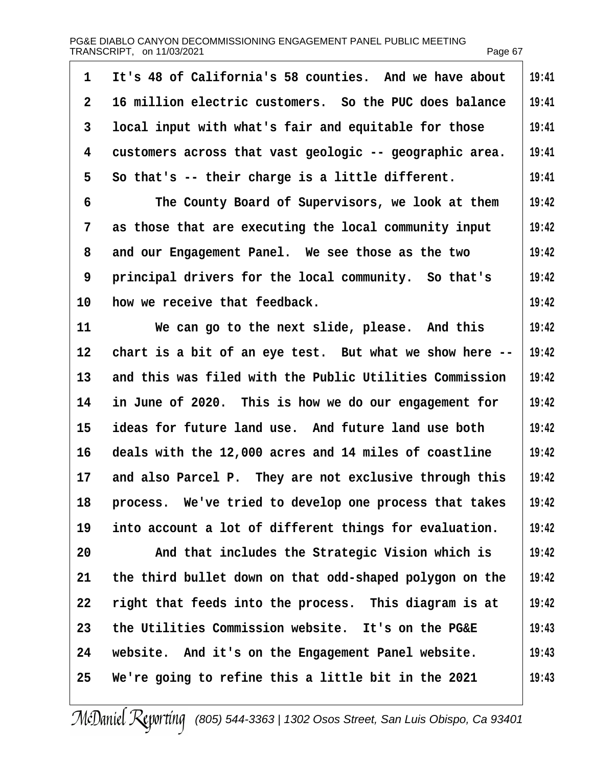It's 48 of California's 58 counties. And we have about 16 million electric customers. So the PUC does balance local input with what's fair and equitable for those customers across that vast geologic -- geographic area. So that's -- their charge is a little different.

The County Board of Supervisors, we look at them as those that are executing the local community input and our Engagement Panel. We see those as the two principal drivers for the local community. So that's how we receive that feedback.

We can go to the next slide, please. And this chart is a bit of an eye test. But what we show here -- and this was filed with the Public Utilities Commission in June of 2020. This is how we do our engagement for ideas for future land use. And future land use both deals with the 12,000 acres and 14 miles of coastline and also Parcel P. They are not exclusive through this process. We've tried to develop one process that takes into account a lot of different things for evaluation.

And that includes the Strategic Vision which is the third bullet down on that odd-shaped polygon on the right that feeds into the process. This diagram is at the Utilities Commission website. It's on the PG&E website. And it's on the Engagement Panel website. We're going to refine this a little bit in the 2021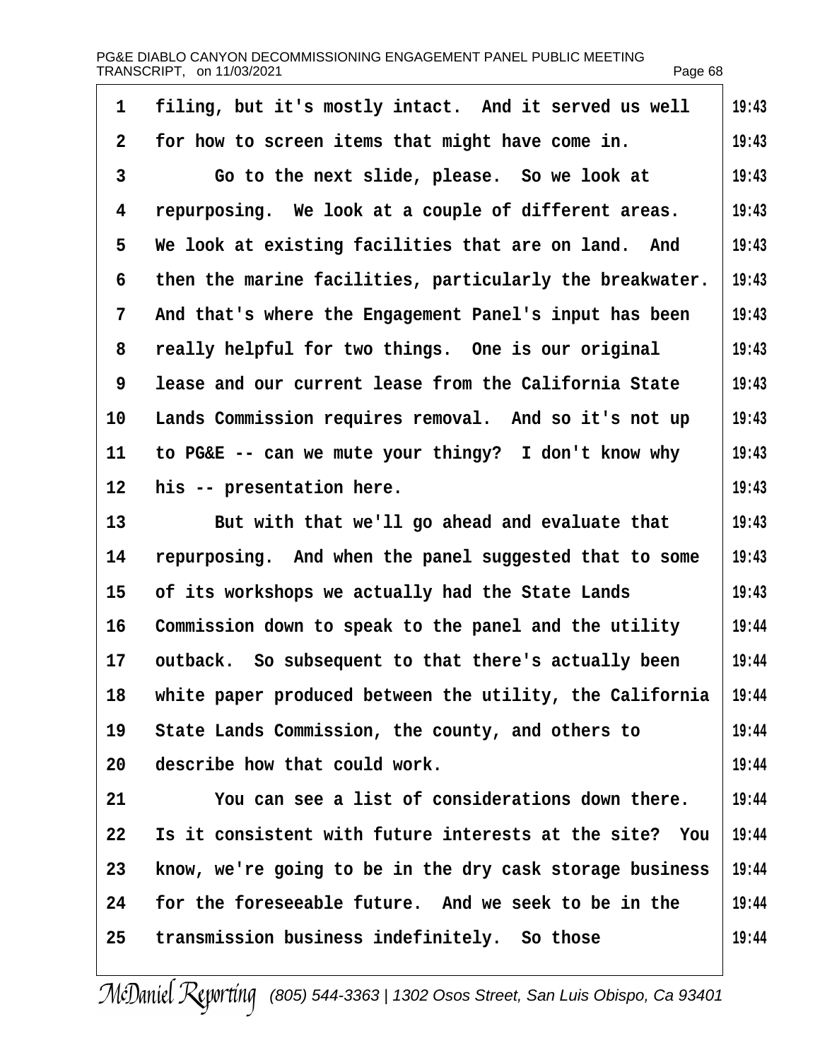1 filing, but it's mostly intact. And it served us well 19:43
2 for how to screen items that might have come in. 19:43
3 Go to the next slide, please. So we look at 19:43
4 repurposing. We look at a couple of different areas. 19:43
5 We look at existing facilities that are on land. And 19:43
6 then the marine facilities, particularly the breakwater. 19:43
7 And that's where the Engagement Panel's input has been 19:43
8 really helpful for two things. One is our original 19:43
9 lease and our current lease from the California State 19:43
10 Lands Commission requires removal. And so it's not up 19:43
11 to PG&E -- can we mute your thingy? I don't know why 19:43
12 his -- presentation here. 19:43
13 But with that we'll go ahead and evaluate that 19:43
14 repurposing. And when the panel suggested that to some 19:43
15 of its workshops we actually had the State Lands 19:43
16 Commission down to speak to the panel and the utility 19:44
17 outback. So subsequent to that there's actually been 19:44
18 white paper produced between the utility, the California 19:44
19 State Lands Commission, the county, and others to 19:44
20 describe how that could work. 19:44
21 You can see a list of considerations down there. 19:44
22 Is it consistent with future interests at the site? You 19:44
23 know, we're going to be in the dry cask storage business 19:44
24 for the foreseeable future. And we seek to be in the 19:44
25 transmission business indefinitely. So those 19:44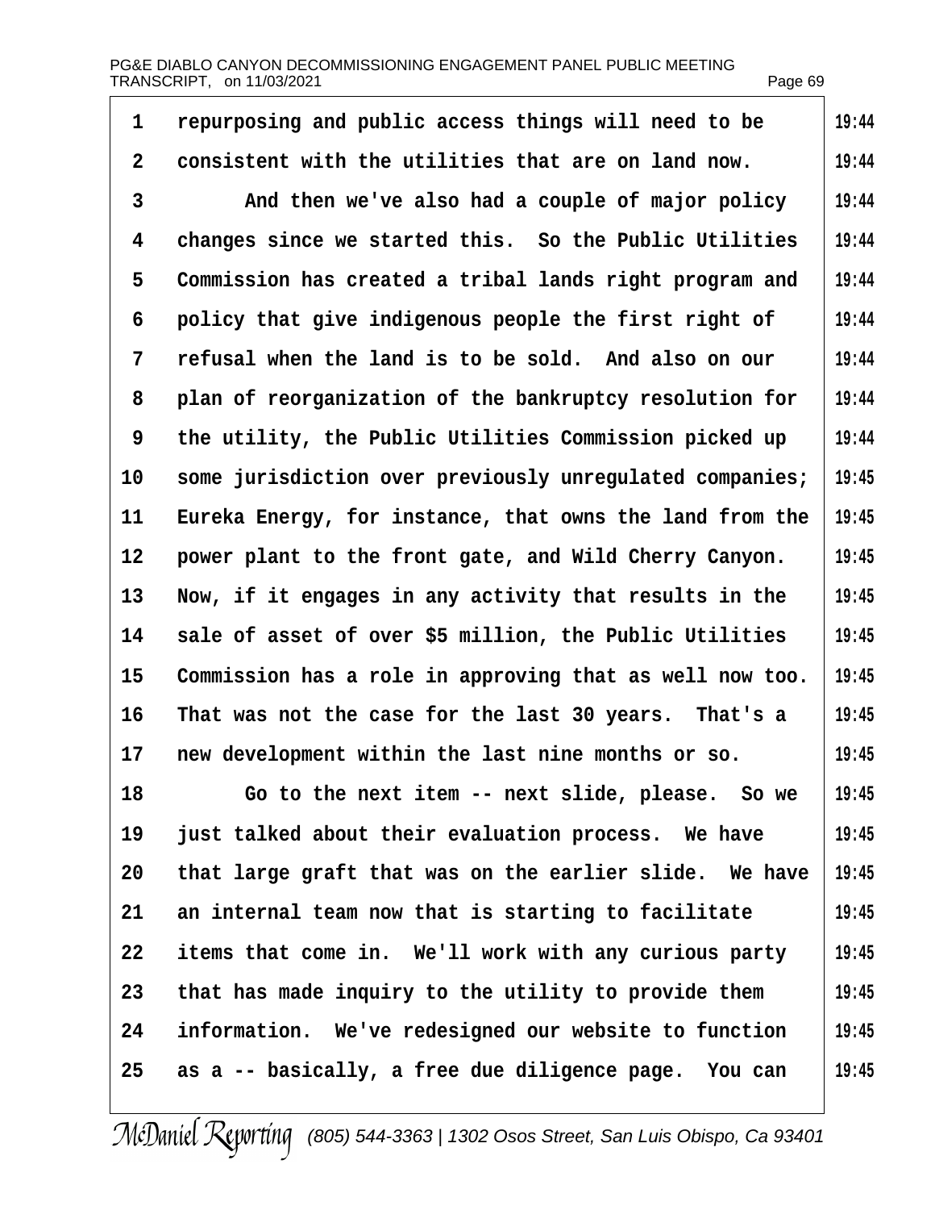repurposing and public access things will need to be consistent with the utilities that are on land now.

And then we've also had a couple of major policy changes since we started this. So the Public Utilities Commission has created a tribal lands right program and policy that give indigenous people the first right of refusal when the land is to be sold. And also on our plan of reorganization of the bankruptcy resolution for the utility, the Public Utilities Commission picked up some jurisdiction over previously unregulated companies; Eureka Energy, for instance, that owns the land from the power plant to the front gate, and Wild Cherry Canyon. Now, if it engages in any activity that results in the sale of asset of over $5 million, the Public Utilities Commission has a role in approving that as well now too. That was not the case for the last 30 years. That's a new development within the last nine months or so.

Go to the next item -- next slide, please. So we just talked about their evaluation process. We have that large graft that was on the earlier slide. We have an internal team now that is starting to facilitate items that come in. We'll work with any curious party that has made inquiry to the utility to provide them information. We've redesigned our website to function as a -- basically, a free due diligence page. You can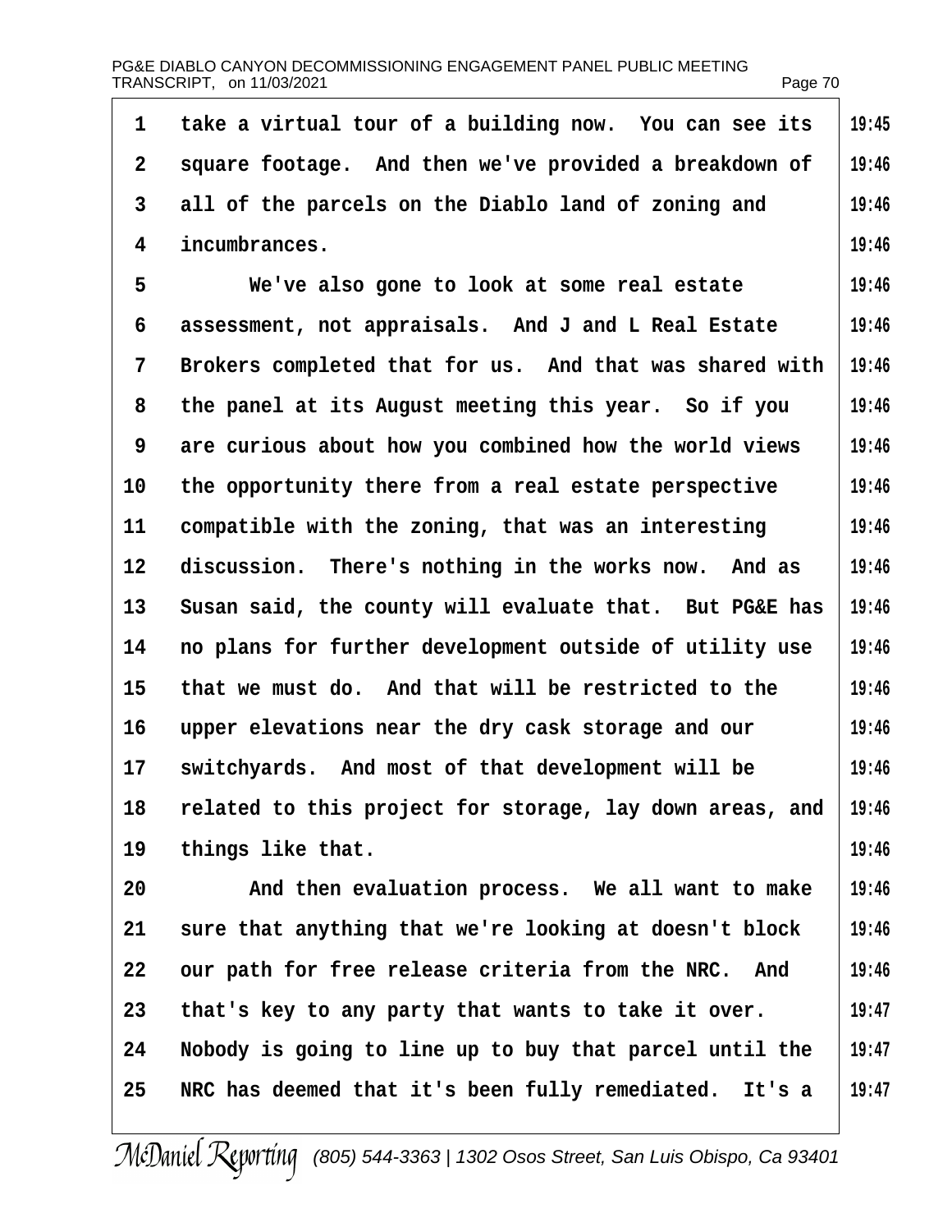take a virtual tour of a building now. You can see its square footage. And then we've provided a breakdown of all of the parcels on the Diablo land of zoning and incumbrances.

We've also gone to look at some real estate assessment, not appraisals. And J and L Real Estate Brokers completed that for us. And that was shared with the panel at its August meeting this year. So if you are curious about how you combined how the world views the opportunity there from a real estate perspective compatible with the zoning, that was an interesting discussion. There's nothing in the works now. And as Susan said, the county will evaluate that. But PG&E has no plans for further development outside of utility use that we must do. And that will be restricted to the upper elevations near the dry cask storage and our switchyards. And most of that development will be related to this project for storage, lay down areas, and things like that.

And then evaluation process. We all want to make sure that anything that we're looking at doesn't block our path for free release criteria from the NRC. And that's key to any party that wants to take it over. Nobody is going to line up to buy that parcel until the NRC has deemed that it's been fully remediated. It's a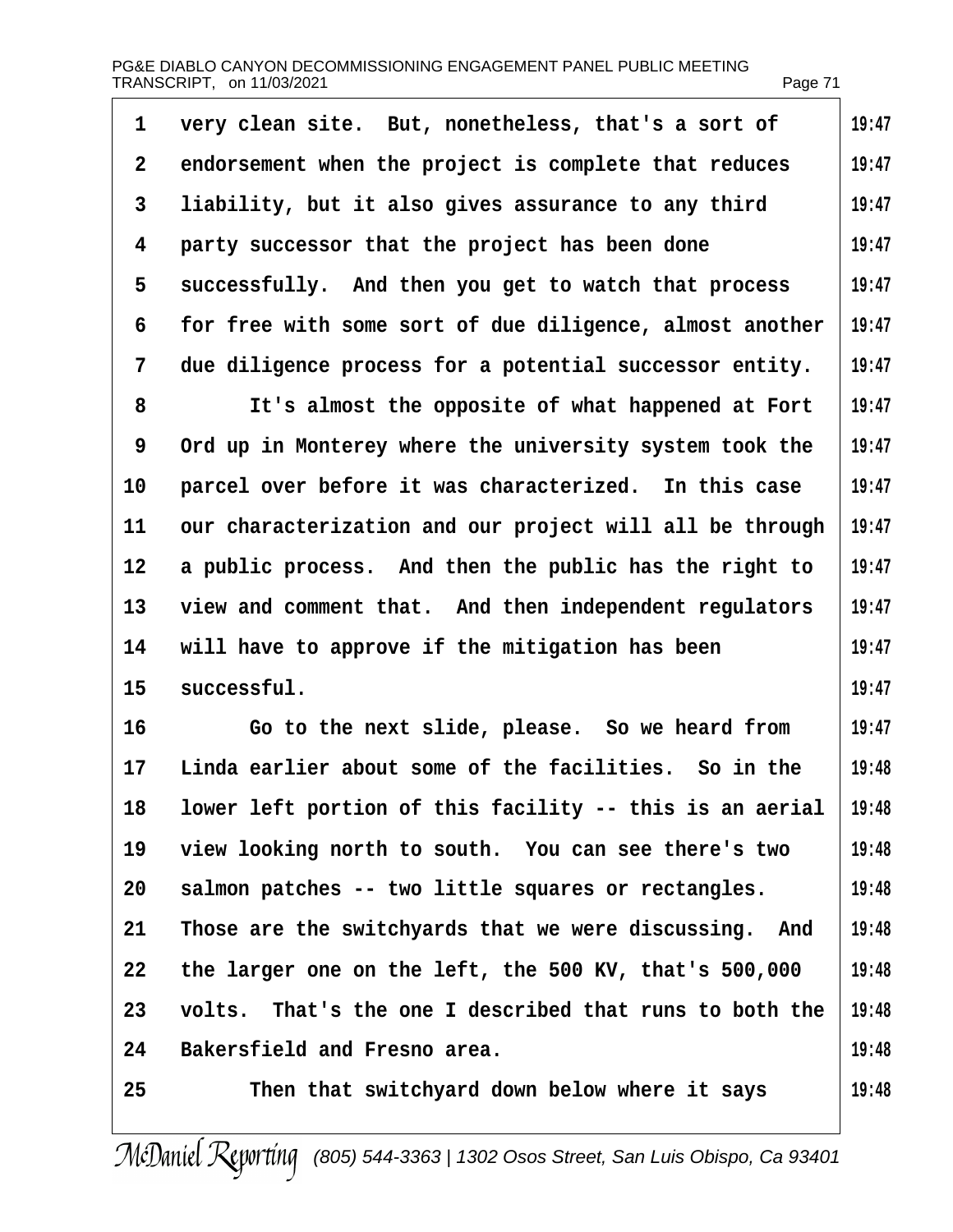very clean site. But, nonetheless, that's a sort of endorsement when the project is complete that reduces liability, but it also gives assurance to any third party successor that the project has been done successfully. And then you get to watch that process for free with some sort of due diligence, almost another due diligence process for a potential successor entity.

It's almost the opposite of what happened at Fort Ord up in Monterey where the university system took the parcel over before it was characterized. In this case our characterization and our project will all be through a public process. And then the public has the right to view and comment that. And then independent regulators will have to approve if the mitigation has been successful.

Go to the next slide, please. So we heard from Linda earlier about some of the facilities. So in the lower left portion of this facility -- this is an aerial view looking north to south. You can see there's two salmon patches -- two little squares or rectangles. Those are the switchyards that we were discussing. And the larger one on the left, the 500 KV, that's 500,000 volts. That's the one I described that runs to both the Bakersfield and Fresno area.

Then that switchyard down below where it says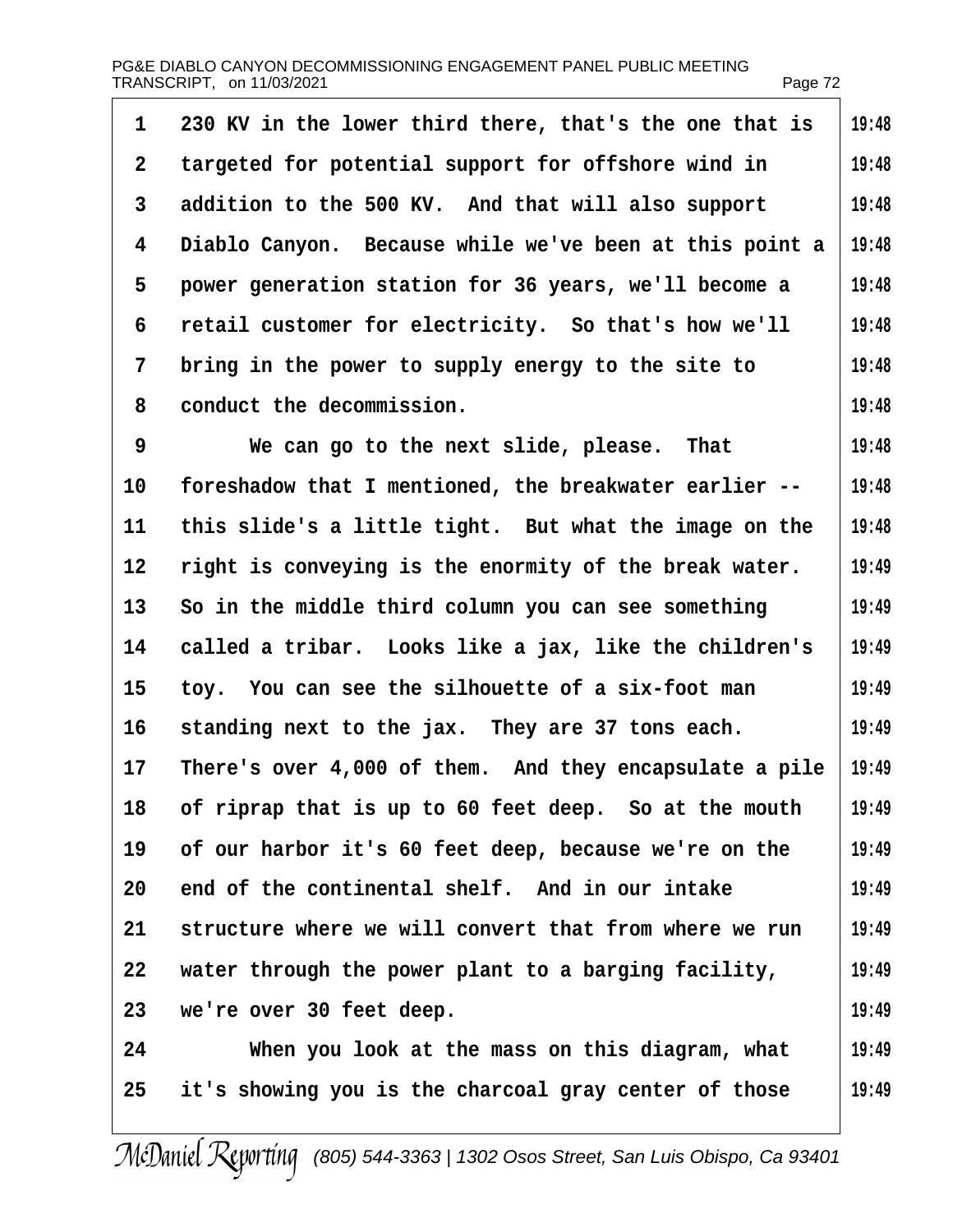230 KV in the lower third there, that's the one that is targeted for potential support for offshore wind in addition to the 500 KV. And that will also support Diablo Canyon. Because while we've been at this point a power generation station for 36 years, we'll become a retail customer for electricity. So that's how we'll bring in the power to supply energy to the site to conduct the decommission.

We can go to the next slide, please. That foreshadow that I mentioned, the breakwater earlier -- this slide's a little tight. But what the image on the right is conveying is the enormity of the break water. So in the middle third column you can see something called a tribar. Looks like a jax, like the children's toy. You can see the silhouette of a six-foot man standing next to the jax. They are 37 tons each. There's over 4,000 of them. And they encapsulate a pile of riprap that is up to 60 feet deep. So at the mouth of our harbor it's 60 feet deep, because we're on the end of the continental shelf. And in our intake structure where we will convert that from where we run water through the power plant to a barging facility, we're over 30 feet deep.

When you look at the mass on this diagram, what it's showing you is the charcoal gray center of those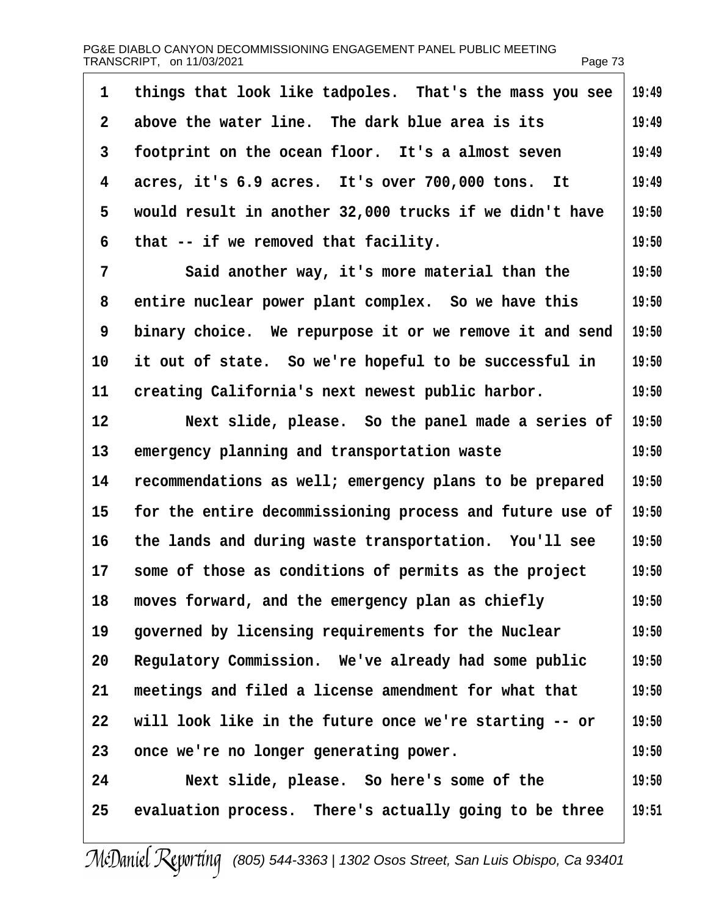things that look like tadpoles. That's the mass you see above the water line. The dark blue area is its footprint on the ocean floor. It's a almost seven acres, it's 6.9 acres. It's over 700,000 tons. It would result in another 32,000 trucks if we didn't have that -- if we removed that facility.

Said another way, it's more material than the entire nuclear power plant complex. So we have this binary choice. We repurpose it or we remove it and send it out of state. So we're hopeful to be successful in creating California's next newest public harbor.

Next slide, please. So the panel made a series of emergency planning and transportation waste recommendations as well; emergency plans to be prepared for the entire decommissioning process and future use of the lands and during waste transportation. You'll see some of those as conditions of permits as the project moves forward, and the emergency plan as chiefly governed by licensing requirements for the Nuclear Regulatory Commission. We've already had some public meetings and filed a license amendment for what that will look like in the future once we're starting -- or once we're no longer generating power.

Next slide, please. So here's some of the evaluation process. There's actually going to be three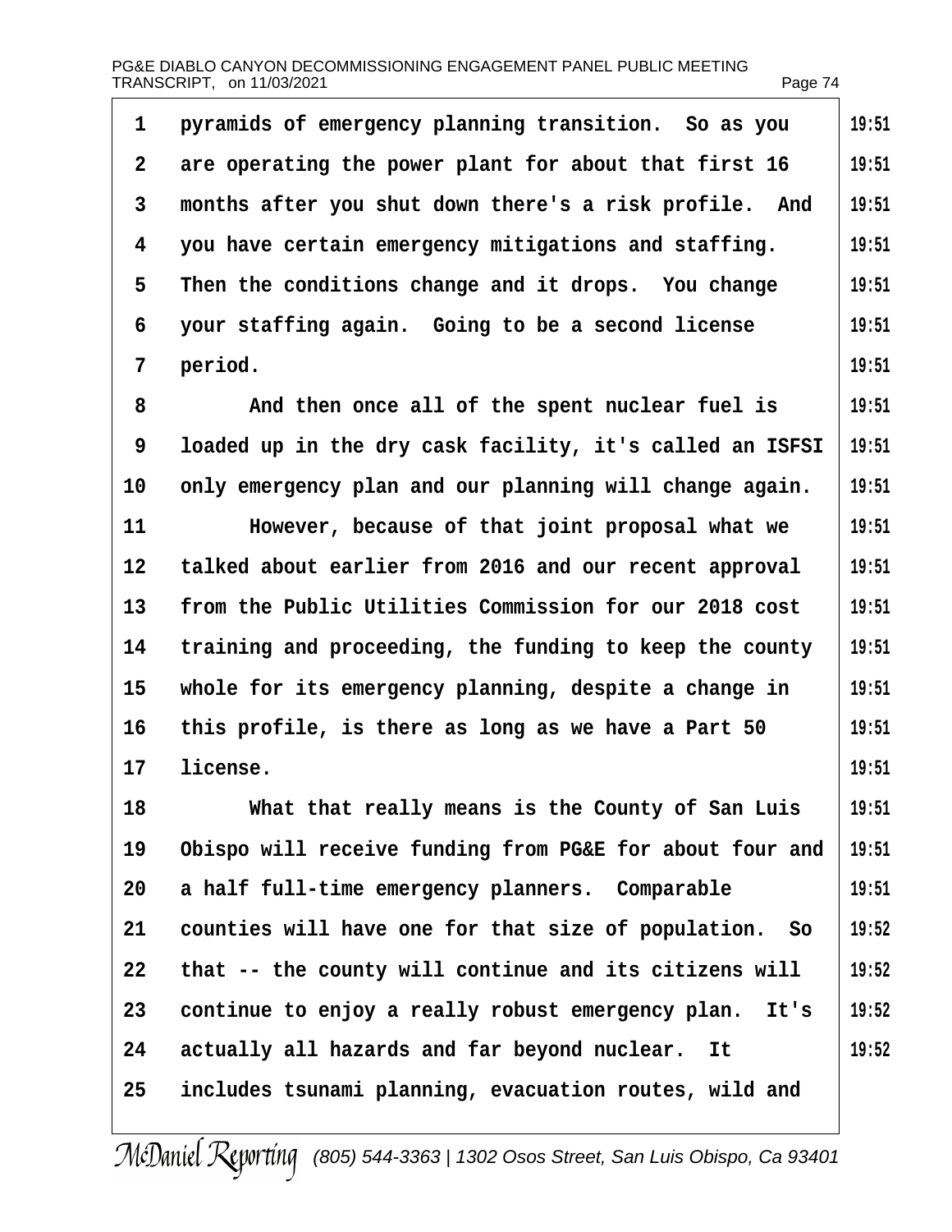pyramids of emergency planning transition. So as you are operating the power plant for about that first 16 months after you shut down there's a risk profile. And you have certain emergency mitigations and staffing. Then the conditions change and it drops. You change your staffing again. Going to be a second license period.

And then once all of the spent nuclear fuel is loaded up in the dry cask facility, it's called an ISFSI only emergency plan and our planning will change again.

However, because of that joint proposal what we talked about earlier from 2016 and our recent approval from the Public Utilities Commission for our 2018 cost training and proceeding, the funding to keep the county whole for its emergency planning, despite a change in this profile, is there as long as we have a Part 50 license.

What that really means is the County of San Luis Obispo will receive funding from PG&E for about four and a half full-time emergency planners. Comparable counties will have one for that size of population. So that -- the county will continue and its citizens will continue to enjoy a really robust emergency plan. It's actually all hazards and far beyond nuclear. It includes tsunami planning, evacuation routes, wild and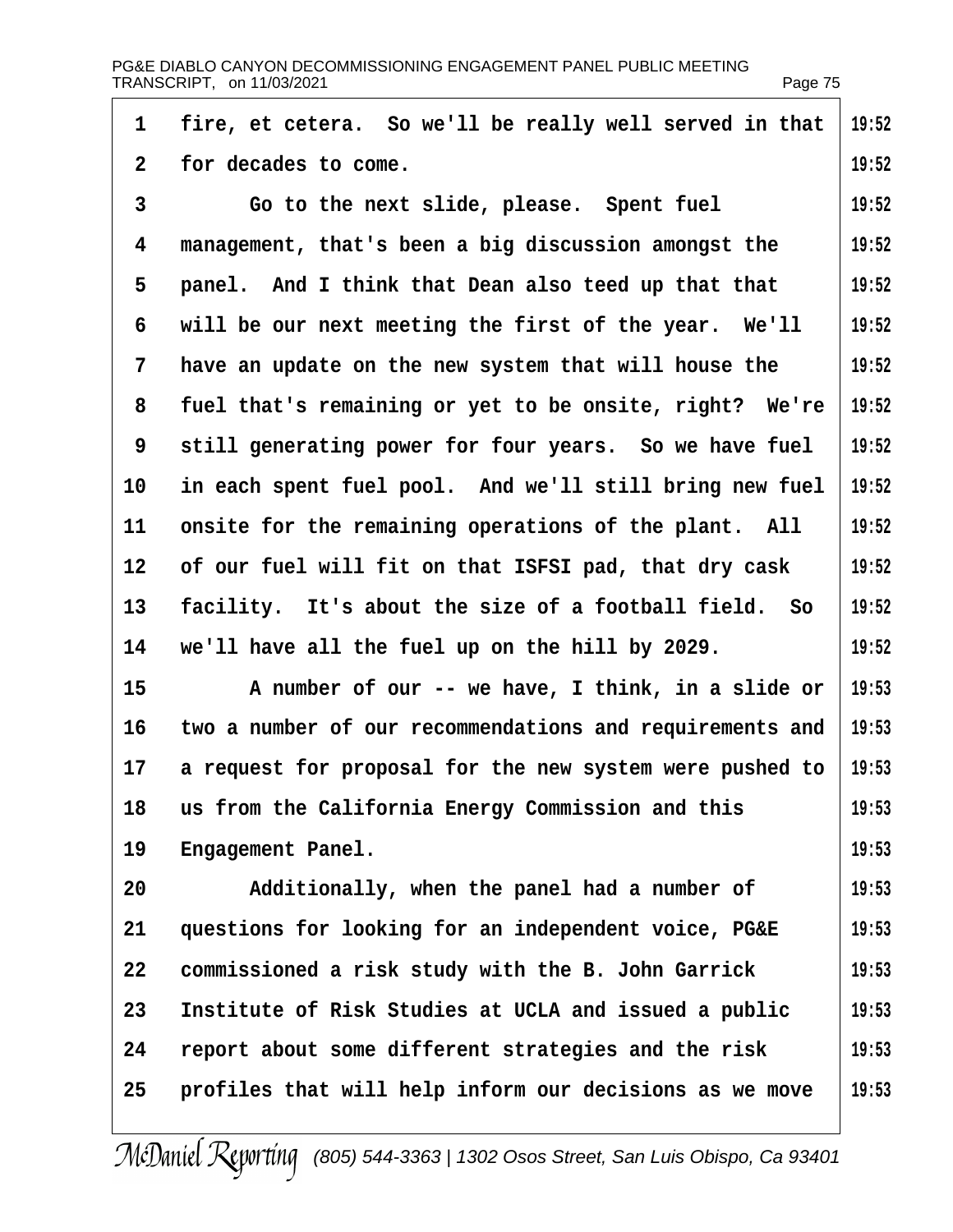fire, et cetera. So we'll be really well served in that for decades to come.

Go to the next slide, please. Spent fuel management, that's been a big discussion amongst the panel. And I think that Dean also teed up that that will be our next meeting the first of the year. We'll have an update on the new system that will house the fuel that's remaining or yet to be onsite, right? We're still generating power for four years. So we have fuel in each spent fuel pool. And we'll still bring new fuel onsite for the remaining operations of the plant. All of our fuel will fit on that ISFSI pad, that dry cask facility. It's about the size of a football field. So we'll have all the fuel up on the hill by 2029.

A number of our -- we have, I think, in a slide or two a number of our recommendations and requirements and a request for proposal for the new system were pushed to us from the California Energy Commission and this Engagement Panel.

Additionally, when the panel had a number of questions for looking for an independent voice, PG&E commissioned a risk study with the B. John Garrick Institute of Risk Studies at UCLA and issued a public report about some different strategies and the risk profiles that will help inform our decisions as we move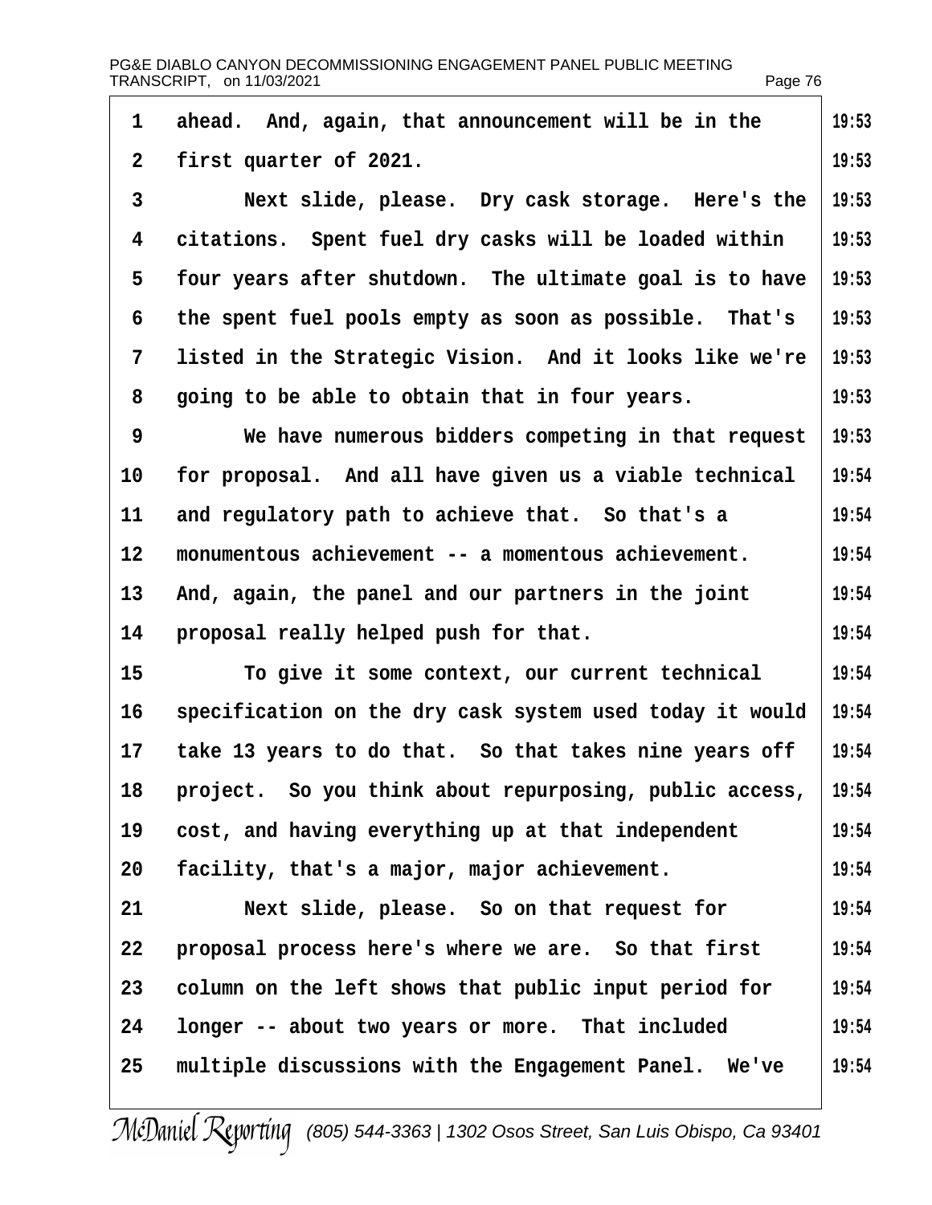ahead. And, again, that announcement will be in the first quarter of 2021.

Next slide, please. Dry cask storage. Here's the citations. Spent fuel dry casks will be loaded within four years after shutdown. The ultimate goal is to have the spent fuel pools empty as soon as possible. That's listed in the Strategic Vision. And it looks like we're going to be able to obtain that in four years.

We have numerous bidders competing in that request for proposal. And all have given us a viable technical and regulatory path to achieve that. So that's a monumentous achievement -- a momentous achievement. And, again, the panel and our partners in the joint proposal really helped push for that.

To give it some context, our current technical specification on the dry cask system used today it would take 13 years to do that. So that takes nine years off project. So you think about repurposing, public access, cost, and having everything up at that independent facility, that's a major, major achievement.

Next slide, please. So on that request for proposal process here's where we are. So that first column on the left shows that public input period for longer -- about two years or more. That included multiple discussions with the Engagement Panel. We've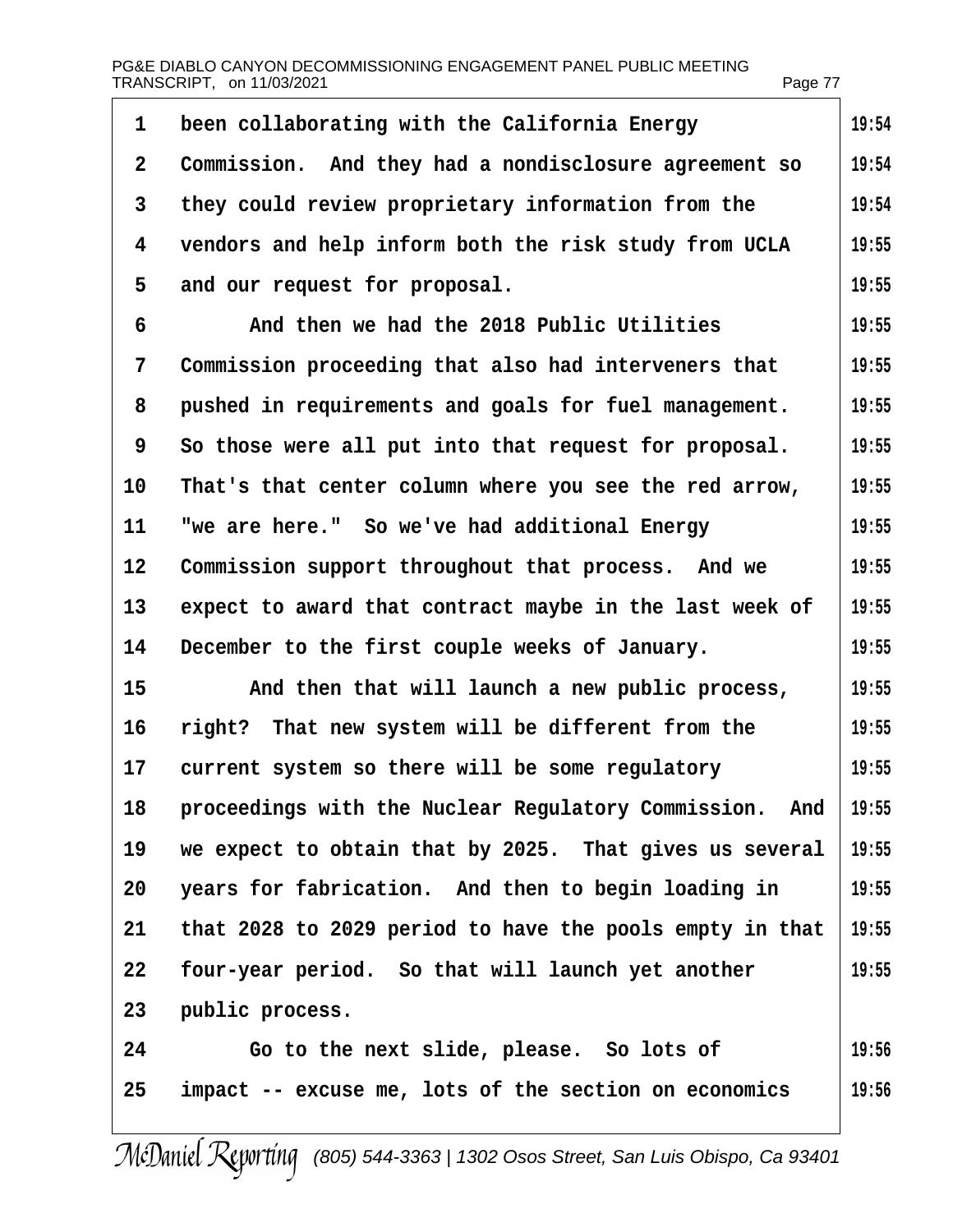been collaborating with the California Energy Commission. And they had a nondisclosure agreement so they could review proprietary information from the vendors and help inform both the risk study from UCLA and our request for proposal.

And then we had the 2018 Public Utilities Commission proceeding that also had interveners that pushed in requirements and goals for fuel management. So those were all put into that request for proposal. That's that center column where you see the red arrow, "we are here." So we've had additional Energy Commission support throughout that process. And we expect to award that contract maybe in the last week of December to the first couple weeks of January.

And then that will launch a new public process, right? That new system will be different from the current system so there will be some regulatory proceedings with the Nuclear Regulatory Commission. And we expect to obtain that by 2025. That gives us several years for fabrication. And then to begin loading in that 2028 to 2029 period to have the pools empty in that four-year period. So that will launch yet another public process.

Go to the next slide, please. So lots of impact -- excuse me, lots of the section on economics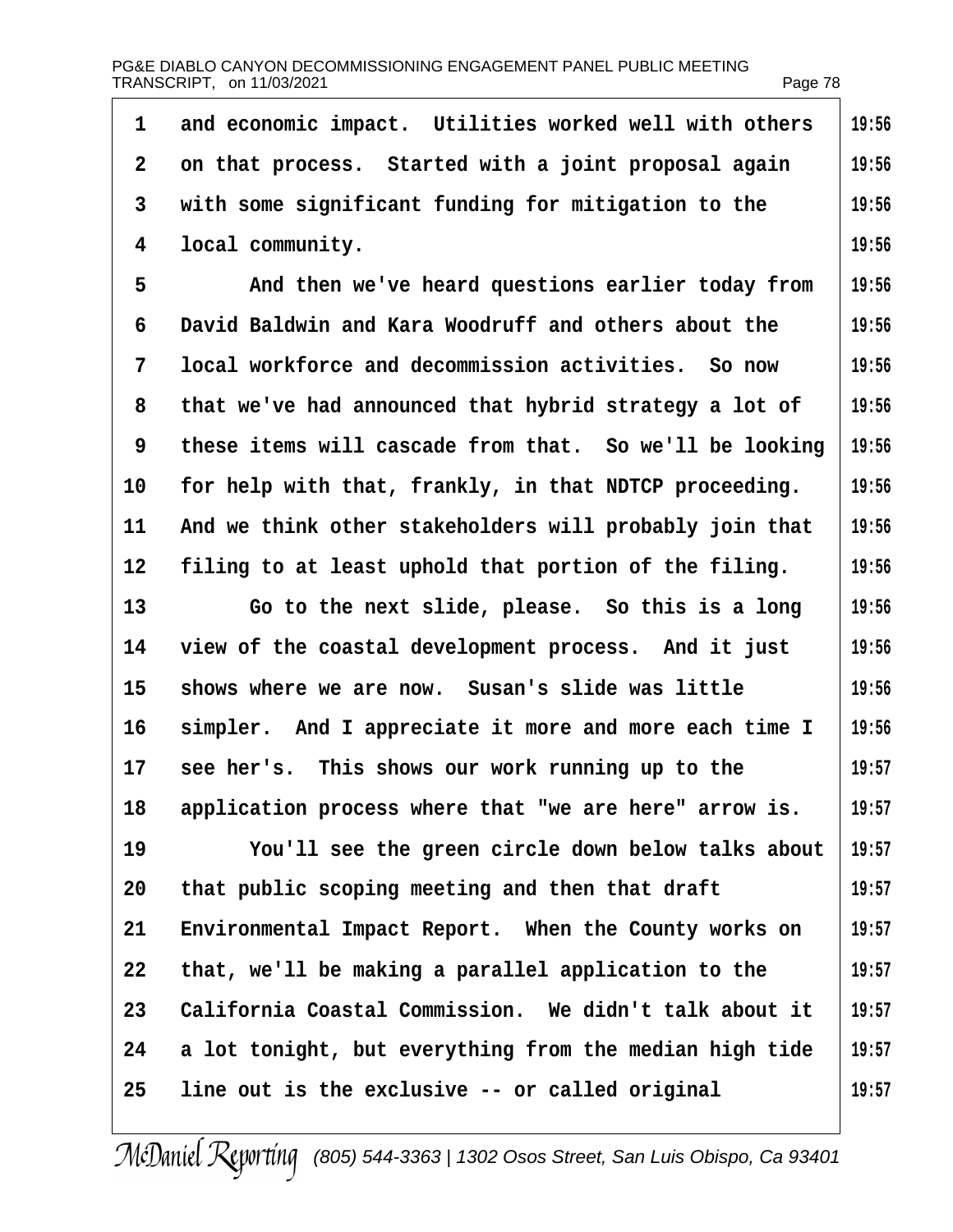and economic impact. Utilities worked well with others on that process. Started with a joint proposal again with some significant funding for mitigation to the local community.

And then we've heard questions earlier today from David Baldwin and Kara Woodruff and others about the local workforce and decommission activities. So now that we've had announced that hybrid strategy a lot of these items will cascade from that. So we'll be looking for help with that, frankly, in that NDTCP proceeding. And we think other stakeholders will probably join that filing to at least uphold that portion of the filing.

Go to the next slide, please. So this is a long view of the coastal development process. And it just shows where we are now. Susan's slide was little simpler. And I appreciate it more and more each time I see her's. This shows our work running up to the application process where that "we are here" arrow is.

You'll see the green circle down below talks about that public scoping meeting and then that draft Environmental Impact Report. When the County works on that, we'll be making a parallel application to the California Coastal Commission. We didn't talk about it a lot tonight, but everything from the median high tide line out is the exclusive -- or called original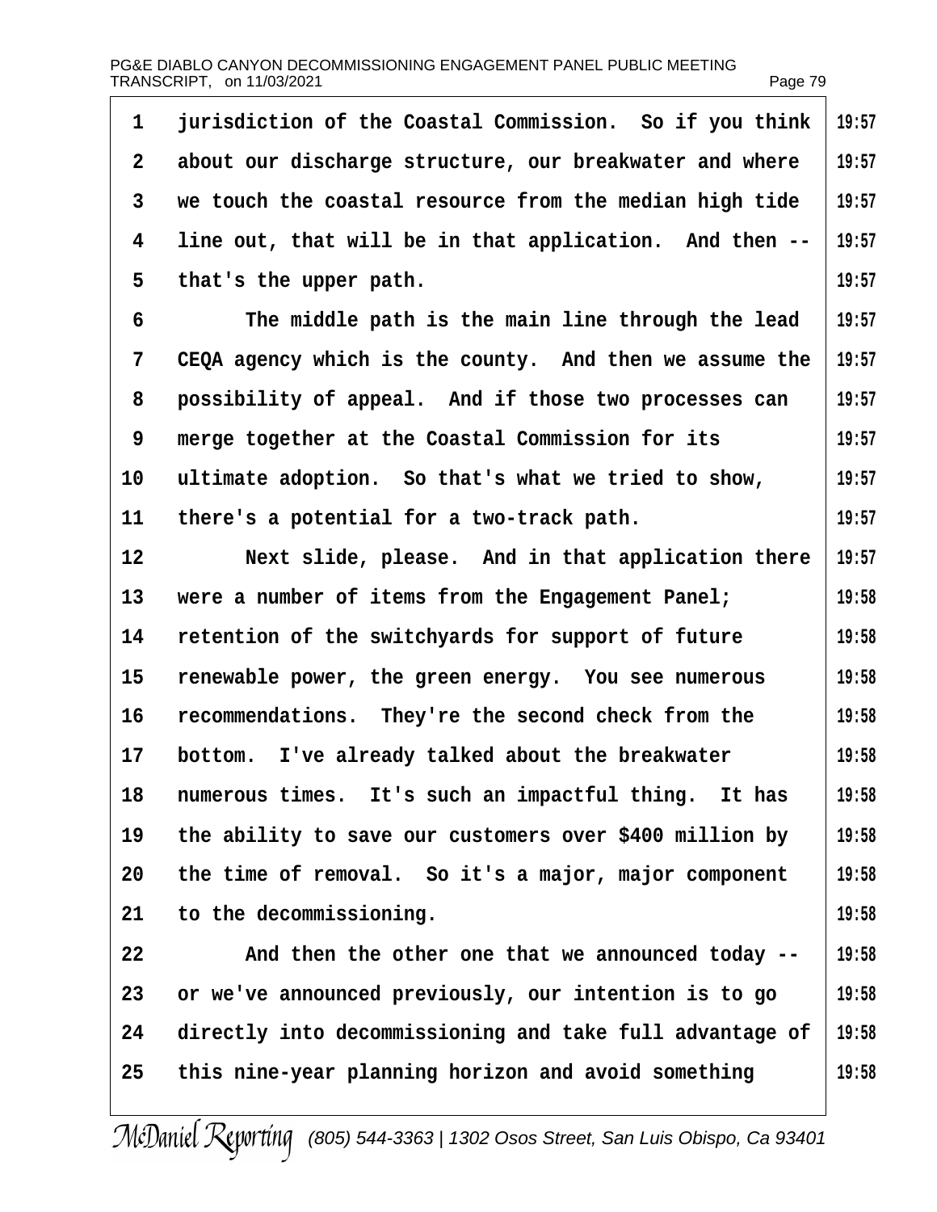jurisdiction of the Coastal Commission. So if you think about our discharge structure, our breakwater and where we touch the coastal resource from the median high tide line out, that will be in that application. And then -- that's the upper path.

The middle path is the main line through the lead CEQA agency which is the county. And then we assume the possibility of appeal. And if those two processes can merge together at the Coastal Commission for its ultimate adoption. So that's what we tried to show, there's a potential for a two-track path.

Next slide, please. And in that application there were a number of items from the Engagement Panel; retention of the switchyards for support of future renewable power, the green energy. You see numerous recommendations. They're the second check from the bottom. I've already talked about the breakwater numerous times. It's such an impactful thing. It has the ability to save our customers over $400 million by the time of removal. So it's a major, major component to the decommissioning.

And then the other one that we announced today -- or we've announced previously, our intention is to go directly into decommissioning and take full advantage of this nine-year planning horizon and avoid something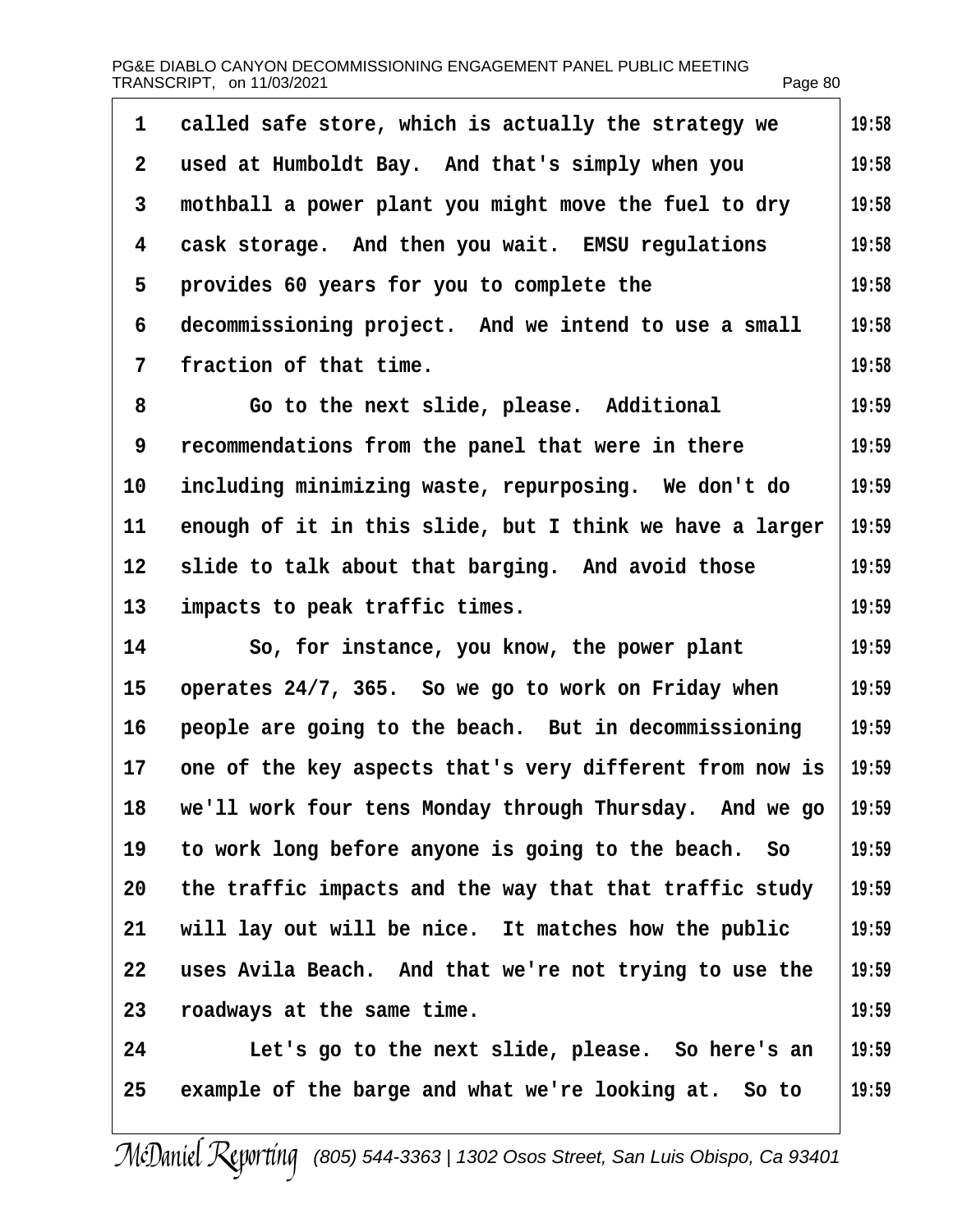called safe store, which is actually the strategy we used at Humboldt Bay. And that's simply when you mothball a power plant you might move the fuel to dry cask storage. And then you wait. EMSU regulations provides 60 years for you to complete the decommissioning project. And we intend to use a small fraction of that time.

Go to the next slide, please. Additional recommendations from the panel that were in there including minimizing waste, repurposing. We don't do enough of it in this slide, but I think we have a larger slide to talk about that barging. And avoid those impacts to peak traffic times.

So, for instance, you know, the power plant operates 24/7, 365. So we go to work on Friday when people are going to the beach. But in decommissioning one of the key aspects that's very different from now is we'll work four tens Monday through Thursday. And we go to work long before anyone is going to the beach. So the traffic impacts and the way that that traffic study will lay out will be nice. It matches how the public uses Avila Beach. And that we're not trying to use the roadways at the same time.

Let's go to the next slide, please. So here's an example of the barge and what we're looking at. So to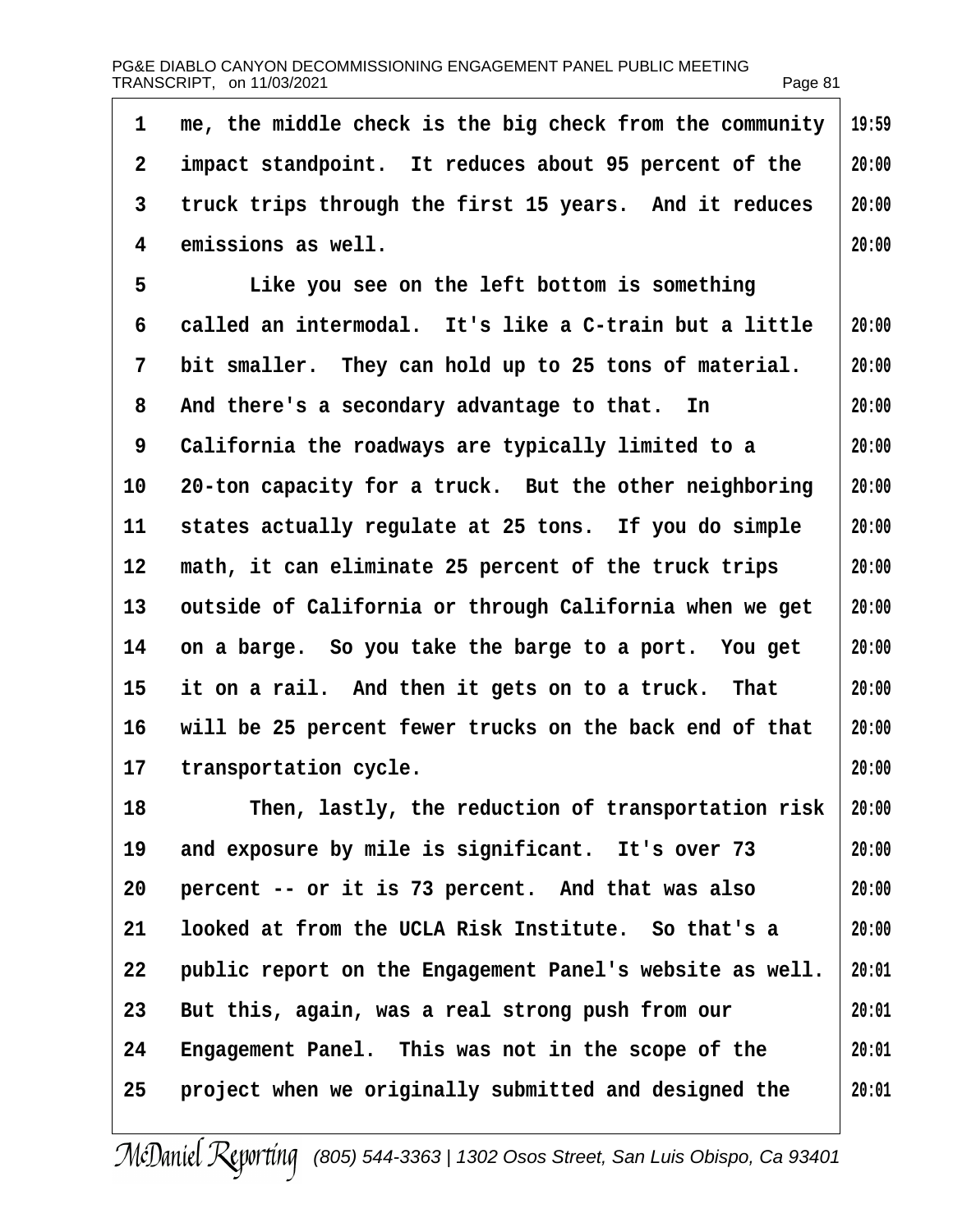me, the middle check is the big check from the community impact standpoint. It reduces about 95 percent of the truck trips through the first 15 years. And it reduces emissions as well.

Like you see on the left bottom is something called an intermodal. It's like a C-train but a little bit smaller. They can hold up to 25 tons of material. And there's a secondary advantage to that. In California the roadways are typically limited to a 20-ton capacity for a truck. But the other neighboring states actually regulate at 25 tons. If you do simple math, it can eliminate 25 percent of the truck trips outside of California or through California when we get on a barge. So you take the barge to a port. You get it on a rail. And then it gets on to a truck. That will be 25 percent fewer trucks on the back end of that transportation cycle.

Then, lastly, the reduction of transportation risk and exposure by mile is significant. It's over 73 percent -- or it is 73 percent. And that was also looked at from the UCLA Risk Institute. So that's a public report on the Engagement Panel's website as well. But this, again, was a real strong push from our Engagement Panel. This was not in the scope of the project when we originally submitted and designed the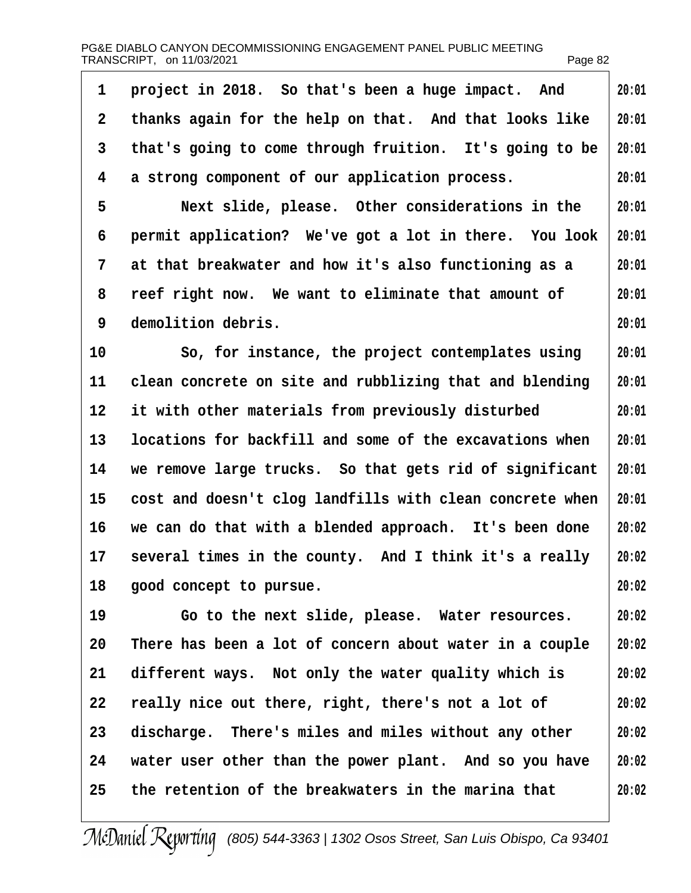project in 2018. So that's been a huge impact. And thanks again for the help on that. And that looks like that's going to come through fruition. It's going to be a strong component of our application process.

Next slide, please. Other considerations in the permit application? We've got a lot in there. You look at that breakwater and how it's also functioning as a reef right now. We want to eliminate that amount of demolition debris.

So, for instance, the project contemplates using clean concrete on site and rubblizing that and blending it with other materials from previously disturbed locations for backfill and some of the excavations when we remove large trucks. So that gets rid of significant cost and doesn't clog landfills with clean concrete when we can do that with a blended approach. It's been done several times in the county. And I think it's a really good concept to pursue.

Go to the next slide, please. Water resources. There has been a lot of concern about water in a couple different ways. Not only the water quality which is really nice out there, right, there's not a lot of discharge. There's miles and miles without any other water user other than the power plant. And so you have the retention of the breakwaters in the marina that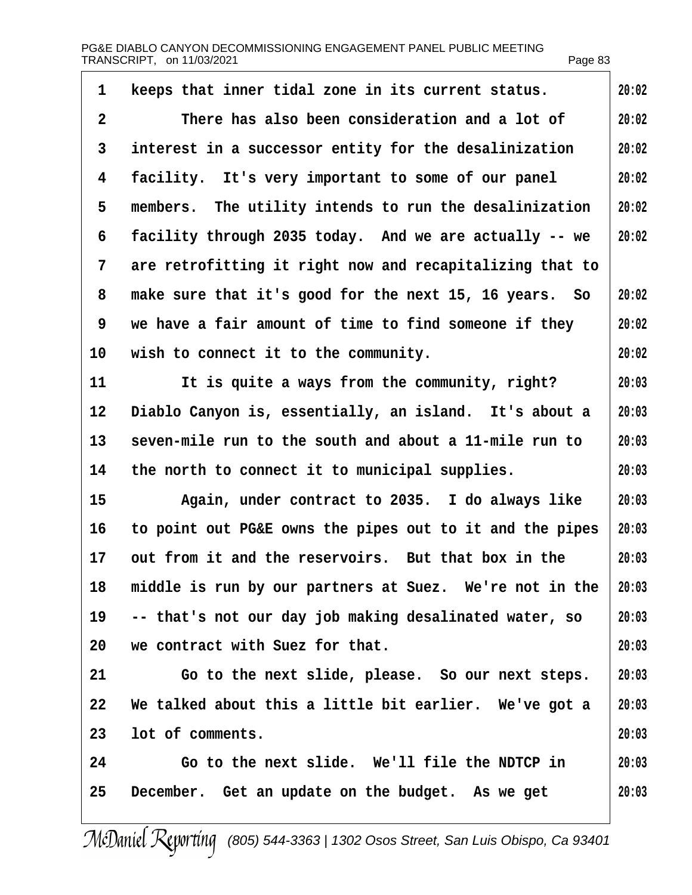keeps that inner tidal zone in its current status.

There has also been consideration and a lot of interest in a successor entity for the desalinization facility. It's very important to some of our panel members. The utility intends to run the desalinization facility through 2035 today. And we are actually -- we are retrofitting it right now and recapitalizing that to make sure that it's good for the next 15, 16 years. So we have a fair amount of time to find someone if they wish to connect it to the community.

It is quite a ways from the community, right? Diablo Canyon is, essentially, an island. It's about a seven-mile run to the south and about a 11-mile run to the north to connect it to municipal supplies.

Again, under contract to 2035. I do always like to point out PG&E owns the pipes out to it and the pipes out from it and the reservoirs. But that box in the middle is run by our partners at Suez. We're not in the -- that's not our day job making desalinated water, so we contract with Suez for that.

Go to the next slide, please. So our next steps. We talked about this a little bit earlier. We've got a lot of comments.

Go to the next slide. We'll file the NDTCP in December. Get an update on the budget. As we get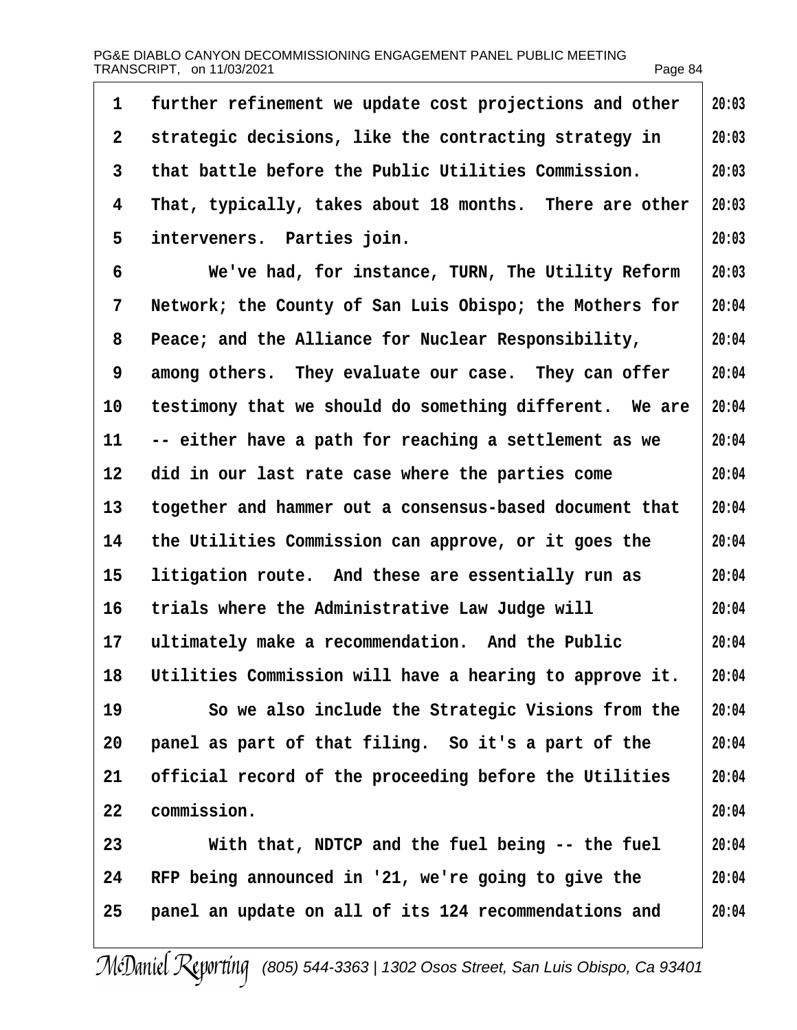further refinement we update cost projections and other strategic decisions, like the contracting strategy in that battle before the Public Utilities Commission. That, typically, takes about 18 months. There are other interveners. Parties join.

We've had, for instance, TURN, The Utility Reform Network; the County of San Luis Obispo; the Mothers for Peace; and the Alliance for Nuclear Responsibility, among others. They evaluate our case. They can offer testimony that we should do something different. We are -- either have a path for reaching a settlement as we did in our last rate case where the parties come together and hammer out a consensus-based document that the Utilities Commission can approve, or it goes the litigation route. And these are essentially run as trials where the Administrative Law Judge will ultimately make a recommendation. And the Public Utilities Commission will have a hearing to approve it.

So we also include the Strategic Visions from the panel as part of that filing. So it's a part of the official record of the proceeding before the Utilities commission.

With that, NDTCP and the fuel being -- the fuel RFP being announced in '21, we're going to give the panel an update on all of its 124 recommendations and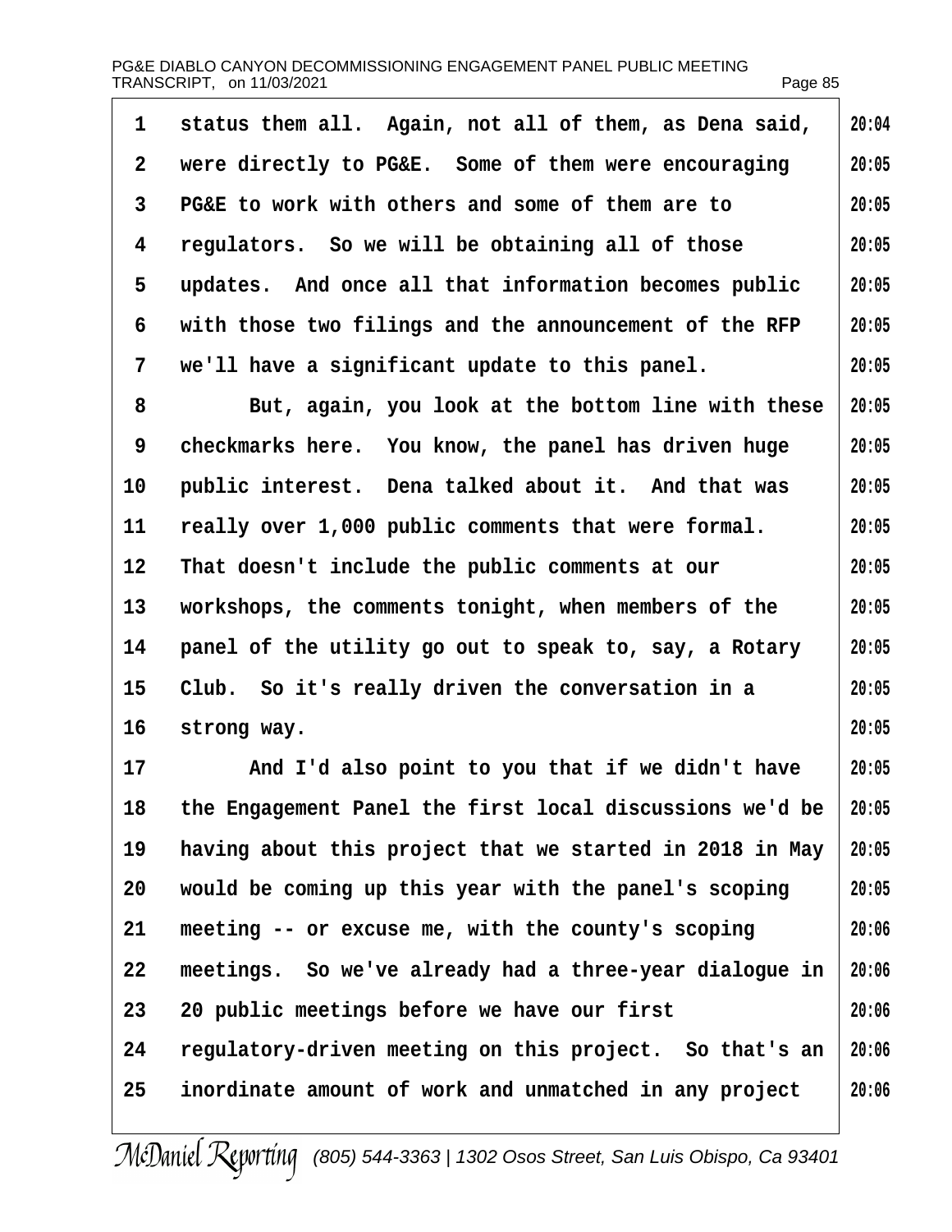status them all. Again, not all of them, as Dena said, were directly to PG&E. Some of them were encouraging PG&E to work with others and some of them are to regulators. So we will be obtaining all of those updates. And once all that information becomes public with those two filings and the announcement of the RFP we'll have a significant update to this panel.

But, again, you look at the bottom line with these checkmarks here. You know, the panel has driven huge public interest. Dena talked about it. And that was really over 1,000 public comments that were formal. That doesn't include the public comments at our workshops, the comments tonight, when members of the panel of the utility go out to speak to, say, a Rotary Club. So it's really driven the conversation in a strong way.

And I'd also point to you that if we didn't have the Engagement Panel the first local discussions we'd be having about this project that we started in 2018 in May would be coming up this year with the panel's scoping meeting -- or excuse me, with the county's scoping meetings. So we've already had a three-year dialogue in 20 public meetings before we have our first regulatory-driven meeting on this project. So that's an inordinate amount of work and unmatched in any project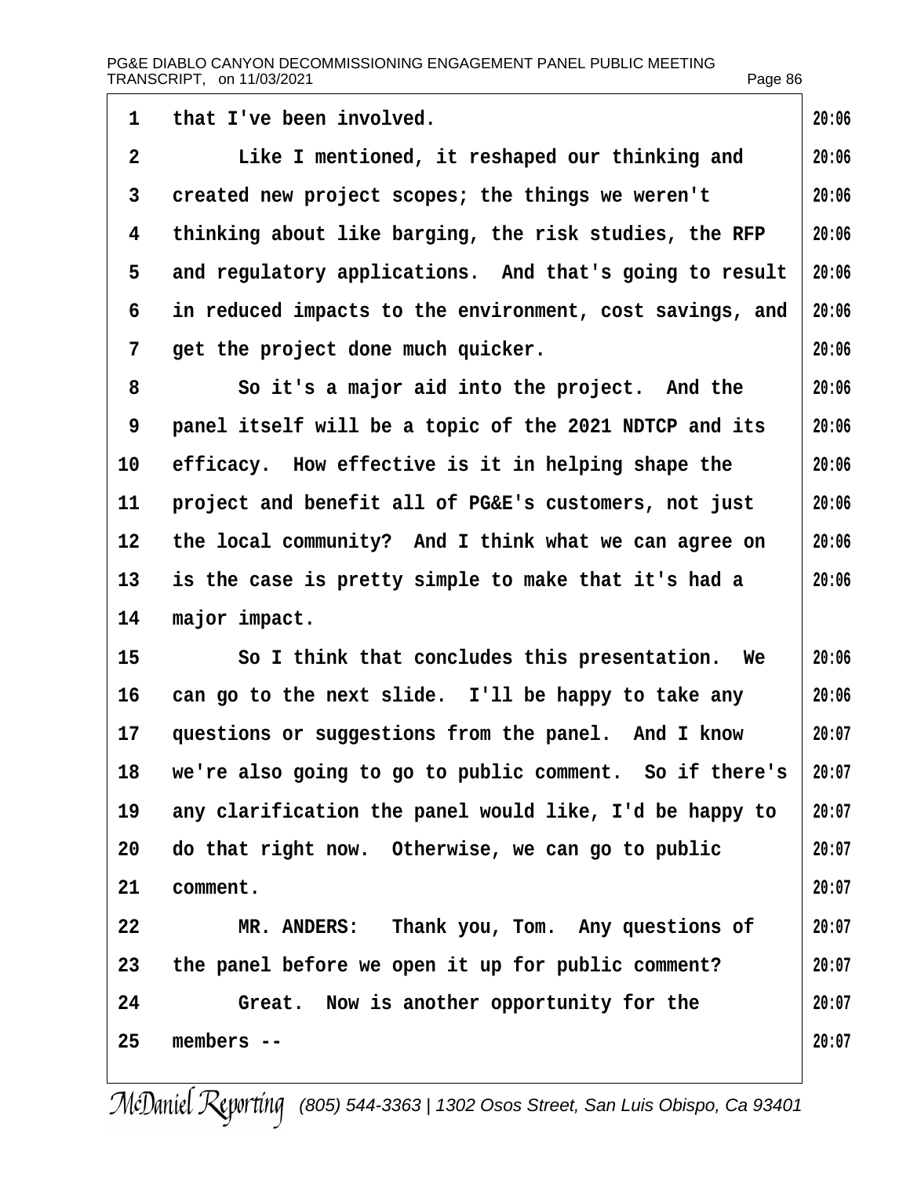that I've been involved.

Like I mentioned, it reshaped our thinking and created new project scopes; the things we weren't thinking about like barging, the risk studies, the RFP and regulatory applications. And that's going to result in reduced impacts to the environment, cost savings, and get the project done much quicker.

So it's a major aid into the project. And the panel itself will be a topic of the 2021 NDTCP and its efficacy. How effective is it in helping shape the project and benefit all of PG&E's customers, not just the local community? And I think what we can agree on is the case is pretty simple to make that it's had a major impact.

So I think that concludes this presentation. We can go to the next slide. I'll be happy to take any questions or suggestions from the panel. And I know we're also going to go to public comment. So if there's any clarification the panel would like, I'd be happy to do that right now. Otherwise, we can go to public comment.

MR. ANDERS: Thank you, Tom. Any questions of the panel before we open it up for public comment?

Great. Now is another opportunity for the members --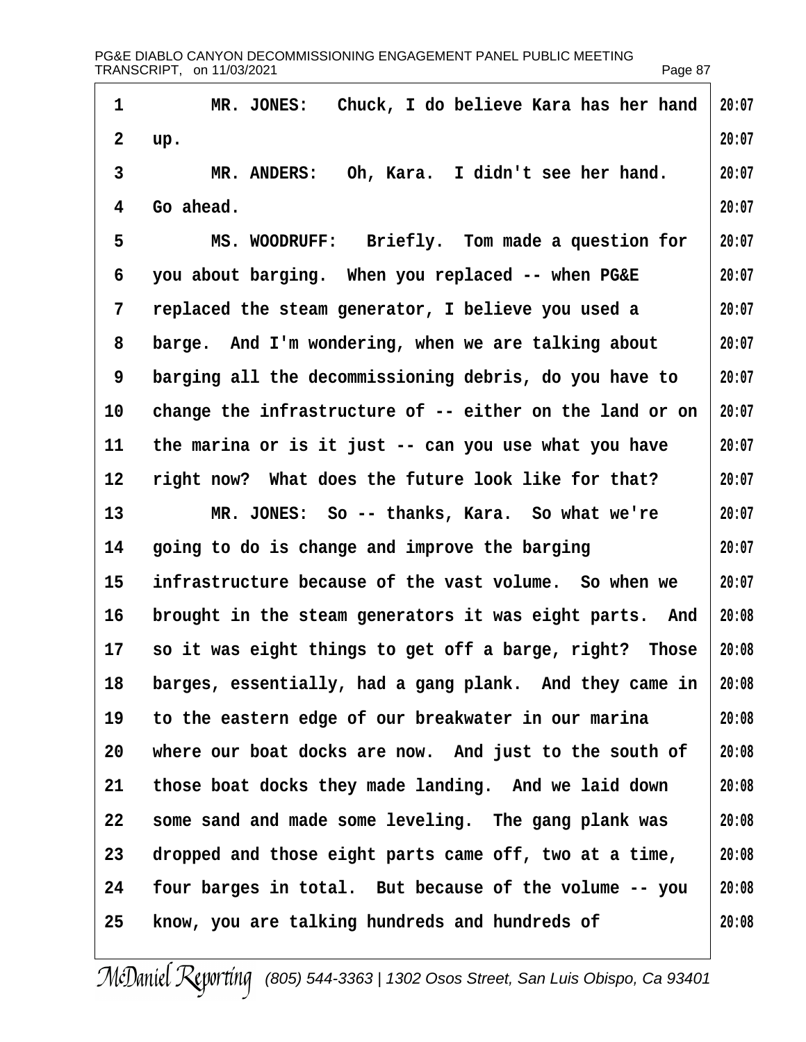MR. JONES: Chuck, I do believe Kara has her hand up.

MR. ANDERS: Oh, Kara. I didn't see her hand. Go ahead.

MS. WOODRUFF: Briefly. Tom made a question for you about barging. When you replaced -- when PG&E replaced the steam generator, I believe you used a barge. And I'm wondering, when we are talking about barging all the decommissioning debris, do you have to change the infrastructure of -- either on the land or on the marina or is it just -- can you use what you have right now? What does the future look like for that?

MR. JONES: So -- thanks, Kara. So what we're going to do is change and improve the barging infrastructure because of the vast volume. So when we brought in the steam generators it was eight parts. And so it was eight things to get off a barge, right? Those barges, essentially, had a gang plank. And they came in to the eastern edge of our breakwater in our marina where our boat docks are now. And just to the south of those boat docks they made landing. And we laid down some sand and made some leveling. The gang plank was dropped and those eight parts came off, two at a time, four barges in total. But because of the volume -- you know, you are talking hundreds and hundreds of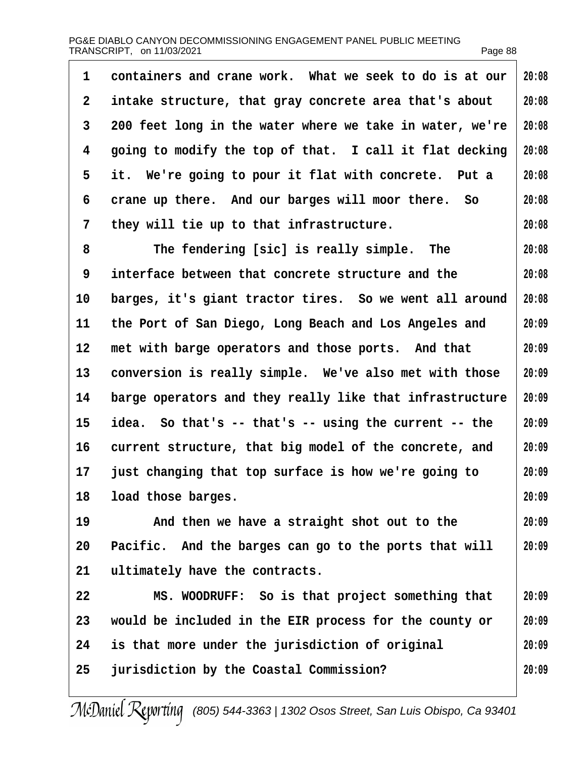containers and crane work. What we seek to do is at our intake structure, that gray concrete area that's about 200 feet long in the water where we take in water, we're going to modify the top of that. I call it flat decking it. We're going to pour it flat with concrete. Put a crane up there. And our barges will moor there. So they will tie up to that infrastructure.

The fendering [sic] is really simple. The interface between that concrete structure and the barges, it's giant tractor tires. So we went all around the Port of San Diego, Long Beach and Los Angeles and met with barge operators and those ports. And that conversion is really simple. We've also met with those barge operators and they really like that infrastructure idea. So that's -- that's -- using the current -- the current structure, that big model of the concrete, and just changing that top surface is how we're going to load those barges.

And then we have a straight shot out to the Pacific. And the barges can go to the ports that will ultimately have the contracts.

MS. WOODRUFF: So is that project something that would be included in the EIR process for the county or is that more under the jurisdiction of original jurisdiction by the Coastal Commission?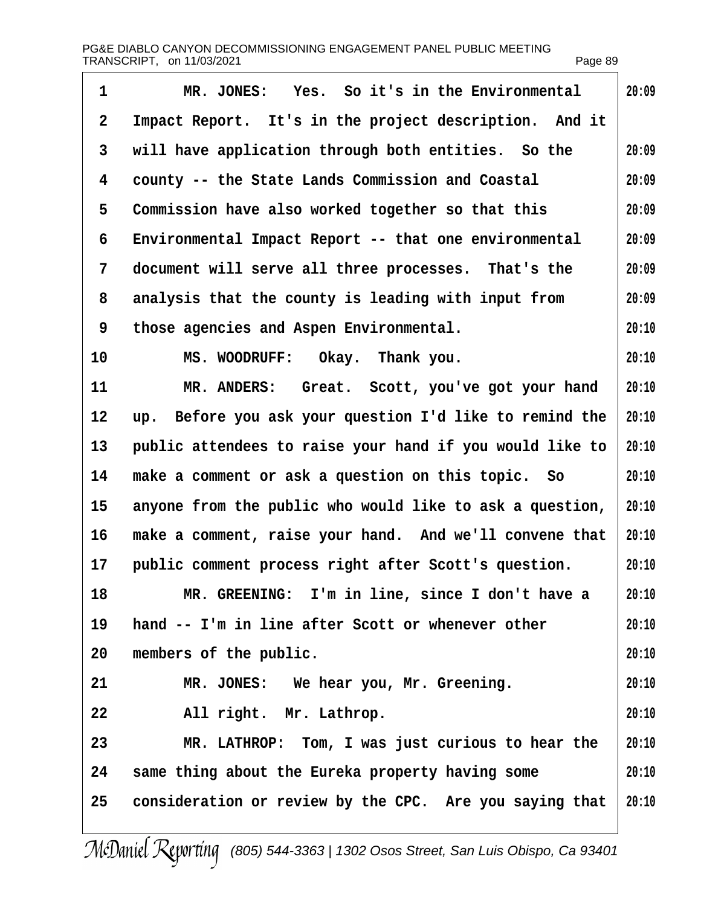MR. JONES: Yes. So it's in the Environmental Impact Report. It's in the project description. And it will have application through both entities. So the county -- the State Lands Commission and Coastal Commission have also worked together so that this Environmental Impact Report -- that one environmental document will serve all three processes. That's the analysis that the county is leading with input from those agencies and Aspen Environmental.

MS. WOODRUFF: Okay. Thank you.

MR. ANDERS: Great. Scott, you've got your hand up. Before you ask your question I'd like to remind the public attendees to raise your hand if you would like to make a comment or ask a question on this topic. So anyone from the public who would like to ask a question, make a comment, raise your hand. And we'll convene that public comment process right after Scott's question.

MR. GREENING: I'm in line, since I don't have a hand -- I'm in line after Scott or whenever other members of the public.

MR. JONES: We hear you, Mr. Greening.

All right. Mr. Lathrop.

MR. LATHROP: Tom, I was just curious to hear the same thing about the Eureka property having some consideration or review by the CPC. Are you saying that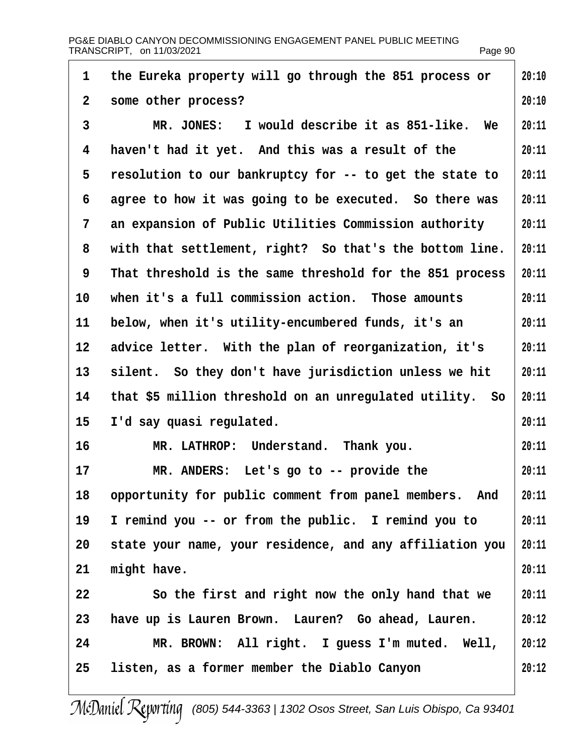1 the Eureka property will go through the 851 process or some other process?

MR. JONES: I would describe it as 851-like. We haven't had it yet. And this was a result of the resolution to our bankruptcy for -- to get the state to agree to how it was going to be executed. So there was an expansion of Public Utilities Commission authority with that settlement, right? So that's the bottom line. That threshold is the same threshold for the 851 process when it's a full commission action. Those amounts below, when it's utility-encumbered funds, it's an advice letter. With the plan of reorganization, it's silent. So they don't have jurisdiction unless we hit that $5 million threshold on an unregulated utility. So I'd say quasi regulated.

MR. LATHROP: Understand. Thank you.

MR. ANDERS: Let's go to -- provide the opportunity for public comment from panel members. And I remind you -- or from the public. I remind you to state your name, your residence, and any affiliation you might have.

So the first and right now the only hand that we have up is Lauren Brown. Lauren? Go ahead, Lauren.

MR. BROWN: All right. I guess I'm muted. Well, listen, as a former member the Diablo Canyon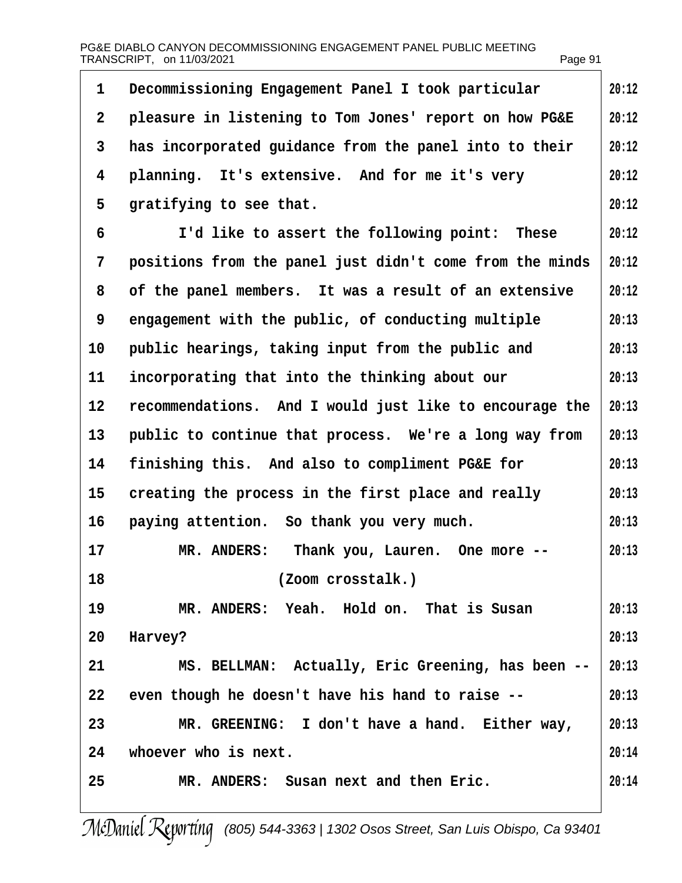Decommissioning Engagement Panel I took particular pleasure in listening to Tom Jones' report on how PG&E has incorporated guidance from the panel into to their planning. It's extensive. And for me it's very gratifying to see that.

I'd like to assert the following point: These positions from the panel just didn't come from the minds of the panel members. It was a result of an extensive engagement with the public, of conducting multiple public hearings, taking input from the public and incorporating that into the thinking about our recommendations. And I would just like to encourage the public to continue that process. We're a long way from finishing this. And also to compliment PG&E for creating the process in the first place and really paying attention. So thank you very much.

MR. ANDERS: Thank you, Lauren. One more --

(Zoom crosstalk.)

MR. ANDERS: Yeah. Hold on. That is Susan Harvey?

MS. BELLMAN: Actually, Eric Greening, has been -- even though he doesn't have his hand to raise --

MR. GREENING: I don't have a hand. Either way, whoever who is next.

MR. ANDERS: Susan next and then Eric.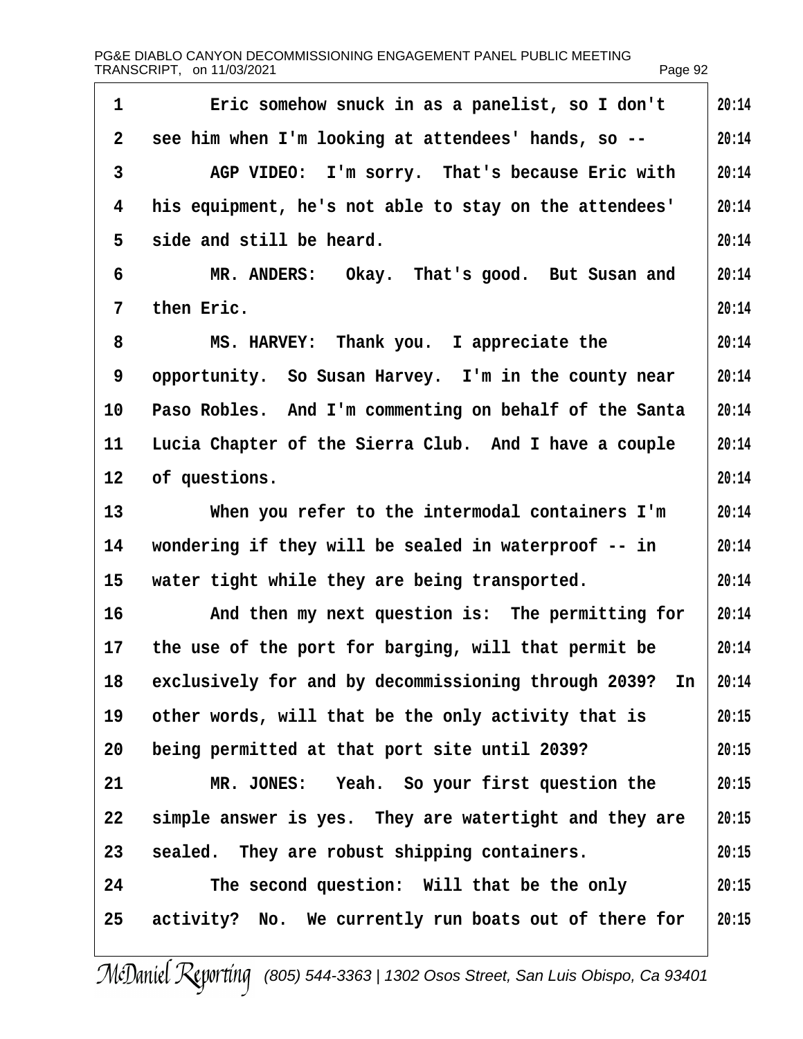Eric somehow snuck in as a panelist, so I don't see him when I'm looking at attendees' hands, so --

AGP VIDEO: I'm sorry. That's because Eric with his equipment, he's not able to stay on the attendees' side and still be heard.

MR. ANDERS: Okay. That's good. But Susan and then Eric.

MS. HARVEY: Thank you. I appreciate the opportunity. So Susan Harvey. I'm in the county near Paso Robles. And I'm commenting on behalf of the Santa Lucia Chapter of the Sierra Club. And I have a couple of questions.

When you refer to the intermodal containers I'm wondering if they will be sealed in waterproof -- in water tight while they are being transported.

And then my next question is: The permitting for the use of the port for barging, will that permit be exclusively for and by decommissioning through 2039? In other words, will that be the only activity that is being permitted at that port site until 2039?

MR. JONES: Yeah. So your first question the simple answer is yes. They are watertight and they are sealed. They are robust shipping containers.

The second question: Will that be the only activity? No. We currently run boats out of there for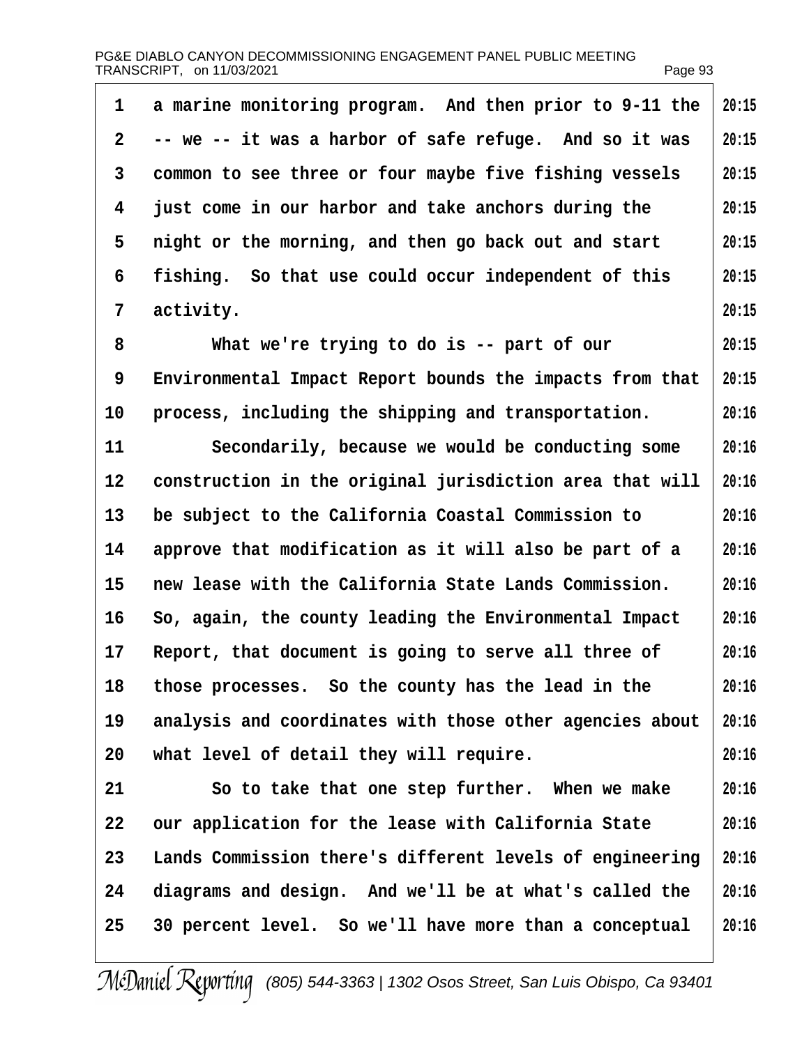a marine monitoring program. And then prior to 9-11 the -- we -- it was a harbor of safe refuge. And so it was common to see three or four maybe five fishing vessels just come in our harbor and take anchors during the night or the morning, and then go back out and start fishing. So that use could occur independent of this activity.

What we're trying to do is -- part of our Environmental Impact Report bounds the impacts from that process, including the shipping and transportation.

Secondarily, because we would be conducting some construction in the original jurisdiction area that will be subject to the California Coastal Commission to approve that modification as it will also be part of a new lease with the California State Lands Commission. So, again, the county leading the Environmental Impact Report, that document is going to serve all three of those processes. So the county has the lead in the analysis and coordinates with those other agencies about what level of detail they will require.

So to take that one step further. When we make our application for the lease with California State Lands Commission there's different levels of engineering diagrams and design. And we'll be at what's called the 30 percent level. So we'll have more than a conceptual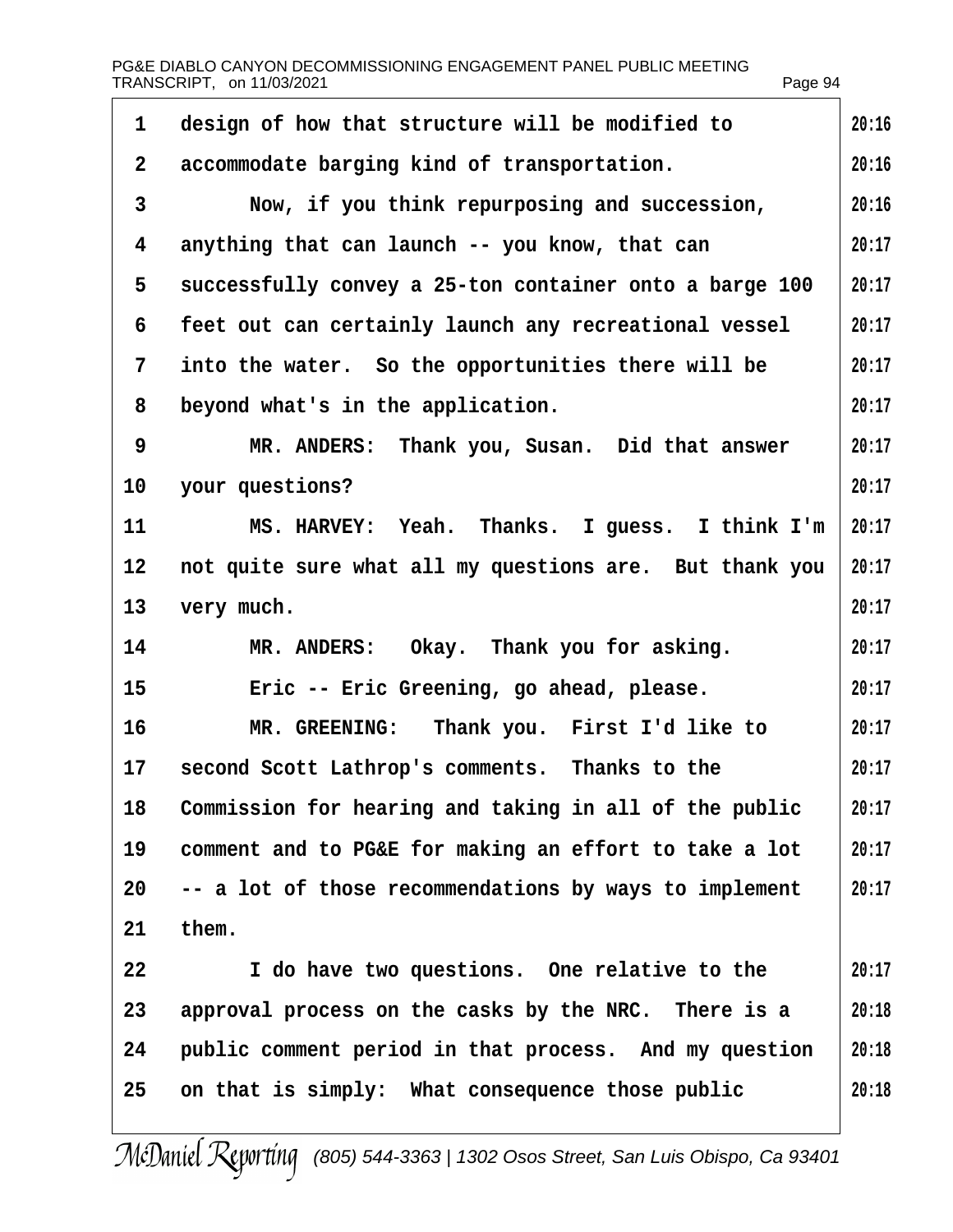design of how that structure will be modified to accommodate barging kind of transportation.

Now, if you think repurposing and succession, anything that can launch -- you know, that can successfully convey a 25-ton container onto a barge 100 feet out can certainly launch any recreational vessel into the water. So the opportunities there will be beyond what's in the application.

MR. ANDERS: Thank you, Susan. Did that answer your questions?

MS. HARVEY: Yeah. Thanks. I guess. I think I'm not quite sure what all my questions are. But thank you very much.

MR. ANDERS: Okay. Thank you for asking.

Eric -- Eric Greening, go ahead, please.

MR. GREENING: Thank you. First I'd like to second Scott Lathrop's comments. Thanks to the Commission for hearing and taking in all of the public comment and to PG&E for making an effort to take a lot -- a lot of those recommendations by ways to implement them.

I do have two questions. One relative to the approval process on the casks by the NRC. There is a public comment period in that process. And my question on that is simply: What consequence those public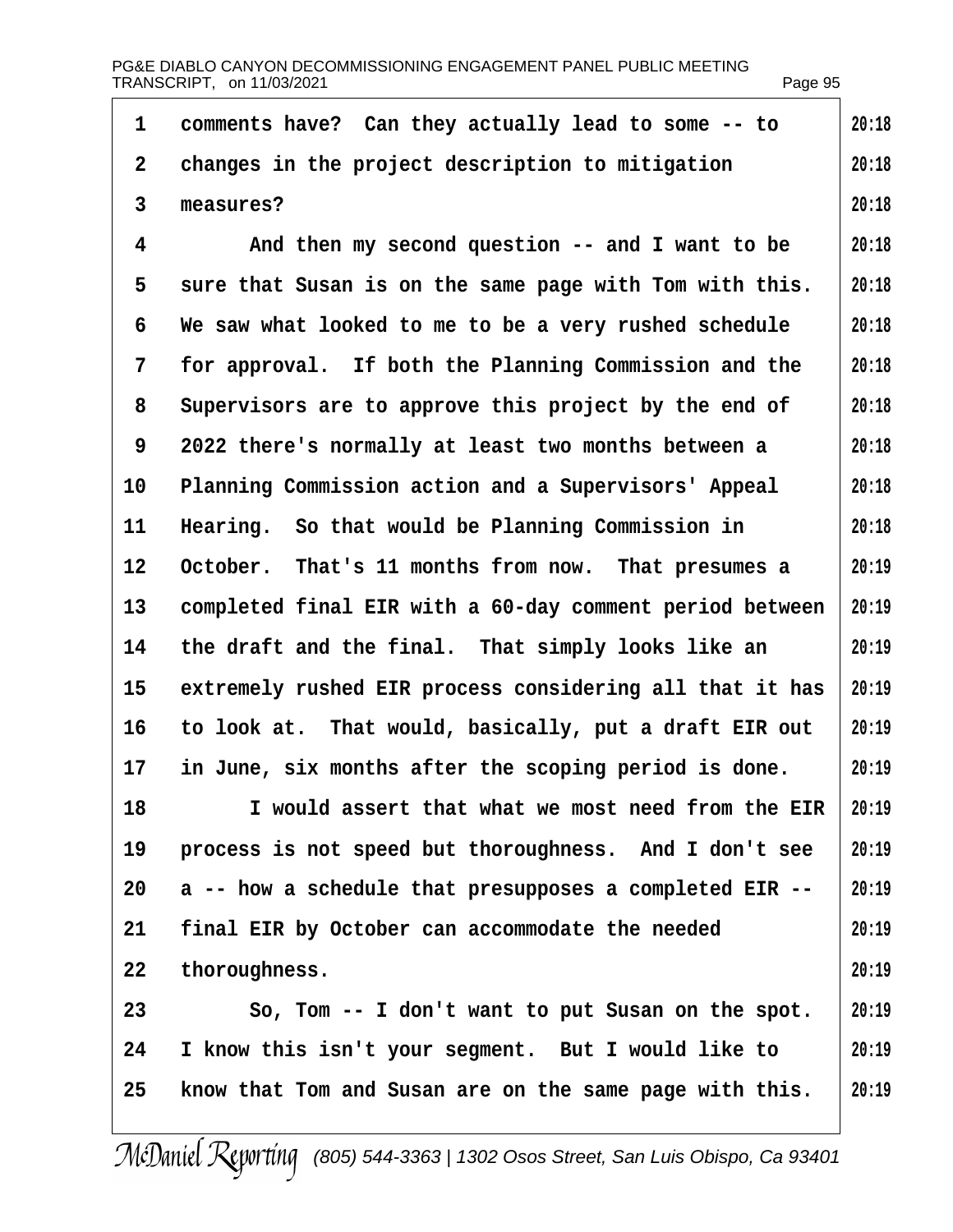comments have? Can they actually lead to some -- to changes in the project description to mitigation measures?

And then my second question -- and I want to be sure that Susan is on the same page with Tom with this. We saw what looked to me to be a very rushed schedule for approval. If both the Planning Commission and the Supervisors are to approve this project by the end of 2022 there's normally at least two months between a Planning Commission action and a Supervisors' Appeal Hearing. So that would be Planning Commission in October. That's 11 months from now. That presumes a completed final EIR with a 60-day comment period between the draft and the final. That simply looks like an extremely rushed EIR process considering all that it has to look at. That would, basically, put a draft EIR out in June, six months after the scoping period is done.

I would assert that what we most need from the EIR process is not speed but thoroughness. And I don't see a -- how a schedule that presupposes a completed EIR -- final EIR by October can accommodate the needed thoroughness.

So, Tom -- I don't want to put Susan on the spot. I know this isn't your segment. But I would like to know that Tom and Susan are on the same page with this.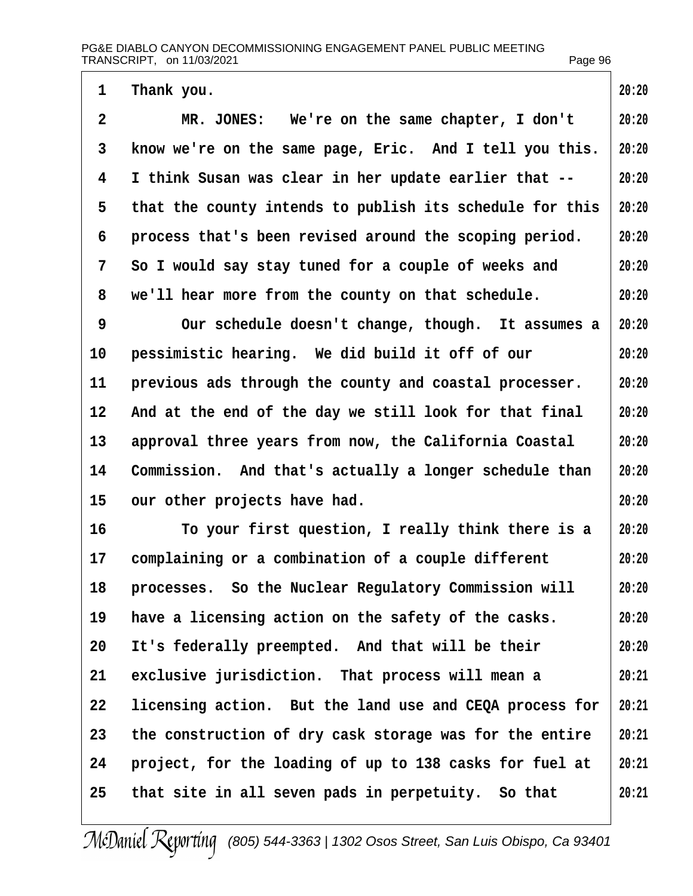Thank you.

MR. JONES: We're on the same chapter, I don't know we're on the same page, Eric. And I tell you this. I think Susan was clear in her update earlier that -- that the county intends to publish its schedule for this process that's been revised around the scoping period. So I would say stay tuned for a couple of weeks and we'll hear more from the county on that schedule.

Our schedule doesn't change, though. It assumes a pessimistic hearing. We did build it off of our previous ads through the county and coastal processer. And at the end of the day we still look for that final approval three years from now, the California Coastal Commission. And that's actually a longer schedule than our other projects have had.

To your first question, I really think there is a complaining or a combination of a couple different processes. So the Nuclear Regulatory Commission will have a licensing action on the safety of the casks. It's federally preempted. And that will be their exclusive jurisdiction. That process will mean a licensing action. But the land use and CEQA process for the construction of dry cask storage was for the entire project, for the loading of up to 138 casks for fuel at that site in all seven pads in perpetuity. So that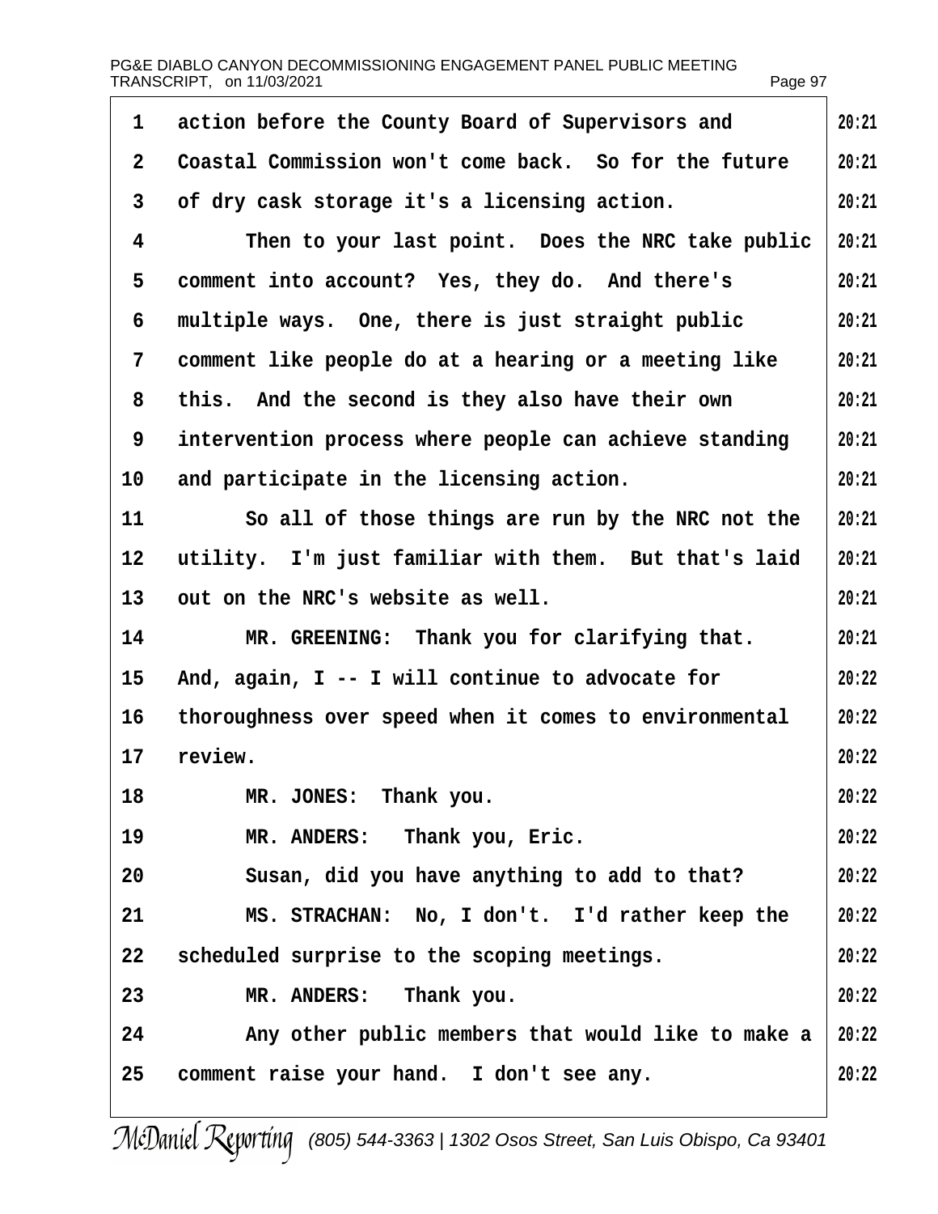action before the County Board of Supervisors and Coastal Commission won't come back. So for the future of dry cask storage it's a licensing action.

Then to your last point. Does the NRC take public comment into account? Yes, they do. And there's multiple ways. One, there is just straight public comment like people do at a hearing or a meeting like this. And the second is they also have their own intervention process where people can achieve standing and participate in the licensing action.

So all of those things are run by the NRC not the utility. I'm just familiar with them. But that's laid out on the NRC's website as well.

MR. GREENING: Thank you for clarifying that. And, again, I -- I will continue to advocate for thoroughness over speed when it comes to environmental review.

MR. JONES: Thank you.

MR. ANDERS: Thank you, Eric.

Susan, did you have anything to add to that?

MS. STRACHAN: No, I don't. I'd rather keep the scheduled surprise to the scoping meetings.

MR. ANDERS: Thank you.

Any other public members that would like to make a comment raise your hand. I don't see any.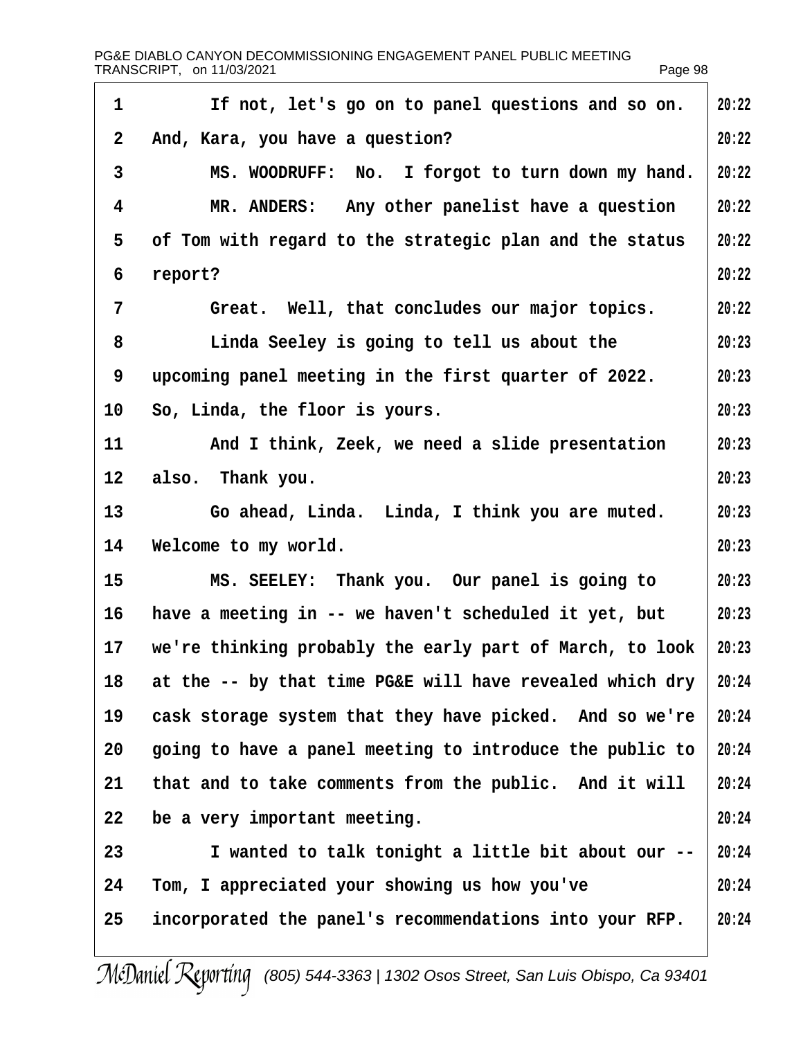1 If not, let's go on to panel questions and so on. 20:22
2 And, Kara, you have a question? 20:22
3 MS. WOODRUFF: No. I forgot to turn down my hand. 20:22
4 MR. ANDERS: Any other panelist have a question 20:22
5 of Tom with regard to the strategic plan and the status 20:22
6 report? 20:22
7 Great. Well, that concludes our major topics. 20:22
8 Linda Seeley is going to tell us about the 20:23
9 upcoming panel meeting in the first quarter of 2022. 20:23
10 So, Linda, the floor is yours. 20:23
11 And I think, Zeek, we need a slide presentation 20:23
12 also. Thank you. 20:23
13 Go ahead, Linda. Linda, I think you are muted. 20:23
14 Welcome to my world. 20:23
15 MS. SEELEY: Thank you. Our panel is going to 20:23
16 have a meeting in -- we haven't scheduled it yet, but 20:23
17 we're thinking probably the early part of March, to look 20:23
18 at the -- by that time PG&E will have revealed which dry 20:24
19 cask storage system that they have picked. And so we're 20:24
20 going to have a panel meeting to introduce the public to 20:24
21 that and to take comments from the public. And it will 20:24
22 be a very important meeting. 20:24
23 I wanted to talk tonight a little bit about our -- 20:24
24 Tom, I appreciated your showing us how you've 20:24
25 incorporated the panel's recommendations into your RFP. 20:24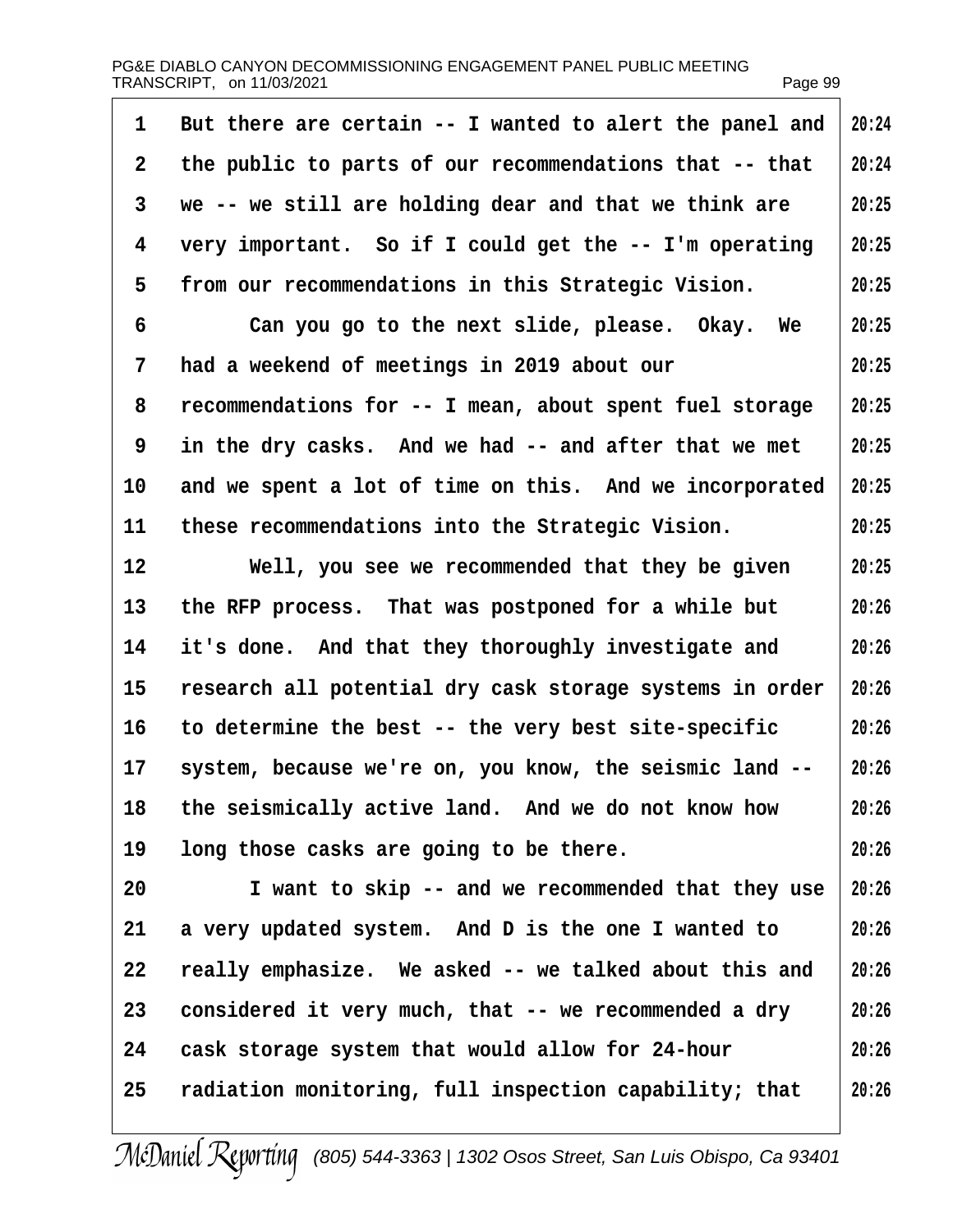But there are certain -- I wanted to alert the panel and the public to parts of our recommendations that -- that we -- we still are holding dear and that we think are very important. So if I could get the -- I'm operating from our recommendations in this Strategic Vision.

Can you go to the next slide, please. Okay. We had a weekend of meetings in 2019 about our recommendations for -- I mean, about spent fuel storage in the dry casks. And we had -- and after that we met and we spent a lot of time on this. And we incorporated these recommendations into the Strategic Vision.

Well, you see we recommended that they be given the RFP process. That was postponed for a while but it's done. And that they thoroughly investigate and research all potential dry cask storage systems in order to determine the best -- the very best site-specific system, because we're on, you know, the seismic land -- the seismically active land. And we do not know how long those casks are going to be there.

I want to skip -- and we recommended that they use a very updated system. And D is the one I wanted to really emphasize. We asked -- we talked about this and considered it very much, that -- we recommended a dry cask storage system that would allow for 24-hour radiation monitoring, full inspection capability; that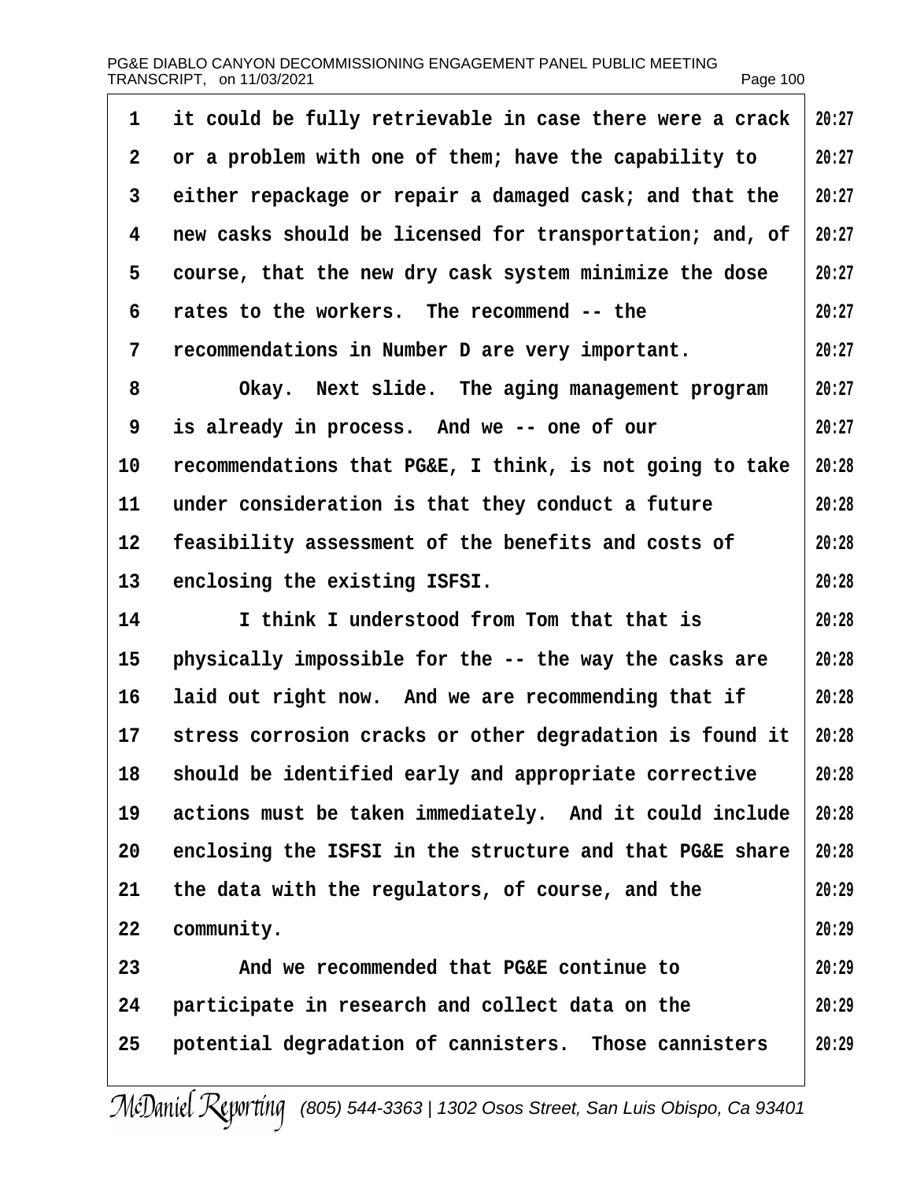it could be fully retrievable in case there were a crack or a problem with one of them; have the capability to either repackage or repair a damaged cask; and that the new casks should be licensed for transportation; and, of course, that the new dry cask system minimize the dose rates to the workers. The recommend -- the recommendations in Number D are very important.

Okay. Next slide. The aging management program is already in process. And we -- one of our recommendations that PG&E, I think, is not going to take under consideration is that they conduct a future feasibility assessment of the benefits and costs of enclosing the existing ISFSI.

I think I understood from Tom that that is physically impossible for the -- the way the casks are laid out right now. And we are recommending that if stress corrosion cracks or other degradation is found it should be identified early and appropriate corrective actions must be taken immediately. And it could include enclosing the ISFSI in the structure and that PG&E share the data with the regulators, of course, and the community.

And we recommended that PG&E continue to participate in research and collect data on the potential degradation of cannisters. Those cannisters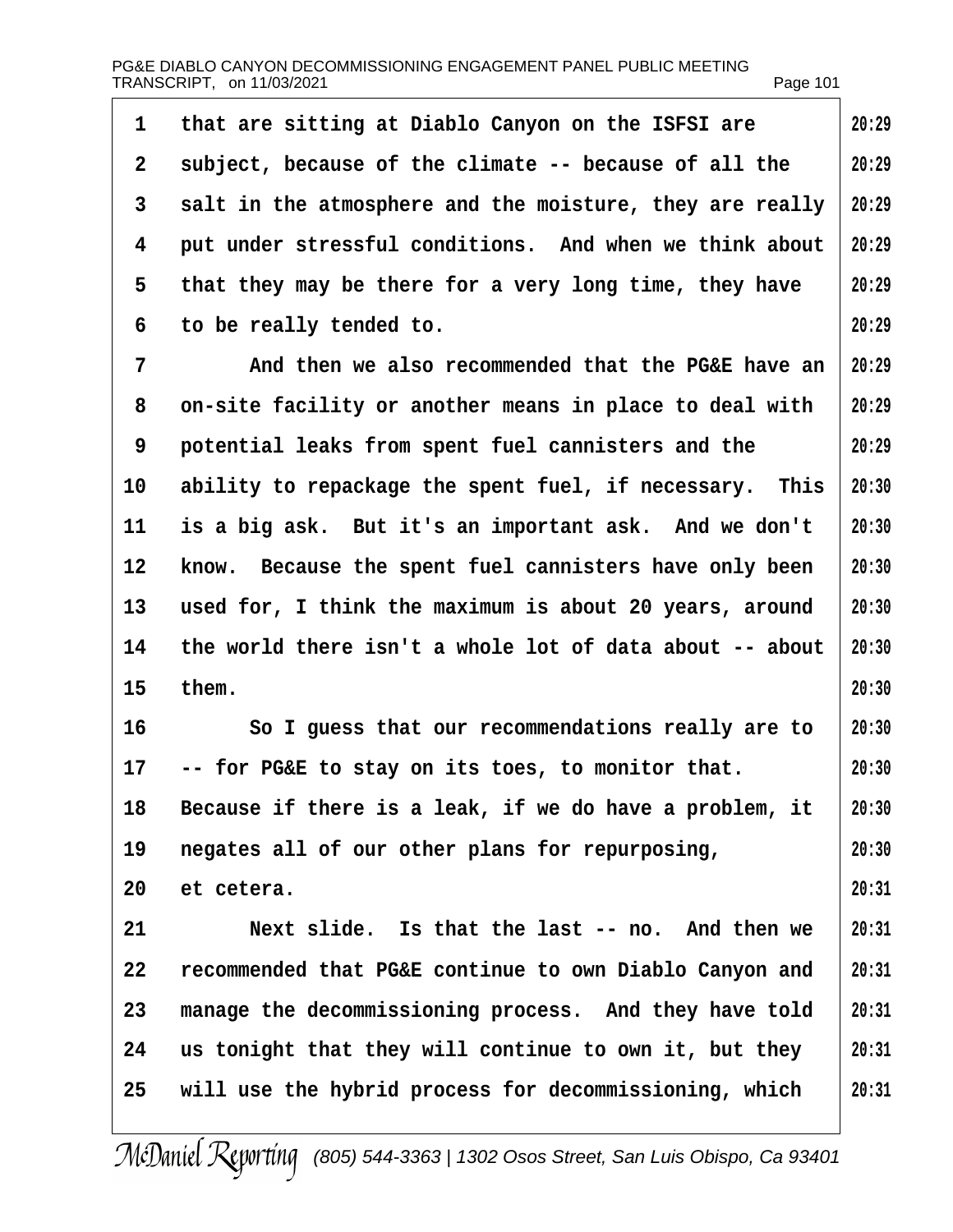that are sitting at Diablo Canyon on the ISFSI are subject, because of the climate -- because of all the salt in the atmosphere and the moisture, they are really put under stressful conditions. And when we think about that they may be there for a very long time, they have to be really tended to.

And then we also recommended that the PG&E have an on-site facility or another means in place to deal with potential leaks from spent fuel cannisters and the ability to repackage the spent fuel, if necessary. This is a big ask. But it's an important ask. And we don't know. Because the spent fuel cannisters have only been used for, I think the maximum is about 20 years, around the world there isn't a whole lot of data about -- about them.

So I guess that our recommendations really are to -- for PG&E to stay on its toes, to monitor that. Because if there is a leak, if we do have a problem, it negates all of our other plans for repurposing, et cetera.

Next slide. Is that the last -- no. And then we recommended that PG&E continue to own Diablo Canyon and manage the decommissioning process. And they have told us tonight that they will continue to own it, but they will use the hybrid process for decommissioning, which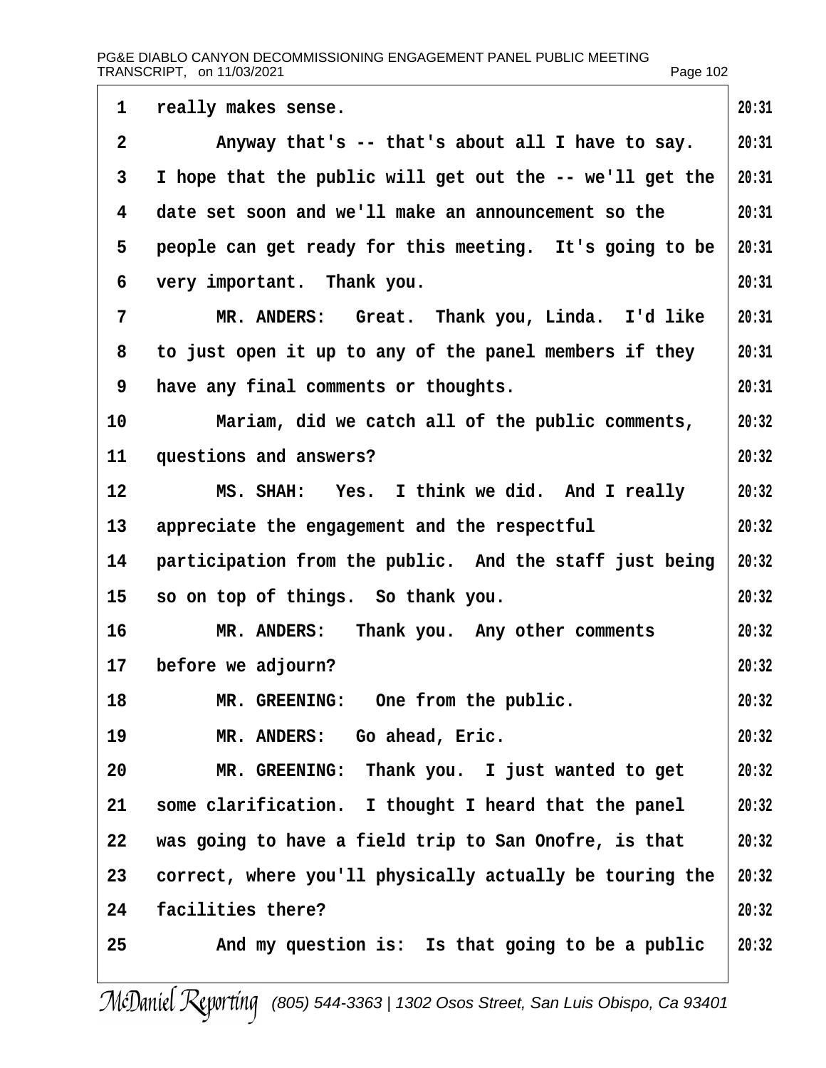really makes sense.

Anyway that's -- that's about all I have to say. I hope that the public will get out the -- we'll get the date set soon and we'll make an announcement so the people can get ready for this meeting. It's going to be very important. Thank you.

MR. ANDERS: Great. Thank you, Linda. I'd like to just open it up to any of the panel members if they have any final comments or thoughts.

Mariam, did we catch all of the public comments, questions and answers?

MS. SHAH: Yes. I think we did. And I really appreciate the engagement and the respectful participation from the public. And the staff just being so on top of things. So thank you.

MR. ANDERS: Thank you. Any other comments before we adjourn?

MR. GREENING: One from the public.

MR. ANDERS: Go ahead, Eric.

MR. GREENING: Thank you. I just wanted to get some clarification. I thought I heard that the panel was going to have a field trip to San Onofre, is that correct, where you'll physically actually be touring the facilities there?

And my question is: Is that going to be a public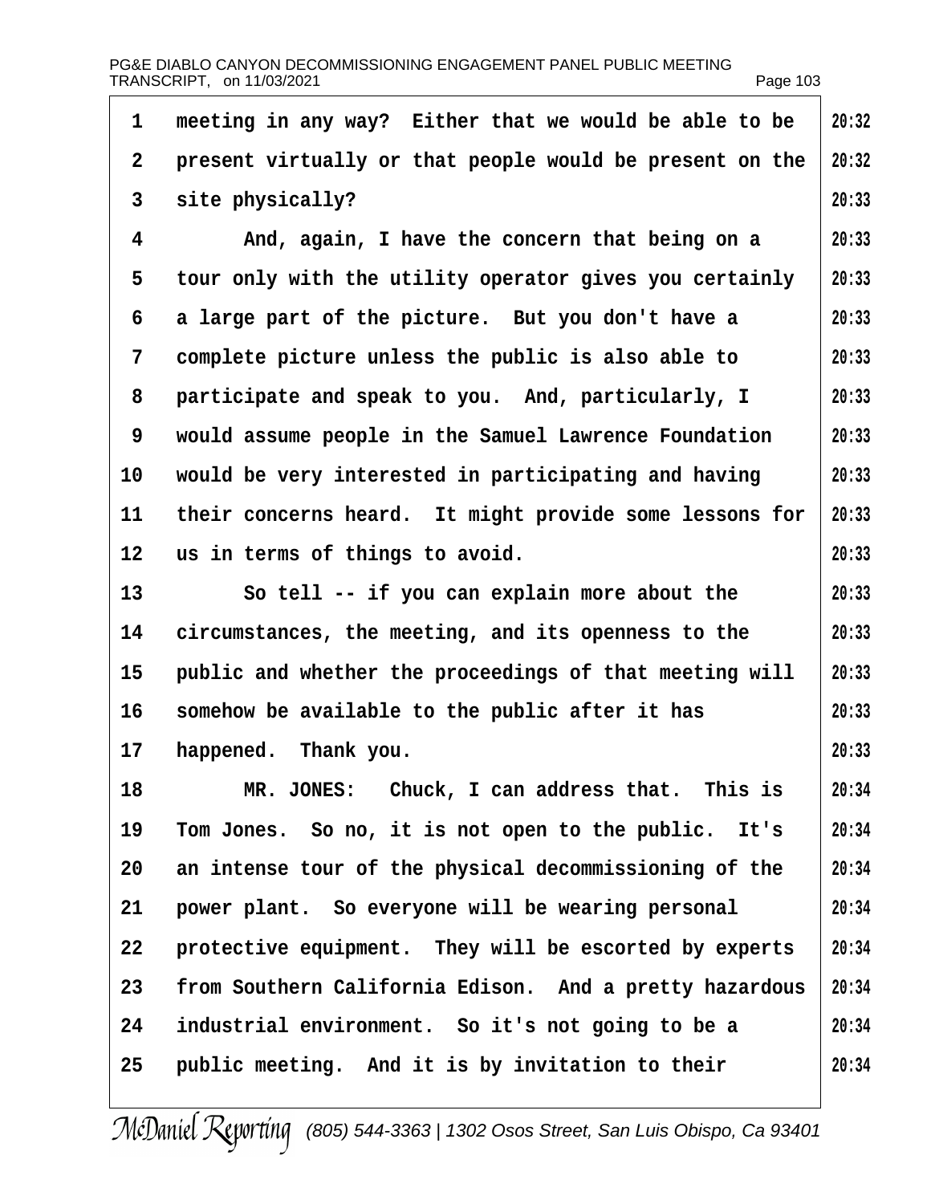meeting in any way? Either that we would be able to be present virtually or that people would be present on the site physically?

And, again, I have the concern that being on a tour only with the utility operator gives you certainly a large part of the picture. But you don't have a complete picture unless the public is also able to participate and speak to you. And, particularly, I would assume people in the Samuel Lawrence Foundation would be very interested in participating and having their concerns heard. It might provide some lessons for us in terms of things to avoid.

So tell -- if you can explain more about the circumstances, the meeting, and its openness to the public and whether the proceedings of that meeting will somehow be available to the public after it has happened. Thank you.

MR. JONES: Chuck, I can address that. This is Tom Jones. So no, it is not open to the public. It's an intense tour of the physical decommissioning of the power plant. So everyone will be wearing personal protective equipment. They will be escorted by experts from Southern California Edison. And a pretty hazardous industrial environment. So it's not going to be a public meeting. And it is by invitation to their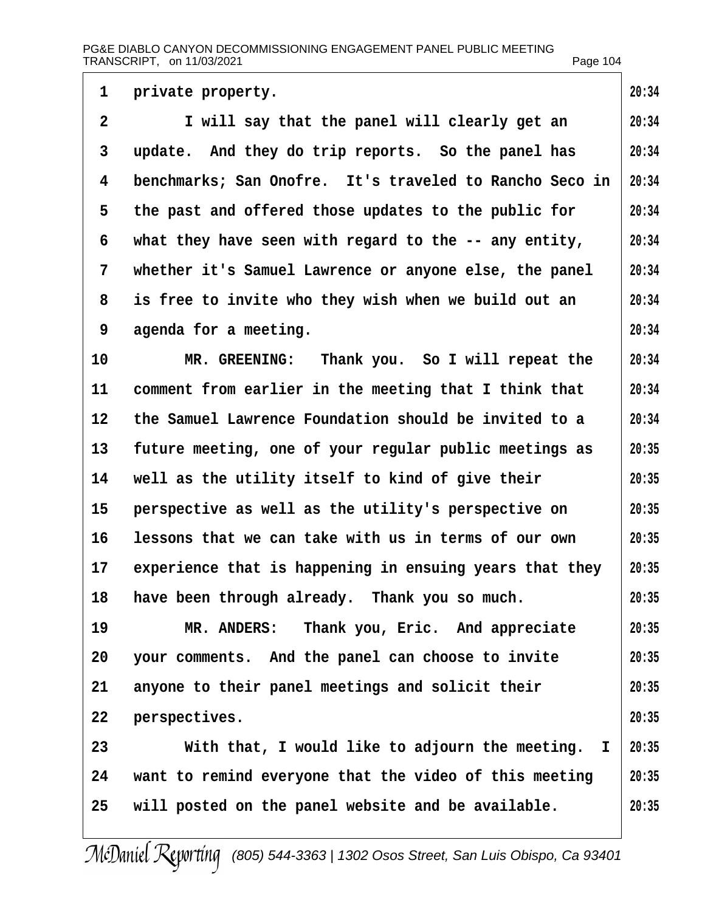private property.

I will say that the panel will clearly get an update. And they do trip reports. So the panel has benchmarks; San Onofre. It's traveled to Rancho Seco in the past and offered those updates to the public for what they have seen with regard to the -- any entity, whether it's Samuel Lawrence or anyone else, the panel is free to invite who they wish when we build out an agenda for a meeting.

MR. GREENING: Thank you. So I will repeat the comment from earlier in the meeting that I think that the Samuel Lawrence Foundation should be invited to a future meeting, one of your regular public meetings as well as the utility itself to kind of give their perspective as well as the utility's perspective on lessons that we can take with us in terms of our own experience that is happening in ensuing years that they have been through already. Thank you so much.

MR. ANDERS: Thank you, Eric. And appreciate your comments. And the panel can choose to invite anyone to their panel meetings and solicit their perspectives.

With that, I would like to adjourn the meeting. I want to remind everyone that the video of this meeting will posted on the panel website and be available.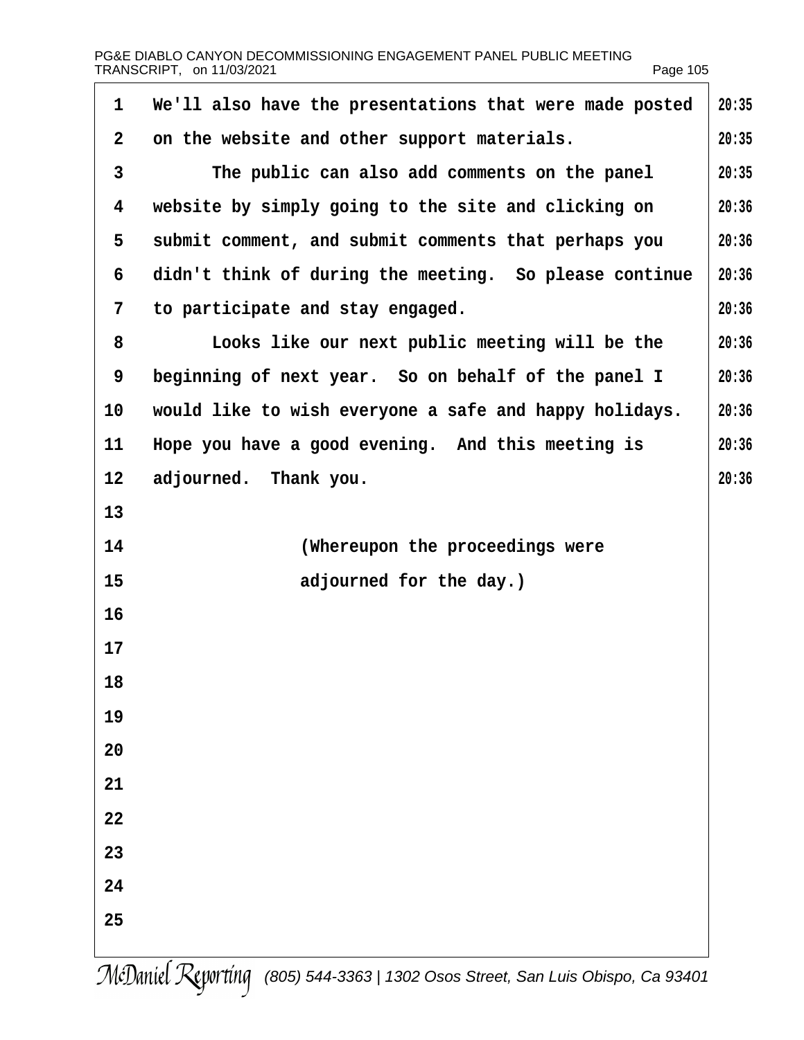We'll also have the presentations that were made posted on the website and other support materials.

The public can also add comments on the panel website by simply going to the site and clicking on submit comment, and submit comments that perhaps you didn't think of during the meeting. So please continue to participate and stay engaged.

Looks like our next public meeting will be the beginning of next year. So on behalf of the panel I would like to wish everyone a safe and happy holidays. Hope you have a good evening. And this meeting is adjourned. Thank you.

(Whereupon the proceedings were adjourned for the day.)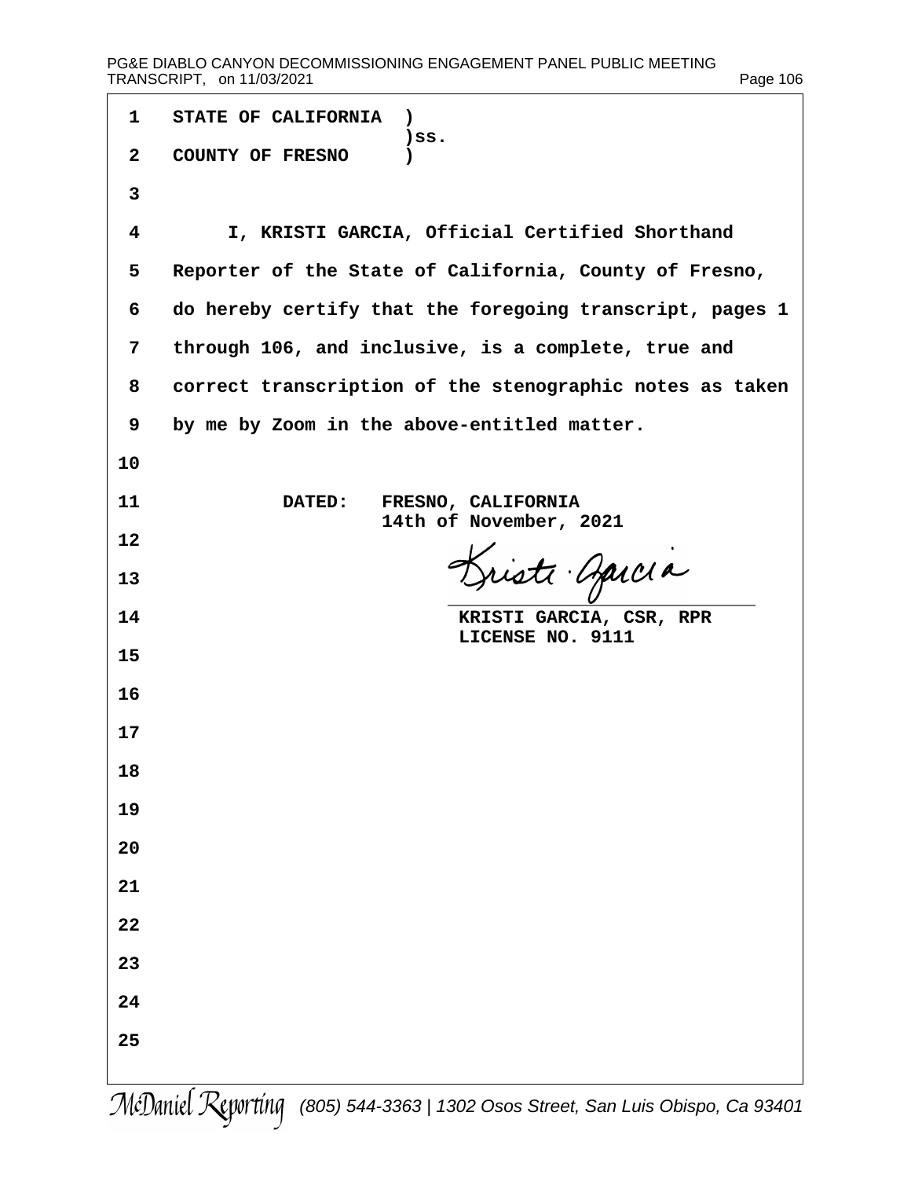STATE OF CALIFORNIA )
)ss.
COUNTY OF FRESNO )

I, KRISTI GARCIA, Official Certified Shorthand Reporter of the State of California, County of Fresno, do hereby certify that the foregoing transcript, pages 1 through 106, and inclusive, is a complete, true and correct transcription of the stenographic notes as taken by me by Zoom in the above-entitled matter.

DATED: FRESNO, CALIFORNIA
14th of November, 2021

Kristi Garcia

KRISTI GARCIA, CSR, RPR
LICENSE NO. 9111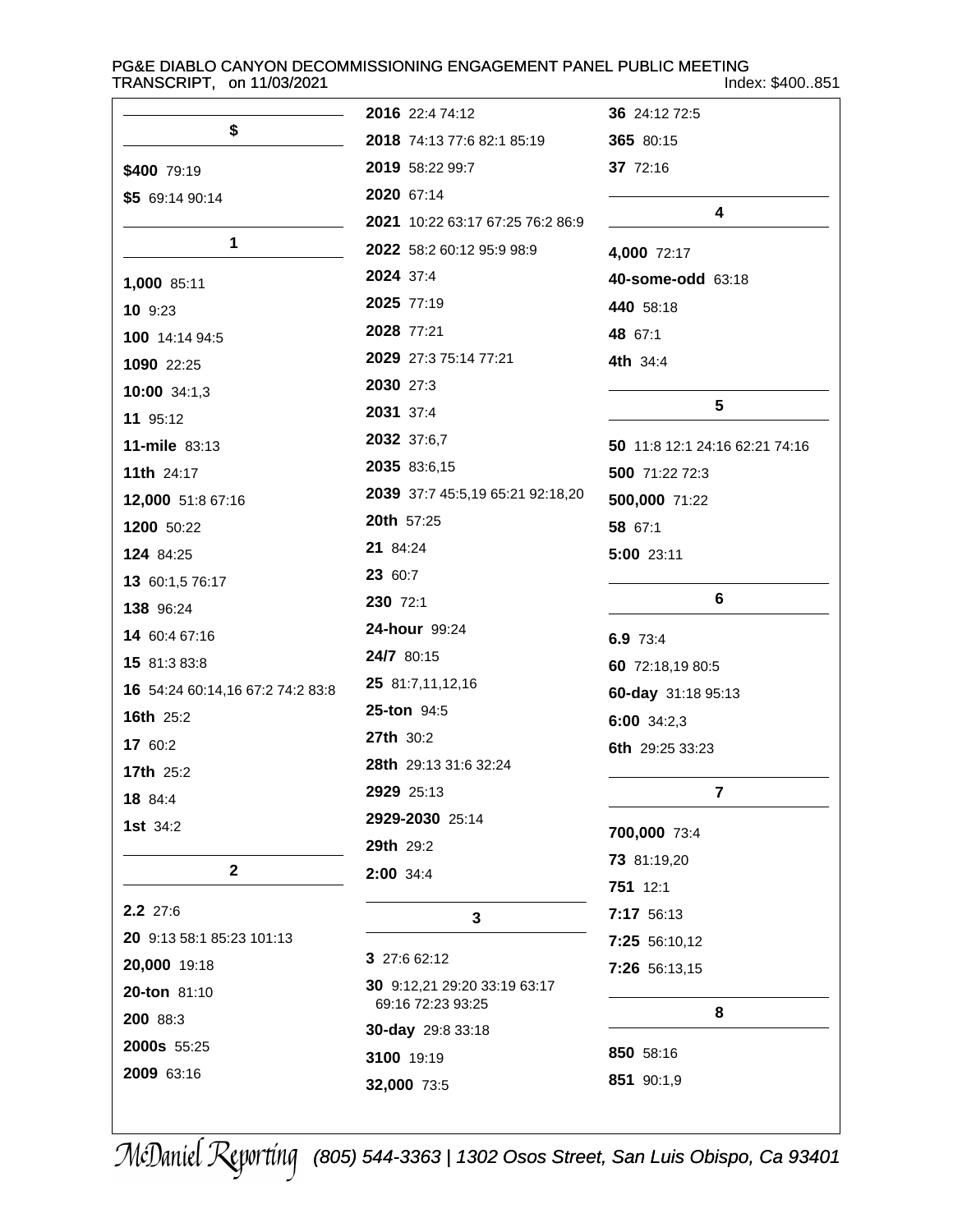## $

**$400** 79:19

**$5** 69:14 90:14

## 1

**1,000** 85:11

**10** 9:23

**100** 14:14 94:5

**1090** 22:25

**10:00** 34:1,3

**11** 95:12

**11-mile** 83:13

**11th** 24:17

**12,000** 51:8 67:16

**1200** 50:22

**124** 84:25

**13** 60:1,5 76:17

**138** 96:24

**14** 60:4 67:16

**15** 81:3 83:8

**16** 54:24 60:14,16 67:2 74:2 83:8

**16th** 25:2

**17** 60:2

**17th** 25:2

**18** 84:4

**1st** 34:2

## 2

**2.2** 27:6

**20** 9:13 58:1 85:23 101:13

**20,000** 19:18

**20-ton** 81:10

**200** 88:3

**2000s** 55:25

**2009** 63:16

**2016** 22:4 74:12

**2018** 74:13 77:6 82:1 85:19

**2019** 58:22 99:7

**2020** 67:14

**2021** 10:22 63:17 67:25 76:2 86:9

**2022** 58:2 60:12 95:9 98:9

**2024** 37:4

**2025** 77:19

**2028** 77:21

**2029** 27:3 75:14 77:21

**2030** 27:3

**2031** 37:4

**2032** 37:6,7

**2035** 83:6,15

**2039** 37:7 45:5,19 65:21 92:18,20

**20th** 57:25

**21** 84:24

**23** 60:7

**230** 72:1

**24-hour** 99:24

**24/7** 80:15

**25** 81:7,11,12,16

**25-ton** 94:5

**27th** 30:2

**28th** 29:13 31:6 32:24

**2929** 25:13

**2929-2030** 25:14

**29th** 29:2

**2:00** 34:4

## 3

**3** 27:6 62:12

**30** 9:12,21 29:20 33:19 63:17 69:16 72:23 93:25

**30-day** 29:8 33:18

**3100** 19:19

**32,000** 73:5

**36** 24:12 72:5

**365** 80:15

**37** 72:16

## 4

**4,000** 72:17

**40-some-odd** 63:18

**440** 58:18

**48** 67:1

**4th** 34:4

## 5

**50** 11:8 12:1 24:16 62:21 74:16

**500** 71:22 72:3

**500,000** 71:22

**58** 67:1

**5:00** 23:11

## 6

**6.9** 73:4

**60** 72:18,19 80:5

**60-day** 31:18 95:13

**6:00** 34:2,3

**6th** 29:25 33:23

## 7

**700,000** 73:4

**73** 81:19,20

**751** 12:1

**7:17** 56:13

**7:25** 56:10,12

**7:26** 56:13,15

## 8

**850** 58:16

**851** 90:1,9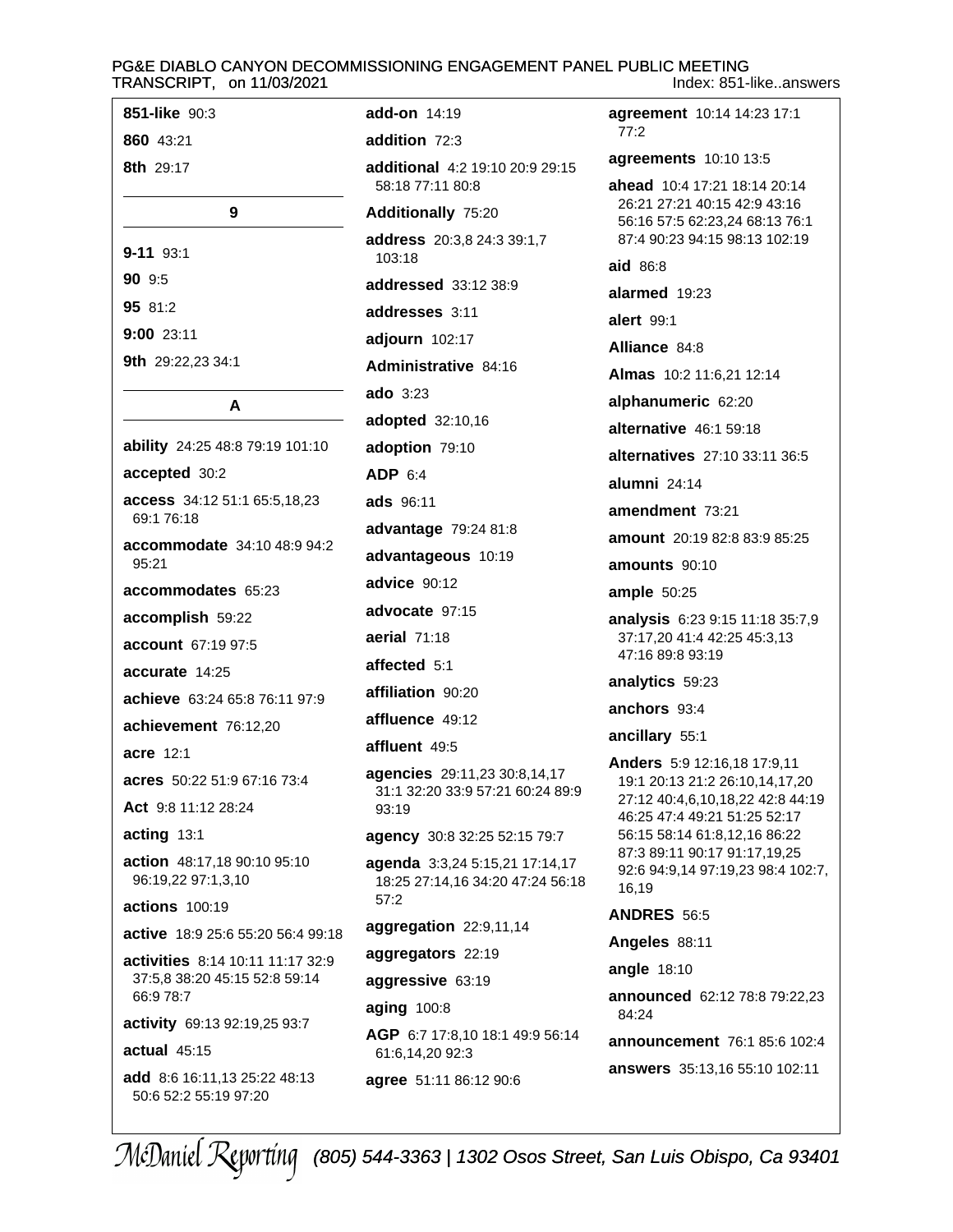**851-like** 90:3

**860** 43:21

**8th** 29:17

## 9

**9-11** 93:1

**90** 9:5

**95** 81:2

**9:00** 23:11

**9th** 29:22,23 34:1

## A

**ability** 24:25 48:8 79:19 101:10

**accepted** 30:2

**access** 34:12 51:1 65:5,18,23 69:1 76:18

**accommodate** 34:10 48:9 94:2 95:21

**accommodates** 65:23

**accomplish** 59:22

**account** 67:19 97:5

**accurate** 14:25

**achieve** 63:24 65:8 76:11 97:9

**achievement** 76:12,20

**acre** 12:1

**acres** 50:22 51:9 67:16 73:4

**Act** 9:8 11:12 28:24

**acting** 13:1

**action** 48:17,18 90:10 95:10 96:19,22 97:1,3,10

**actions** 100:19

**active** 18:9 25:6 55:20 56:4 99:18

**activities** 8:14 10:11 11:17 32:9 37:5,8 38:20 45:15 52:8 59:14 66:9 78:7

**activity** 69:13 92:19,25 93:7

**actual** 45:15

**add** 8:6 16:11,13 25:22 48:13 50:6 52:2 55:19 97:20

**add-on** 14:19

**addition** 72:3

**additional** 4:2 19:10 20:9 29:15 58:18 77:11 80:8

**Additionally** 75:20

**address** 20:3,8 24:3 39:1,7 103:18

**addressed** 33:12 38:9

**addresses** 3:11

**adjourn** 102:17

**Administrative** 84:16

**ado** 3:23

**adopted** 32:10,16

**adoption** 79:10

**ADP** 6:4

**ads** 96:11

**advantage** 79:24 81:8

**advantageous** 10:19

**advice** 90:12

**advocate** 97:15

**aerial** 71:18

**affected** 5:1

**affiliation** 90:20

**affluence** 49:12

**affluent** 49:5

**agencies** 29:11,23 30:8,14,17 31:1 32:20 33:9 57:21 60:24 89:9 93:19

**agency** 30:8 32:25 52:15 79:7

**agenda** 3:3,24 5:15,21 17:14,17 18:25 27:14,16 34:20 47:24 56:18 57:2

**aggregation** 22:9,11,14

**aggregators** 22:19

**aggressive** 63:19

**aging** 100:8

**AGP** 6:7 17:8,10 18:1 49:9 56:14 61:6,14,20 92:3

**agree** 51:11 86:12 90:6

**agreement** 10:14 14:23 17:1 77:2

**agreements** 10:10 13:5

**ahead** 10:4 17:21 18:14 20:14 26:21 27:21 40:15 42:9 43:16 56:16 57:5 62:23,24 68:13 76:1 87:4 90:23 94:15 98:13 102:19

**aid** 86:8

**alarmed** 19:23

**alert** 99:1

**Alliance** 84:8

**Almas** 10:2 11:6,21 12:14

**alphanumeric** 62:20

**alternative** 46:1 59:18

**alternatives** 27:10 33:11 36:5

**alumni** 24:14

**amendment** 73:21

**amount** 20:19 82:8 83:9 85:25

**amounts** 90:10

**ample** 50:25

**analysis** 6:23 9:15 11:18 35:7,9 37:17,20 41:4 42:25 45:3,13 47:16 89:8 93:19

**analytics** 59:23

**anchors** 93:4

**ancillary** 55:1

**Anders** 5:9 12:16,18 17:9,11 19:1 20:13 21:2 26:10,14,17,20 27:12 40:4,6,10,18,22 42:8 44:19 46:25 47:4 49:21 51:25 52:17 56:15 58:14 61:8,12,16 86:22 87:3 89:11 90:17 91:17,19,25 92:6 94:9,14 97:19,23 98:4 102:7,16,19

**ANDRES** 56:5

**Angeles** 88:11

**angle** 18:10

**announced** 62:12 78:8 79:22,23 84:24

**announcement** 76:1 85:6 102:4

**answers** 35:13,16 55:10 102:11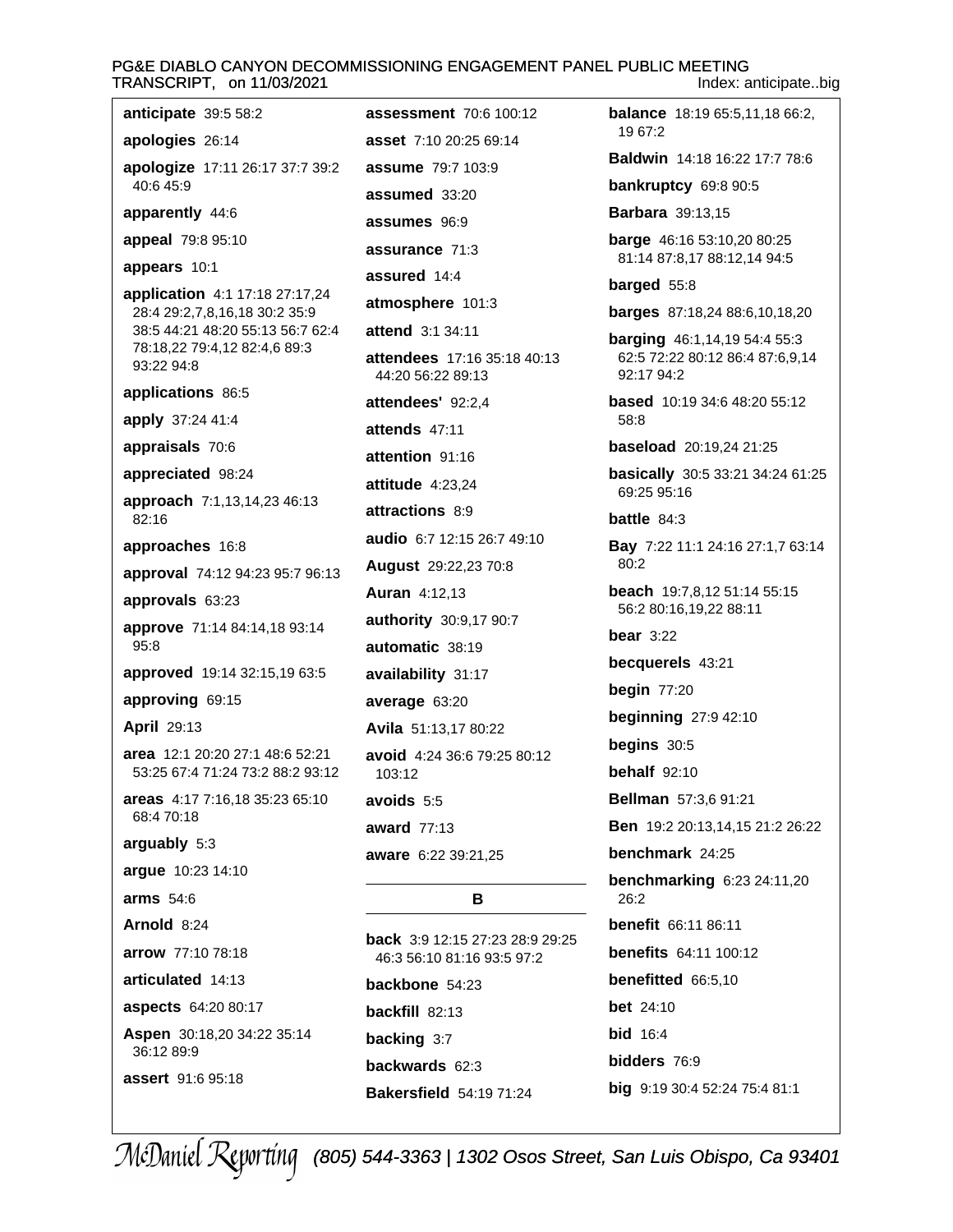**anticipate** 39:5 58:2

**apologies** 26:14

**apologize** 17:11 26:17 37:7 39:2 40:6 45:9

**apparently** 44:6

**appeal** 79:8 95:10

**appears** 10:1

**application** 4:1 17:18 27:17,24 28:4 29:2,7,8,16,18 30:2 35:9 38:5 44:21 48:20 55:13 56:7 62:4 78:18,22 79:4,12 82:4,6 89:3 93:22 94:8

**applications** 86:5

**apply** 37:24 41:4

**appraisals** 70:6

**appreciated** 98:24

**approach** 7:1,13,14,23 46:13 82:16

**approaches** 16:8

**approval** 74:12 94:23 95:7 96:13

**approvals** 63:23

**approve** 71:14 84:14,18 93:14 95:8

**approved** 19:14 32:15,19 63:5

**approving** 69:15

**April** 29:13

**area** 12:1 20:20 27:1 48:6 52:21 53:25 67:4 71:24 73:2 88:2 93:12

**areas** 4:17 7:16,18 35:23 65:10 68:4 70:18

**arguably** 5:3

**argue** 10:23 14:10

**arms** 54:6

**Arnold** 8:24

**arrow** 77:10 78:18

**articulated** 14:13

**aspects** 64:20 80:17

**Aspen** 30:18,20 34:22 35:14 36:12 89:9

**assert** 91:6 95:18

**assessment** 70:6 100:12

**asset** 7:10 20:25 69:14

**assume** 79:7 103:9

**assumed** 33:20

**assumes** 96:9

**assurance** 71:3

**assured** 14:4

**atmosphere** 101:3

**attend** 3:1 34:11

**attendees** 17:16 35:18 40:13 44:20 56:22 89:13

**attendees'** 92:2,4

**attends** 47:11

**attention** 91:16

**attitude** 4:23,24

**attractions** 8:9

**audio** 6:7 12:15 26:7 49:10

**August** 29:22,23 70:8

**Auran** 4:12,13

**authority** 30:9,17 90:7

**automatic** 38:19

**availability** 31:17

**average** 63:20

**Avila** 51:13,17 80:22

**avoid** 4:24 36:6 79:25 80:12 103:12

**avoids** 5:5

**award** 77:13

**aware** 6:22 39:21,25

## B

**back** 3:9 12:15 27:23 28:9 29:25 46:3 56:10 81:16 93:5 97:2

**backbone** 54:23

**backfill** 82:13

**backing** 3:7

**backwards** 62:3

**Bakersfield** 54:19 71:24

**balance** 18:19 65:5,11,18 66:2,19 67:2

**Baldwin** 14:18 16:22 17:7 78:6

**bankruptcy** 69:8 90:5

**Barbara** 39:13,15

**barge** 46:16 53:10,20 80:25 81:14 87:8,17 88:12,14 94:5

**barged** 55:8

**barges** 87:18,24 88:6,10,18,20

**barging** 46:1,14,19 54:4 55:3 62:5 72:22 80:12 86:4 87:6,9,14 92:17 94:2

**based** 10:19 34:6 48:20 55:12 58:8

**baseload** 20:19,24 21:25

**basically** 30:5 33:21 34:24 61:25 69:25 95:16

**battle** 84:3

**Bay** 7:22 11:1 24:16 27:1,7 63:14 80:2

**beach** 19:7,8,12 51:14 55:15 56:2 80:16,19,22 88:11

**bear** 3:22

**becquerels** 43:21

**begin** 77:20

**beginning** 27:9 42:10

**begins** 30:5

**behalf** 92:10

**Bellman** 57:3,6 91:21

**Ben** 19:2 20:13,14,15 21:2 26:22

**benchmark** 24:25

**benchmarking** 6:23 24:11,20 26:2

**benefit** 66:11 86:11

**benefits** 64:11 100:12

**benefitted** 66:5,10

**bet** 24:10

**bid** 16:4

**bidders** 76:9

**big** 9:19 30:4 52:24 75:4 81:1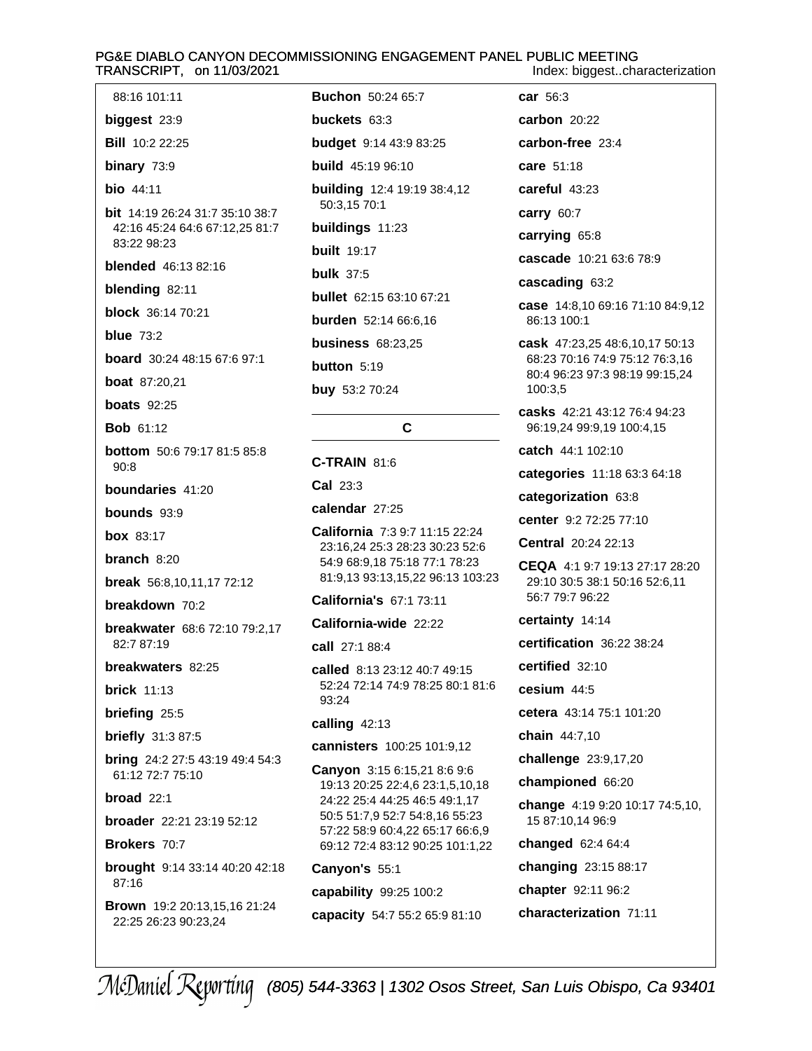88:16 101:11

**biggest** 23:9

**Bill** 10:2 22:25

**binary** 73:9

**bio** 44:11

**bit** 14:19 26:24 31:7 35:10 38:7 42:16 45:24 64:6 67:12,25 81:7 83:22 98:23

**blended** 46:13 82:16

**blending** 82:11

**block** 36:14 70:21

**blue** 73:2

**board** 30:24 48:15 67:6 97:1

**boat** 87:20,21

**boats** 92:25

**Bob** 61:12

**bottom** 50:6 79:17 81:5 85:8 90:8

**boundaries** 41:20

**bounds** 93:9

**box** 83:17

**branch** 8:20

**break** 56:8,10,11,17 72:12

**breakdown** 70:2

**breakwater** 68:6 72:10 79:2,17 82:7 87:19

**breakwaters** 82:25

**brick** 11:13

**briefing** 25:5

**briefly** 31:3 87:5

**bring** 24:2 27:5 43:19 49:4 54:3 61:12 72:7 75:10

**broad** 22:1

**broader** 22:21 23:19 52:12

**Brokers** 70:7

**brought** 9:14 33:14 40:20 42:18 87:16

**Brown** 19:2 20:13,15,16 21:24 22:25 26:23 90:23,24

**Buchon** 50:24 65:7

**buckets** 63:3

**budget** 9:14 43:9 83:25

**build** 45:19 96:10

**building** 12:4 19:19 38:4,12 50:3,15 70:1

**buildings** 11:23

**built** 19:17

**bulk** 37:5

**bullet** 62:15 63:10 67:21

**burden** 52:14 66:6,16

**business** 68:23,25

**button** 5:19

**buy** 53:2 70:24

## C

**C-TRAIN** 81:6

**Cal** 23:3

**calendar** 27:25

**California** 7:3 9:7 11:15 22:24 23:16,24 25:3 28:23 30:23 52:6 54:9 68:9,18 75:18 77:1 78:23 81:9,13 93:13,15,22 96:13 103:23

**California's** 67:1 73:11

**California-wide** 22:22

**call** 27:1 88:4

**called** 8:13 23:12 40:7 49:15 52:24 72:14 74:9 78:25 80:1 81:6 93:24

**calling** 42:13

**cannisters** 100:25 101:9,12

**Canyon** 3:15 6:15,21 8:6 9:6 19:13 20:25 22:4,6 23:1,5,10,18 24:22 25:4 44:25 46:5 49:1,17 50:5 51:7,9 52:7 54:8,16 55:23 57:22 58:9 60:4,22 65:17 66:6,9 69:12 72:4 83:12 90:25 101:1,22

**Canyon's** 55:1

**capability** 99:25 100:2

**capacity** 54:7 55:2 65:9 81:10

**car** 56:3

**carbon** 20:22

**carbon-free** 23:4

**care** 51:18

**careful** 43:23

**carry** 60:7

**carrying** 65:8

**cascade** 10:21 63:6 78:9

**cascading** 63:2

**case** 14:8,10 69:16 71:10 84:9,12 86:13 100:1

**cask** 47:23,25 48:6,10,17 50:13 68:23 70:16 74:9 75:12 76:3,16 80:4 96:23 97:3 98:19 99:15,24 100:3,5

**casks** 42:21 43:12 76:4 94:23 96:19,24 99:9,19 100:4,15

**catch** 44:1 102:10

**categories** 11:18 63:3 64:18

**categorization** 63:8

**center** 9:2 72:25 77:10

**Central** 20:24 22:13

**CEQA** 4:1 9:7 19:13 27:17 28:20 29:10 30:5 38:1 50:16 52:6,11 56:7 79:7 96:22

**certainty** 14:14

**certification** 36:22 38:24

**certified** 32:10

**cesium** 44:5

**cetera** 43:14 75:1 101:20

**chain** 44:7,10

**challenge** 23:9,17,20

**championed** 66:20

**change** 4:19 9:20 10:17 74:5,10, 15 87:10,14 96:9

**changed** 62:4 64:4

**changing** 23:15 88:17

**chapter** 92:11 96:2

**characterization** 71:11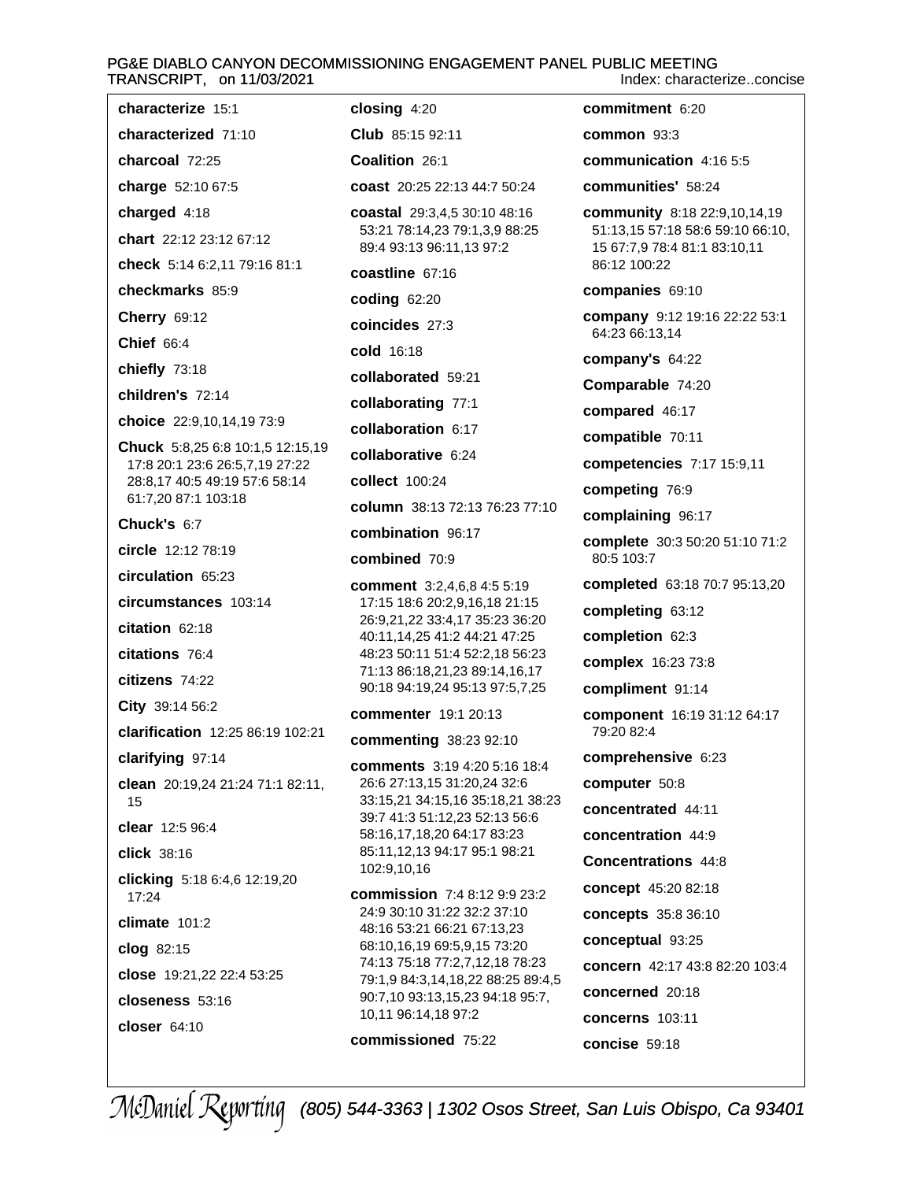**characterize** 15:1

**characterized** 71:10

**charcoal** 72:25

**charge** 52:10 67:5

**charged** 4:18

**chart** 22:12 23:12 67:12

**check** 5:14 6:2,11 79:16 81:1

**checkmarks** 85:9

**Cherry** 69:12

**Chief** 66:4

**chiefly** 73:18

**children's** 72:14

**choice** 22:9,10,14,19 73:9

**Chuck** 5:8,25 6:8 10:1,5 12:15,19 17:8 20:1 23:6 26:5,7,19 27:22 28:8,17 40:5 49:19 57:6 58:14 61:7,20 87:1 103:18

**Chuck's** 6:7

**circle** 12:12 78:19

**circulation** 65:23

**circumstances** 103:14

**citation** 62:18

**citations** 76:4

**citizens** 74:22

**City** 39:14 56:2

**clarification** 12:25 86:19 102:21

**clarifying** 97:14

**clean** 20:19,24 21:24 71:1 82:11, 15

**clear** 12:5 96:4

**click** 38:16

**clicking** 5:18 6:4,6 12:19,20 17:24

**climate** 101:2

**clog** 82:15

**close** 19:21,22 22:4 53:25

**closeness** 53:16

**closer** 64:10

**closing** 4:20

**Club** 85:15 92:11

**Coalition** 26:1

**coast** 20:25 22:13 44:7 50:24

**coastal** 29:3,4,5 30:10 48:16 53:21 78:14,23 79:1,3,9 88:25 89:4 93:13 96:11,13 97:2

**coastline** 67:16

**coding** 62:20

**coincides** 27:3

**cold** 16:18

**collaborated** 59:21

**collaborating** 77:1

**collaboration** 6:17

**collaborative** 6:24

**collect** 100:24

**column** 38:13 72:13 76:23 77:10

**combination** 96:17

**combined** 70:9

**comment** 3:2,4,6,8 4:5 5:19 17:15 18:6 20:2,9,16,18 21:15 26:9,21,22 33:4,17 35:23 36:20 40:11,14,25 41:2 44:21 47:25 48:23 50:11 51:4 52:2,18 56:23 71:13 86:18,21,23 89:14,16,17 90:18 94:19,24 95:13 97:5,7,25

**commenter** 19:1 20:13

**commenting** 38:23 92:10

**comments** 3:19 4:20 5:16 18:4 26:6 27:13,15 31:20,24 32:6 33:15,21 34:15,16 35:18,21 38:23 39:7 41:3 51:12,23 52:13 56:6 58:16,17,18,20 64:17 83:23 85:11,12,13 94:17 95:1 98:21 102:9,10,16

**commission** 7:4 8:12 9:9 23:2 24:9 30:10 31:22 32:2 37:10 48:16 53:21 66:21 67:13,23 68:10,16,19 69:5,9,15 73:20 74:13 75:18 77:2,7,12,18 78:23 79:1,9 84:3,14,18,22 88:25 89:4,5 90:7,10 93:13,15,23 94:18 95:7, 10,11 96:14,18 97:2

**commissioned** 75:22

**commitment** 6:20

**common** 93:3

**communication** 4:16 5:5

**communities'** 58:24

**community** 8:18 22:9,10,14,19 51:13,15 57:18 58:6 59:10 66:10, 15 67:7,9 78:4 81:1 83:10,11 86:12 100:22

**companies** 69:10

**company** 9:12 19:16 22:22 53:1 64:23 66:13,14

**company's** 64:22

**Comparable** 74:20

**compared** 46:17

**compatible** 70:11

**competencies** 7:17 15:9,11

**competing** 76:9

**complaining** 96:17

**complete** 30:3 50:20 51:10 71:2 80:5 103:7

**completed** 63:18 70:7 95:13,20

**completing** 63:12

**completion** 62:3

**complex** 16:23 73:8

**compliment** 91:14

**component** 16:19 31:12 64:17 79:20 82:4

**comprehensive** 6:23

**computer** 50:8

**concentrated** 44:11

**concentration** 44:9

**Concentrations** 44:8

**concept** 45:20 82:18

**concepts** 35:8 36:10

**conceptual** 93:25

**concern** 42:17 43:8 82:20 103:4

**concerned** 20:18

**concerns** 103:11

**concise** 59:18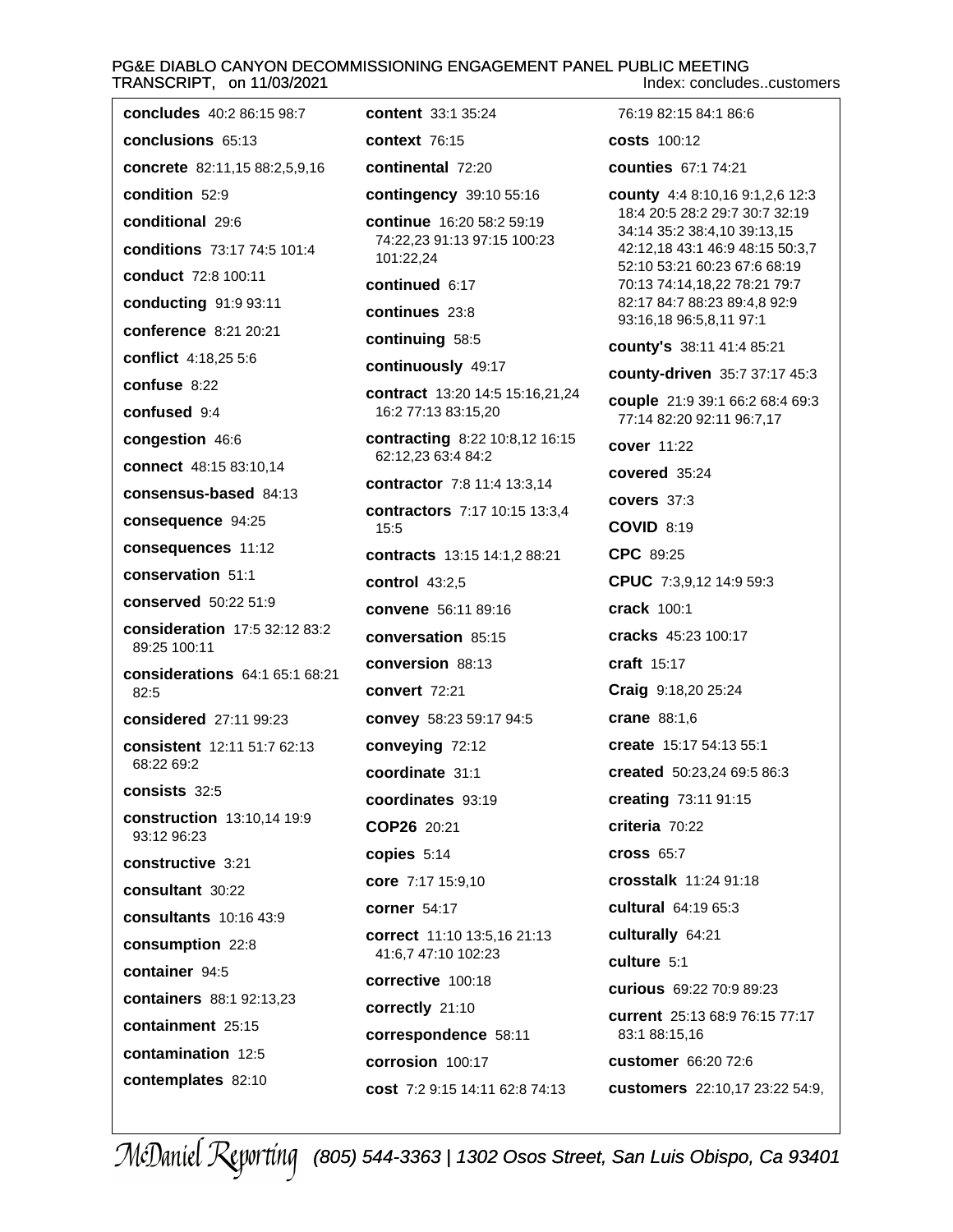**concludes** 40:2 86:15 98:7

**conclusions** 65:13

**concrete** 82:11,15 88:2,5,9,16

**condition** 52:9

**conditional** 29:6

**conditions** 73:17 74:5 101:4

**conduct** 72:8 100:11

**conducting** 91:9 93:11

**conference** 8:21 20:21

**conflict** 4:18,25 5:6

**confuse** 8:22

**confused** 9:4

**congestion** 46:6

**connect** 48:15 83:10,14

**consensus-based** 84:13

**consequence** 94:25

**consequences** 11:12

**conservation** 51:1

**conserved** 50:22 51:9

**consideration** 17:5 32:12 83:2 89:25 100:11

**considerations** 64:1 65:1 68:21 82:5

**considered** 27:11 99:23

**consistent** 12:11 51:7 62:13 68:22 69:2

**consists** 32:5

**construction** 13:10,14 19:9 93:12 96:23

**constructive** 3:21

**consultant** 30:22

**consultants** 10:16 43:9

**consumption** 22:8

**container** 94:5

**containers** 88:1 92:13,23

**containment** 25:15

**contamination** 12:5

**contemplates** 82:10

**content** 33:1 35:24

**context** 76:15

**continental** 72:20

**contingency** 39:10 55:16

**continue** 16:20 58:2 59:19 74:22,23 91:13 97:15 100:23 101:22,24

**continued** 6:17

**continues** 23:8

**continuing** 58:5

**continuously** 49:17

**contract** 13:20 14:5 15:16,21,24 16:2 77:13 83:15,20

**contracting** 8:22 10:8,12 16:15 62:12,23 63:4 84:2

**contractor** 7:8 11:4 13:3,14

**contractors** 7:17 10:15 13:3,4 15:5

**contracts** 13:15 14:1,2 88:21

**control** 43:2,5

**convene** 56:11 89:16

**conversation** 85:15

**conversion** 88:13

**convert** 72:21

**convey** 58:23 59:17 94:5

**conveying** 72:12

**coordinate** 31:1

**coordinates** 93:19

**COP26** 20:21

**copies** 5:14

**core** 7:17 15:9,10

**corner** 54:17

**correct** 11:10 13:5,16 21:13 41:6,7 47:10 102:23

**corrective** 100:18

**correctly** 21:10

**correspondence** 58:11

**corrosion** 100:17

**cost** 7:2 9:15 14:11 62:8 74:13 76:19 82:15 84:1 86:6

**costs** 100:12

**counties** 67:1 74:21

**county** 4:4 8:10,16 9:1,2,6 12:3 18:4 20:5 28:2 29:7 30:7 32:19 34:14 35:2 38:4,10 39:13,15 42:12,18 43:1 46:9 48:15 50:3,7 52:10 53:21 60:23 67:6 68:19 70:13 74:14,18,22 78:21 79:7 82:17 84:7 88:23 89:4,8 92:9 93:16,18 96:5,8,11 97:1

**county's** 38:11 41:4 85:21

**county-driven** 35:7 37:17 45:3

**couple** 21:9 39:1 66:2 68:4 69:3 77:14 82:20 92:11 96:7,17

**cover** 11:22

**covered** 35:24

**covers** 37:3

**COVID** 8:19

**CPC** 89:25

**CPUC** 7:3,9,12 14:9 59:3

**crack** 100:1

**cracks** 45:23 100:17

**craft** 15:17

**Craig** 9:18,20 25:24

**crane** 88:1,6

**create** 15:17 54:13 55:1

**created** 50:23,24 69:5 86:3

**creating** 73:11 91:15

**criteria** 70:22

**cross** 65:7

**crosstalk** 11:24 91:18

**cultural** 64:19 65:3

**culturally** 64:21

**culture** 5:1

**curious** 69:22 70:9 89:23

**current** 25:13 68:9 76:15 77:17 83:1 88:15,16

**customer** 66:20 72:6

**customers** 22:10,17 23:22 54:9,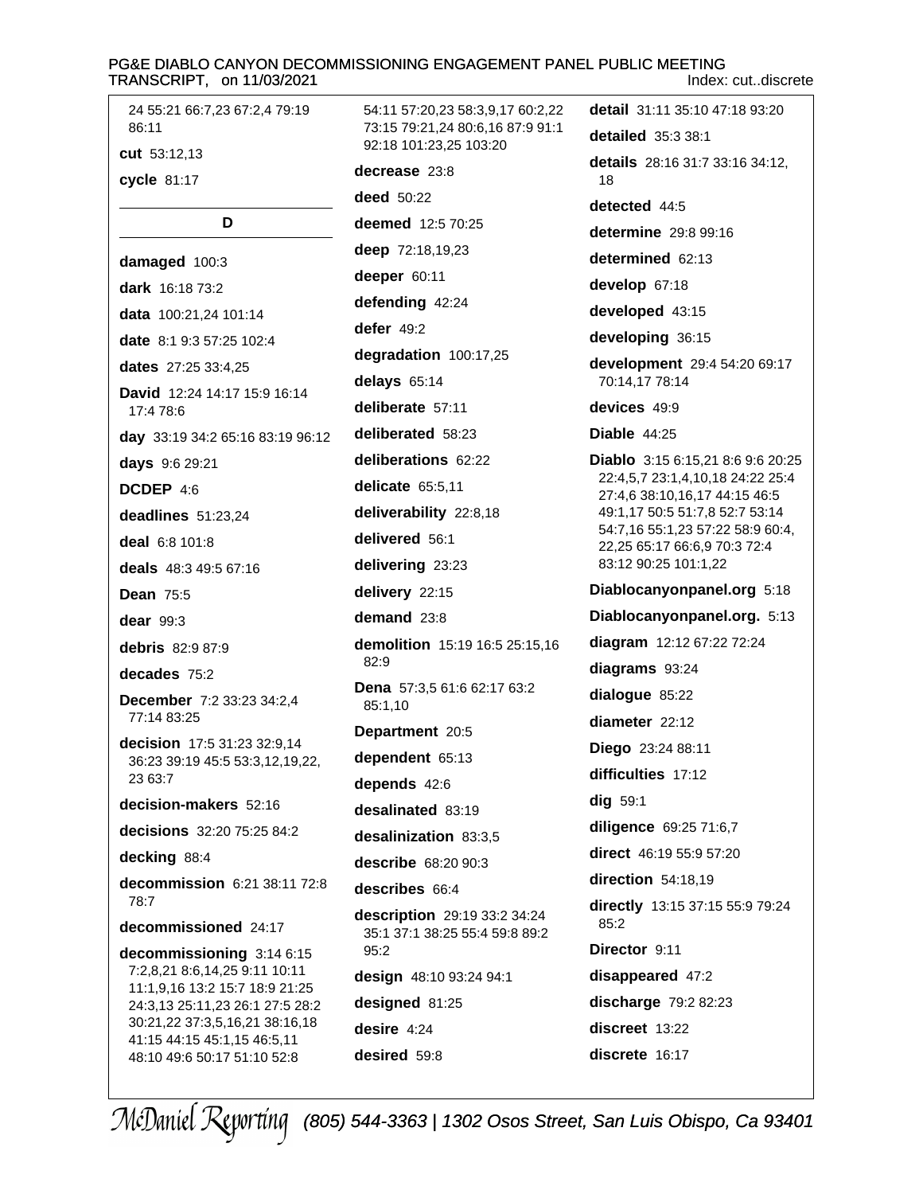24 55:21 66:7,23 67:2,4 79:19 86:11

**cut** 53:12,13

**cycle** 81:17

## D

**damaged** 100:3

**dark** 16:18 73:2

**data** 100:21,24 101:14

**date** 8:1 9:3 57:25 102:4

**dates** 27:25 33:4,25

**David** 12:24 14:17 15:9 16:14 17:4 78:6

**day** 33:19 34:2 65:16 83:19 96:12

**days** 9:6 29:21

**DCDEP** 4:6

**deadlines** 51:23,24

**deal** 6:8 101:8

**deals** 48:3 49:5 67:16

**Dean** 75:5

**dear** 99:3

**debris** 82:9 87:9

**decades** 75:2

**December** 7:2 33:23 34:2,4 77:14 83:25

**decision** 17:5 31:23 32:9,14 36:23 39:19 45:5 53:3,12,19,22, 23 63:7

**decision-makers** 52:16

**decisions** 32:20 75:25 84:2

**decking** 88:4

**decommission** 6:21 38:11 72:8 78:7

**decommissioned** 24:17

**decommissioning** 3:14 6:15 7:2,8,21 8:6,14,25 9:11 10:11 11:1,9,16 13:2 15:7 18:9 21:25 24:3,13 25:11,23 26:1 27:5 28:2 30:21,22 37:3,5,16,21 38:16,18 41:15 44:15 45:1,15 46:5,11 48:10 49:6 50:17 51:10 52:8 54:11 57:20,23 58:3,9,17 60:2,22 73:15 79:21,24 80:6,16 87:9 91:1 92:18 101:23,25 103:20

**decrease** 23:8

**deed** 50:22

**deemed** 12:5 70:25

**deep** 72:18,19,23

**deeper** 60:11

**defending** 42:24

**defer** 49:2

**degradation** 100:17,25

**delays** 65:14

**deliberate** 57:11

**deliberated** 58:23

**deliberations** 62:22

**delicate** 65:5,11

**deliverability** 22:8,18

**delivered** 56:1

**delivering** 23:23

**delivery** 22:15

**demand** 23:8

**demolition** 15:19 16:5 25:15,16 82:9

**Dena** 57:3,5 61:6 62:17 63:2 85:1,10

**Department** 20:5

**dependent** 65:13

**depends** 42:6

**desalinated** 83:19

**desalinization** 83:3,5

**describe** 68:20 90:3

**describes** 66:4

**description** 29:19 33:2 34:24 35:1 37:1 38:25 55:4 59:8 89:2 95:2

**design** 48:10 93:24 94:1

**designed** 81:25

**desire** 4:24

**desired** 59:8

**detail** 31:11 35:10 47:18 93:20

**detailed** 35:3 38:1

**details** 28:16 31:7 33:16 34:12, 18

**detected** 44:5

**determine** 29:8 99:16

**determined** 62:13

**develop** 67:18

**developed** 43:15

**developing** 36:15

**development** 29:4 54:20 69:17 70:14,17 78:14

**devices** 49:9

**Diable** 44:25

**Diablo** 3:15 6:15,21 8:6 9:6 20:25 22:4,5,7 23:1,4,10,18 24:22 25:4 27:4,6 38:10,16,17 44:15 46:5 49:1,17 50:5 51:7,8 52:7 53:14 54:7,16 55:1,23 57:22 58:9 60:4, 22,25 65:17 66:6,9 70:3 72:4 83:12 90:25 101:1,22

**Diablocanyonpanel.org** 5:18

**Diablocanyonpanel.org.** 5:13

**diagram** 12:12 67:22 72:24

**diagrams** 93:24

**dialogue** 85:22

**diameter** 22:12

**Diego** 23:24 88:11

**difficulties** 17:12

**dig** 59:1

**diligence** 69:25 71:6,7

**direct** 46:19 55:9 57:20

**direction** 54:18,19

**directly** 13:15 37:15 55:9 79:24 85:2

**Director** 9:11

**disappeared** 47:2

**discharge** 79:2 82:23

**discreet** 13:22

**discrete** 16:17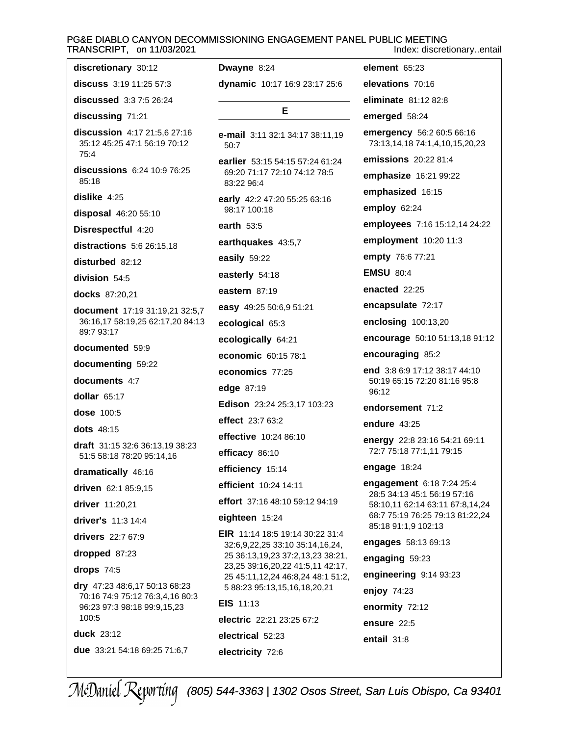**discretionary** 30:12

**discuss** 3:19 11:25 57:3

**discussed** 3:3 7:5 26:24

**discussing** 71:21

**discussion** 4:17 21:5,6 27:16 35:12 45:25 47:1 56:19 70:12 75:4

**discussions** 6:24 10:9 76:25 85:18

**dislike** 4:25

**disposal** 46:20 55:10

**Disrespectful** 4:20

**distractions** 5:6 26:15,18

**disturbed** 82:12

**division** 54:5

**docks** 87:20,21

**document** 17:19 31:19,21 32:5,7 36:16,17 58:19,25 62:17,20 84:13 89:7 93:17

**documented** 59:9

**documenting** 59:22

**documents** 4:7

**dollar** 65:17

**dose** 100:5

**dots** 48:15

**draft** 31:15 32:6 36:13,19 38:23 51:5 58:18 78:20 95:14,16

**dramatically** 46:16

**driven** 62:1 85:9,15

**driver** 11:20,21

**driver's** 11:3 14:4

**drivers** 22:7 67:9

**dropped** 87:23

**drops** 74:5

**dry** 47:23 48:6,17 50:13 68:23 70:16 74:9 75:12 76:3,4,16 80:3 96:23 97:3 98:18 99:9,15,23 100:5

**duck** 23:12

**due** 33:21 54:18 69:25 71:6,7

**Dwayne** 8:24

**dynamic** 10:17 16:9 23:17 25:6

## E

**e-mail** 3:11 32:1 34:17 38:11,19 50:7

**earlier** 53:15 54:15 57:24 61:24 69:20 71:17 72:10 74:12 78:5 83:22 96:4

**early** 42:2 47:20 55:25 63:16 98:17 100:18

**earth** 53:5

**earthquakes** 43:5,7

**easily** 59:22

**easterly** 54:18

**eastern** 87:19

**easy** 49:25 50:6,9 51:21

**ecological** 65:3

**ecologically** 64:21

**economic** 60:15 78:1

**economics** 77:25

**edge** 87:19

**Edison** 23:24 25:3,17 103:23

**effect** 23:7 63:2

**effective** 10:24 86:10

**efficacy** 86:10

**efficiency** 15:14

**efficient** 10:24 14:11

**effort** 37:16 48:10 59:12 94:19

**eighteen** 15:24

**EIR** 11:14 18:5 19:14 30:22 31:4 32:6,9,22,25 33:10 35:14,16,24, 25 36:13,19,23 37:2,13,23 38:21, 23,25 39:16,20,22 41:5,11 42:17, 25 45:11,12,24 46:8,24 48:1 51:2, 5 88:23 95:13,15,16,18,20,21

**EIS** 11:13

**electric** 22:21 23:25 67:2

**electrical** 52:23

**electricity** 72:6

**element** 65:23

**elevations** 70:16

**eliminate** 81:12 82:8

**emerged** 58:24

**emergency** 56:2 60:5 66:16 73:13,14,18 74:1,4,10,15,20,23

**emissions** 20:22 81:4

**emphasize** 16:21 99:22

**emphasized** 16:15

**employ** 62:24

**employees** 7:16 15:12,14 24:22

**employment** 10:20 11:3

**empty** 76:6 77:21

**EMSU** 80:4

**enacted** 22:25

**encapsulate** 72:17

**enclosing** 100:13,20

**encourage** 50:10 51:13,18 91:12

**encouraging** 85:2

**end** 3:8 6:9 17:12 38:17 44:10 50:19 65:15 72:20 81:16 95:8 96:12

**endorsement** 71:2

**endure** 43:25

**energy** 22:8 23:16 54:21 69:11 72:7 75:18 77:1,11 79:15

**engage** 18:24

**engagement** 6:18 7:24 25:4 28:5 34:13 45:1 56:19 57:16 58:10,11 62:14 63:11 67:8,14,24 68:7 75:19 76:25 79:13 81:22,24 85:18 91:1,9 102:13

**engages** 58:13 69:13

**engaging** 59:23

**engineering** 9:14 93:23

**enjoy** 74:23

**enormity** 72:12

**ensure** 22:5

**entail** 31:8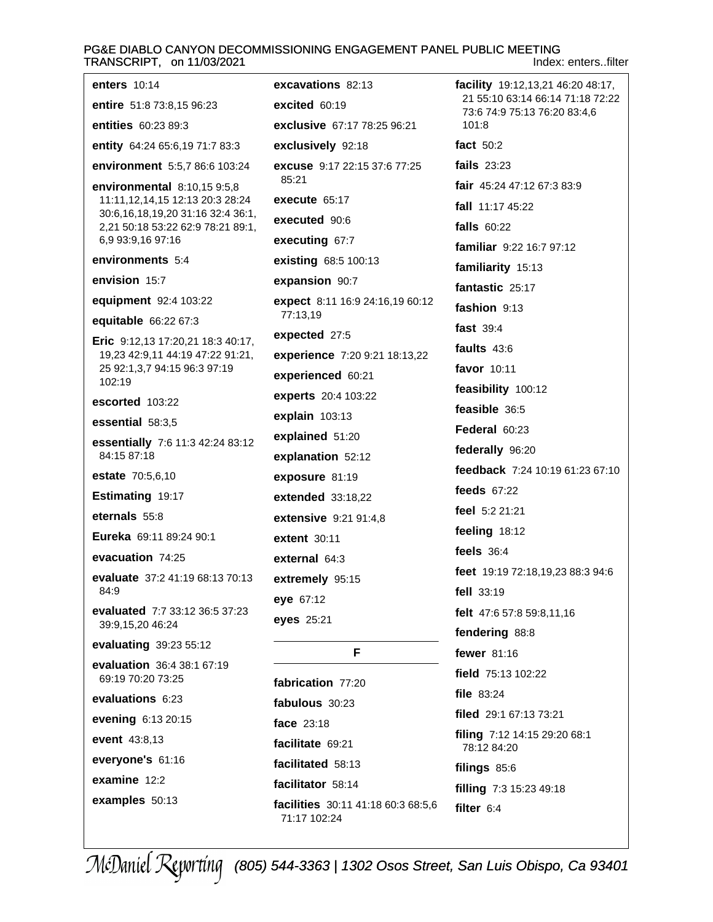**enters** 10:14

**entire** 51:8 73:8,15 96:23

**entities** 60:23 89:3

**entity** 64:24 65:6,19 71:7 83:3

**environment** 5:5,7 86:6 103:24

**environmental** 8:10,15 9:5,8 11:11,12,14,15 12:13 20:3 28:24 30:6,16,18,19,20 31:16 32:4 36:1, 2,21 50:18 53:22 62:9 78:21 89:1, 6,9 93:9,16 97:16

**environments** 5:4

**envision** 15:7

**equipment** 92:4 103:22

**equitable** 66:22 67:3

**Eric** 9:12,13 17:20,21 18:3 40:17, 19,23 42:9,11 44:19 47:22 91:21, 25 92:1,3,7 94:15 96:3 97:19 102:19

**escorted** 103:22

**essential** 58:3,5

**essentially** 7:6 11:3 42:24 83:12 84:15 87:18

**estate** 70:5,6,10

**Estimating** 19:17

**eternals** 55:8

**Eureka** 69:11 89:24 90:1

**evacuation** 74:25

**evaluate** 37:2 41:19 68:13 70:13 84:9

**evaluated** 7:7 33:12 36:5 37:23 39:9,15,20 46:24

**evaluating** 39:23 55:12

**evaluation** 36:4 38:1 67:19 69:19 70:20 73:25

**evaluations** 6:23

**evening** 6:13 20:15

**event** 43:8,13

**everyone's** 61:16

**examine** 12:2

**examples** 50:13

**excavations** 82:13

**excited** 60:19

**exclusive** 67:17 78:25 96:21

**exclusively** 92:18

**excuse** 9:17 22:15 37:6 77:25 85:21

**execute** 65:17

**executed** 90:6

**executing** 67:7

**existing** 68:5 100:13

**expansion** 90:7

**expect** 8:11 16:9 24:16,19 60:12 77:13,19

**expected** 27:5

**experience** 7:20 9:21 18:13,22

**experienced** 60:21

**experts** 20:4 103:22

**explain** 103:13

**explained** 51:20

**explanation** 52:12

**exposure** 81:19

**extended** 33:18,22

**extensive** 9:21 91:4,8

**extent** 30:11

**external** 64:3

**extremely** 95:15

**eye** 67:12

**eyes** 25:21

## F

**fabrication** 77:20

**fabulous** 30:23

**face** 23:18

**facilitate** 69:21

**facilitated** 58:13

**facilitator** 58:14

**facilities** 30:11 41:18 60:3 68:5,6 71:17 102:24

**facility** 19:12,13,21 46:20 48:17, 21 55:10 63:14 66:14 71:18 72:22 73:6 74:9 75:13 76:20 83:4,6 101:8

**fact** 50:2

**fails** 23:23

**fair** 45:24 47:12 67:3 83:9

**fall** 11:17 45:22

**falls** 60:22

**familiar** 9:22 16:7 97:12

**familiarity** 15:13

**fantastic** 25:17

**fashion** 9:13

**fast** 39:4

**faults** 43:6

**favor** 10:11

**feasibility** 100:12

**feasible** 36:5

**Federal** 60:23

**federally** 96:20

**feedback** 7:24 10:19 61:23 67:10

**feeds** 67:22

**feel** 5:2 21:21

**feeling** 18:12

**feels** 36:4

**feet** 19:19 72:18,19,23 88:3 94:6

**fell** 33:19

**felt** 47:6 57:8 59:8,11,16

**fendering** 88:8

**fewer** 81:16

**field** 75:13 102:22

**file** 83:24

**filed** 29:1 67:13 73:21

**filing** 7:12 14:15 29:20 68:1 78:12 84:20

**filings** 85:6

**filling** 7:3 15:23 49:18

**filter** 6:4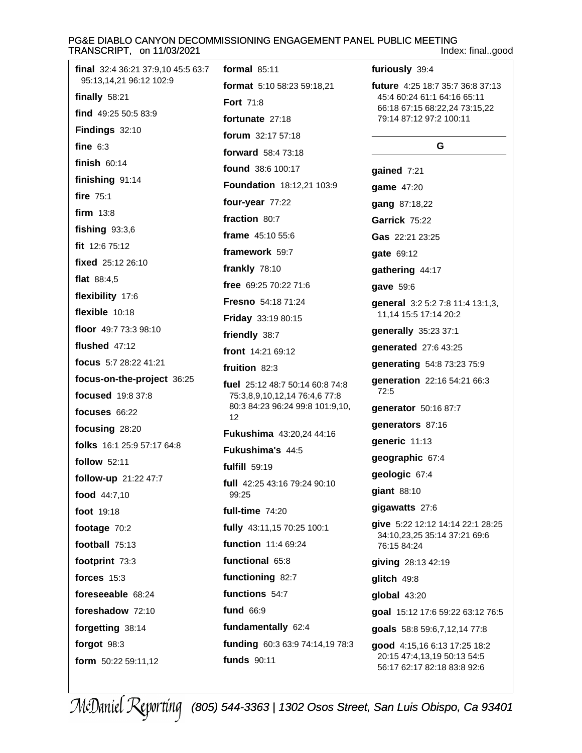**final** 32:4 36:21 37:9,10 45:5 63:7 95:13,14,21 96:12 102:9

**finally** 58:21

**find** 49:25 50:5 83:9

**Findings** 32:10

**fine** 6:3

**finish** 60:14

**finishing** 91:14

**fire** 75:1

**firm** 13:8

**fishing** 93:3,6

**fit** 12:6 75:12

**fixed** 25:12 26:10

**flat** 88:4,5

**flexibility** 17:6

**flexible** 10:18

**floor** 49:7 73:3 98:10

**flushed** 47:12

**focus** 5:7 28:22 41:21

**focus-on-the-project** 36:25

**focused** 19:8 37:8

**focuses** 66:22

**focusing** 28:20

**folks** 16:1 25:9 57:17 64:8

**follow** 52:11

**follow-up** 21:22 47:7

**food** 44:7,10

**foot** 19:18

**footage** 70:2

**football** 75:13

**footprint** 73:3

**forces** 15:3

**foreseeable** 68:24

**foreshadow** 72:10

**forgetting** 38:14

**forgot** 98:3

**form** 50:22 59:11,12

**formal** 85:11

**format** 5:10 58:23 59:18,21

**Fort** 71:8

**fortunate** 27:18

**forum** 32:17 57:18

**forward** 58:4 73:18

**found** 38:6 100:17

**Foundation** 18:12,21 103:9

**four-year** 77:22

**fraction** 80:7

**frame** 45:10 55:6

**framework** 59:7

**frankly** 78:10

**free** 69:25 70:22 71:6

**Fresno** 54:18 71:24

**Friday** 33:19 80:15

**friendly** 38:7

**front** 14:21 69:12

**fruition** 82:3

**fuel** 25:12 48:7 50:14 60:8 74:8 75:3,8,9,10,12,14 76:4,6 77:8 80:3 84:23 96:24 99:8 101:9,10, 12

**Fukushima** 43:20,24 44:16

**Fukushima's** 44:5

**fulfill** 59:19

**full** 42:25 43:16 79:24 90:10 99:25

**full-time** 74:20

**fully** 43:11,15 70:25 100:1

**function** 11:4 69:24

**functional** 65:8

**functioning** 82:7

**functions** 54:7

**fund** 66:9

**fundamentally** 62:4

**funding** 60:3 63:9 74:14,19 78:3

**funds** 90:11

**furiously** 39:4

**future** 4:25 18:7 35:7 36:8 37:13 45:4 60:24 61:1 64:16 65:11 66:18 67:15 68:22,24 73:15,22 79:14 87:12 97:2 100:11

## G

**gained** 7:21

**game** 47:20

**gang** 87:18,22

**Garrick** 75:22

**Gas** 22:21 23:25

**gate** 69:12

**gathering** 44:17

**gave** 59:6

**general** 3:2 5:2 7:8 11:4 13:1,3, 11,14 15:5 17:14 20:2

**generally** 35:23 37:1

**generated** 27:6 43:25

**generating** 54:8 73:23 75:9

**generation** 22:16 54:21 66:3 72:5

**generator** 50:16 87:7

**generators** 87:16

**generic** 11:13

**geographic** 67:4

**geologic** 67:4

**giant** 88:10

**gigawatts** 27:6

**give** 5:22 12:12 14:14 22:1 28:25 34:10,23,25 35:14 37:21 69:6 76:15 84:24

**giving** 28:13 42:19

**glitch** 49:8

**global** 43:20

**goal** 15:12 17:6 59:22 63:12 76:5

**goals** 58:8 59:6,7,12,14 77:8

**good** 4:15,16 6:13 17:25 18:2 20:15 47:4,13,19 50:13 54:5 56:17 62:17 82:18 83:8 92:6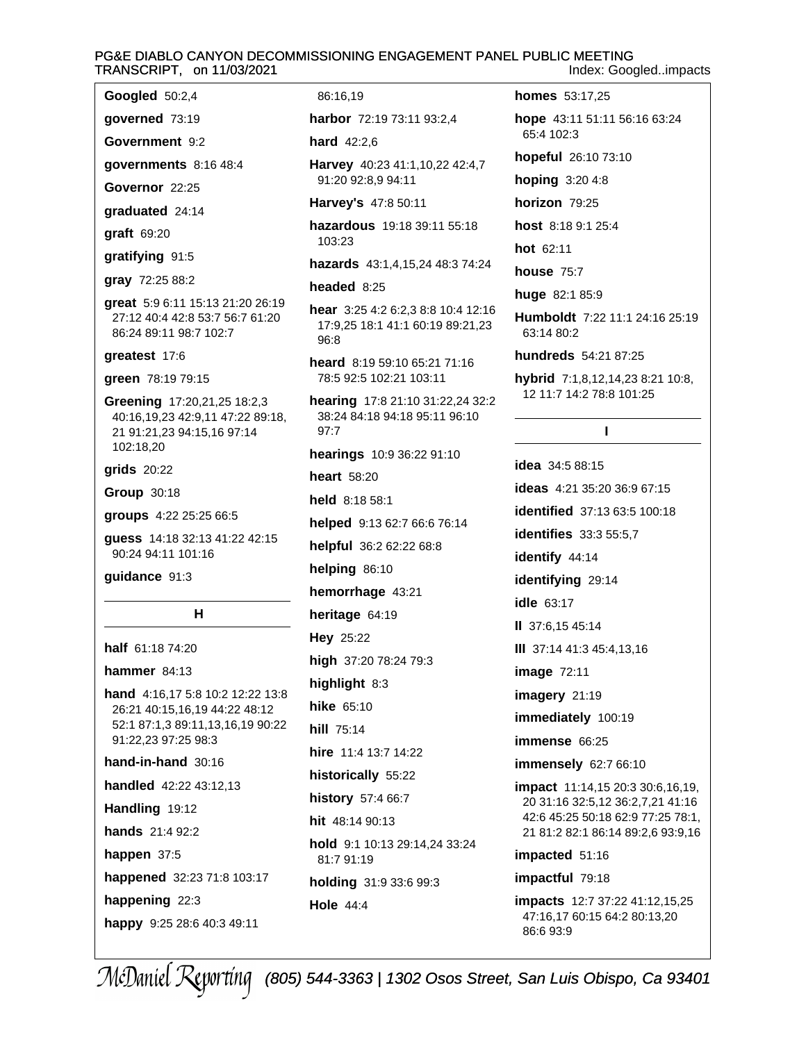**Googled** 50:2,4

**governed** 73:19

**Government** 9:2

**governments** 8:16 48:4

**Governor** 22:25

**graduated** 24:14

**graft** 69:20

**gratifying** 91:5

**gray** 72:25 88:2

**great** 5:9 6:11 15:13 21:20 26:19 27:12 40:4 42:8 53:7 56:7 61:20 86:24 89:11 98:7 102:7

**greatest** 17:6

**green** 78:19 79:15

**Greening** 17:20,21,25 18:2,3 40:16,19,23 42:9,11 47:22 89:18, 21 91:21,23 94:15,16 97:14 102:18,20

**grids** 20:22

**Group** 30:18

**groups** 4:22 25:25 66:5

**guess** 14:18 32:13 41:22 42:15 90:24 94:11 101:16

**guidance** 91:3

## H

**half** 61:18 74:20

**hammer** 84:13

**hand** 4:16,17 5:8 10:2 12:22 13:8 26:21 40:15,16,19 44:22 48:12 52:1 87:1,3 89:11,13,16,19 90:22 91:22,23 97:25 98:3

**hand-in-hand** 30:16

**handled** 42:22 43:12,13

**Handling** 19:12

**hands** 21:4 92:2

**happen** 37:5

**happened** 32:23 71:8 103:17

**happening** 22:3

**happy** 9:25 28:6 40:3 49:11 86:16,19

**harbor** 72:19 73:11 93:2,4

**hard** 42:2,6

**Harvey** 40:23 41:1,10,22 42:4,7 91:20 92:8,9 94:11

**Harvey's** 47:8 50:11

**hazardous** 19:18 39:11 55:18 103:23

**hazards** 43:1,4,15,24 48:3 74:24

**headed** 8:25

**hear** 3:25 4:2 6:2,3 8:8 10:4 12:16 17:9,25 18:1 41:1 60:19 89:21,23 96:8

**heard** 8:19 59:10 65:21 71:16 78:5 92:5 102:21 103:11

**hearing** 17:8 21:10 31:22,24 32:2 38:24 84:18 94:18 95:11 96:10 97:7

**hearings** 10:9 36:22 91:10

**heart** 58:20

**held** 8:18 58:1

**helped** 9:13 62:7 66:6 76:14

**helpful** 36:2 62:22 68:8

**helping** 86:10

**hemorrhage** 43:21

**heritage** 64:19

**Hey** 25:22

**high** 37:20 78:24 79:3

**highlight** 8:3

**hike** 65:10

**hill** 75:14

**hire** 11:4 13:7 14:22

**historically** 55:22

**history** 57:4 66:7

**hit** 48:14 90:13

**hold** 9:1 10:13 29:14,24 33:24 81:7 91:19

**holding** 31:9 33:6 99:3

**Hole** 44:4

**homes** 53:17,25

**hope** 43:11 51:11 56:16 63:24 65:4 102:3

**hopeful** 26:10 73:10

**hoping** 3:20 4:8

**horizon** 79:25

**host** 8:18 9:1 25:4

**hot** 62:11

**house** 75:7

**huge** 82:1 85:9

**Humboldt** 7:22 11:1 24:16 25:19 63:14 80:2

**hundreds** 54:21 87:25

**hybrid** 7:1,8,12,14,23 8:21 10:8, 12 11:7 14:2 78:8 101:25

## I

**idea** 34:5 88:15

**ideas** 4:21 35:20 36:9 67:15

**identified** 37:13 63:5 100:18

**identifies** 33:3 55:5,7

**identify** 44:14

**identifying** 29:14

**idle** 63:17

**II** 37:6,15 45:14

**III** 37:14 41:3 45:4,13,16

**image** 72:11

**imagery** 21:19

**immediately** 100:19

**immense** 66:25

**immensely** 62:7 66:10

**impact** 11:14,15 20:3 30:6,16,19, 20 31:16 32:5,12 36:2,7,21 41:16 42:6 45:25 50:18 62:9 77:25 78:1, 21 81:2 82:1 86:14 89:2,6 93:9,16

**impacted** 51:16

**impactful** 79:18

**impacts** 12:7 37:22 41:12,15,25 47:16,17 60:15 64:2 80:13,20 86:6 93:9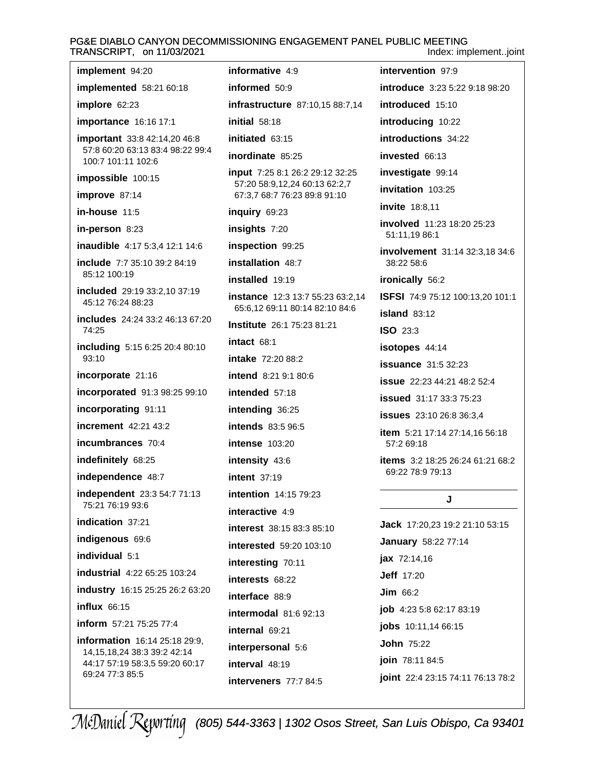**implement** 94:20

**implemented** 58:21 60:18

**implore** 62:23

**importance** 16:16 17:1

**important** 33:8 42:14,20 46:8 57:8 60:20 63:13 83:4 98:22 99:4 100:7 101:11 102:6

**impossible** 100:15

**improve** 87:14

**in-house** 11:5

**in-person** 8:23

**inaudible** 4:17 5:3,4 12:1 14:6

**include** 7:7 35:10 39:2 84:19 85:12 100:19

**included** 29:19 33:2,10 37:19 45:12 76:24 88:23

**includes** 24:24 33:2 46:13 67:20 74:25

**including** 5:15 6:25 20:4 80:10 93:10

**incorporate** 21:16

**incorporated** 91:3 98:25 99:10

**incorporating** 91:11

**increment** 42:21 43:2

**incumbrances** 70:4

**indefinitely** 68:25

**independence** 48:7

**independent** 23:3 54:7 71:13 75:21 76:19 93:6

**indication** 37:21

**indigenous** 69:6

**individual** 5:1

**industrial** 4:22 65:25 103:24

**industry** 16:15 25:25 26:2 63:20

**influx** 66:15

**inform** 57:21 75:25 77:4

**information** 16:14 25:18 29:9,14,15,18,24 38:3 39:2 42:14 44:17 57:19 58:3,5 59:20 60:17 69:24 77:3 85:5

**informative** 4:9

**informed** 50:9

**infrastructure** 87:10,15 88:7,14

**initial** 58:18

**initiated** 63:15

**inordinate** 85:25

**input** 7:25 8:1 26:2 29:12 32:25 57:20 58:9,12,24 60:13 62:2,7 67:3,7 68:7 76:23 89:8 91:10

**inquiry** 69:23

**insights** 7:20

**inspection** 99:25

**installation** 48:7

**installed** 19:19

**instance** 12:3 13:7 55:23 63:2,14 65:6,12 69:11 80:14 82:10 84:6

**Institute** 26:1 75:23 81:21

**intact** 68:1

**intake** 72:20 88:2

**intend** 8:21 9:1 80:6

**intended** 57:18

**intending** 36:25

**intends** 83:5 96:5

**intense** 103:20

**intensity** 43:6

**intent** 37:19

**intention** 14:15 79:23

**interactive** 4:9

**interest** 38:15 83:3 85:10

**interested** 59:20 103:10

**interesting** 70:11

**interests** 68:22

**interface** 88:9

**intermodal** 81:6 92:13

**internal** 69:21

**interpersonal** 5:6

**interval** 48:19

**interveners** 77:7 84:5

**intervention** 97:9

**introduce** 3:23 5:22 9:18 98:20

**introduced** 15:10

**introducing** 10:22

**introductions** 34:22

**invested** 66:13

**investigate** 99:14

**invitation** 103:25

**invite** 18:8,11

**involved** 11:23 18:20 25:23 51:11,19 86:1

**involvement** 31:14 32:3,18 34:6 38:22 58:6

**ironically** 56:2

**ISFSI** 74:9 75:12 100:13,20 101:1

**island** 83:12

**ISO** 23:3

**isotopes** 44:14

**issuance** 31:5 32:23

**issue** 22:23 44:21 48:2 52:4

**issued** 31:17 33:3 75:23

**issues** 23:10 26:8 36:3,4

**item** 5:21 17:14 27:14,16 56:18 57:2 69:18

**items** 3:2 18:25 26:24 61:21 68:2 69:22 78:9 79:13

## J

**Jack** 17:20,23 19:2 21:10 53:15

**January** 58:22 77:14

**jax** 72:14,16

**Jeff** 17:20

**Jim** 66:2

**job** 4:23 5:8 62:17 83:19

**jobs** 10:11,14 66:15

**John** 75:22

**join** 78:11 84:5

**joint** 22:4 23:15 74:11 76:13 78:2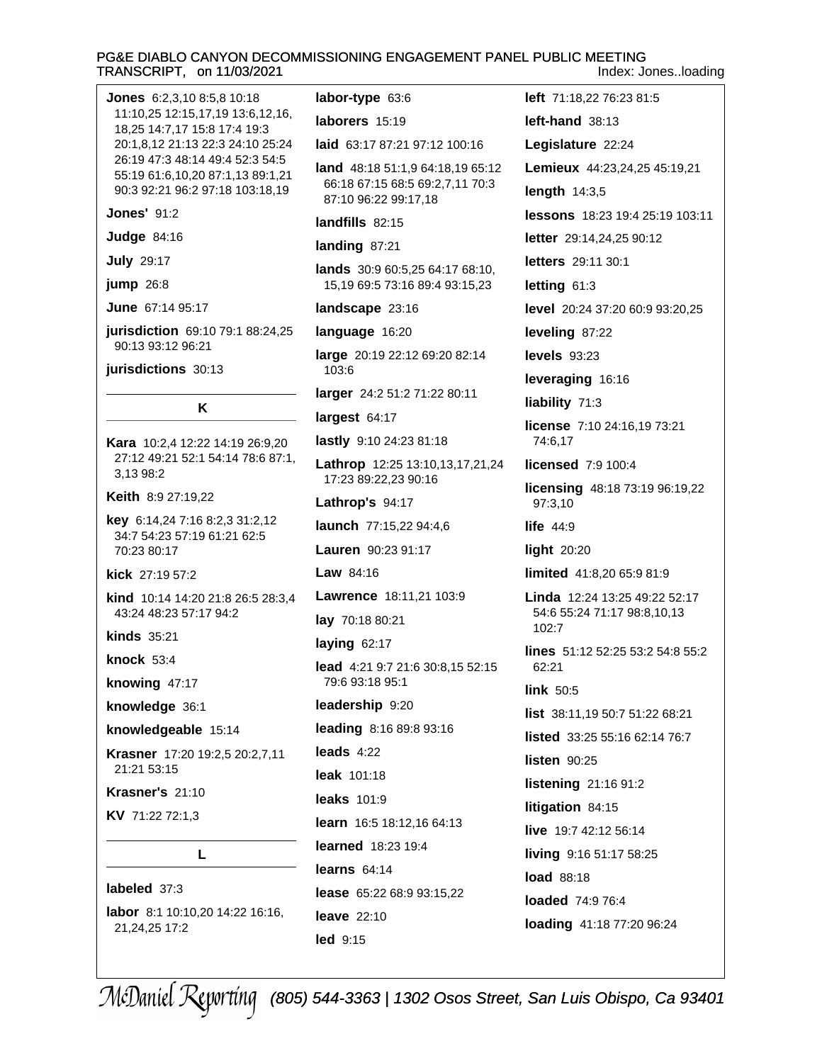**Jones** 6:2,3,10 8:5,8 10:18 11:10,25 12:15,17,19 13:6,12,16, 18,25 14:7,17 15:8 17:4 19:3 20:1,8,12 21:13 22:3 24:10 25:24 26:19 47:3 48:14 49:4 52:3 54:5 55:19 61:6,10,20 87:1,13 89:1,21 90:3 92:21 96:2 97:18 103:18,19

**Jones'** 91:2

**Judge** 84:16

**July** 29:17

**jump** 26:8

**June** 67:14 95:17

**jurisdiction** 69:10 79:1 88:24,25 90:13 93:12 96:21

**jurisdictions** 30:13

## K

**Kara** 10:2,4 12:22 14:19 26:9,20 27:12 49:21 52:1 54:14 78:6 87:1, 3,13 98:2

**Keith** 8:9 27:19,22

**key** 6:14,24 7:16 8:2,3 31:2,12 34:7 54:23 57:19 61:21 62:5 70:23 80:17

**kick** 27:19 57:2

**kind** 10:14 14:20 21:8 26:5 28:3,4 43:24 48:23 57:17 94:2

**kinds** 35:21

**knock** 53:4

**knowing** 47:17

**knowledge** 36:1

**knowledgeable** 15:14

**Krasner** 17:20 19:2,5 20:2,7,11 21:21 53:15

**Krasner's** 21:10

**KV** 71:22 72:1,3

## L

**labeled** 37:3

**labor** 8:1 10:10,20 14:22 16:16, 21,24,25 17:2

**labor-type** 63:6

**laborers** 15:19

**laid** 63:17 87:21 97:12 100:16

**land** 48:18 51:1,9 64:18,19 65:12 66:18 67:15 68:5 69:2,7,11 70:3 87:10 96:22 99:17,18

**landfills** 82:15

**landing** 87:21

**lands** 30:9 60:5,25 64:17 68:10, 15,19 69:5 73:16 89:4 93:15,23

**landscape** 23:16

**language** 16:20

**large** 20:19 22:12 69:20 82:14 103:6

**larger** 24:2 51:2 71:22 80:11

**largest** 64:17

**lastly** 9:10 24:23 81:18

**Lathrop** 12:25 13:10,13,17,21,24 17:23 89:22,23 90:16

**Lathrop's** 94:17

**launch** 77:15,22 94:4,6

**Lauren** 90:23 91:17

**Law** 84:16

**Lawrence** 18:11,21 103:9

**lay** 70:18 80:21

**laying** 62:17

**lead** 4:21 9:7 21:6 30:8,15 52:15 79:6 93:18 95:1

**leadership** 9:20

**leading** 8:16 89:8 93:16

**leads** 4:22

**leak** 101:18

**leaks** 101:9

**learn** 16:5 18:12,16 64:13

**learned** 18:23 19:4

**learns** 64:14

**lease** 65:22 68:9 93:15,22

**leave** 22:10

**led** 9:15

**left** 71:18,22 76:23 81:5

**left-hand** 38:13

**Legislature** 22:24

**Lemieux** 44:23,24,25 45:19,21

**length** 14:3,5

**lessons** 18:23 19:4 25:19 103:11

**letter** 29:14,24,25 90:12

**letters** 29:11 30:1

**letting** 61:3

**level** 20:24 37:20 60:9 93:20,25

**leveling** 87:22

**levels** 93:23

**leveraging** 16:16

**liability** 71:3

**license** 7:10 24:16,19 73:21 74:6,17

**licensed** 7:9 100:4

**licensing** 48:18 73:19 96:19,22 97:3,10

**life** 44:9

**light** 20:20

**limited** 41:8,20 65:9 81:9

**Linda** 12:24 13:25 49:22 52:17 54:6 55:24 71:17 98:8,10,13 102:7

**lines** 51:12 52:25 53:2 54:8 55:2 62:21

**link** 50:5

**list** 38:11,19 50:7 51:22 68:21

**listed** 33:25 55:16 62:14 76:7

**listen** 90:25

**listening** 21:16 91:2

**litigation** 84:15

**live** 19:7 42:12 56:14

**living** 9:16 51:17 58:25

**load** 88:18

**loaded** 74:9 76:4

**loading** 41:18 77:20 96:24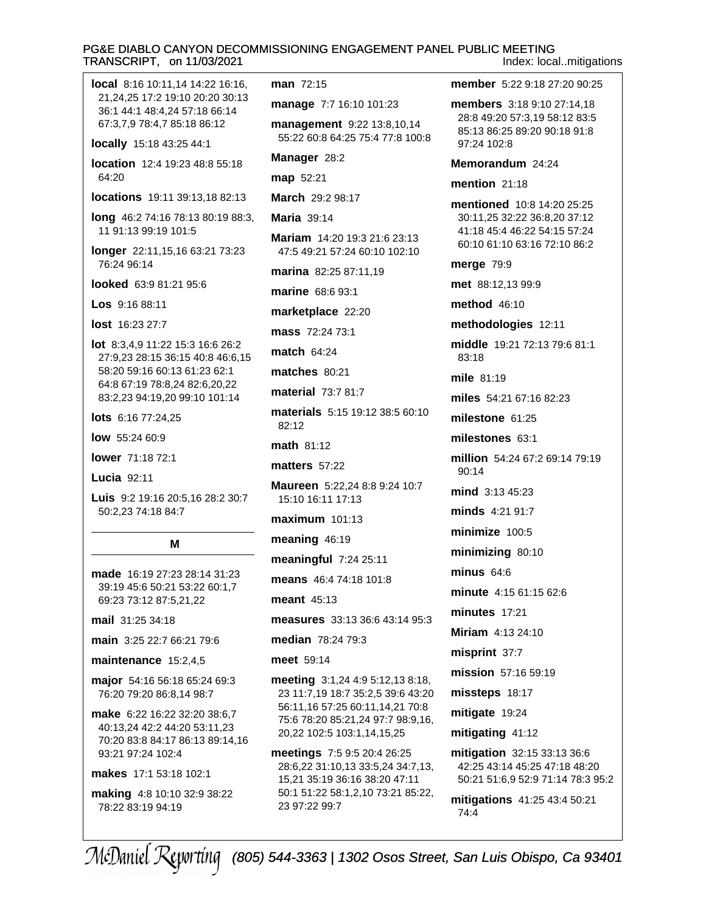**local** 8:16 10:11,14 14:22 16:16, 21,24,25 17:2 19:10 20:20 30:13 36:1 44:1 48:4,24 57:18 66:14 67:3,7,9 78:4,7 85:18 86:12

**locally** 15:18 43:25 44:1

**location** 12:4 19:23 48:8 55:18 64:20

**locations** 19:11 39:13,18 82:13

**long** 46:2 74:16 78:13 80:19 88:3, 11 91:13 99:19 101:5

**longer** 22:11,15,16 63:21 73:23 76:24 96:14

**looked** 63:9 81:21 95:6

**Los** 9:16 88:11

**lost** 16:23 27:7

**lot** 8:3,4,9 11:22 15:3 16:6 26:2 27:9,23 28:15 36:15 40:8 46:6,15 58:20 59:16 60:13 61:23 62:1 64:8 67:19 78:8,24 82:6,20,22 83:2,23 94:19,20 99:10 101:14

**lots** 6:16 77:24,25

**low** 55:24 60:9

**lower** 71:18 72:1

**Lucia** 92:11

**Luis** 9:2 19:16 20:5,16 28:2 30:7 50:2,23 74:18 84:7

## M

**made** 16:19 27:23 28:14 31:23 39:19 45:6 50:21 53:22 60:1,7 69:23 73:12 87:5,21,22

**mail** 31:25 34:18

**main** 3:25 22:7 66:21 79:6

**maintenance** 15:2,4,5

**major** 54:16 56:18 65:24 69:3 76:20 79:20 86:8,14 98:7

**make** 6:22 16:22 32:20 38:6,7 40:13,24 42:2 44:20 53:11,23 70:20 83:8 84:17 86:13 89:14,16 93:21 97:24 102:4

**makes** 17:1 53:18 102:1

**making** 4:8 10:10 32:9 38:22 78:22 83:19 94:19

**man** 72:15

**manage** 7:7 16:10 101:23

**management** 9:22 13:8,10,14 55:22 60:8 64:25 75:4 77:8 100:8

**Manager** 28:2

**map** 52:21

**March** 29:2 98:17

**Maria** 39:14

**Mariam** 14:20 19:3 21:6 23:13 47:5 49:21 57:24 60:10 102:10

**marina** 82:25 87:11,19

**marine** 68:6 93:1

**marketplace** 22:20

**mass** 72:24 73:1

**match** 64:24

**matches** 80:21

**material** 73:7 81:7

**materials** 5:15 19:12 38:5 60:10 82:12

**math** 81:12

**matters** 57:22

**Maureen** 5:22,24 8:8 9:24 10:7 15:10 16:11 17:13

**maximum** 101:13

**meaning** 46:19

**meaningful** 7:24 25:11

**means** 46:4 74:18 101:8

**meant** 45:13

**measures** 33:13 36:6 43:14 95:3

**median** 78:24 79:3

**meet** 59:14

**meeting** 3:1,24 4:9 5:12,13 8:18, 23 11:7,19 18:7 35:2,5 39:6 43:20 56:11,16 57:25 60:11,14,21 70:8 75:6 78:20 85:21,24 97:7 98:9,16, 20,22 102:5 103:1,14,15,25

**meetings** 7:5 9:5 20:4 26:25 28:6,22 31:10,13 33:5,24 34:7,13, 15,21 35:19 36:16 38:20 47:11 50:1 51:22 58:1,2,10 73:21 85:22, 23 97:22 99:7

**member** 5:22 9:18 27:20 90:25

**members** 3:18 9:10 27:14,18 28:8 49:20 57:3,19 58:12 83:5 85:13 86:25 89:20 90:18 91:8 97:24 102:8

**Memorandum** 24:24

**mention** 21:18

**mentioned** 10:8 14:20 25:25 30:11,25 32:22 36:8,20 37:12 41:18 45:4 46:22 54:15 57:24 60:10 61:10 63:16 72:10 86:2

**merge** 79:9

**met** 88:12,13 99:9

**method** 46:10

**methodologies** 12:11

**middle** 19:21 72:13 79:6 81:1 83:18

**mile** 81:19

**miles** 54:21 67:16 82:23

**milestone** 61:25

**milestones** 63:1

**million** 54:24 67:2 69:14 79:19 90:14

**mind** 3:13 45:23

**minds** 4:21 91:7

**minimize** 100:5

**minimizing** 80:10

**minus** 64:6

**minute** 4:15 61:15 62:6

**minutes** 17:21

**Miriam** 4:13 24:10

**misprint** 37:7

**mission** 57:16 59:19

**missteps** 18:17

**mitigate** 19:24

**mitigating** 41:12

**mitigation** 32:15 33:13 36:6 42:25 43:14 45:25 47:18 48:20 50:21 51:6,9 52:9 71:14 78:3 95:2

**mitigations** 41:25 43:4 50:21 74:4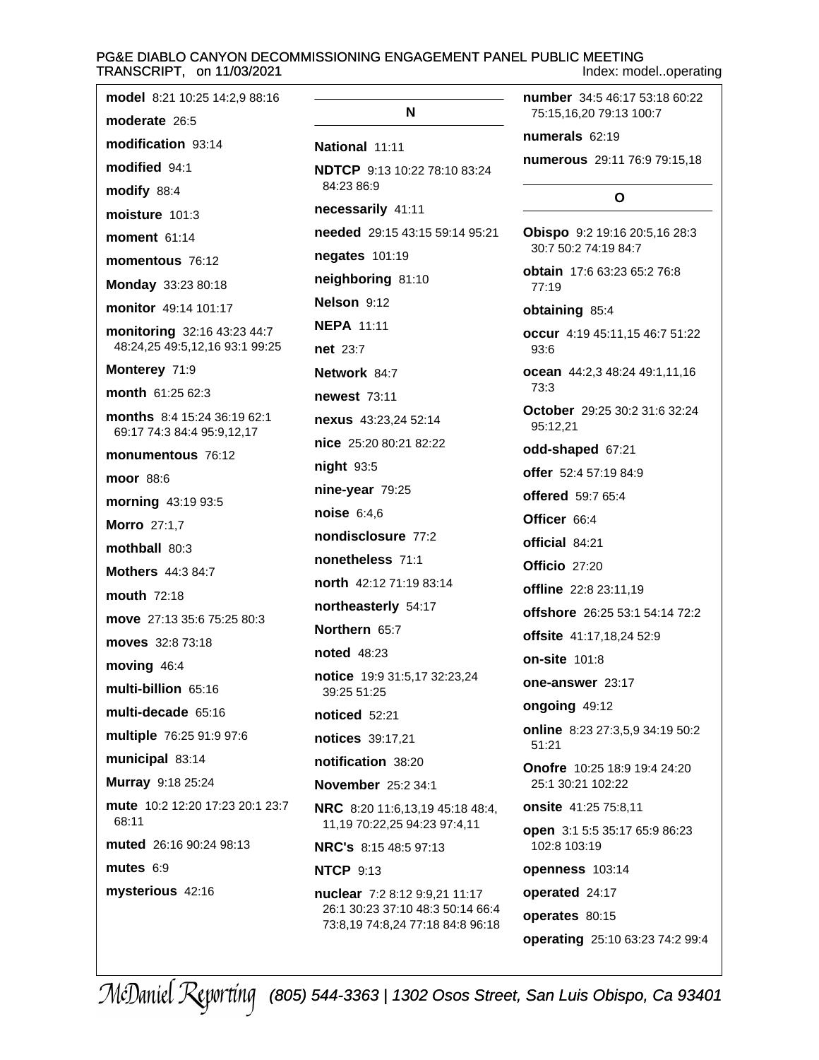**model** 8:21 10:25 14:2,9 88:16

**moderate** 26:5

**modification** 93:14

**modified** 94:1

**modify** 88:4

**moisture** 101:3

**moment** 61:14

**momentous** 76:12

**Monday** 33:23 80:18

**monitor** 49:14 101:17

**monitoring** 32:16 43:23 44:7 48:24,25 49:5,12,16 93:1 99:25

**Monterey** 71:9

**month** 61:25 62:3

**months** 8:4 15:24 36:19 62:1 69:17 74:3 84:4 95:9,12,17

**monumentous** 76:12

**moor** 88:6

**morning** 43:19 93:5

**Morro** 27:1,7

**mothball** 80:3

**Mothers** 44:3 84:7

**mouth** 72:18

**move** 27:13 35:6 75:25 80:3

**moves** 32:8 73:18

**moving** 46:4

**multi-billion** 65:16

**multi-decade** 65:16

**multiple** 76:25 91:9 97:6

**municipal** 83:14

**Murray** 9:18 25:24

**mute** 10:2 12:20 17:23 20:1 23:7 68:11

**muted** 26:16 90:24 98:13

**mutes** 6:9

**mysterious** 42:16

## N

**National** 11:11

**NDTCP** 9:13 10:22 78:10 83:24 84:23 86:9

**necessarily** 41:11

**needed** 29:15 43:15 59:14 95:21

**negates** 101:19

**neighboring** 81:10

**Nelson** 9:12

**NEPA** 11:11

**net** 23:7

**Network** 84:7

**newest** 73:11

**nexus** 43:23,24 52:14

**nice** 25:20 80:21 82:22

**night** 93:5

**nine-year** 79:25

**noise** 6:4,6

**nondisclosure** 77:2

**nonetheless** 71:1

**north** 42:12 71:19 83:14

**northeasterly** 54:17

**Northern** 65:7

**noted** 48:23

**notice** 19:9 31:5,17 32:23,24 39:25 51:25

**noticed** 52:21

**notices** 39:17,21

**notification** 38:20

**November** 25:2 34:1

**NRC** 8:20 11:6,13,19 45:18 48:4, 11,19 70:22,25 94:23 97:4,11

**NRC's** 8:15 48:5 97:13

**NTCP** 9:13

**nuclear** 7:2 8:12 9:9,21 11:17 26:1 30:23 37:10 48:3 50:14 66:4 73:8,19 74:8,24 77:18 84:8 96:18

**number** 34:5 46:17 53:18 60:22 75:15,16,20 79:13 100:7

**numerals** 62:19

**numerous** 29:11 76:9 79:15,18

## O

**Obispo** 9:2 19:16 20:5,16 28:3 30:7 50:2 74:19 84:7

**obtain** 17:6 63:23 65:2 76:8 77:19

**obtaining** 85:4

**occur** 4:19 45:11,15 46:7 51:22 93:6

**ocean** 44:2,3 48:24 49:1,11,16 73:3

**October** 29:25 30:2 31:6 32:24 95:12,21

**odd-shaped** 67:21

**offer** 52:4 57:19 84:9

**offered** 59:7 65:4

**Officer** 66:4

**official** 84:21

**Officio** 27:20

**offline** 22:8 23:11,19

**offshore** 26:25 53:1 54:14 72:2

**offsite** 41:17,18,24 52:9

**on-site** 101:8

**one-answer** 23:17

**ongoing** 49:12

**online** 8:23 27:3,5,9 34:19 50:2 51:21

**Onofre** 10:25 18:9 19:4 24:20 25:1 30:21 102:22

**onsite** 41:25 75:8,11

**open** 3:1 5:5 35:17 65:9 86:23 102:8 103:19

**openness** 103:14

**operated** 24:17

**operates** 80:15

**operating** 25:10 63:23 74:2 99:4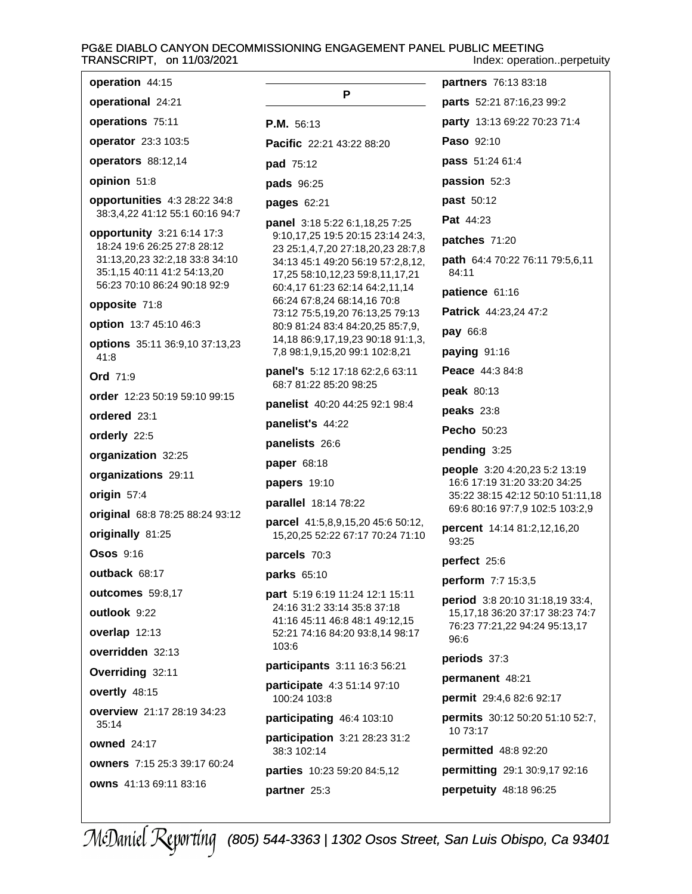**operation** 44:15

**operational** 24:21

**operations** 75:11

**operator** 23:3 103:5

**operators** 88:12,14

**opinion** 51:8

**opportunities** 4:3 28:22 34:8 38:3,4,22 41:12 55:1 60:16 94:7

**opportunity** 3:21 6:14 17:3 18:24 19:6 26:25 27:8 28:12 31:13,20,23 32:2,18 33:8 34:10 35:1,15 40:11 41:2 54:13,20 56:23 70:10 86:24 90:18 92:9

**opposite** 71:8

**option** 13:7 45:10 46:3

**options** 35:11 36:9,10 37:13,23 41:8

**Ord** 71:9

**order** 12:23 50:19 59:10 99:15

**ordered** 23:1

**orderly** 22:5

**organization** 32:25

**organizations** 29:11

**origin** 57:4

**original** 68:8 78:25 88:24 93:12

**originally** 81:25

**Osos** 9:16

**outback** 68:17

**outcomes** 59:8,17

**outlook** 9:22

**overlap** 12:13

**overridden** 32:13

**Overriding** 32:11

**overtly** 48:15

**overview** 21:17 28:19 34:23 35:14

**owned** 24:17

**owners** 7:15 25:3 39:17 60:24

**owns** 41:13 69:11 83:16

## P

**P.M.** 56:13

**Pacific** 22:21 43:22 88:20

**pad** 75:12

**pads** 96:25

**pages** 62:21

**panel** 3:18 5:22 6:1,18,25 7:25 9:10,17,25 19:5 20:15 23:14 24:3, 23 25:1,4,7,20 27:18,20,23 28:7,8 34:13 45:1 49:20 56:19 57:2,8,12, 17,25 58:10,12,23 59:8,11,17,21 60:4,17 61:23 62:14 64:2,11,14 66:24 67:8,24 68:14,16 70:8 73:12 75:5,19,20 76:13,25 79:13 80:9 81:24 83:4 84:20,25 85:7,9, 14,18 86:9,17,19,23 90:18 91:1,3, 7,8 98:1,9,15,20 99:1 102:8,21

**panel's** 5:12 17:18 62:2,6 63:11 68:7 81:22 85:20 98:25

**panelist** 40:20 44:25 92:1 98:4

**panelist's** 44:22

**panelists** 26:6

**paper** 68:18

**papers** 19:10

**parallel** 18:14 78:22

**parcel** 41:5,8,9,15,20 45:6 50:12, 15,20,25 52:22 67:17 70:24 71:10

**parcels** 70:3

**parks** 65:10

**part** 5:19 6:19 11:24 12:1 15:11 24:16 31:2 33:14 35:8 37:18 41:16 45:11 46:8 48:1 49:12,15 52:21 74:16 84:20 93:8,14 98:17 103:6

**participants** 3:11 16:3 56:21

**participate** 4:3 51:14 97:10 100:24 103:8

**participating** 46:4 103:10

**participation** 3:21 28:23 31:2 38:3 102:14

**parties** 10:23 59:20 84:5,12

**partner** 25:3

**partners** 76:13 83:18

**parts** 52:21 87:16,23 99:2

**party** 13:13 69:22 70:23 71:4

**Paso** 92:10

**pass** 51:24 61:4

**passion** 52:3

**past** 50:12

**Pat** 44:23

**patches** 71:20

**path** 64:4 70:22 76:11 79:5,6,11 84:11

**patience** 61:16

**Patrick** 44:23,24 47:2

**pay** 66:8

**paying** 91:16

**Peace** 44:3 84:8

**peak** 80:13

**peaks** 23:8

**Pecho** 50:23

**pending** 3:25

**people** 3:20 4:20,23 5:2 13:19 16:6 17:19 31:20 33:20 34:25 35:22 38:15 42:12 50:10 51:11,18 69:6 80:16 97:7,9 102:5 103:2,9

**percent** 14:14 81:2,12,16,20 93:25

**perfect** 25:6

**perform** 7:7 15:3,5

**period** 3:8 20:10 31:18,19 33:4, 15,17,18 36:20 37:17 38:23 74:7 76:23 77:21,22 94:24 95:13,17 96:6

**periods** 37:3

**permanent** 48:21

**permit** 29:4,6 82:6 92:17

**permits** 30:12 50:20 51:10 52:7, 10 73:17

**permitted** 48:8 92:20

**permitting** 29:1 30:9,17 92:16

**perpetuity** 48:18 96:25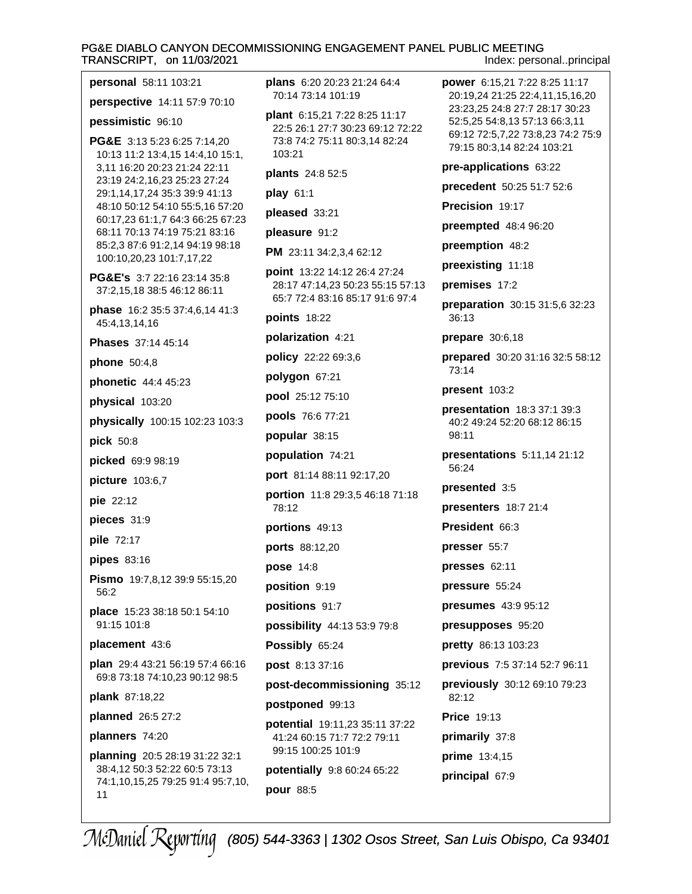**personal** 58:11 103:21

**perspective** 14:11 57:9 70:10

**pessimistic** 96:10

**PG&E** 3:13 5:23 6:25 7:14,20 10:13 11:2 13:4,15 14:4,10 15:1, 3,11 16:20 20:23 21:24 22:11 23:19 24:2,16,23 25:23 27:24 29:1,14,17,24 35:3 39:9 41:13 48:10 50:12 54:10 55:5,16 57:20 60:17,23 61:1,7 64:3 66:25 67:23 68:11 70:13 74:19 75:21 83:16 85:2,3 87:6 91:2,14 94:19 98:18 100:10,20,23 101:7,17,22

**PG&E's** 3:7 22:16 23:14 35:8 37:2,15,18 38:5 46:12 86:11

**phase** 16:2 35:5 37:4,6,14 41:3 45:4,13,14,16

**Phases** 37:14 45:14

**phone** 50:4,8

**phonetic** 44:4 45:23

**physical** 103:20

**physically** 100:15 102:23 103:3

**pick** 50:8

**picked** 69:9 98:19

**picture** 103:6,7

**pie** 22:12

**pieces** 31:9

**pile** 72:17

**pipes** 83:16

**Pismo** 19:7,8,12 39:9 55:15,20 56:2

**place** 15:23 38:18 50:1 54:10 91:15 101:8

**placement** 43:6

**plan** 29:4 43:21 56:19 57:4 66:16 69:8 73:18 74:10,23 90:12 98:5

**plank** 87:18,22

**planned** 26:5 27:2

**planners** 74:20

**planning** 20:5 28:19 31:22 32:1 38:4,12 50:3 52:22 60:5 73:13 74:1,10,15,25 79:25 91:4 95:7,10, 11

**plans** 6:20 20:23 21:24 64:4 70:14 73:14 101:19

**plant** 6:15,21 7:22 8:25 11:17 22:5 26:1 27:7 30:23 69:12 72:22 73:8 74:2 75:11 80:3,14 82:24 103:21

**plants** 24:8 52:5

**play** 61:1

**pleased** 33:21

**pleasure** 91:2

**PM** 23:11 34:2,3,4 62:12

**point** 13:22 14:12 26:4 27:24 28:17 47:14,23 50:23 55:15 57:13 65:7 72:4 83:16 85:17 91:6 97:4

**points** 18:22

**polarization** 4:21

**policy** 22:22 69:3,6

**polygon** 67:21

**pool** 25:12 75:10

**pools** 76:6 77:21

**popular** 38:15

**population** 74:21

**port** 81:14 88:11 92:17,20

**portion** 11:8 29:3,5 46:18 71:18 78:12

**portions** 49:13

**ports** 88:12,20

**pose** 14:8

**position** 9:19

**positions** 91:7

**possibility** 44:13 53:9 79:8

**Possibly** 65:24

**post** 8:13 37:16

**post-decommissioning** 35:12

**postponed** 99:13

**potential** 19:11,23 35:11 37:22 41:24 60:15 71:7 72:2 79:11 99:15 100:25 101:9

**potentially** 9:8 60:24 65:22

**pour** 88:5

**power** 6:15,21 7:22 8:25 11:17 20:19,24 21:25 22:4,11,15,16,20 23:23,25 24:8 27:7 28:17 30:23 52:5,25 54:8,13 57:13 66:3,11 69:12 72:5,7,22 73:8,23 74:2 75:9 79:15 80:3,14 82:24 103:21

**pre-applications** 63:22

**precedent** 50:25 51:7 52:6

**Precision** 19:17

**preempted** 48:4 96:20

**preemption** 48:2

**preexisting** 11:18

**premises** 17:2

**preparation** 30:15 31:5,6 32:23 36:13

**prepare** 30:6,18

**prepared** 30:20 31:16 32:5 58:12 73:14

**present** 103:2

**presentation** 18:3 37:1 39:3 40:2 49:24 52:20 68:12 86:15 98:11

**presentations** 5:11,14 21:12 56:24

**presented** 3:5

**presenters** 18:7 21:4

**President** 66:3

**presser** 55:7

**presses** 62:11

**pressure** 55:24

**presumes** 43:9 95:12

**presupposes** 95:20

**pretty** 86:13 103:23

**previous** 7:5 37:14 52:7 96:11

**previously** 30:12 69:10 79:23 82:12

**Price** 19:13

**primarily** 37:8

**prime** 13:4,15

**principal** 67:9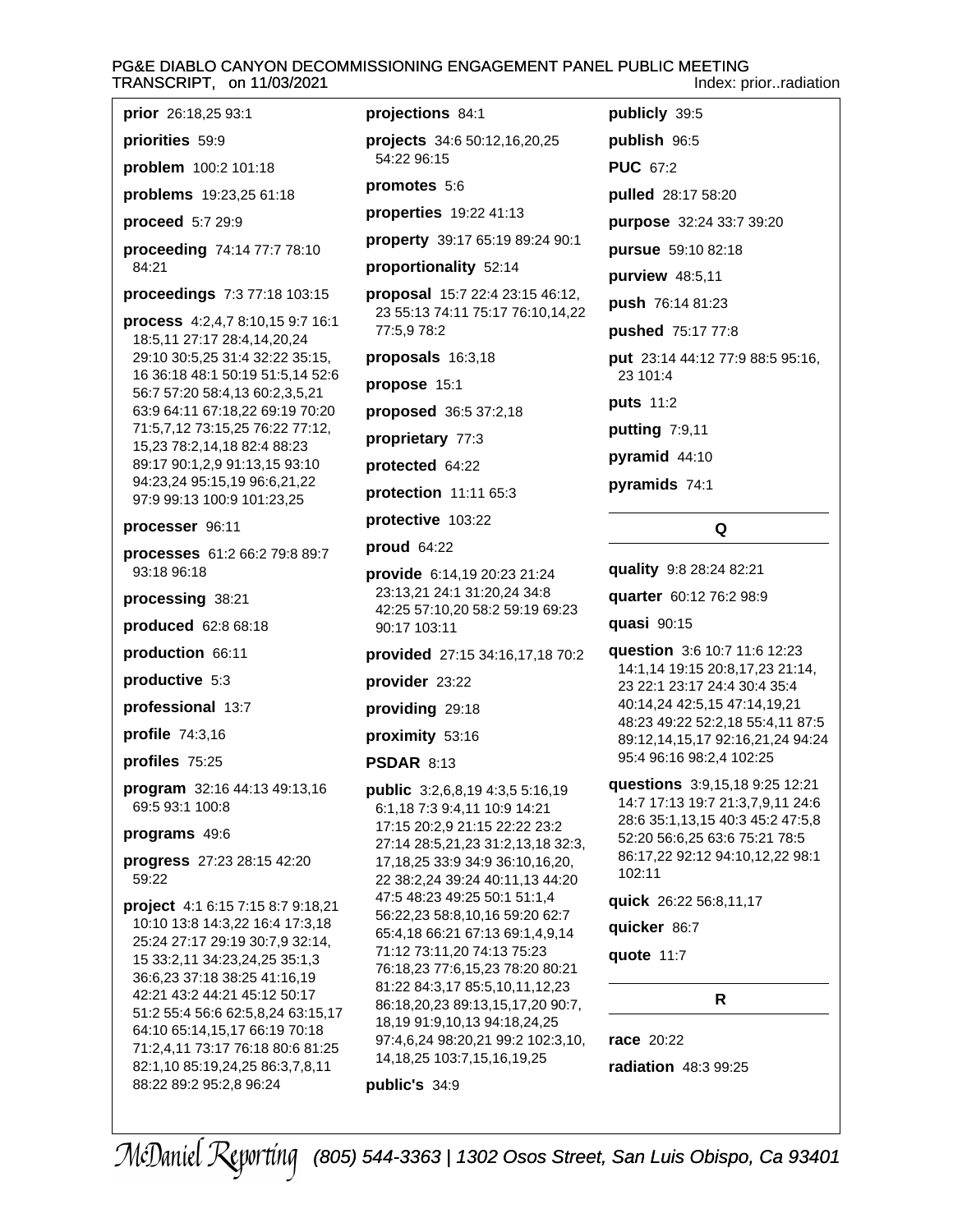**prior** 26:18,25 93:1

**priorities** 59:9

**problem** 100:2 101:18

**problems** 19:23,25 61:18

**proceed** 5:7 29:9

**proceeding** 74:14 77:7 78:10 84:21

**proceedings** 7:3 77:18 103:15

**process** 4:2,4,7 8:10,15 9:7 16:1 18:5,11 27:17 28:4,14,20,24 29:10 30:5,25 31:4 32:22 35:15, 16 36:18 48:1 50:19 51:5,14 52:6 56:7 57:20 58:4,13 60:2,3,5,21 63:9 64:11 67:18,22 69:19 70:20 71:5,7,12 73:15,25 76:22 77:12, 15,23 78:2,14,18 82:4 88:23 89:17 90:1,2,9 91:13,15 93:10 94:23,24 95:15,19 96:6,21,22 97:9 99:13 100:9 101:23,25

**processer** 96:11

**processes** 61:2 66:2 79:8 89:7 93:18 96:18

**processing** 38:21

**produced** 62:8 68:18

**production** 66:11

**productive** 5:3

**professional** 13:7

**profile** 74:3,16

**profiles** 75:25

**program** 32:16 44:13 49:13,16 69:5 93:1 100:8

**programs** 49:6

**progress** 27:23 28:15 42:20 59:22

**project** 4:1 6:15 7:15 8:7 9:18,21 10:10 13:8 14:3,22 16:4 17:3,18 25:24 27:17 29:19 30:7,9 32:14, 15 33:2,11 34:23,24,25 35:1,3 36:6,23 37:18 38:25 41:16,19 42:21 43:2 44:21 45:12 50:17 51:2 55:4 56:6 62:5,8,24 63:15,17 64:10 65:14,15,17 66:19 70:18 71:2,4,11 73:17 76:18 80:6 81:25 82:1,10 85:19,24,25 86:3,7,8,11 88:22 89:2 95:2,8 96:24

**projections** 84:1

**projects** 34:6 50:12,16,20,25 54:22 96:15

**promotes** 5:6

**properties** 19:22 41:13

**property** 39:17 65:19 89:24 90:1

**proportionality** 52:14

**proposal** 15:7 22:4 23:15 46:12, 23 55:13 74:11 75:17 76:10,14,22 77:5,9 78:2

**proposals** 16:3,18

**propose** 15:1

**proposed** 36:5 37:2,18

**proprietary** 77:3

**protected** 64:22

**protection** 11:11 65:3

**protective** 103:22

**proud** 64:22

**provide** 6:14,19 20:23 21:24 23:13,21 24:1 31:20,24 34:8 42:25 57:10,20 58:2 59:19 69:23 90:17 103:11

**provided** 27:15 34:16,17,18 70:2

**provider** 23:22

**providing** 29:18

**proximity** 53:16

**PSDAR** 8:13

**public** 3:2,6,8,19 4:3,5 5:16,19 6:1,18 7:3 9:4,11 10:9 14:21 17:15 20:2,9 21:15 22:22 23:2 27:14 28:5,21,23 31:2,13,18 32:3, 17,18,25 33:9 34:9 36:10,16,20, 22 38:2,24 39:24 40:11,13 44:20 47:5 48:23 49:25 50:1 51:1,4 56:22,23 58:8,10,16 59:20 62:7 65:4,18 66:21 67:13 69:1,4,9,14 71:12 73:11,20 74:13 75:23 76:18,23 77:6,15,23 78:20 80:21 81:22 84:3,17 85:5,10,11,12,23 86:18,20,23 89:13,15,17,20 90:7, 18,19 91:9,10,13 94:18,24,25 97:4,6,24 98:20,21 99:2 102:3,10, 14,18,25 103:7,15,16,19,25

**public's** 34:9

**publicly** 39:5

**publish** 96:5

**PUC** 67:2

**pulled** 28:17 58:20

**purpose** 32:24 33:7 39:20

**pursue** 59:10 82:18

**purview** 48:5,11

**push** 76:14 81:23

**pushed** 75:17 77:8

**put** 23:14 44:12 77:9 88:5 95:16, 23 101:4

**puts** 11:2

**putting** 7:9,11

**pyramid** 44:10

**pyramids** 74:1

## Q

**quality** 9:8 28:24 82:21

**quarter** 60:12 76:2 98:9

**quasi** 90:15

**question** 3:6 10:7 11:6 12:23 14:1,14 19:15 20:8,17,23 21:14, 23 22:1 23:17 24:4 30:4 35:4 40:14,24 42:5,15 47:14,19,21 48:23 49:22 52:2,18 55:4,11 87:5 89:12,14,15,17 92:16,21,24 94:24 95:4 96:16 98:2,4 102:25

**questions** 3:9,15,18 9:25 12:21 14:7 17:13 19:7 21:3,7,9,11 24:6 28:6 35:1,13,15 40:3 45:2 47:5,8 52:20 56:6,25 63:6 75:21 78:5 86:17,22 92:12 94:10,12,22 98:1 102:11

**quick** 26:22 56:8,11,17

**quicker** 86:7

**quote** 11:7

## R

**race** 20:22

**radiation** 48:3 99:25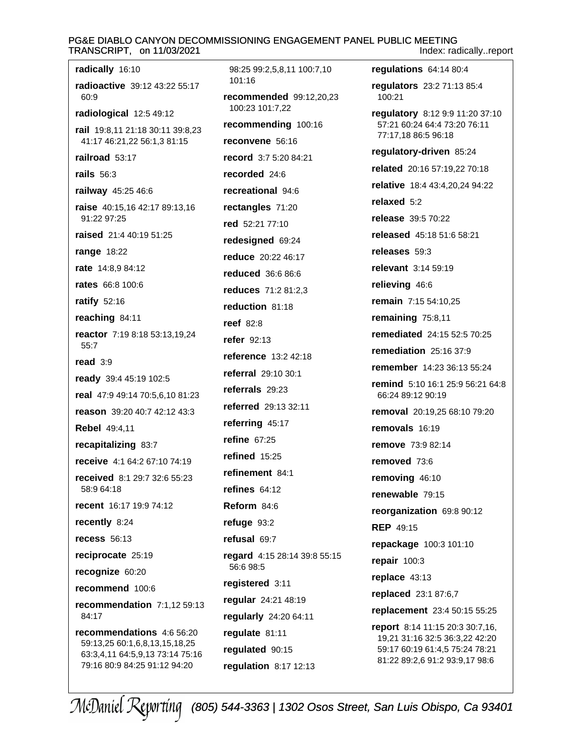**radically** 16:10

**radioactive** 39:12 43:22 55:17 60:9

**radiological** 12:5 49:12

**rail** 19:8,11 21:18 30:11 39:8,23 41:17 46:21,22 56:1,3 81:15

**railroad** 53:17

**rails** 56:3

**railway** 45:25 46:6

**raise** 40:15,16 42:17 89:13,16 91:22 97:25

**raised** 21:4 40:19 51:25

**range** 18:22

**rate** 14:8,9 84:12

**rates** 66:8 100:6

**ratify** 52:16

**reaching** 84:11

**reactor** 7:19 8:18 53:13,19,24 55:7

**read** 3:9

**ready** 39:4 45:19 102:5

**real** 47:9 49:14 70:5,6,10 81:23

**reason** 39:20 40:7 42:12 43:3

**Rebel** 49:4,11

**recapitalizing** 83:7

**receive** 4:1 64:2 67:10 74:19

**received** 8:1 29:7 32:6 55:23 58:9 64:18

**recent** 16:17 19:9 74:12

**recently** 8:24

**recess** 56:13

**reciprocate** 25:19

**recognize** 60:20

**recommend** 100:6

**recommendation** 7:1,12 59:13 84:17

**recommendations** 4:6 56:20 59:13,25 60:1,6,8,13,15,18,25 63:3,4,11 64:5,9,13 73:14 75:16 79:16 80:9 84:25 91:12 94:20 98:25 99:2,5,8,11 100:7,10 101:16

**recommended** 99:12,20,23 100:23 101:7,22

**recommending** 100:16

**reconvene** 56:16

**record** 3:7 5:20 84:21

**recorded** 24:6

**recreational** 94:6

**rectangles** 71:20

**red** 52:21 77:10

**redesigned** 69:24

**reduce** 20:22 46:17

**reduced** 36:6 86:6

**reduces** 71:2 81:2,3

**reduction** 81:18

**reef** 82:8

**refer** 92:13

**reference** 13:2 42:18

**referral** 29:10 30:1

**referrals** 29:23

**referred** 29:13 32:11

**referring** 45:17

**refine** 67:25

**refined** 15:25

**refinement** 84:1

**refines** 64:12

**Reform** 84:6

**refuge** 93:2

**refusal** 69:7

**regard** 4:15 28:14 39:8 55:15 56:6 98:5

**registered** 3:11

**regular** 24:21 48:19

**regularly** 24:20 64:11

**regulate** 81:11

**regulated** 90:15

**regulation** 8:17 12:13

**regulations** 64:14 80:4

**regulators** 23:2 71:13 85:4 100:21

**regulatory** 8:12 9:9 11:20 37:10 57:21 60:24 64:4 73:20 76:11 77:17,18 86:5 96:18

**regulatory-driven** 85:24

**related** 20:16 57:19,22 70:18

**relative** 18:4 43:4,20,24 94:22

**relaxed** 5:2

**release** 39:5 70:22

**released** 45:18 51:6 58:21

**releases** 59:3

**relevant** 3:14 59:19

**relieving** 46:6

**remain** 7:15 54:10,25

**remaining** 75:8,11

**remediated** 24:15 52:5 70:25

**remediation** 25:16 37:9

**remember** 14:23 36:13 55:24

**remind** 5:10 16:1 25:9 56:21 64:8 66:24 89:12 90:19

**removal** 20:19,25 68:10 79:20

**removals** 16:19

**remove** 73:9 82:14

**removed** 73:6

**removing** 46:10

**renewable** 79:15

**reorganization** 69:8 90:12

**REP** 49:15

**repackage** 100:3 101:10

**repair** 100:3

**replace** 43:13

**replaced** 23:1 87:6,7

**replacement** 23:4 50:15 55:25

**report** 8:14 11:15 20:3 30:7,16,19,21 31:16 32:5 36:3,22 42:20 59:17 60:19 61:4,5 75:24 78:21 81:22 89:2,6 91:2 93:9,17 98:6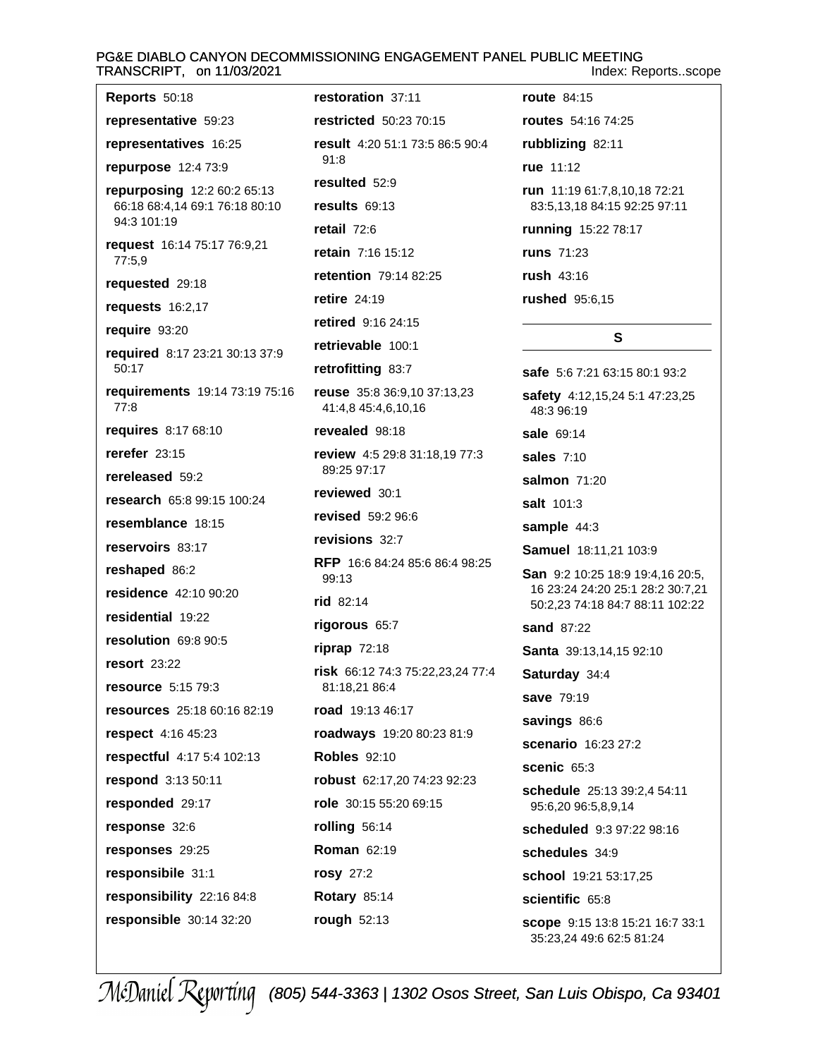**Reports** 50:18

**representative** 59:23

**representatives** 16:25

**repurpose** 12:4 73:9

**repurposing** 12:2 60:2 65:13 66:18 68:4,14 69:1 76:18 80:10 94:3 101:19

**request** 16:14 75:17 76:9,21 77:5,9

**requested** 29:18

**requests** 16:2,17

**require** 93:20

**required** 8:17 23:21 30:13 37:9 50:17

**requirements** 19:14 73:19 75:16 77:8

**requires** 8:17 68:10

**rerefer** 23:15

**rereleased** 59:2

**research** 65:8 99:15 100:24

**resemblance** 18:15

**reservoirs** 83:17

**reshaped** 86:2

**residence** 42:10 90:20

**residential** 19:22

**resolution** 69:8 90:5

**resort** 23:22

**resource** 5:15 79:3

**resources** 25:18 60:16 82:19

**respect** 4:16 45:23

**respectful** 4:17 5:4 102:13

**respond** 3:13 50:11

**responded** 29:17

**response** 32:6

**responses** 29:25

**responsibile** 31:1

**responsibility** 22:16 84:8

**responsible** 30:14 32:20

**restoration** 37:11

**restricted** 50:23 70:15

**result** 4:20 51:1 73:5 86:5 90:4 91:8

**resulted** 52:9

**results** 69:13

**retail** 72:6

**retain** 7:16 15:12

**retention** 79:14 82:25

**retire** 24:19

**retired** 9:16 24:15

**retrievable** 100:1

**retrofitting** 83:7

**reuse** 35:8 36:9,10 37:13,23 41:4,8 45:4,6,10,16

**revealed** 98:18

**review** 4:5 29:8 31:18,19 77:3 89:25 97:17

**reviewed** 30:1

**revised** 59:2 96:6

**revisions** 32:7

**RFP** 16:6 84:24 85:6 86:4 98:25 99:13

**rid** 82:14

**rigorous** 65:7

**riprap** 72:18

**risk** 66:12 74:3 75:22,23,24 77:4 81:18,21 86:4

**road** 19:13 46:17

**roadways** 19:20 80:23 81:9

**Robles** 92:10

**robust** 62:17,20 74:23 92:23

**role** 30:15 55:20 69:15

**rolling** 56:14

**Roman** 62:19

**rosy** 27:2

**Rotary** 85:14

**rough** 52:13

**route** 84:15

**routes** 54:16 74:25

**rubblizing** 82:11

**rue** 11:12

**run** 11:19 61:7,8,10,18 72:21 83:5,13,18 84:15 92:25 97:11

**running** 15:22 78:17

**runs** 71:23

**rush** 43:16

**rushed** 95:6,15

## S

**safe** 5:6 7:21 63:15 80:1 93:2

**safety** 4:12,15,24 5:1 47:23,25 48:3 96:19

**sale** 69:14

**sales** 7:10

**salmon** 71:20

**salt** 101:3

**sample** 44:3

**Samuel** 18:11,21 103:9

**San** 9:2 10:25 18:9 19:4,16 20:5,16 23:24 24:20 25:1 28:2 30:7,21 50:2,23 74:18 84:7 88:11 102:22

**sand** 87:22

**Santa** 39:13,14,15 92:10

**Saturday** 34:4

**save** 79:19

**savings** 86:6

**scenario** 16:23 27:2

**scenic** 65:3

**schedule** 25:13 39:2,4 54:11 95:6,20 96:5,8,9,14

**scheduled** 9:3 97:22 98:16

**schedules** 34:9

**school** 19:21 53:17,25

**scientific** 65:8

**scope** 9:15 13:8 15:21 16:7 33:1 35:23,24 49:6 62:5 81:24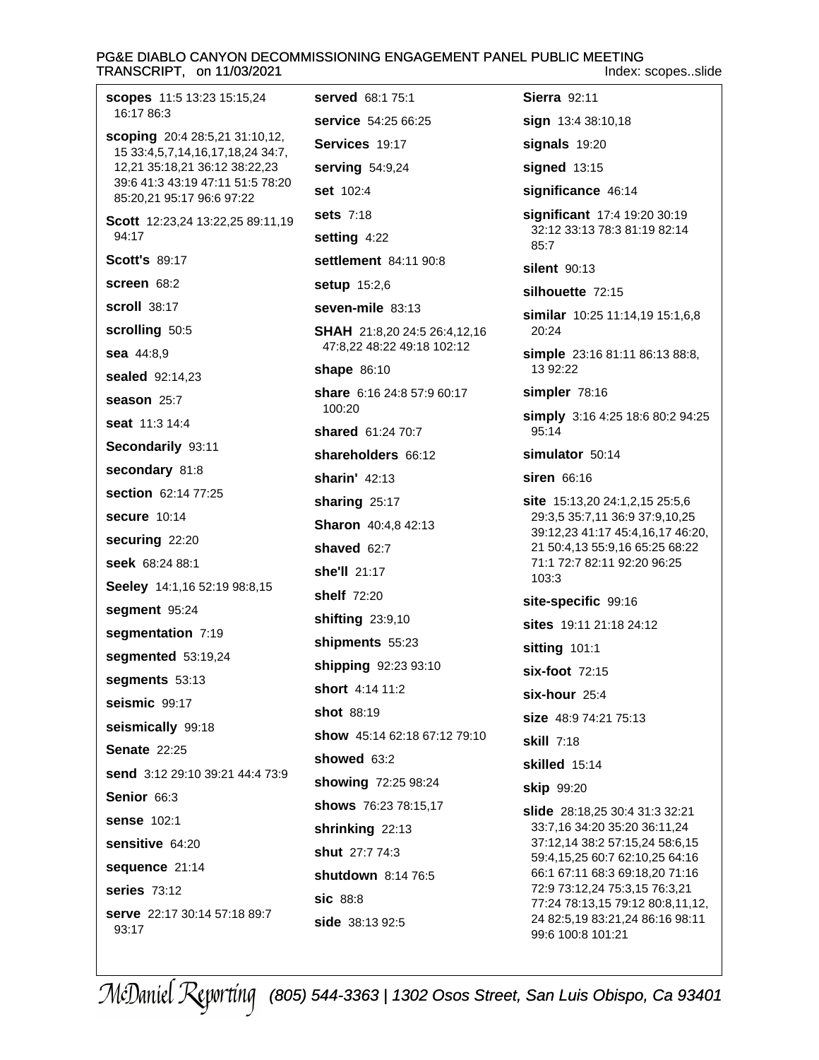**scopes** 11:5 13:23 15:15,24 16:17 86:3

**scoping** 20:4 28:5,21 31:10,12, 15 33:4,5,7,14,16,17,18,24 34:7, 12,21 35:18,21 36:12 38:22,23 39:6 41:3 43:19 47:11 51:5 78:20 85:20,21 95:17 96:6 97:22

**Scott** 12:23,24 13:22,25 89:11,19 94:17

**Scott's** 89:17

**screen** 68:2

**scroll** 38:17

**scrolling** 50:5

**sea** 44:8,9

**sealed** 92:14,23

**season** 25:7

**seat** 11:3 14:4

**Secondarily** 93:11

**secondary** 81:8

**section** 62:14 77:25

**secure** 10:14

**securing** 22:20

**seek** 68:24 88:1

**Seeley** 14:1,16 52:19 98:8,15

**segment** 95:24

**segmentation** 7:19

**segmented** 53:19,24

**segments** 53:13

**seismic** 99:17

**seismically** 99:18

**Senate** 22:25

**send** 3:12 29:10 39:21 44:4 73:9

**Senior** 66:3

**sense** 102:1

**sensitive** 64:20

**sequence** 21:14

**series** 73:12

**serve** 22:17 30:14 57:18 89:7 93:17

**served** 68:1 75:1

**service** 54:25 66:25

**Services** 19:17

**serving** 54:9,24

**set** 102:4

**sets** 7:18

**setting** 4:22

**settlement** 84:11 90:8

**setup** 15:2,6

**seven-mile** 83:13

**SHAH** 21:8,20 24:5 26:4,12,16 47:8,22 48:22 49:18 102:12

**shape** 86:10

**share** 6:16 24:8 57:9 60:17 100:20

**shared** 61:24 70:7

**shareholders** 66:12

**sharin'** 42:13

**sharing** 25:17

**Sharon** 40:4,8 42:13

**shaved** 62:7

**she'll** 21:17

**shelf** 72:20

**shifting** 23:9,10

**shipments** 55:23

**shipping** 92:23 93:10

**short** 4:14 11:2

**shot** 88:19

**show** 45:14 62:18 67:12 79:10

**showed** 63:2

**showing** 72:25 98:24

**shows** 76:23 78:15,17

**shrinking** 22:13

**shut** 27:7 74:3

**shutdown** 8:14 76:5

**sic** 88:8

**side** 38:13 92:5

**Sierra** 92:11

**sign** 13:4 38:10,18

**signals** 19:20

**signed** 13:15

**significance** 46:14

**significant** 17:4 19:20 30:19 32:12 33:13 78:3 81:19 82:14 85:7

**silent** 90:13

**silhouette** 72:15

**similar** 10:25 11:14,19 15:1,6,8 20:24

**simple** 23:16 81:11 86:13 88:8, 13 92:22

**simpler** 78:16

**simply** 3:16 4:25 18:6 80:2 94:25 95:14

**simulator** 50:14

**siren** 66:16

**site** 15:13,20 24:1,2,15 25:5,6 29:3,5 35:7,11 36:9 37:9,10,25 39:12,23 41:17 45:4,16,17 46:20, 21 50:4,13 55:9,16 65:25 68:22 71:1 72:7 82:11 92:20 96:25 103:3

**site-specific** 99:16

**sites** 19:11 21:18 24:12

**sitting** 101:1

**six-foot** 72:15

**six-hour** 25:4

**size** 48:9 74:21 75:13

**skill** 7:18

**skilled** 15:14

**skip** 99:20

**slide** 28:18,25 30:4 31:3 32:21 33:7,16 34:20 35:20 36:11,24 37:12,14 38:2 57:15,24 58:6,15 59:4,15,25 60:7 62:10,25 64:16 66:1 67:11 68:3 69:18,20 71:16 72:9 73:12,24 75:3,15 76:3,21 77:24 78:13,15 79:12 80:8,11,12, 24 82:5,19 83:21,24 86:16 98:11 99:6 100:8 101:21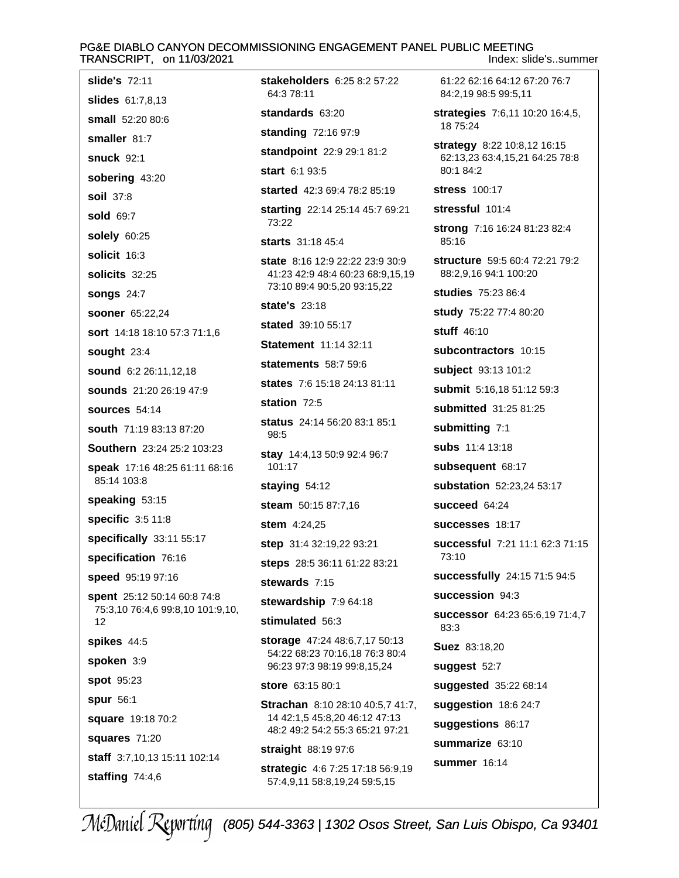**slide's** 72:11
**slides** 61:7,8,13
**small** 52:20 80:6
**smaller** 81:7
**snuck** 92:1
**sobering** 43:20
**soil** 37:8
**sold** 69:7
**solely** 60:25
**solicit** 16:3
**solicits** 32:25
**songs** 24:7
**sooner** 65:22,24
**sort** 14:18 18:10 57:3 71:1,6
**sought** 23:4
**sound** 6:2 26:11,12,18
**sounds** 21:20 26:19 47:9
**sources** 54:14
**south** 71:19 83:13 87:20
**Southern** 23:24 25:2 103:23
**speak** 17:16 48:25 61:11 68:16 85:14 103:8
**speaking** 53:15
**specific** 3:5 11:8
**specifically** 33:11 55:17
**specification** 76:16
**speed** 95:19 97:16
**spent** 25:12 50:14 60:8 74:8 75:3,10 76:4,6 99:8,10 101:9,10,12
**spikes** 44:5
**spoken** 3:9
**spot** 95:23
**spur** 56:1
**square** 19:18 70:2
**squares** 71:20
**staff** 3:7,10,13 15:11 102:14
**staffing** 74:4,6
**stakeholders** 6:25 8:2 57:22 64:3 78:11
**standards** 63:20
**standing** 72:16 97:9
**standpoint** 22:9 29:1 81:2
**start** 6:1 93:5
**started** 42:3 69:4 78:2 85:19
**starting** 22:14 25:14 45:7 69:21 73:22
**starts** 31:18 45:4
**state** 8:16 12:9 22:22 23:9 30:9 41:23 42:9 48:4 60:23 68:9,15,19 73:10 89:4 90:5,20 93:15,22
**state's** 23:18
**stated** 39:10 55:17
**Statement** 11:14 32:11
**statements** 58:7 59:6
**states** 7:6 15:18 24:13 81:11
**station** 72:5
**status** 24:14 56:20 83:1 85:1 98:5
**stay** 14:4,13 50:9 92:4 96:7 101:17
**staying** 54:12
**steam** 50:15 87:7,16
**stem** 4:24,25
**step** 31:4 32:19,22 93:21
**steps** 28:5 36:11 61:22 83:21
**stewards** 7:15
**stewardship** 7:9 64:18
**stimulated** 56:3
**storage** 47:24 48:6,7,17 50:13 54:22 68:23 70:16,18 76:3 80:4 96:23 97:3 98:19 99:8,15,24
**store** 63:15 80:1
**Strachan** 8:10 28:10 40:5,7 41:7,14 42:1,5 45:8,20 46:12 47:13 48:2 49:2 54:2 55:3 65:21 97:21
**straight** 88:19 97:6
**strategic** 4:6 7:25 17:18 56:9,19 57:4,9,11 58:8,19,24 59:5,15 61:22 62:16 64:12 67:20 76:7 84:2,19 98:5 99:5,11
**strategies** 7:6,11 10:20 16:4,5,18 75:24
**strategy** 8:22 10:8,12 16:15 62:13,23 63:4,15,21 64:25 78:8 80:1 84:2
**stress** 100:17
**stressful** 101:4
**strong** 7:16 16:24 81:23 82:4 85:16
**structure** 59:5 60:4 72:21 79:2 88:2,9,16 94:1 100:20
**studies** 75:23 86:4
**study** 75:22 77:4 80:20
**stuff** 46:10
**subcontractors** 10:15
**subject** 93:13 101:2
**submit** 5:16,18 51:12 59:3
**submitted** 31:25 81:25
**submitting** 7:1
**subs** 11:4 13:18
**subsequent** 68:17
**substation** 52:23,24 53:17
**succeed** 64:24
**successes** 18:17
**successful** 7:21 11:1 62:3 71:15 73:10
**successfully** 24:15 71:5 94:5
**succession** 94:3
**successor** 64:23 65:6,19 71:4,7 83:3
**Suez** 83:18,20
**suggest** 52:7
**suggested** 35:22 68:14
**suggestion** 18:6 24:7
**suggestions** 86:17
**summarize** 63:10
**summer** 16:14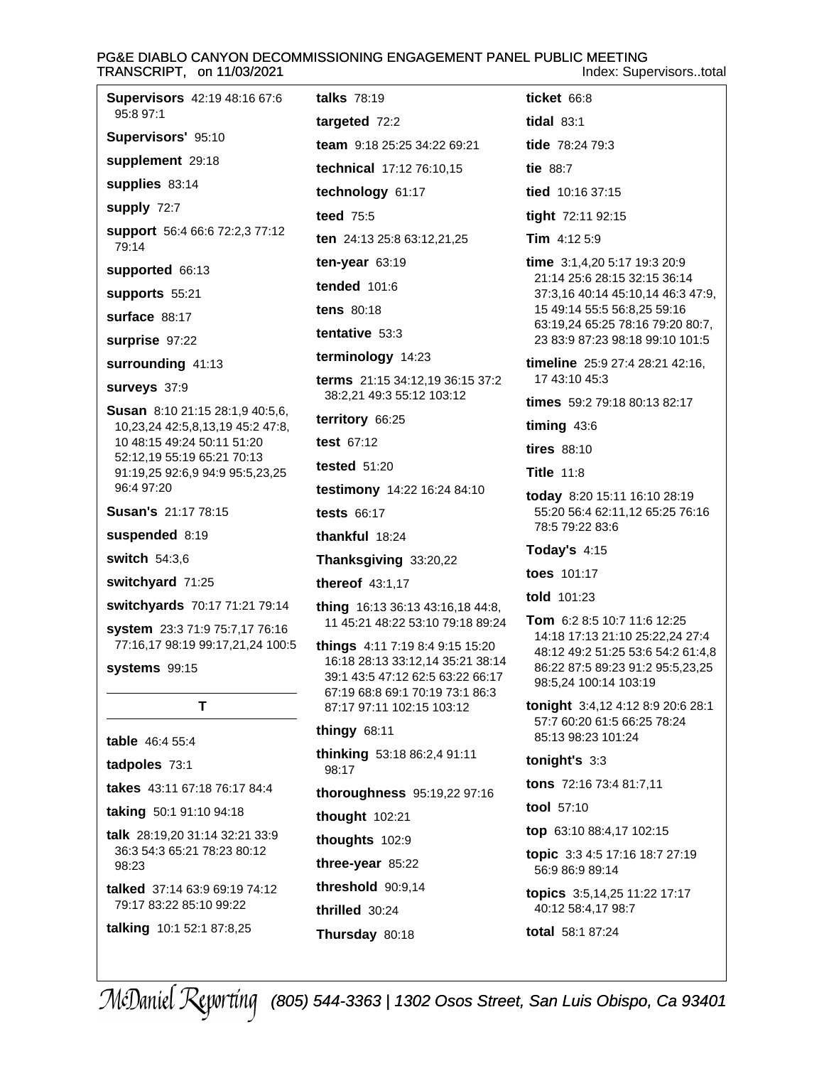**Supervisors** 42:19 48:16 67:6 95:8 97:1

**Supervisors'** 95:10

**supplement** 29:18

**supplies** 83:14

**supply** 72:7

**support** 56:4 66:6 72:2,3 77:12 79:14

**supported** 66:13

**supports** 55:21

**surface** 88:17

**surprise** 97:22

**surrounding** 41:13

**surveys** 37:9

**Susan** 8:10 21:15 28:1,9 40:5,6, 10,23,24 42:5,8,13,19 45:2 47:8, 10 48:15 49:24 50:11 51:20 52:12,19 55:19 65:21 70:13 91:19,25 92:6,9 94:9 95:5,23,25 96:4 97:20

**Susan's** 21:17 78:15

**suspended** 8:19

**switch** 54:3,6

**switchyard** 71:25

**switchyards** 70:17 71:21 79:14

**system** 23:3 71:9 75:7,17 76:16 77:16,17 98:19 99:17,21,24 100:5

**systems** 99:15

## T

**table** 46:4 55:4

**tadpoles** 73:1

**takes** 43:11 67:18 76:17 84:4

**taking** 50:1 91:10 94:18

**talk** 28:19,20 31:14 32:21 33:9 36:3 54:3 65:21 78:23 80:12 98:23

**talked** 37:14 63:9 69:19 74:12 79:17 83:22 85:10 99:22

**talking** 10:1 52:1 87:8,25

**talks** 78:19

**targeted** 72:2

**team** 9:18 25:25 34:22 69:21

**technical** 17:12 76:10,15

**technology** 61:17

**teed** 75:5

**ten** 24:13 25:8 63:12,21,25

**ten-year** 63:19

**tended** 101:6

**tens** 80:18

**tentative** 53:3

**terminology** 14:23

**terms** 21:15 34:12,19 36:15 37:2 38:2,21 49:3 55:12 103:12

**territory** 66:25

**test** 67:12

**tested** 51:20

**testimony** 14:22 16:24 84:10

**tests** 66:17

**thankful** 18:24

**Thanksgiving** 33:20,22

**thereof** 43:1,17

**thing** 16:13 36:13 43:16,18 44:8, 11 45:21 48:22 53:10 79:18 89:24

**things** 4:11 7:19 8:4 9:15 15:20 16:18 28:13 33:12,14 35:21 38:14 39:1 43:5 47:12 62:5 63:22 66:17 67:19 68:8 69:1 70:19 73:1 86:3 87:17 97:11 102:15 103:12

**thingy** 68:11

**thinking** 53:18 86:2,4 91:11 98:17

**thoroughness** 95:19,22 97:16

**thought** 102:21

**thoughts** 102:9

**three-year** 85:22

**threshold** 90:9,14

**thrilled** 30:24

**Thursday** 80:18

**ticket** 66:8

**tidal** 83:1

**tide** 78:24 79:3

**tie** 88:7

**tied** 10:16 37:15

**tight** 72:11 92:15

**Tim** 4:12 5:9

**time** 3:1,4,20 5:17 19:3 20:9 21:14 25:6 28:15 32:15 36:14 37:3,16 40:14 45:10,14 46:3 47:9, 15 49:14 55:5 56:8,25 59:16 63:19,24 65:25 78:16 79:20 80:7, 23 83:9 87:23 98:18 99:10 101:5

**timeline** 25:9 27:4 28:21 42:16, 17 43:10 45:3

**times** 59:2 79:18 80:13 82:17

**timing** 43:6

**tires** 88:10

**Title** 11:8

**today** 8:20 15:11 16:10 28:19 55:20 56:4 62:11,12 65:25 76:16 78:5 79:22 83:6

**Today's** 4:15

**toes** 101:17

**told** 101:23

**Tom** 6:2 8:5 10:7 11:6 12:25 14:18 17:13 21:10 25:22,24 27:4 48:12 49:2 51:25 53:6 54:2 61:4,8 86:22 87:5 89:23 91:2 95:5,23,25 98:5,24 100:14 103:19

**tonight** 3:4,12 4:12 8:9 20:6 28:1 57:7 60:20 61:5 66:25 78:24 85:13 98:23 101:24

**tonight's** 3:3

**tons** 72:16 73:4 81:7,11

**tool** 57:10

**top** 63:10 88:4,17 102:15

**topic** 3:3 4:5 17:16 18:7 27:19 56:9 86:9 89:14

**topics** 3:5,14,25 11:22 17:17 40:12 58:4,17 98:7

**total** 58:1 87:24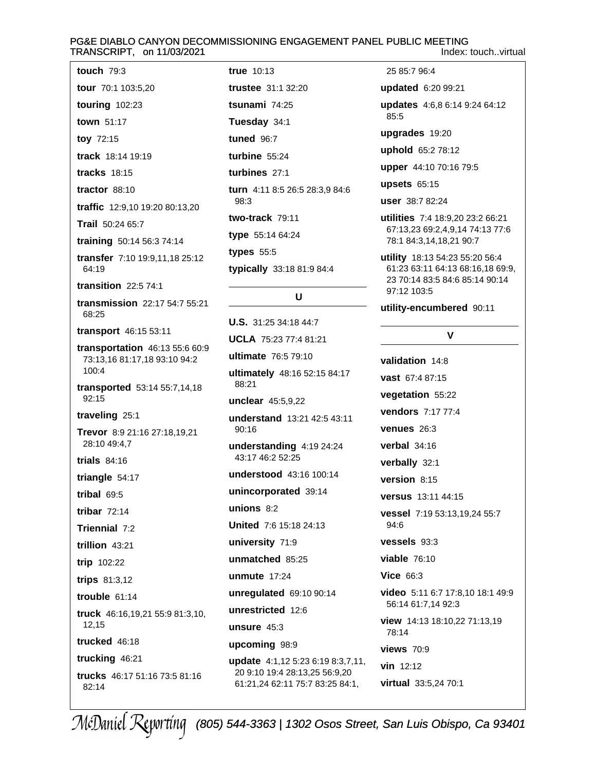**touch** 79:3

**tour** 70:1 103:5,20

**touring** 102:23

**town** 51:17

**toy** 72:15

**track** 18:14 19:19

**tracks** 18:15

**tractor** 88:10

**traffic** 12:9,10 19:20 80:13,20

**Trail** 50:24 65:7

**training** 50:14 56:3 74:14

**transfer** 7:10 19:9,11,18 25:12 64:19

**transition** 22:5 74:1

**transmission** 22:17 54:7 55:21 68:25

**transport** 46:15 53:11

**transportation** 46:13 55:6 60:9 73:13,16 81:17,18 93:10 94:2 100:4

**transported** 53:14 55:7,14,18 92:15

**traveling** 25:1

**Trevor** 8:9 21:16 27:18,19,21 28:10 49:4,7

**trials** 84:16

**triangle** 54:17

**tribal** 69:5

**tribar** 72:14

**Triennial** 7:2

**trillion** 43:21

**trip** 102:22

**trips** 81:3,12

**trouble** 61:14

**truck** 46:16,19,21 55:9 81:3,10, 12,15

**trucked** 46:18

**trucking** 46:21

**trucks** 46:17 51:16 73:5 81:16 82:14

**true** 10:13

**trustee** 31:1 32:20

**tsunami** 74:25

**Tuesday** 34:1

**tuned** 96:7

**turbine** 55:24

**turbines** 27:1

**turn** 4:11 8:5 26:5 28:3,9 84:6 98:3

**two-track** 79:11

**type** 55:14 64:24

**types** 55:5

**typically** 33:18 81:9 84:4

## U

**U.S.** 31:25 34:18 44:7

**UCLA** 75:23 77:4 81:21

**ultimate** 76:5 79:10

**ultimately** 48:16 52:15 84:17 88:21

**unclear** 45:5,9,22

**understand** 13:21 42:5 43:11 90:16

**understanding** 4:19 24:24 43:17 46:2 52:25

**understood** 43:16 100:14

**unincorporated** 39:14

**unions** 8:2

**United** 7:6 15:18 24:13

**university** 71:9

**unmatched** 85:25

**unmute** 17:24

**unregulated** 69:10 90:14

**unrestricted** 12:6

**unsure** 45:3

**upcoming** 98:9

**update** 4:1,12 5:23 6:19 8:3,7,11, 20 9:10 19:4 28:13,25 56:9,20 61:21,24 62:11 75:7 83:25 84:1, 25 85:7 96:4

**updated** 6:20 99:21

**updates** 4:6,8 6:14 9:24 64:12 85:5

**upgrades** 19:20

**uphold** 65:2 78:12

**upper** 44:10 70:16 79:5

**upsets** 65:15

**user** 38:7 82:24

**utilities** 7:4 18:9,20 23:2 66:21 67:13,23 69:2,4,9,14 74:13 77:6 78:1 84:3,14,18,21 90:7

**utility** 18:13 54:23 55:20 56:4 61:23 63:11 64:13 68:16,18 69:9, 23 70:14 83:5 84:6 85:14 90:14 97:12 103:5

**utility-encumbered** 90:11

## V

**validation** 14:8

**vast** 67:4 87:15

**vegetation** 55:22

**vendors** 7:17 77:4

**venues** 26:3

**verbal** 34:16

**verbally** 32:1

**version** 8:15

**versus** 13:11 44:15

**vessel** 7:19 53:13,19,24 55:7 94:6

**vessels** 93:3

**viable** 76:10

**Vice** 66:3

**video** 5:11 6:7 17:8,10 18:1 49:9 56:14 61:7,14 92:3

**view** 14:13 18:10,22 71:13,19 78:14

**views** 70:9

**vin** 12:12

**virtual** 33:5,24 70:1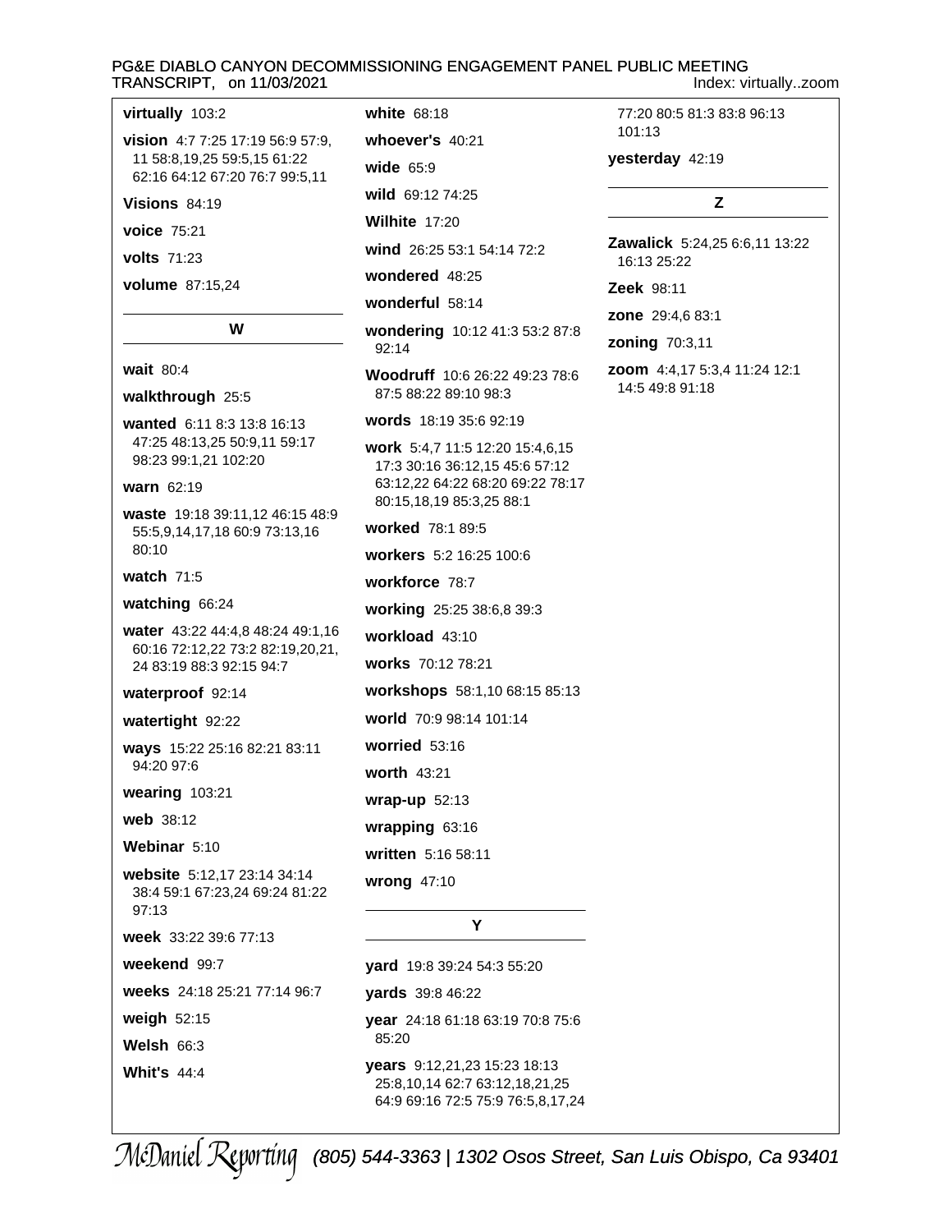**virtually** 103:2

**vision** 4:7 7:25 17:19 56:9 57:9, 11 58:8,19,25 59:5,15 61:22 62:16 64:12 67:20 76:7 99:5,11

**Visions** 84:19

**voice** 75:21

**volts** 71:23

**volume** 87:15,24

## W

**wait** 80:4

**walkthrough** 25:5

**wanted** 6:11 8:3 13:8 16:13 47:25 48:13,25 50:9,11 59:17 98:23 99:1,21 102:20

**warn** 62:19

**waste** 19:18 39:11,12 46:15 48:9 55:5,9,14,17,18 60:9 73:13,16 80:10

**watch** 71:5

**watching** 66:24

**water** 43:22 44:4,8 48:24 49:1,16 60:16 72:12,22 73:2 82:19,20,21, 24 83:19 88:3 92:15 94:7

**waterproof** 92:14

**watertight** 92:22

**ways** 15:22 25:16 82:21 83:11 94:20 97:6

**wearing** 103:21

**web** 38:12

**Webinar** 5:10

**website** 5:12,17 23:14 34:14 38:4 59:1 67:23,24 69:24 81:22 97:13

**week** 33:22 39:6 77:13

**weekend** 99:7

**weeks** 24:18 25:21 77:14 96:7

**weigh** 52:15

**Welsh** 66:3

**Whit's** 44:4

**white** 68:18

**whoever's** 40:21

**wide** 65:9

**wild** 69:12 74:25

**Wilhite** 17:20

**wind** 26:25 53:1 54:14 72:2

**wondered** 48:25

**wonderful** 58:14

**wondering** 10:12 41:3 53:2 87:8 92:14

**Woodruff** 10:6 26:22 49:23 78:6 87:5 88:22 89:10 98:3

**words** 18:19 35:6 92:19

**work** 5:4,7 11:5 12:20 15:4,6,15 17:3 30:16 36:12,15 45:6 57:12 63:12,22 64:22 68:20 69:22 78:17 80:15,18,19 85:3,25 88:1

**worked** 78:1 89:5

**workers** 5:2 16:25 100:6

**workforce** 78:7

**working** 25:25 38:6,8 39:3

**workload** 43:10

**works** 70:12 78:21

**workshops** 58:1,10 68:15 85:13

**world** 70:9 98:14 101:14

**worried** 53:16

**worth** 43:21

**wrap-up** 52:13

**wrapping** 63:16

**written** 5:16 58:11

**wrong** 47:10

## Y

**yard** 19:8 39:24 54:3 55:20

**yards** 39:8 46:22

**year** 24:18 61:18 63:19 70:8 75:6 85:20

**years** 9:12,21,23 15:23 18:13 25:8,10,14 62:7 63:12,18,21,25 64:9 69:16 72:5 75:9 76:5,8,17,24 77:20 80:5 81:3 83:8 96:13 101:13

**yesterday** 42:19

## Z

**Zawalick** 5:24,25 6:6,11 13:22 16:13 25:22

**Zeek** 98:11

**zone** 29:4,6 83:1

**zoning** 70:3,11

**zoom** 4:4,17 5:3,4 11:24 12:1 14:5 49:8 91:18